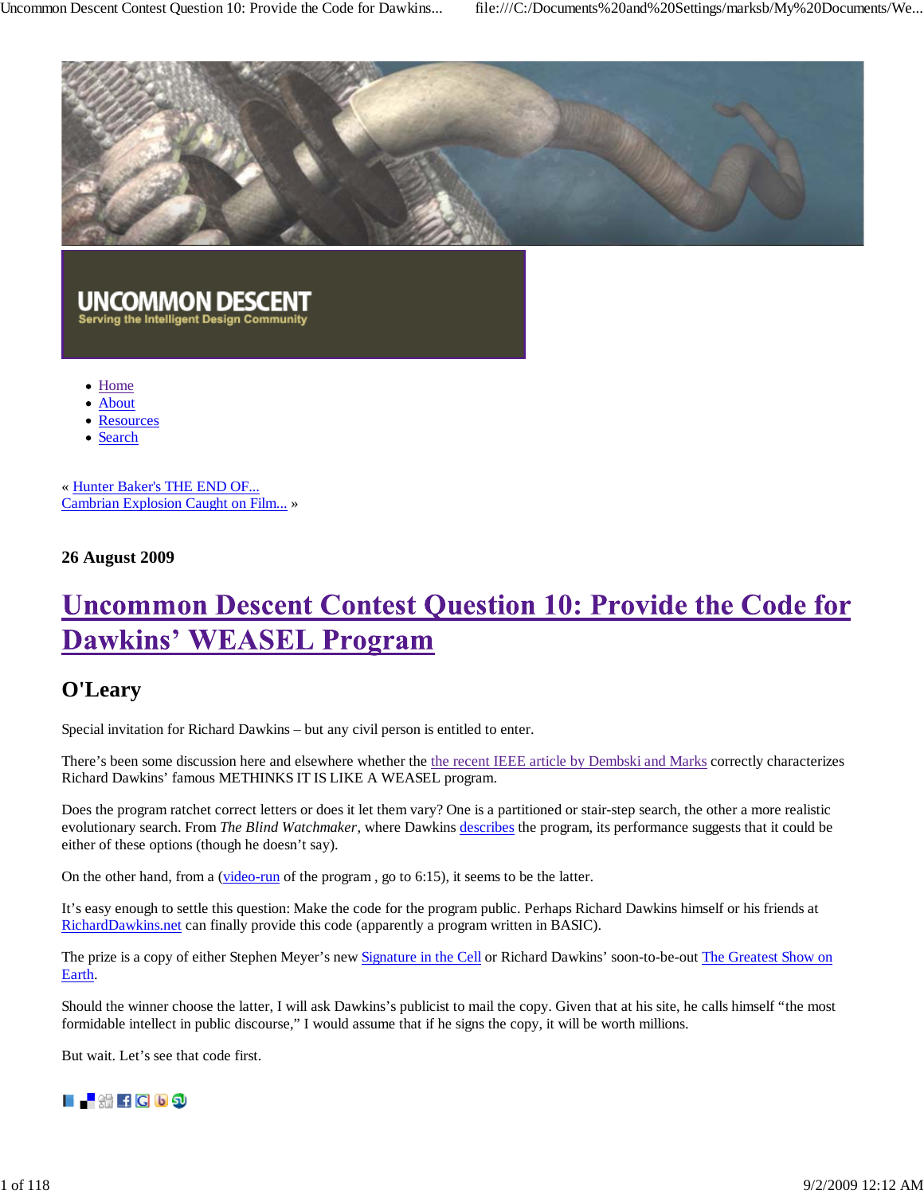UNCOMMON DESCENT
Serving the Intelligent Design Community

- Home
- About
- Resources
- Search

« Hunter Baker's THE END OF...
Cambrian Explosion Caught on Film... »

**26 August 2009**

# Uncommon Descent Contest Question 10: Provide the Code for Dawkins' WEASEL Program

## O'Leary

Special invitation for Richard Dawkins – but any civil person is entitled to enter.

There's been some discussion here and elsewhere whether the the recent IEEE article by Dembski and Marks correctly characterizes Richard Dawkins' famous METHINKS IT IS LIKE A WEASEL program.

Does the program ratchet correct letters or does it let them vary? One is a partitioned or stair-step search, the other a more realistic evolutionary search. From *The Blind Watchmaker*, where Dawkins describes the program, its performance suggests that it could be either of these options (though he doesn't say).

On the other hand, from a (video-run of the program , go to 6:15), it seems to be the latter.

It's easy enough to settle this question: Make the code for the program public. Perhaps Richard Dawkins himself or his friends at RichardDawkins.net can finally provide this code (apparently a program written in BASIC).

The prize is a copy of either Stephen Meyer's new Signature in the Cell or Richard Dawkins' soon-to-be-out The Greatest Show on Earth.

Should the winner choose the latter, I will ask Dawkins's publicist to mail the copy. Given that at his site, he calls himself "the most formidable intellect in public discourse," I would assume that if he signs the copy, it will be worth millions.

But wait. Let's see that code first.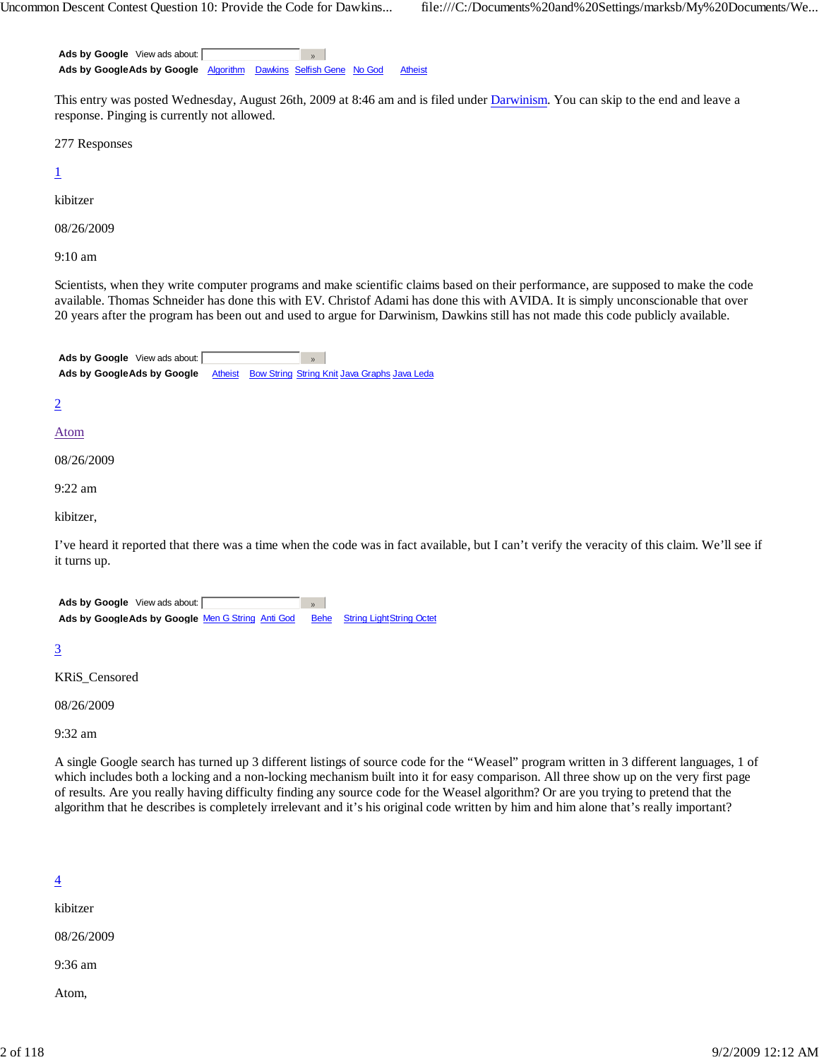Ads by Google View ads about:
**Ads by Google** Ads by Google Algorithm Dawkins Selfish Gene No God Atheist

This entry was posted Wednesday, August 26th, 2009 at 8:46 am and is filed under Darwinism. You can skip to the end and leave a response. Pinging is currently not allowed.

277 Responses

1

kibitzer

08/26/2009

9:10 am

Scientists, when they write computer programs and make scientific claims based on their performance, are supposed to make the code available. Thomas Schneider has done this with EV. Christof Adami has done this with AVIDA. It is simply unconscionable that over 20 years after the program has been out and used to argue for Darwinism, Dawkins still has not made this code publicly available.

Ads by Google View ads about:
**Ads by Google** Ads by Google Atheist Bow String String Knit Java Graphs Java Leda

2

Atom

08/26/2009

9:22 am

kibitzer,

I've heard it reported that there was a time when the code was in fact available, but I can't verify the veracity of this claim. We'll see if it turns up.

Ads by Google View ads about:
**Ads by Google** Ads by Google Men G String Anti God Behe String LightString Octet

3

KRiS_Censored

08/26/2009

9:32 am

A single Google search has turned up 3 different listings of source code for the "Weasel" program written in 3 different languages, 1 of which includes both a locking and a non-locking mechanism built into it for easy comparison. All three show up on the very first page of results. Are you really having difficulty finding any source code for the Weasel algorithm? Or are you trying to pretend that the algorithm that he describes is completely irrelevant and it's his original code written by him and him alone that's really important?

4

kibitzer

08/26/2009

9:36 am

Atom,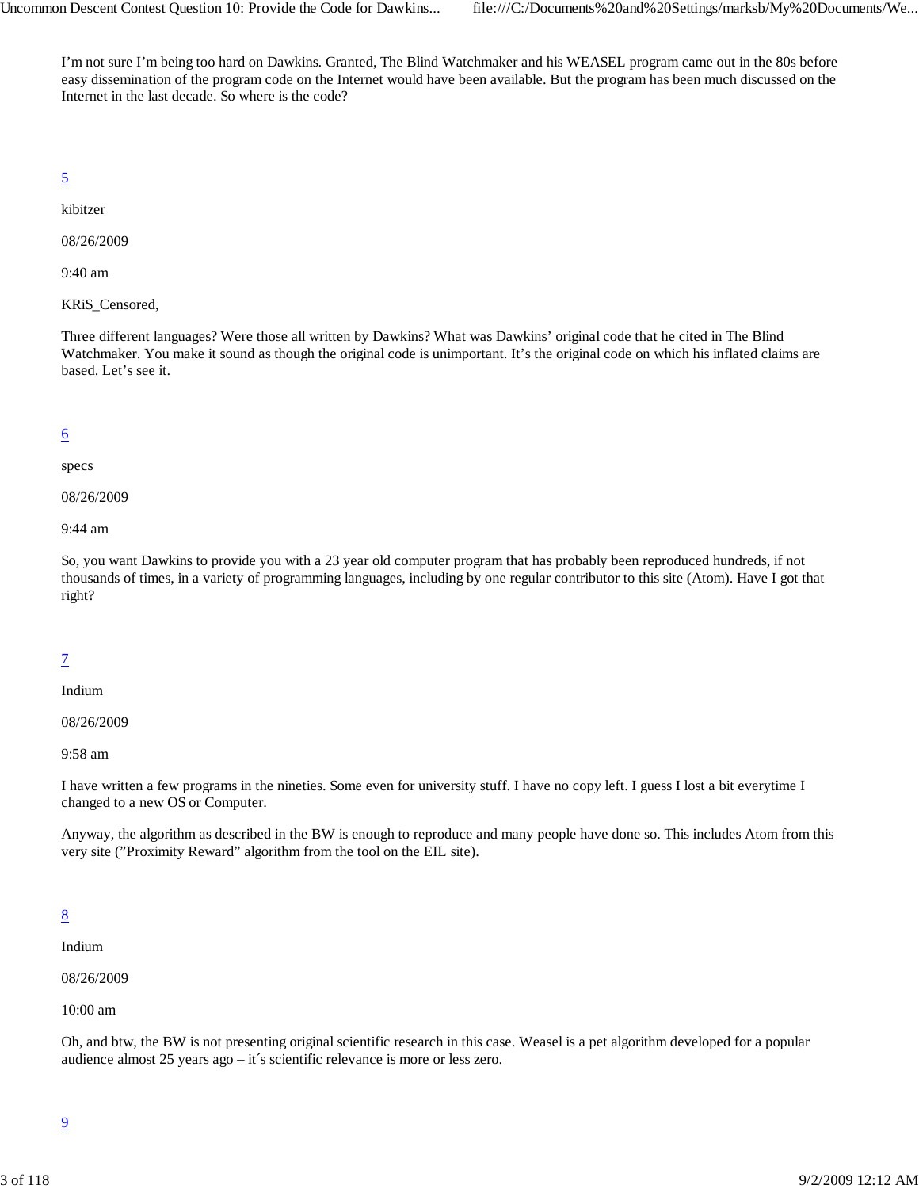I'm not sure I'm being too hard on Dawkins. Granted, The Blind Watchmaker and his WEASEL program came out in the 80s before easy dissemination of the program code on the Internet would have been available. But the program has been much discussed on the Internet in the last decade. So where is the code?

5

kibitzer

08/26/2009

9:40 am

KRiS_Censored,

Three different languages? Were those all written by Dawkins? What was Dawkins' original code that he cited in The Blind Watchmaker. You make it sound as though the original code is unimportant. It's the original code on which his inflated claims are based. Let's see it.

6

specs

08/26/2009

9:44 am

So, you want Dawkins to provide you with a 23 year old computer program that has probably been reproduced hundreds, if not thousands of times, in a variety of programming languages, including by one regular contributor to this site (Atom). Have I got that right?

7

Indium

08/26/2009

9:58 am

I have written a few programs in the nineties. Some even for university stuff. I have no copy left. I guess I lost a bit everytime I changed to a new OS or Computer.

Anyway, the algorithm as described in the BW is enough to reproduce and many people have done so. This includes Atom from this very site ("Proximity Reward" algorithm from the tool on the EIL site).

8

Indium

08/26/2009

10:00 am

Oh, and btw, the BW is not presenting original scientific research in this case. Weasel is a pet algorithm developed for a popular audience almost 25 years ago – it´s scientific relevance is more or less zero.

9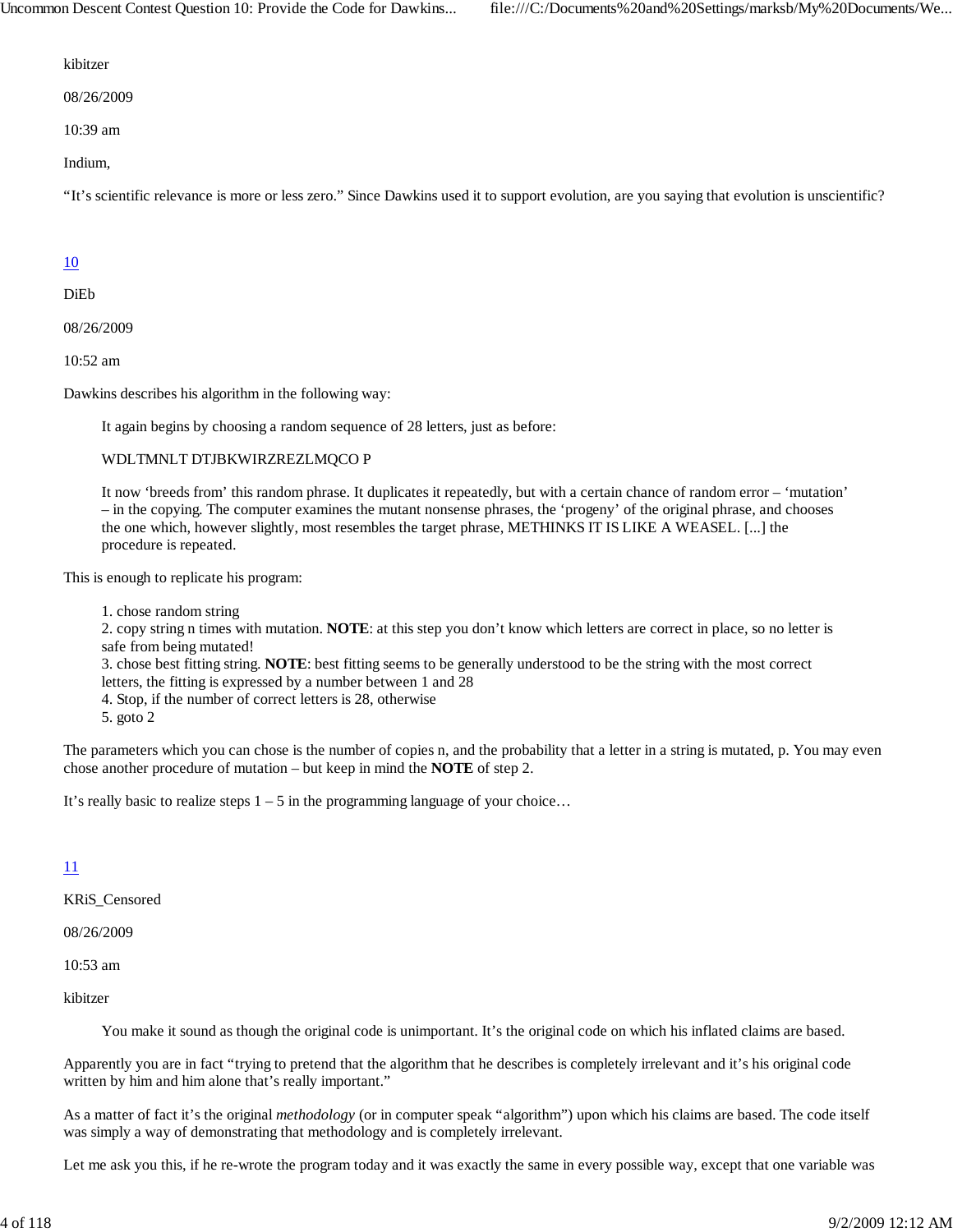kibitzer

08/26/2009

10:39 am

Indium,

"It's scientific relevance is more or less zero." Since Dawkins used it to support evolution, are you saying that evolution is unscientific?

[10](#)

DiEb

08/26/2009

10:52 am

Dawkins describes his algorithm in the following way:

> It again begins by choosing a random sequence of 28 letters, just as before:
>
> WDLTMNLT DTJBKWIRZREZLMQCO P
>
> It now 'breeds from' this random phrase. It duplicates it repeatedly, but with a certain chance of random error – 'mutation' – in the copying. The computer examines the mutant nonsense phrases, the 'progeny' of the original phrase, and chooses the one which, however slightly, most resembles the target phrase, METHINKS IT IS LIKE A WEASEL. [...] the procedure is repeated.

This is enough to replicate his program:

> 1. chose random string
> 2. copy string n times with mutation. **NOTE**: at this step you don't know which letters are correct in place, so no letter is safe from being mutated!
> 3. chose best fitting string. **NOTE**: best fitting seems to be generally understood to be the string with the most correct letters, the fitting is expressed by a number between 1 and 28
> 4. Stop, if the number of correct letters is 28, otherwise
> 5. goto 2

The parameters which you can chose is the number of copies n, and the probability that a letter in a string is mutated, p. You may even chose another procedure of mutation – but keep in mind the **NOTE** of step 2.

It's really basic to realize steps 1 – 5 in the programming language of your choice…

[11](#)

KRiS_Censored

08/26/2009

10:53 am

kibitzer

> You make it sound as though the original code is unimportant. It's the original code on which his inflated claims are based.

Apparently you are in fact "trying to pretend that the algorithm that he describes is completely irrelevant and it's his original code written by him and him alone that's really important."

As a matter of fact it's the original *methodology* (or in computer speak "algorithm") upon which his claims are based. The code itself was simply a way of demonstrating that methodology and is completely irrelevant.

Let me ask you this, if he re-wrote the program today and it was exactly the same in every possible way, except that one variable was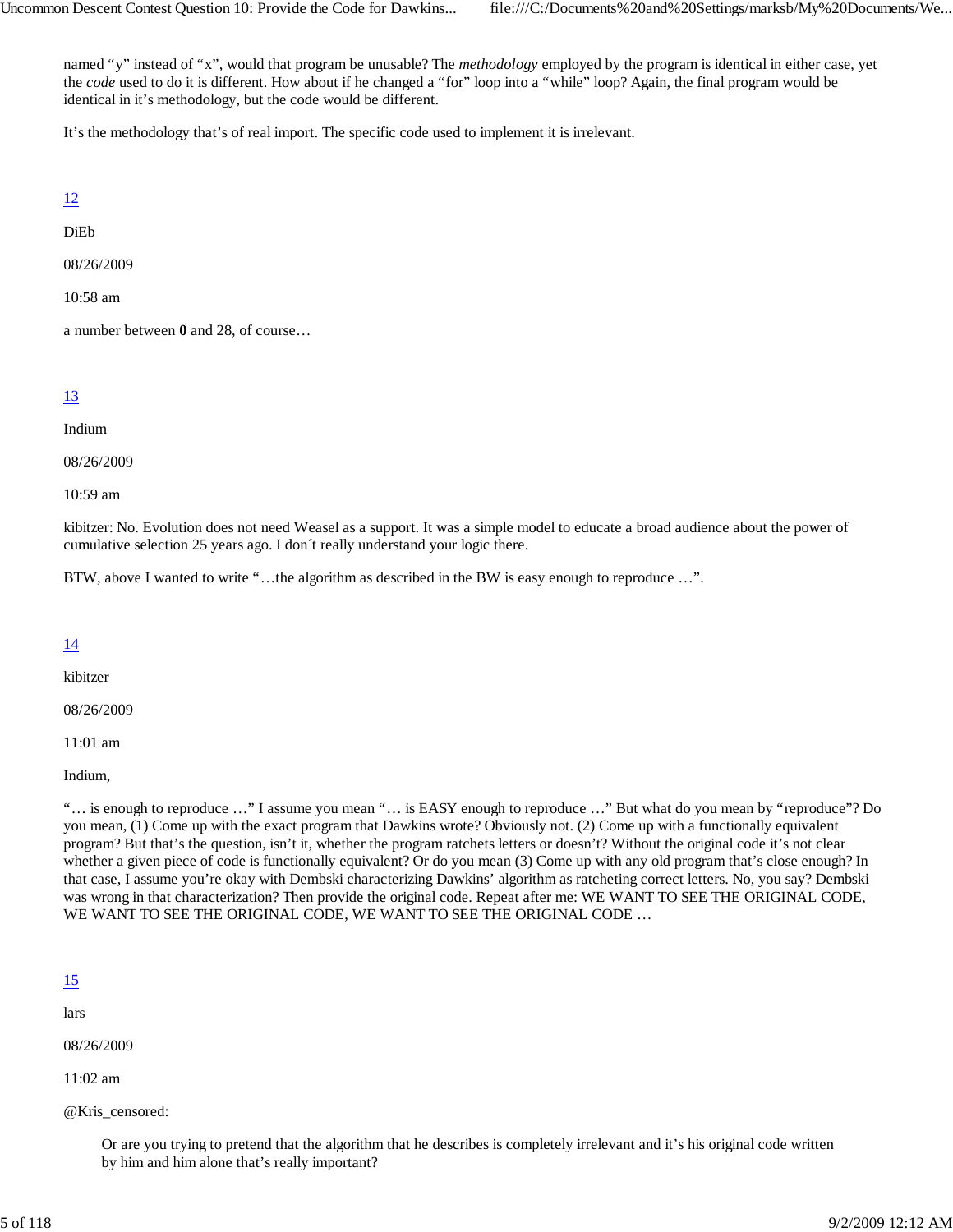named “y” instead of “x”, would that program be unusable? The *methodology* employed by the program is identical in either case, yet the *code* used to do it is different. How about if he changed a “for” loop into a “while” loop? Again, the final program would be identical in it’s methodology, but the code would be different.

It’s the methodology that’s of real import. The specific code used to implement it is irrelevant.

[12](#)

DiEb

08/26/2009

10:58 am

a number between **0** and 28, of course…

[13](#)

Indium

08/26/2009

10:59 am

kibitzer: No. Evolution does not need Weasel as a support. It was a simple model to educate a broad audience about the power of cumulative selection 25 years ago. I don´t really understand your logic there.

BTW, above I wanted to write “…the algorithm as described in the BW is easy enough to reproduce …”.

[14](#)

kibitzer

08/26/2009

11:01 am

Indium,

“… is enough to reproduce …” I assume you mean “… is EASY enough to reproduce …” But what do you mean by “reproduce”? Do you mean, (1) Come up with the exact program that Dawkins wrote? Obviously not. (2) Come up with a functionally equivalent program? But that’s the question, isn’t it, whether the program ratchets letters or doesn’t? Without the original code it’s not clear whether a given piece of code is functionally equivalent? Or do you mean (3) Come up with any old program that’s close enough? In that case, I assume you’re okay with Dembski characterizing Dawkins’ algorithm as ratcheting correct letters. No, you say? Dembski was wrong in that characterization? Then provide the original code. Repeat after me: WE WANT TO SEE THE ORIGINAL CODE, WE WANT TO SEE THE ORIGINAL CODE, WE WANT TO SEE THE ORIGINAL CODE …

[15](#)

lars

08/26/2009

11:02 am

@Kris_censored:

> Or are you trying to pretend that the algorithm that he describes is completely irrelevant and it’s his original code written by him and him alone that’s really important?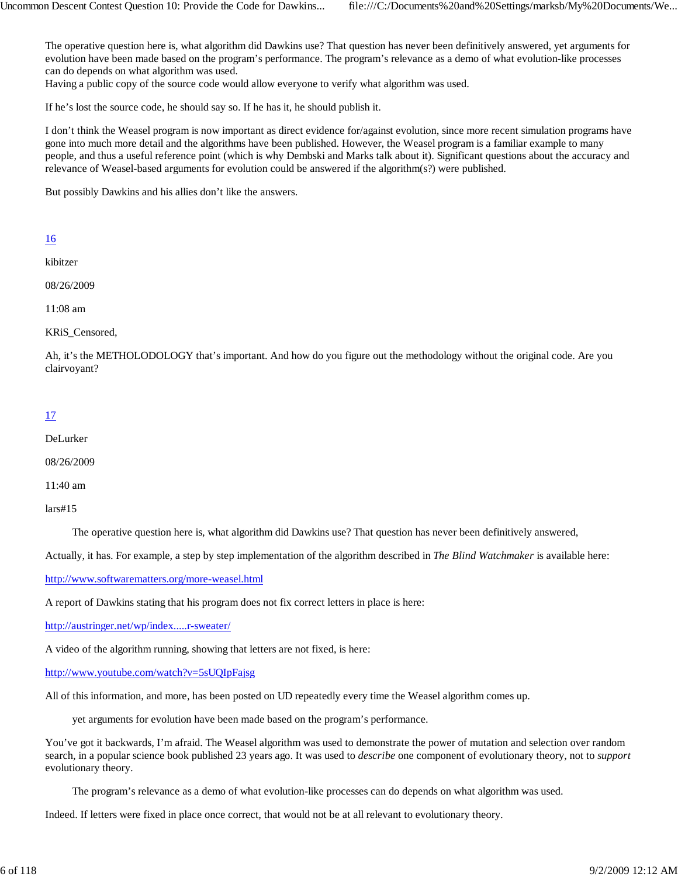The operative question here is, what algorithm did Dawkins use? That question has never been definitively answered, yet arguments for evolution have been made based on the program's performance. The program's relevance as a demo of what evolution-like processes can do depends on what algorithm was used.
Having a public copy of the source code would allow everyone to verify what algorithm was used.

If he's lost the source code, he should say so. If he has it, he should publish it.

I don't think the Weasel program is now important as direct evidence for/against evolution, since more recent simulation programs have gone into much more detail and the algorithms have been published. However, the Weasel program is a familiar example to many people, and thus a useful reference point (which is why Dembski and Marks talk about it). Significant questions about the accuracy and relevance of Weasel-based arguments for evolution could be answered if the algorithm(s?) were published.

But possibly Dawkins and his allies don't like the answers.

16

kibitzer

08/26/2009

11:08 am

KRiS_Censored,

Ah, it's the METHOLODOLOGY that's important. And how do you figure out the methodology without the original code. Are you clairvoyant?

17

DeLurker

08/26/2009

11:40 am

lars#15

> The operative question here is, what algorithm did Dawkins use? That question has never been definitively answered,

Actually, it has. For example, a step by step implementation of the algorithm described in *The Blind Watchmaker* is available here:

http://www.softwarematters.org/more-weasel.html

A report of Dawkins stating that his program does not fix correct letters in place is here:

http://austringer.net/wp/index.....r-sweater/

A video of the algorithm running, showing that letters are not fixed, is here:

http://www.youtube.com/watch?v=5sUQIpFajsg

All of this information, and more, has been posted on UD repeatedly every time the Weasel algorithm comes up.

> yet arguments for evolution have been made based on the program's performance.

You've got it backwards, I'm afraid. The Weasel algorithm was used to demonstrate the power of mutation and selection over random search, in a popular science book published 23 years ago. It was used to *describe* one component of evolutionary theory, not to *support* evolutionary theory.

> The program's relevance as a demo of what evolution-like processes can do depends on what algorithm was used.

Indeed. If letters were fixed in place once correct, that would not be at all relevant to evolutionary theory.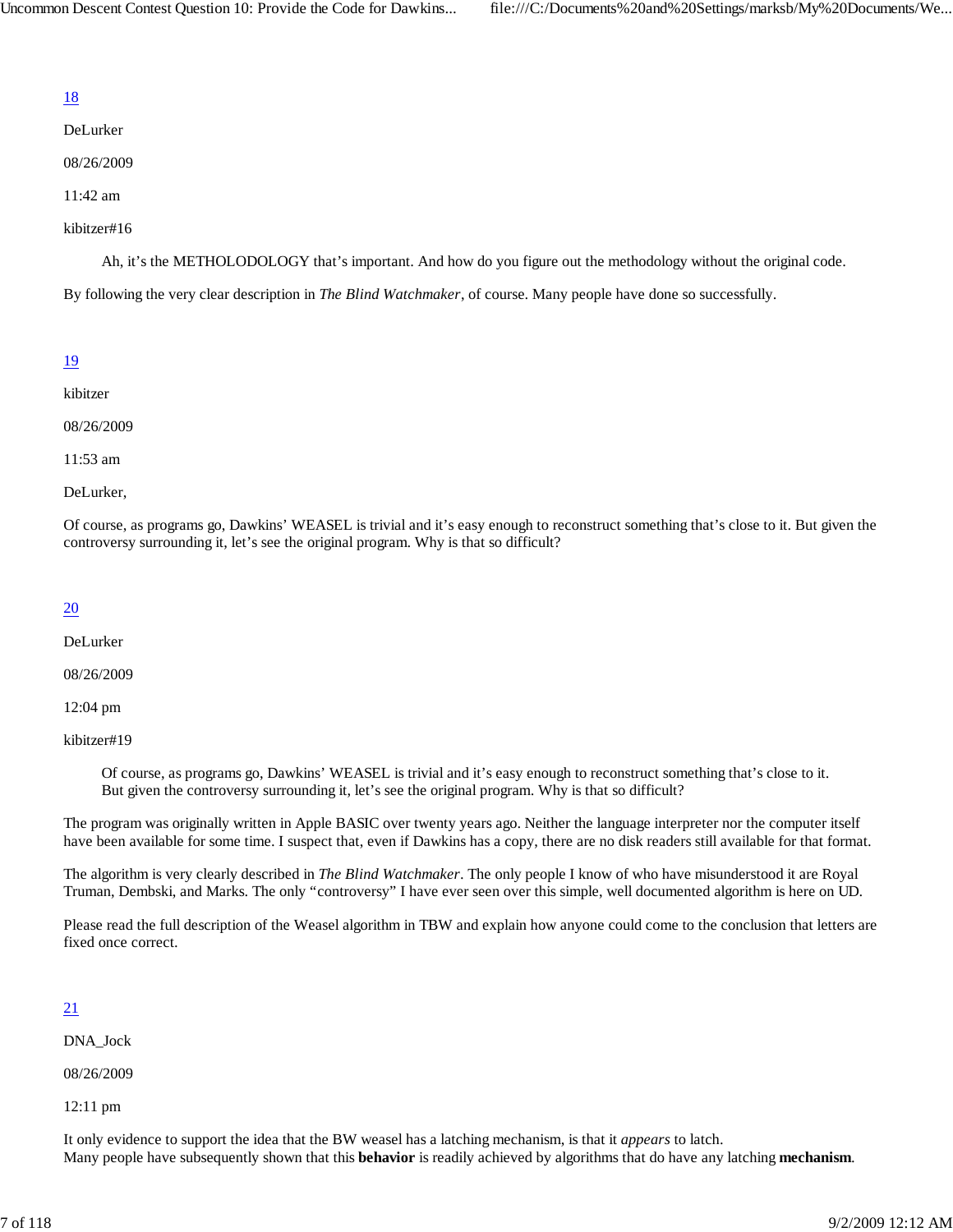18

DeLurker

08/26/2009

11:42 am

kibitzer#16

> Ah, it's the METHOLODOLOGY that's important. And how do you figure out the methodology without the original code.

By following the very clear description in *The Blind Watchmaker*, of course. Many people have done so successfully.

19

kibitzer

08/26/2009

11:53 am

DeLurker,

Of course, as programs go, Dawkins' WEASEL is trivial and it's easy enough to reconstruct something that's close to it. But given the controversy surrounding it, let's see the original program. Why is that so difficult?

20

DeLurker

08/26/2009

12:04 pm

kibitzer#19

> Of course, as programs go, Dawkins' WEASEL is trivial and it's easy enough to reconstruct something that's close to it. But given the controversy surrounding it, let's see the original program. Why is that so difficult?

The program was originally written in Apple BASIC over twenty years ago. Neither the language interpreter nor the computer itself have been available for some time. I suspect that, even if Dawkins has a copy, there are no disk readers still available for that format.

The algorithm is very clearly described in *The Blind Watchmaker*. The only people I know of who have misunderstood it are Royal Truman, Dembski, and Marks. The only "controversy" I have ever seen over this simple, well documented algorithm is here on UD.

Please read the full description of the Weasel algorithm in TBW and explain how anyone could come to the conclusion that letters are fixed once correct.

21

DNA_Jock

08/26/2009

12:11 pm

It only evidence to support the idea that the BW weasel has a latching mechanism, is that it *appears* to latch.
Many people have subsequently shown that this **behavior** is readily achieved by algorithms that do have any latching **mechanism**.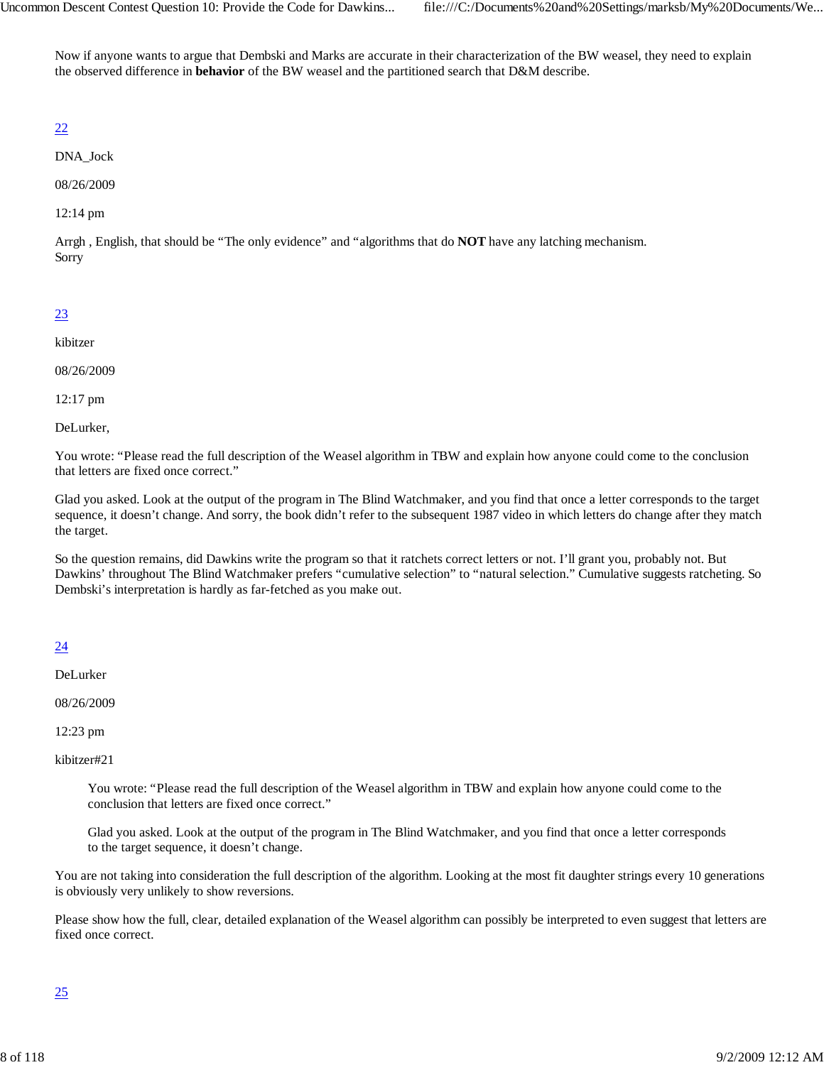Now if anyone wants to argue that Dembski and Marks are accurate in their characterization of the BW weasel, they need to explain the observed difference in **behavior** of the BW weasel and the partitioned search that D&M describe.

22

DNA_Jock

08/26/2009

12:14 pm

Arrgh , English, that should be "The only evidence" and "algorithms that do **NOT** have any latching mechanism.
Sorry

23

kibitzer

08/26/2009

12:17 pm

DeLurker,

You wrote: "Please read the full description of the Weasel algorithm in TBW and explain how anyone could come to the conclusion that letters are fixed once correct."

Glad you asked. Look at the output of the program in The Blind Watchmaker, and you find that once a letter corresponds to the target sequence, it doesn't change. And sorry, the book didn't refer to the subsequent 1987 video in which letters do change after they match the target.

So the question remains, did Dawkins write the program so that it ratchets correct letters or not. I'll grant you, probably not. But Dawkins' throughout The Blind Watchmaker prefers "cumulative selection" to "natural selection." Cumulative suggests ratcheting. So Dembski's interpretation is hardly as far-fetched as you make out.

24

DeLurker

08/26/2009

12:23 pm

kibitzer#21

> You wrote: "Please read the full description of the Weasel algorithm in TBW and explain how anyone could come to the conclusion that letters are fixed once correct."
>
> Glad you asked. Look at the output of the program in The Blind Watchmaker, and you find that once a letter corresponds to the target sequence, it doesn't change.

You are not taking into consideration the full description of the algorithm. Looking at the most fit daughter strings every 10 generations is obviously very unlikely to show reversions.

Please show how the full, clear, detailed explanation of the Weasel algorithm can possibly be interpreted to even suggest that letters are fixed once correct.

25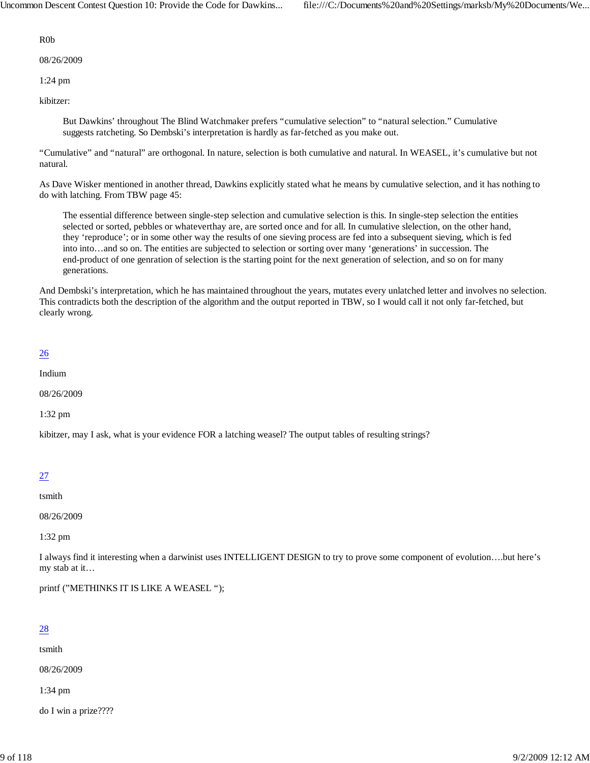R0b

08/26/2009

1:24 pm

kibitzer:

> But Dawkins' throughout The Blind Watchmaker prefers "cumulative selection" to "natural selection." Cumulative suggests ratcheting. So Dembski's interpretation is hardly as far-fetched as you make out.

"Cumulative" and "natural" are orthogonal. In nature, selection is both cumulative and natural. In WEASEL, it's cumulative but not natural.

As Dave Wisker mentioned in another thread, Dawkins explicitly stated what he means by cumulative selection, and it has nothing to do with latching. From TBW page 45:

> The essential difference between single-step selection and cumulative selection is this. In single-step selection the entities selected or sorted, pebbles or whateverthay are, are sorted once and for all. In cumulative slelection, on the other hand, they 'reproduce'; or in some other way the results of one sieving process are fed into a subsequent sieving, which is fed into into…and so on. The entities are subjected to selection or sorting over many 'generations' in succession. The end-product of one genration of selection is the starting point for the next generation of selection, and so on for many generations.

And Dembski's interpretation, which he has maintained throughout the years, mutates every unlatched letter and involves no selection. This contradicts both the description of the algorithm and the output reported in TBW, so I would call it not only far-fetched, but clearly wrong.

26

Indium

08/26/2009

1:32 pm

kibitzer, may I ask, what is your evidence FOR a latching weasel? The output tables of resulting strings?

27

tsmith

08/26/2009

1:32 pm

I always find it interesting when a darwinist uses INTELLIGENT DESIGN to try to prove some component of evolution….but here's my stab at it…

printf ("METHINKS IT IS LIKE A WEASEL ");

28

tsmith

08/26/2009

1:34 pm

do I win a prize????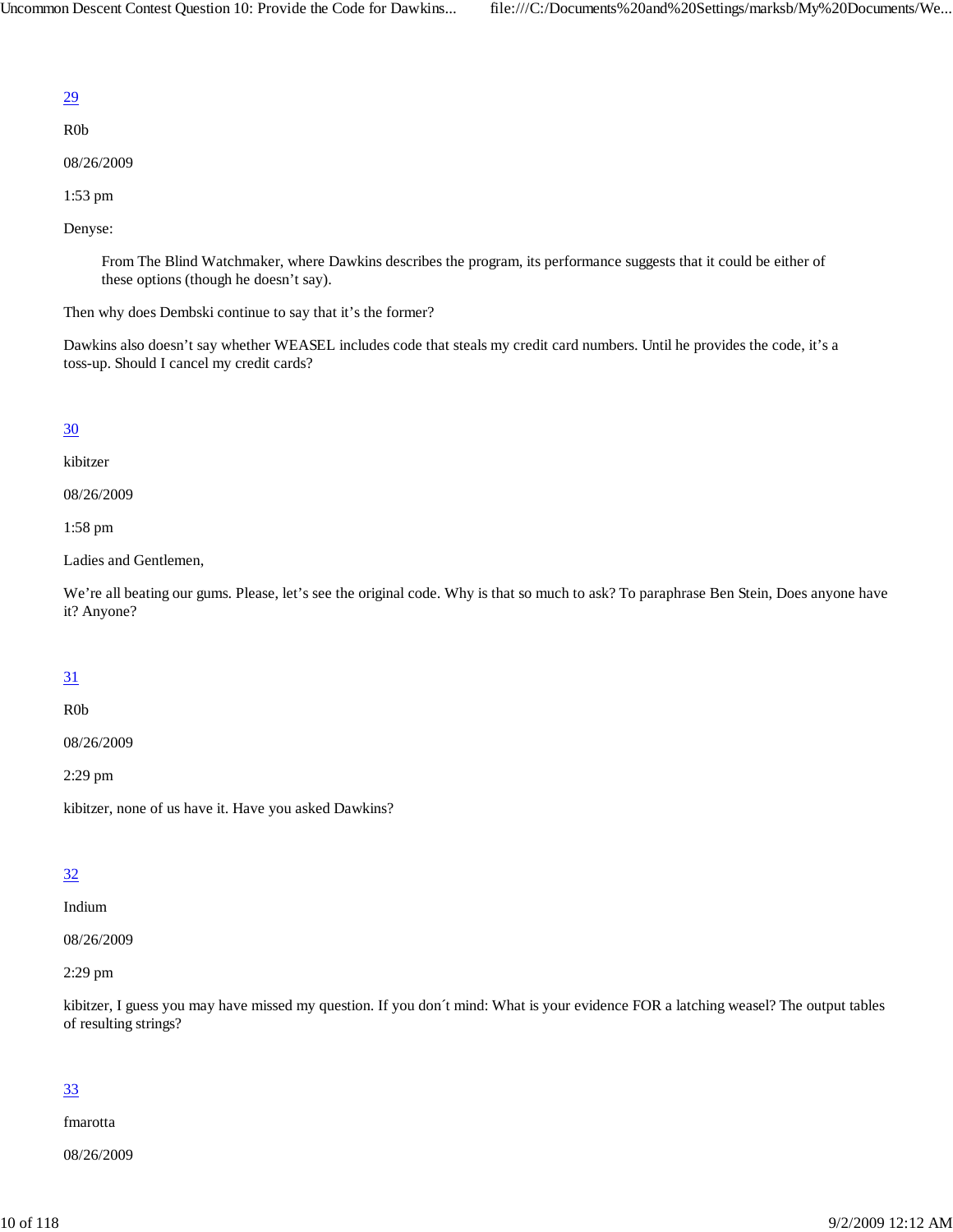29

R0b

08/26/2009

1:53 pm

Denyse:

> From The Blind Watchmaker, where Dawkins describes the program, its performance suggests that it could be either of these options (though he doesn't say).

Then why does Dembski continue to say that it's the former?

Dawkins also doesn't say whether WEASEL includes code that steals my credit card numbers. Until he provides the code, it's a toss-up. Should I cancel my credit cards?

30

kibitzer

08/26/2009

1:58 pm

Ladies and Gentlemen,

We're all beating our gums. Please, let's see the original code. Why is that so much to ask? To paraphrase Ben Stein, Does anyone have it? Anyone?

31

R0b

08/26/2009

2:29 pm

kibitzer, none of us have it. Have you asked Dawkins?

32

Indium

08/26/2009

2:29 pm

kibitzer, I guess you may have missed my question. If you don´t mind: What is your evidence FOR a latching weasel? The output tables of resulting strings?

33

fmarotta

08/26/2009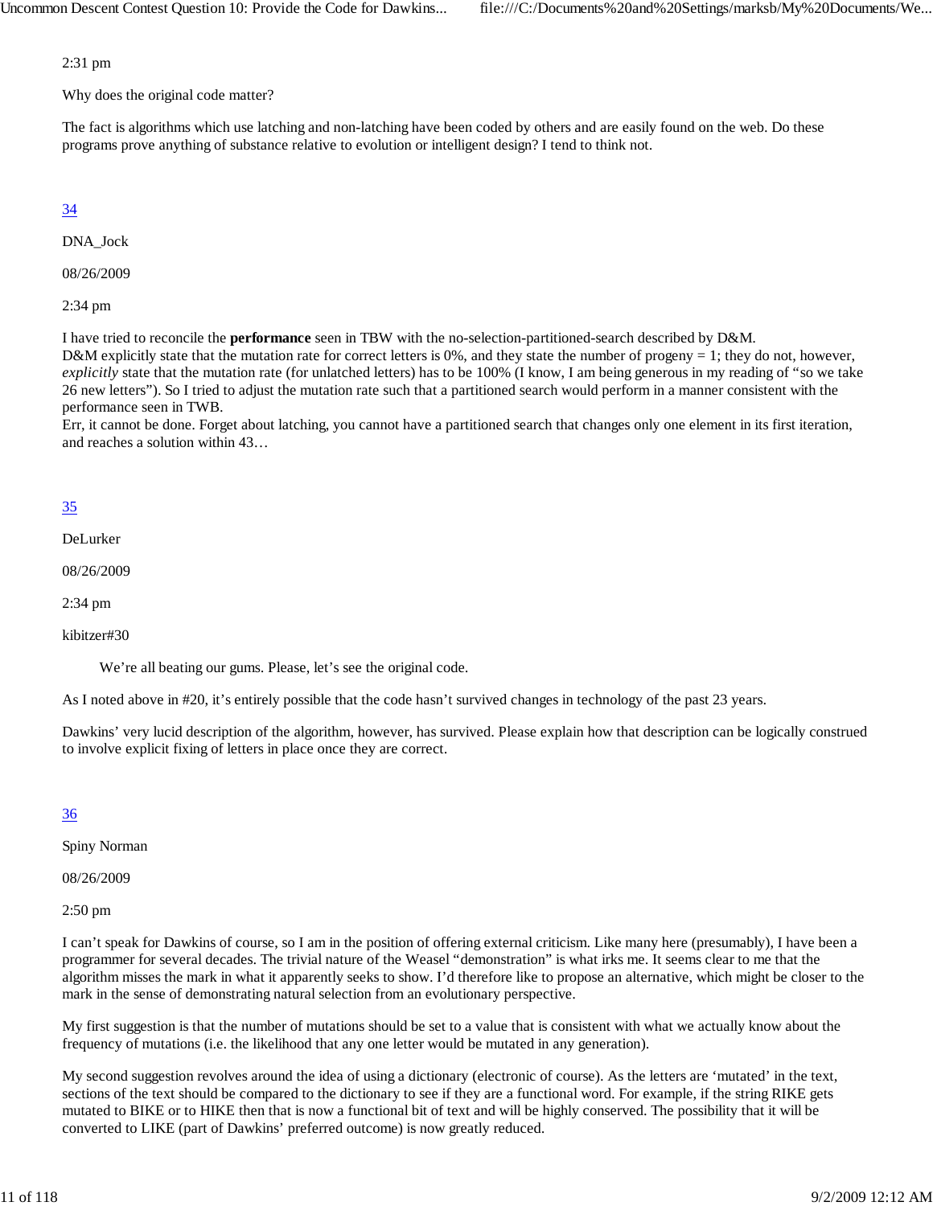2:31 pm

Why does the original code matter?

The fact is algorithms which use latching and non-latching have been coded by others and are easily found on the web. Do these programs prove anything of substance relative to evolution or intelligent design? I tend to think not.

[34](#)

DNA_Jock

08/26/2009

2:34 pm

I have tried to reconcile the **performance** seen in TBW with the no-selection-partitioned-search described by D&M.
D&M explicitly state that the mutation rate for correct letters is 0%, and they state the number of progeny = 1; they do not, however, *explicitly* state that the mutation rate (for unlatched letters) has to be 100% (I know, I am being generous in my reading of "so we take 26 new letters"). So I tried to adjust the mutation rate such that a partitioned search would perform in a manner consistent with the performance seen in TWB.
Err, it cannot be done. Forget about latching, you cannot have a partitioned search that changes only one element in its first iteration, and reaches a solution within 43…

[35](#)

DeLurker

08/26/2009

2:34 pm

kibitzer#30

> We're all beating our gums. Please, let's see the original code.

As I noted above in #20, it's entirely possible that the code hasn't survived changes in technology of the past 23 years.

Dawkins' very lucid description of the algorithm, however, has survived. Please explain how that description can be logically construed to involve explicit fixing of letters in place once they are correct.

[36](#)

Spiny Norman

08/26/2009

2:50 pm

I can't speak for Dawkins of course, so I am in the position of offering external criticism. Like many here (presumably), I have been a programmer for several decades. The trivial nature of the Weasel "demonstration" is what irks me. It seems clear to me that the algorithm misses the mark in what it apparently seeks to show. I'd therefore like to propose an alternative, which might be closer to the mark in the sense of demonstrating natural selection from an evolutionary perspective.

My first suggestion is that the number of mutations should be set to a value that is consistent with what we actually know about the frequency of mutations (i.e. the likelihood that any one letter would be mutated in any generation).

My second suggestion revolves around the idea of using a dictionary (electronic of course). As the letters are 'mutated' in the text, sections of the text should be compared to the dictionary to see if they are a functional word. For example, if the string RIKE gets mutated to BIKE or to HIKE then that is now a functional bit of text and will be highly conserved. The possibility that it will be converted to LIKE (part of Dawkins' preferred outcome) is now greatly reduced.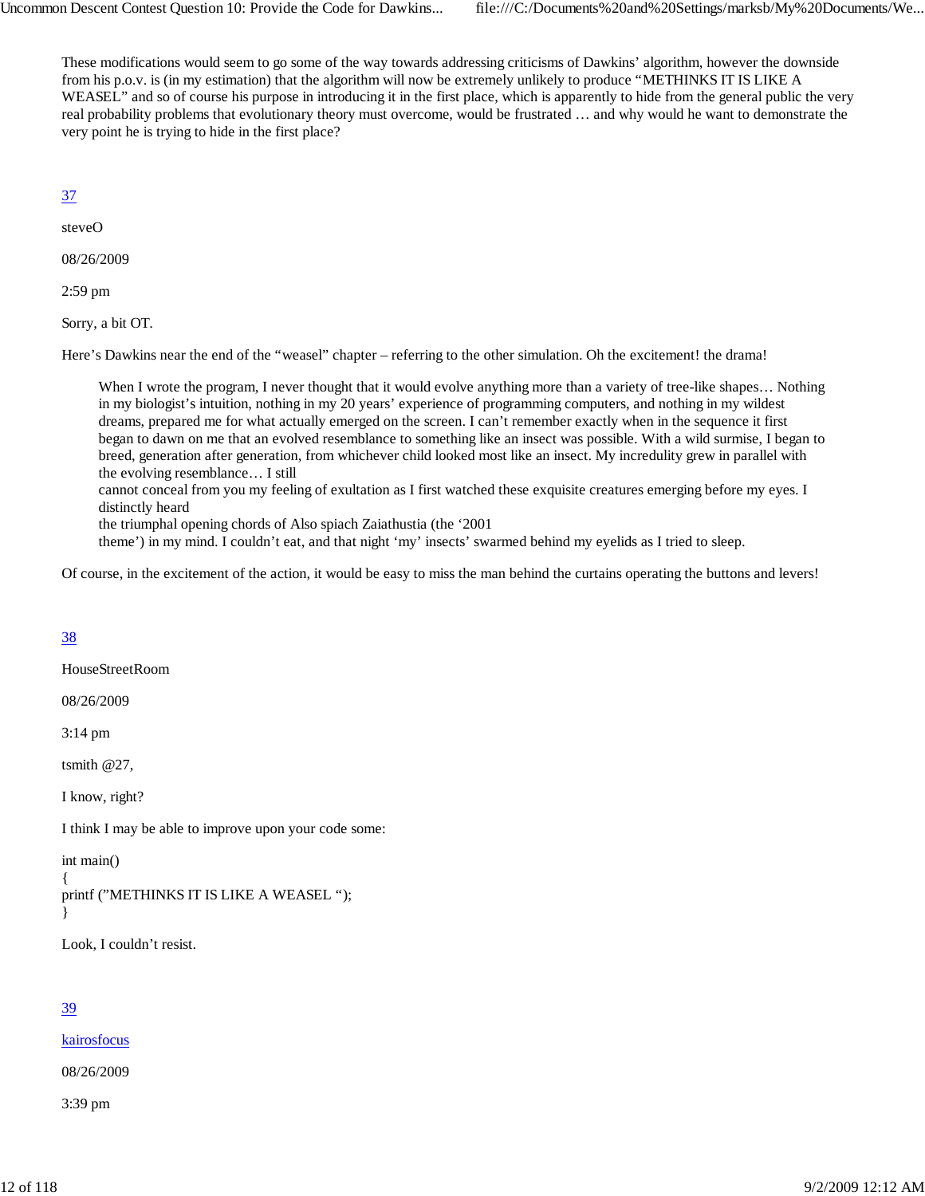These modifications would seem to go some of the way towards addressing criticisms of Dawkins' algorithm, however the downside from his p.o.v. is (in my estimation) that the algorithm will now be extremely unlikely to produce "METHINKS IT IS LIKE A WEASEL" and so of course his purpose in introducing it in the first place, which is apparently to hide from the general public the very real probability problems that evolutionary theory must overcome, would be frustrated … and why would he want to demonstrate the very point he is trying to hide in the first place?

[37](#)

steveO

08/26/2009

2:59 pm

Sorry, a bit OT.

Here's Dawkins near the end of the "weasel" chapter – referring to the other simulation. Oh the excitement! the drama!

> When I wrote the program, I never thought that it would evolve anything more than a variety of tree-like shapes… Nothing in my biologist's intuition, nothing in my 20 years' experience of programming computers, and nothing in my wildest dreams, prepared me for what actually emerged on the screen. I can't remember exactly when in the sequence it first began to dawn on me that an evolved resemblance to something like an insect was possible. With a wild surmise, I began to breed, generation after generation, from whichever child looked most like an insect. My incredulity grew in parallel with the evolving resemblance… I still
> cannot conceal from you my feeling of exultation as I first watched these exquisite creatures emerging before my eyes. I distinctly heard
> the triumphal opening chords of Also spiach Zaiathustia (the '2001
> theme') in my mind. I couldn't eat, and that night 'my' insects' swarmed behind my eyelids as I tried to sleep.

Of course, in the excitement of the action, it would be easy to miss the man behind the curtains operating the buttons and levers!

[38](#)

HouseStreetRoom

08/26/2009

3:14 pm

tsmith @27,

I know, right?

I think I may be able to improve upon your code some:

```
int main()
{
printf ("METHINKS IT IS LIKE A WEASEL ");
}
```

Look, I couldn't resist.

[39](#)

[kairosfocus](#)

08/26/2009

3:39 pm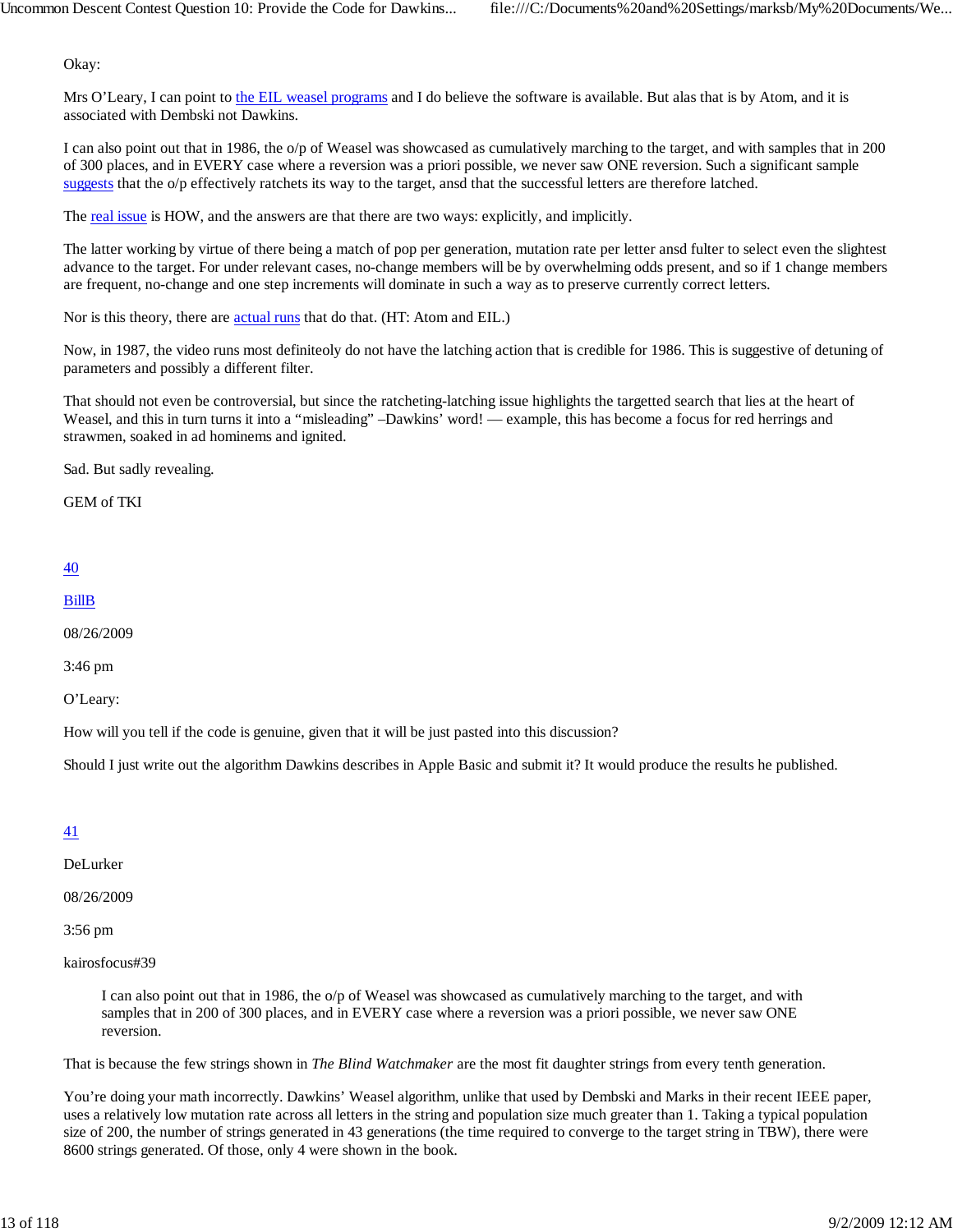Okay:

Mrs O'Leary, I can point to [the EIL weasel programs] and I do believe the software is available. But alas that is by Atom, and it is associated with Dembski not Dawkins.

I can also point out that in 1986, the o/p of Weasel was showcased as cumulatively marching to the target, and with samples that in 200 of 300 places, and in EVERY case where a reversion was a priori possible, we never saw ONE reversion. Such a significant sample [suggests] that the o/p effectively ratchets its way to the target, ansd that the successful letters are therefore latched.

The [real issue] is HOW, and the answers are that there are two ways: explicitly, and implicitly.

The latter working by virtue of there being a match of pop per generation, mutation rate per letter ansd fulter to select even the slightest advance to the target. For under relevant cases, no-change members will be by overwhelming odds present, and so if 1 change members are frequent, no-change and one step increments will dominate in such a way as to preserve currently correct letters.

Nor is this theory, there are [actual runs] that do that. (HT: Atom and EIL.)

Now, in 1987, the video runs most definiteoly do not have the latching action that is credible for 1986. This is suggestive of detuning of parameters and possibly a different filter.

That should not even be controversial, but since the ratcheting-latching issue highlights the targetted search that lies at the heart of Weasel, and this in turn turns it into a "misleading" –Dawkins' word! — example, this has become a focus for red herrings and strawmen, soaked in ad hominems and ignited.

Sad. But sadly revealing.

GEM of TKI

40

BillB

08/26/2009

3:46 pm

O'Leary:

How will you tell if the code is genuine, given that it will be just pasted into this discussion?

Should I just write out the algorithm Dawkins describes in Apple Basic and submit it? It would produce the results he published.

41

DeLurker

08/26/2009

3:56 pm

kairosfocus#39

> I can also point out that in 1986, the o/p of Weasel was showcased as cumulatively marching to the target, and with samples that in 200 of 300 places, and in EVERY case where a reversion was a priori possible, we never saw ONE reversion.

That is because the few strings shown in *The Blind Watchmaker* are the most fit daughter strings from every tenth generation.

You're doing your math incorrectly. Dawkins' Weasel algorithm, unlike that used by Dembski and Marks in their recent IEEE paper, uses a relatively low mutation rate across all letters in the string and population size much greater than 1. Taking a typical population size of 200, the number of strings generated in 43 generations (the time required to converge to the target string in TBW), there were 8600 strings generated. Of those, only 4 were shown in the book.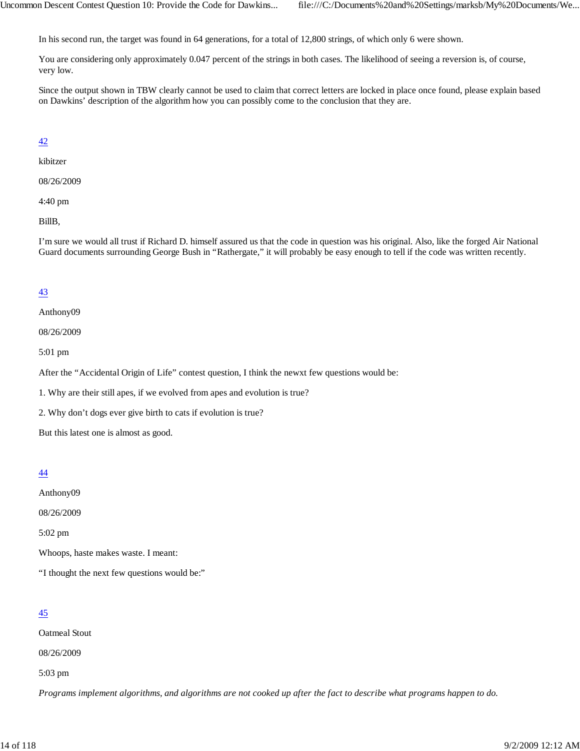In his second run, the target was found in 64 generations, for a total of 12,800 strings, of which only 6 were shown.

You are considering only approximately 0.047 percent of the strings in both cases. The likelihood of seeing a reversion is, of course, very low.

Since the output shown in TBW clearly cannot be used to claim that correct letters are locked in place once found, please explain based on Dawkins' description of the algorithm how you can possibly come to the conclusion that they are.

42

kibitzer

08/26/2009

4:40 pm

BillB,

I'm sure we would all trust if Richard D. himself assured us that the code in question was his original. Also, like the forged Air National Guard documents surrounding George Bush in "Rathergate," it will probably be easy enough to tell if the code was written recently.

43

Anthony09

08/26/2009

5:01 pm

After the "Accidental Origin of Life" contest question, I think the newxt few questions would be:

1. Why are their still apes, if we evolved from apes and evolution is true?

2. Why don't dogs ever give birth to cats if evolution is true?

But this latest one is almost as good.

44

Anthony09

08/26/2009

5:02 pm

Whoops, haste makes waste. I meant:

"I thought the next few questions would be:"

45

Oatmeal Stout

08/26/2009

5:03 pm

*Programs implement algorithms, and algorithms are not cooked up after the fact to describe what programs happen to do.*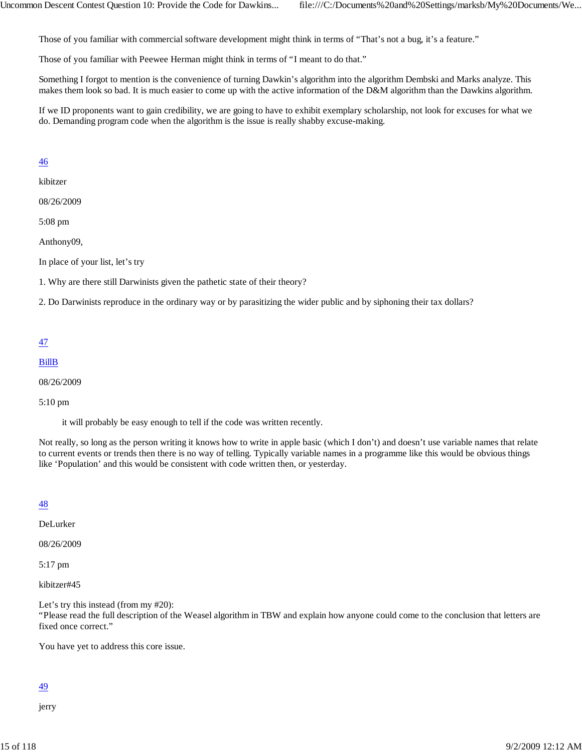Those of you familiar with commercial software development might think in terms of “That’s not a bug, it’s a feature.”

Those of you familiar with Peewee Herman might think in terms of “I meant to do that.”

Something I forgot to mention is the convenience of turning Dawkin’s algorithm into the algorithm Dembski and Marks analyze. This makes them look so bad. It is much easier to come up with the active information of the D&M algorithm than the Dawkins algorithm.

If we ID proponents want to gain credibility, we are going to have to exhibit exemplary scholarship, not look for excuses for what we do. Demanding program code when the algorithm is the issue is really shabby excuse-making.

46

kibitzer

08/26/2009

5:08 pm

Anthony09,

In place of your list, let’s try

1. Why are there still Darwinists given the pathetic state of their theory?

2. Do Darwinists reproduce in the ordinary way or by parasitizing the wider public and by siphoning their tax dollars?

47

BillB

08/26/2009

5:10 pm

> it will probably be easy enough to tell if the code was written recently.

Not really, so long as the person writing it knows how to write in apple basic (which I don’t) and doesn’t use variable names that relate to current events or trends then there is no way of telling. Typically variable names in a programme like this would be obvious things like ‘Population’ and this would be consistent with code written then, or yesterday.

48

DeLurker

08/26/2009

5:17 pm

kibitzer#45

Let’s try this instead (from my #20):
“Please read the full description of the Weasel algorithm in TBW and explain how anyone could come to the conclusion that letters are fixed once correct.”

You have yet to address this core issue.

49

jerry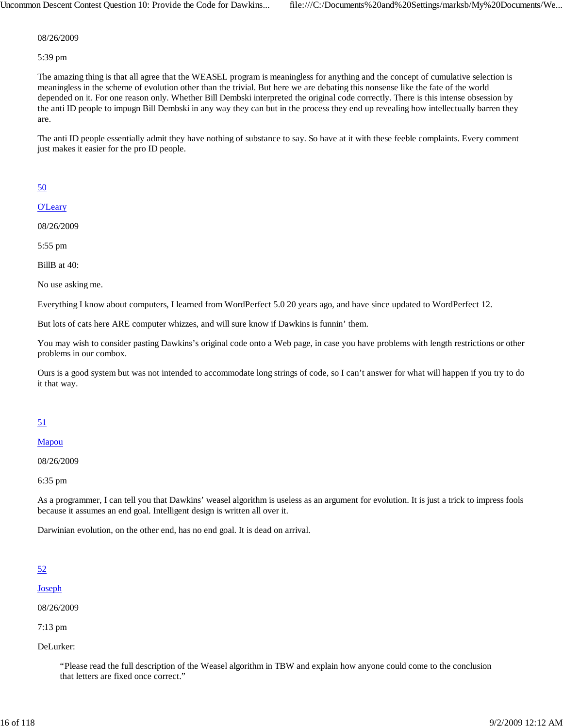08/26/2009

5:39 pm

The amazing thing is that all agree that the WEASEL program is meaningless for anything and the concept of cumulative selection is meaningless in the scheme of evolution other than the trivial. But here we are debating this nonsense like the fate of the world depended on it. For one reason only. Whether Bill Dembski interpreted the original code correctly. There is this intense obsession by the anti ID people to impugn Bill Dembski in any way they can but in the process they end up revealing how intellectually barren they are.

The anti ID people essentially admit they have nothing of substance to say. So have at it with these feeble complaints. Every comment just makes it easier for the pro ID people.

50

O'Leary

08/26/2009

5:55 pm

BillB at 40:

No use asking me.

Everything I know about computers, I learned from WordPerfect 5.0 20 years ago, and have since updated to WordPerfect 12.

But lots of cats here ARE computer whizzes, and will sure know if Dawkins is funnin' them.

You may wish to consider pasting Dawkins's original code onto a Web page, in case you have problems with length restrictions or other problems in our combox.

Ours is a good system but was not intended to accommodate long strings of code, so I can't answer for what will happen if you try to do it that way.

51

Mapou

08/26/2009

6:35 pm

As a programmer, I can tell you that Dawkins' weasel algorithm is useless as an argument for evolution. It is just a trick to impress fools because it assumes an end goal. Intelligent design is written all over it.

Darwinian evolution, on the other end, has no end goal. It is dead on arrival.

52

Joseph

08/26/2009

7:13 pm

DeLurker:

> "Please read the full description of the Weasel algorithm in TBW and explain how anyone could come to the conclusion that letters are fixed once correct."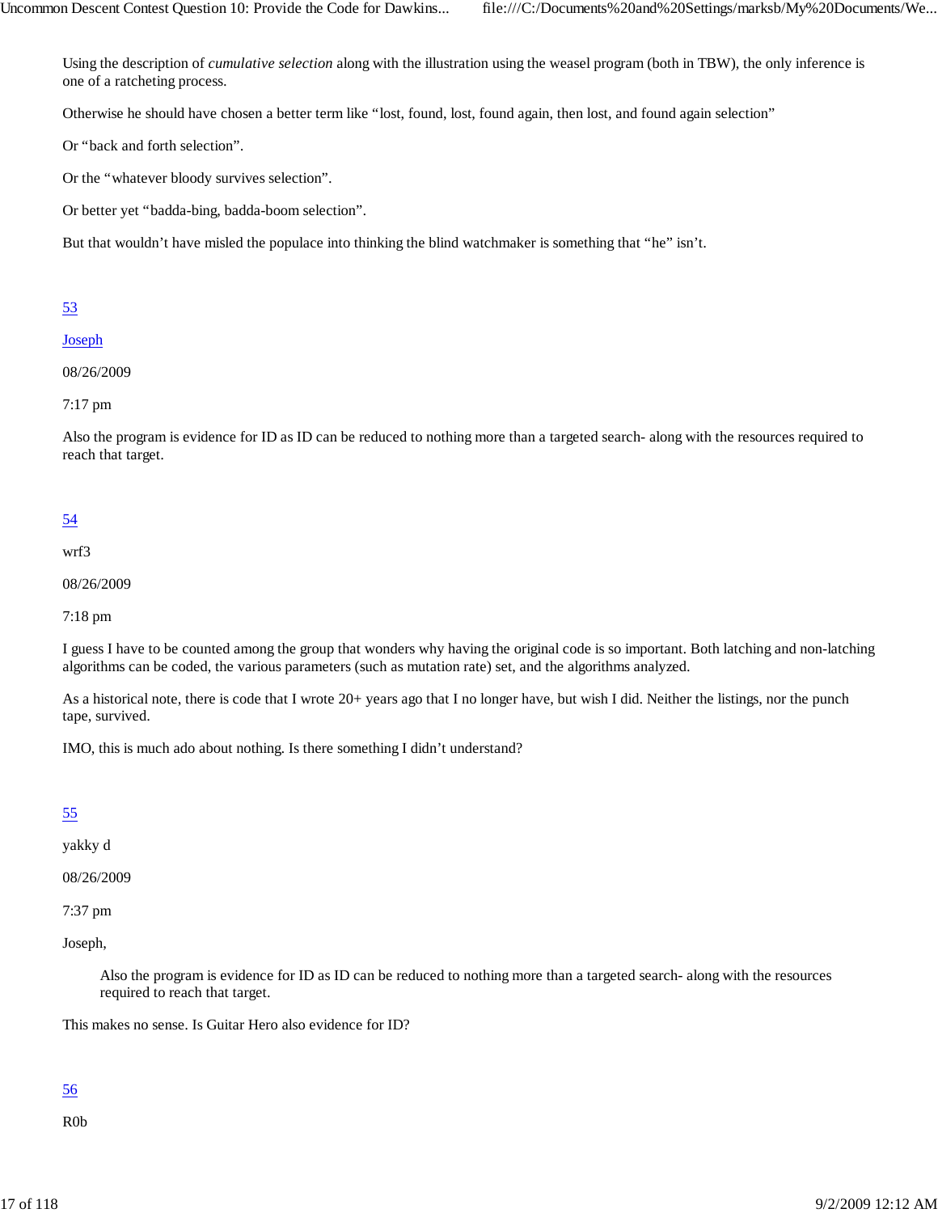Using the description of *cumulative selection* along with the illustration using the weasel program (both in TBW), the only inference is one of a ratcheting process.

Otherwise he should have chosen a better term like “lost, found, lost, found again, then lost, and found again selection”

Or “back and forth selection”.

Or the “whatever bloody survives selection”.

Or better yet “badda-bing, badda-boom selection”.

But that wouldn’t have misled the populace into thinking the blind watchmaker is something that “he” isn’t.

[53](#)

[Joseph](#)

08/26/2009

7:17 pm

Also the program is evidence for ID as ID can be reduced to nothing more than a targeted search- along with the resources required to reach that target.

[54](#)

wrf3

08/26/2009

7:18 pm

I guess I have to be counted among the group that wonders why having the original code is so important. Both latching and non-latching algorithms can be coded, the various parameters (such as mutation rate) set, and the algorithms analyzed.

As a historical note, there is code that I wrote 20+ years ago that I no longer have, but wish I did. Neither the listings, nor the punch tape, survived.

IMO, this is much ado about nothing. Is there something I didn’t understand?

[55](#)

yakky d

08/26/2009

7:37 pm

Joseph,

> Also the program is evidence for ID as ID can be reduced to nothing more than a targeted search- along with the resources required to reach that target.

This makes no sense. Is Guitar Hero also evidence for ID?

[56](#)

R0b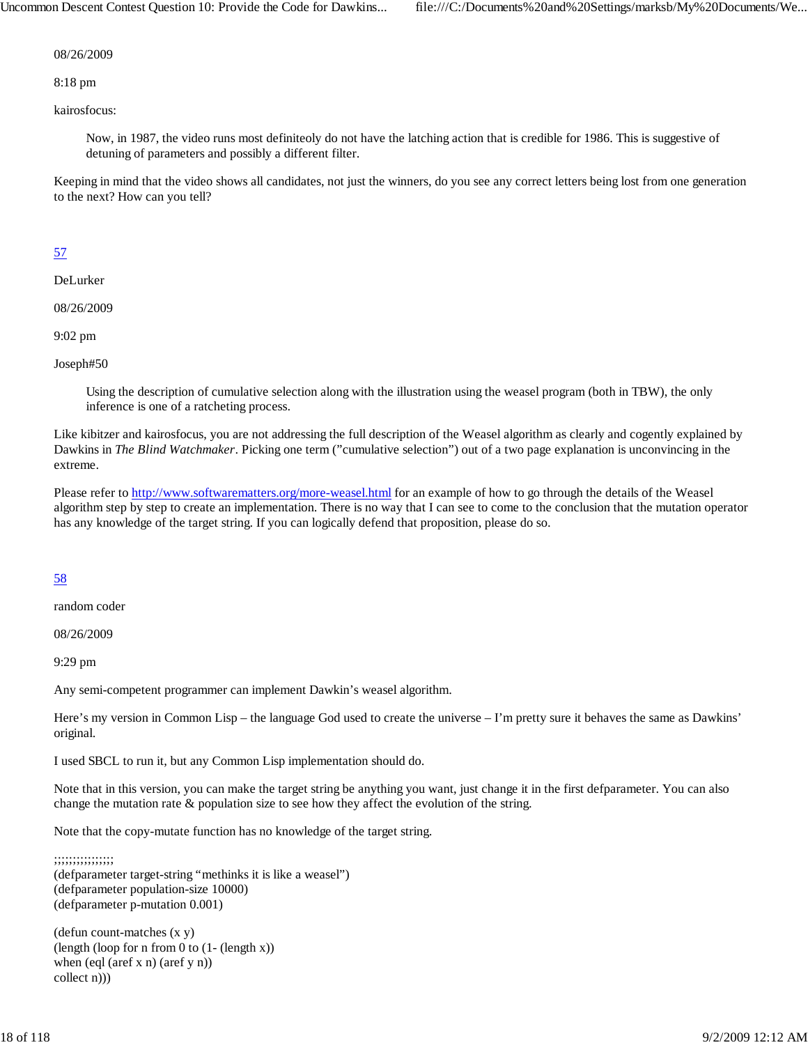08/26/2009

8:18 pm

kairosfocus:

> Now, in 1987, the video runs most definiteoly do not have the latching action that is credible for 1986. This is suggestive of detuning of parameters and possibly a different filter.

Keeping in mind that the video shows all candidates, not just the winners, do you see any correct letters being lost from one generation to the next? How can you tell?

[57](#)

DeLurker

08/26/2009

9:02 pm

Joseph#50

> Using the description of cumulative selection along with the illustration using the weasel program (both in TBW), the only inference is one of a ratcheting process.

Like kibitzer and kairosfocus, you are not addressing the full description of the Weasel algorithm as clearly and cogently explained by Dawkins in *The Blind Watchmaker*. Picking one term (”cumulative selection”) out of a two page explanation is unconvincing in the extreme.

Please refer to [http://www.softwarematters.org/more-weasel.html](http://www.softwarematters.org/more-weasel.html) for an example of how to go through the details of the Weasel algorithm step by step to create an implementation. There is no way that I can see to come to the conclusion that the mutation operator has any knowledge of the target string. If you can logically defend that proposition, please do so.

[58](#)

random coder

08/26/2009

9:29 pm

Any semi-competent programmer can implement Dawkin’s weasel algorithm.

Here’s my version in Common Lisp – the language God used to create the universe – I’m pretty sure it behaves the same as Dawkins’ original.

I used SBCL to run it, but any Common Lisp implementation should do.

Note that in this version, you can make the target string be anything you want, just change it in the first defparameter. You can also change the mutation rate & population size to see how they affect the evolution of the string.

Note that the copy-mutate function has no knowledge of the target string.

```
;;;;;;;;;;;;;;;
(defparameter target-string “methinks it is like a weasel”)
(defparameter population-size 10000)
(defparameter p-mutation 0.001)

(defun count-matches (x y)
(length (loop for n from 0 to (1- (length x))
when (eql (aref x n) (aref y n))
collect n)))
```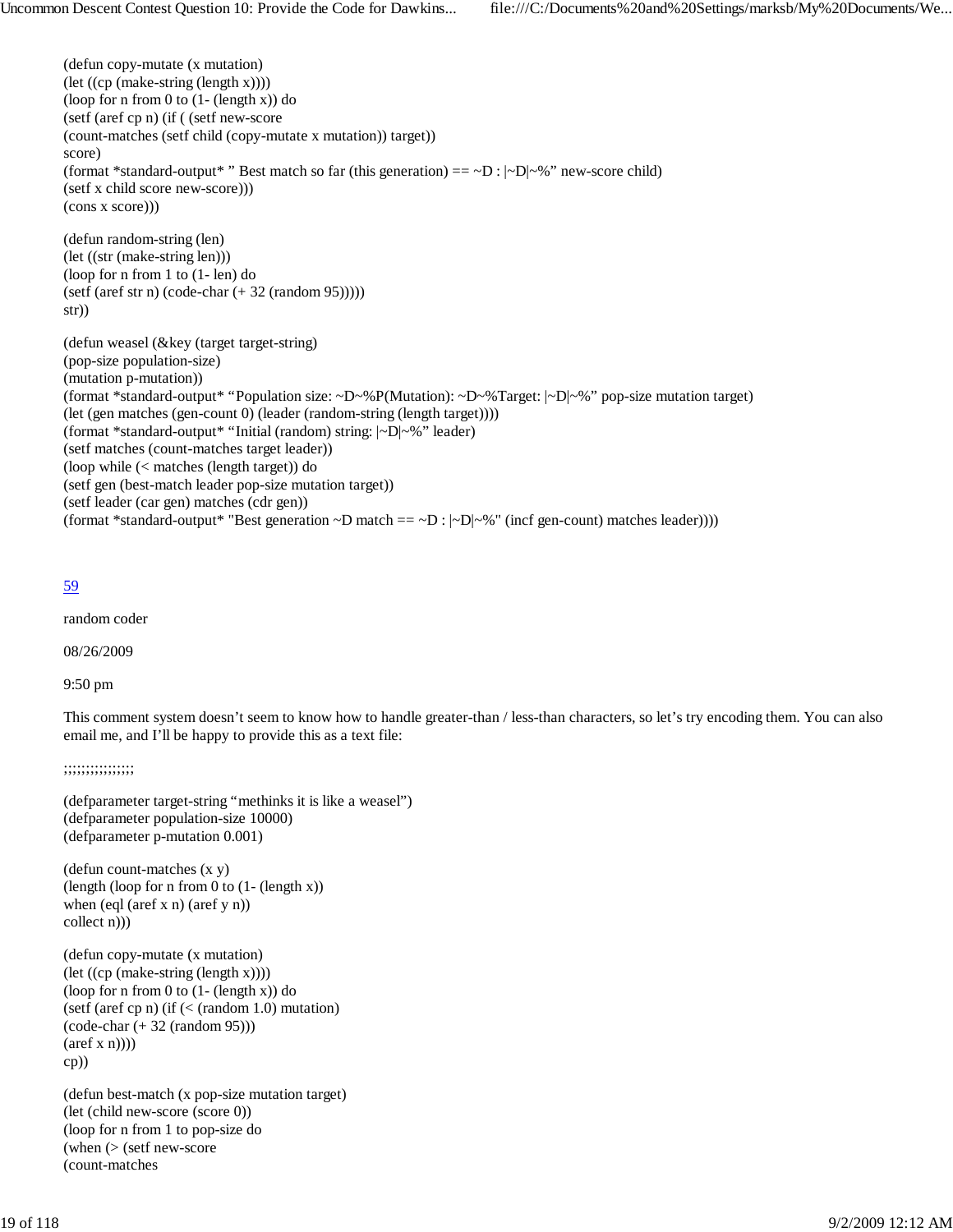```
(defun copy-mutate (x mutation)
(let ((cp (make-string (length x))))
(loop for n from 0 to (1- (length x)) do
(setf (aref cp n) (if ( (setf new-score
(count-matches (setf child (copy-mutate x mutation)) target))
score)
(format *standard-output* " Best match so far (this generation) == ~D : |~D|~%" new-score child)
(setf x child score new-score)))
(cons x score)))

(defun random-string (len)
(let ((str (make-string len)))
(loop for n from 1 to (1- len) do
(setf (aref str n) (code-char (+ 32 (random 95)))))
str))

(defun weasel (&key (target target-string)
(pop-size population-size)
(mutation p-mutation))
(format *standard-output* "Population size: ~D~%P(Mutation): ~D~%Target: |~D|~%" pop-size mutation target)
(let (gen matches (gen-count 0) (leader (random-string (length target))))
(format *standard-output* "Initial (random) string: |~D|~%" leader)
(setf matches (count-matches target leader))
(loop while (< matches (length target)) do
(setf gen (best-match leader pop-size mutation target))
(setf leader (car gen) matches (cdr gen))
(format *standard-output* "Best generation ~D match == ~D : |~D|~%" (incf gen-count) matches leader))))
```

[59](#)

random coder

08/26/2009

9:50 pm

This comment system doesn't seem to know how to handle greater-than / less-than characters, so let's try encoding them. You can also email me, and I'll be happy to provide this as a text file:

```
;;;;;;;;;;;;;;;

(defparameter target-string "methinks it is like a weasel")
(defparameter population-size 10000)
(defparameter p-mutation 0.001)

(defun count-matches (x y)
(length (loop for n from 0 to (1- (length x))
when (eql (aref x n) (aref y n))
collect n)))

(defun copy-mutate (x mutation)
(let ((cp (make-string (length x))))
(loop for n from 0 to (1- (length x)) do
(setf (aref cp n) (if (< (random 1.0) mutation)
(code-char (+ 32 (random 95)))
(aref x n))))
cp))

(defun best-match (x pop-size mutation target)
(let (child new-score (score 0))
(loop for n from 1 to pop-size do
(when (> (setf new-score
(count-matches
```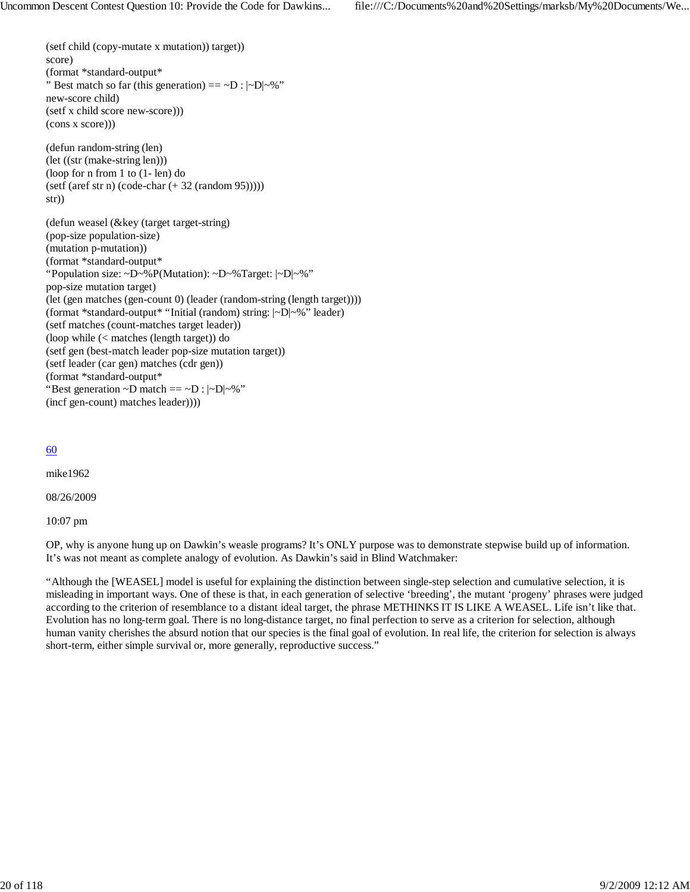```
(setf child (copy-mutate x mutation)) target))
score)
(format *standard-output*
" Best match so far (this generation) == ~D : |~D|~%"
new-score child)
(setf x child score new-score)))
(cons x score)))

(defun random-string (len)
(let ((str (make-string len)))
(loop for n from 1 to (1- len) do
(setf (aref str n) (code-char (+ 32 (random 95)))))
str))

(defun weasel (&key (target target-string)
(pop-size population-size)
(mutation p-mutation))
(format *standard-output*
"Population size: ~D~%P(Mutation): ~D~%Target: |~D|~%"
pop-size mutation target)
(let (gen matches (gen-count 0) (leader (random-string (length target))))
(format *standard-output* "Initial (random) string: |~D|~%" leader)
(setf matches (count-matches target leader))
(loop while (< matches (length target)) do
(setf gen (best-match leader pop-size mutation target))
(setf leader (car gen) matches (cdr gen))
(format *standard-output*
"Best generation ~D match == ~D : |~D|~%"
(incf gen-count) matches leader))))
```

60

mike1962

08/26/2009

10:07 pm

OP, why is anyone hung up on Dawkin's weasle programs? It's ONLY purpose was to demonstrate stepwise build up of information. It's was not meant as complete analogy of evolution. As Dawkin's said in Blind Watchmaker:

"Although the [WEASEL] model is useful for explaining the distinction between single-step selection and cumulative selection, it is misleading in important ways. One of these is that, in each generation of selective 'breeding', the mutant 'progeny' phrases were judged according to the criterion of resemblance to a distant ideal target, the phrase METHINKS IT IS LIKE A WEASEL. Life isn't like that. Evolution has no long-term goal. There is no long-distance target, no final perfection to serve as a criterion for selection, although human vanity cherishes the absurd notion that our species is the final goal of evolution. In real life, the criterion for selection is always short-term, either simple survival or, more generally, reproductive success."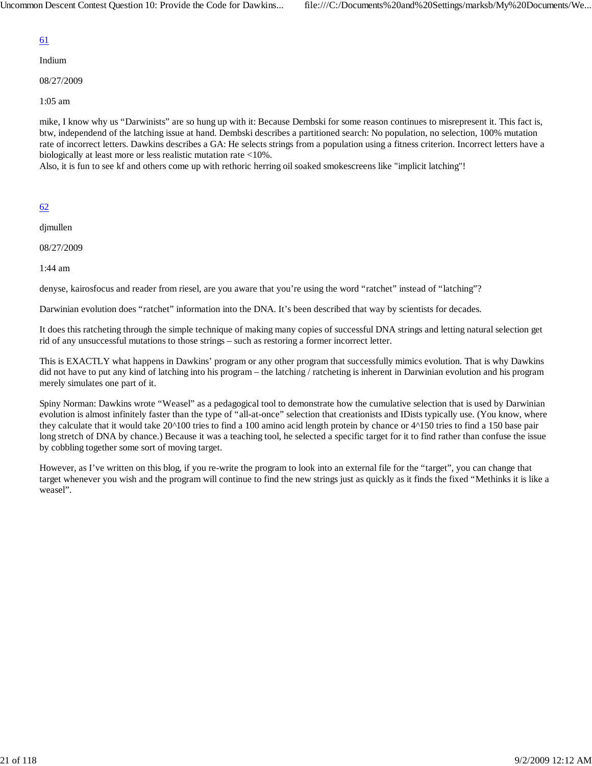61

Indium

08/27/2009

1:05 am

mike, I know why us “Darwinists” are so hung up with it: Because Dembski for some reason continues to misrepresent it. This fact is, btw, independend of the latching issue at hand. Dembski describes a partitioned search: No population, no selection, 100% mutation rate of incorrect letters. Dawkins describes a GA: He selects strings from a population using a fitness criterion. Incorrect letters have a biologically at least more or less realistic mutation rate <10%.
Also, it is fun to see kf and others come up with rethoric herring oil soaked smokescreens like "implicit latching"!

62

djmullen

08/27/2009

1:44 am

denyse, kairosfocus and reader from riesel, are you aware that you’re using the word “ratchet” instead of “latching”?

Darwinian evolution does “ratchet” information into the DNA. It’s been described that way by scientists for decades.

It does this ratcheting through the simple technique of making many copies of successful DNA strings and letting natural selection get rid of any unsuccessful mutations to those strings – such as restoring a former incorrect letter.

This is EXACTLY what happens in Dawkins’ program or any other program that successfully mimics evolution. That is why Dawkins did not have to put any kind of latching into his program – the latching / ratcheting is inherent in Darwinian evolution and his program merely simulates one part of it.

Spiny Norman: Dawkins wrote “Weasel” as a pedagogical tool to demonstrate how the cumulative selection that is used by Darwinian evolution is almost infinitely faster than the type of “all-at-once” selection that creationists and IDists typically use. (You know, where they calculate that it would take 20^100 tries to find a 100 amino acid length protein by chance or 4^150 tries to find a 150 base pair long stretch of DNA by chance.) Because it was a teaching tool, he selected a specific target for it to find rather than confuse the issue by cobbling together some sort of moving target.

However, as I’ve written on this blog, if you re-write the program to look into an external file for the “target”, you can change that target whenever you wish and the program will continue to find the new strings just as quickly as it finds the fixed “Methinks it is like a weasel”.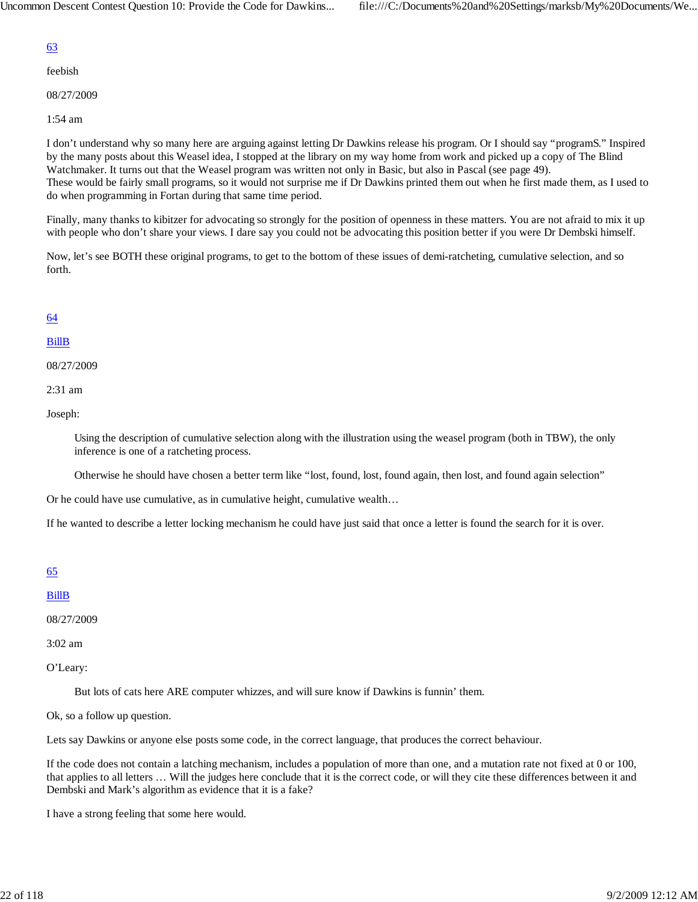[63](#)

feebish

08/27/2009

1:54 am

I don't understand why so many here are arguing against letting Dr Dawkins release his program. Or I should say "programS." Inspired by the many posts about this Weasel idea, I stopped at the library on my way home from work and picked up a copy of The Blind Watchmaker. It turns out that the Weasel program was written not only in Basic, but also in Pascal (see page 49).
These would be fairly small programs, so it would not surprise me if Dr Dawkins printed them out when he first made them, as I used to do when programming in Fortan during that same time period.

Finally, many thanks to kibitzer for advocating so strongly for the position of openness in these matters. You are not afraid to mix it up with people who don't share your views. I dare say you could not be advocating this position better if you were Dr Dembski himself.

Now, let's see BOTH these original programs, to get to the bottom of these issues of demi-ratcheting, cumulative selection, and so forth.

[64](#)

[BillB](#)

08/27/2009

2:31 am

Joseph:

> Using the description of cumulative selection along with the illustration using the weasel program (both in TBW), the only inference is one of a ratcheting process.
>
> Otherwise he should have chosen a better term like "lost, found, lost, found again, then lost, and found again selection"

Or he could have use cumulative, as in cumulative height, cumulative wealth…

If he wanted to describe a letter locking mechanism he could have just said that once a letter is found the search for it is over.

[65](#)

[BillB](#)

08/27/2009

3:02 am

O'Leary:

> But lots of cats here ARE computer whizzes, and will sure know if Dawkins is funnin' them.

Ok, so a follow up question.

Lets say Dawkins or anyone else posts some code, in the correct language, that produces the correct behaviour.

If the code does not contain a latching mechanism, includes a population of more than one, and a mutation rate not fixed at 0 or 100, that applies to all letters … Will the judges here conclude that it is the correct code, or will they cite these differences between it and Dembski and Mark's algorithm as evidence that it is a fake?

I have a strong feeling that some here would.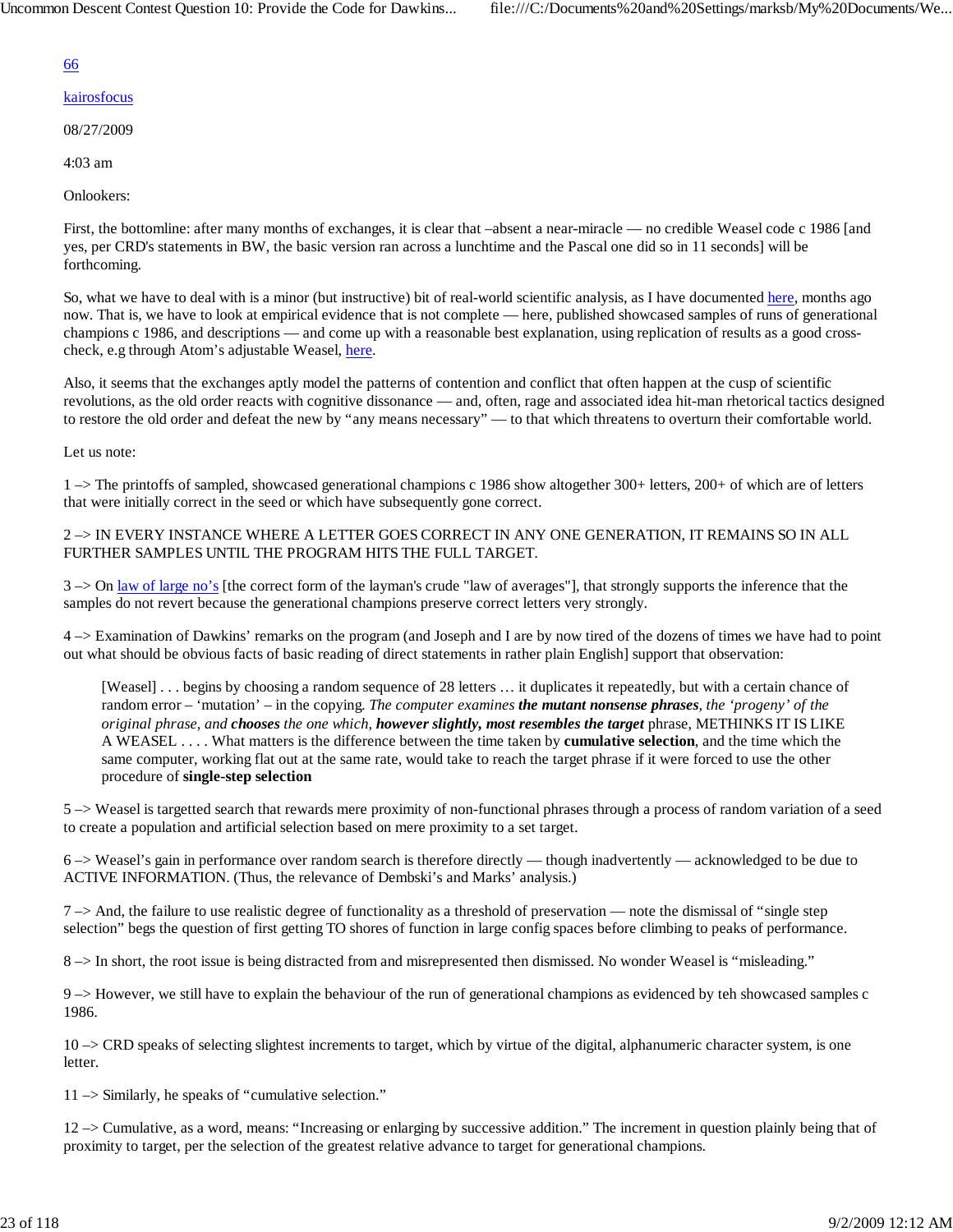66

kairosfocus

08/27/2009

4:03 am

Onlookers:

First, the bottomline: after many months of exchanges, it is clear that –absent a near-miracle — no credible Weasel code c 1986 [and yes, per CRD's statements in BW, the basic version ran across a lunchtime and the Pascal one did so in 11 seconds] will be forthcoming.

So, what we have to deal with is a minor (but instructive) bit of real-world scientific analysis, as I have documented here, months ago now. That is, we have to look at empirical evidence that is not complete — here, published showcased samples of runs of generational champions c 1986, and descriptions — and come up with a reasonable best explanation, using replication of results as a good cross-check, e.g through Atom's adjustable Weasel, here.

Also, it seems that the exchanges aptly model the patterns of contention and conflict that often happen at the cusp of scientific revolutions, as the old order reacts with cognitive dissonance — and, often, rage and associated idea hit-man rhetorical tactics designed to restore the old order and defeat the new by "any means necessary" — to that which threatens to overturn their comfortable world.

Let us note:

1 –> The printoffs of sampled, showcased generational champions c 1986 show altogether 300+ letters, 200+ of which are of letters that were initially correct in the seed or which have subsequently gone correct.

2 –> IN EVERY INSTANCE WHERE A LETTER GOES CORRECT IN ANY ONE GENERATION, IT REMAINS SO IN ALL FURTHER SAMPLES UNTIL THE PROGRAM HITS THE FULL TARGET.

3 –> On law of large no's [the correct form of the layman's crude "law of averages"], that strongly supports the inference that the samples do not revert because the generational champions preserve correct letters very strongly.

4 –> Examination of Dawkins' remarks on the program (and Joseph and I are by now tired of the dozens of times we have had to point out what should be obvious facts of basic reading of direct statements in rather plain English] support that observation:

> [Weasel] . . . begins by choosing a random sequence of 28 letters … it duplicates it repeatedly, but with a certain chance of random error – 'mutation' – in the copying. *The computer examines* ***the mutant nonsense phrases****, the 'progeny' of the original phrase, and* ***chooses*** *the one which,* ***however slightly, most resembles the target*** phrase, METHINKS IT IS LIKE A WEASEL . . . . What matters is the difference between the time taken by **cumulative selection**, and the time which the same computer, working flat out at the same rate, would take to reach the target phrase if it were forced to use the other procedure of **single-step selection**

5 –> Weasel is targetted search that rewards mere proximity of non-functional phrases through a process of random variation of a seed to create a population and artificial selection based on mere proximity to a set target.

6 –> Weasel's gain in performance over random search is therefore directly — though inadvertently — acknowledged to be due to ACTIVE INFORMATION. (Thus, the relevance of Dembski's and Marks' analysis.)

7 –> And, the failure to use realistic degree of functionality as a threshold of preservation — note the dismissal of "single step selection" begs the question of first getting TO shores of function in large config spaces before climbing to peaks of performance.

8 –> In short, the root issue is being distracted from and misrepresented then dismissed. No wonder Weasel is "misleading."

9 –> However, we still have to explain the behaviour of the run of generational champions as evidenced by teh showcased samples c 1986.

10 –> CRD speaks of selecting slightest increments to target, which by virtue of the digital, alphanumeric character system, is one letter.

11 –> Similarly, he speaks of "cumulative selection."

12 –> Cumulative, as a word, means: "Increasing or enlarging by successive addition." The increment in question plainly being that of proximity to target, per the selection of the greatest relative advance to target for generational champions.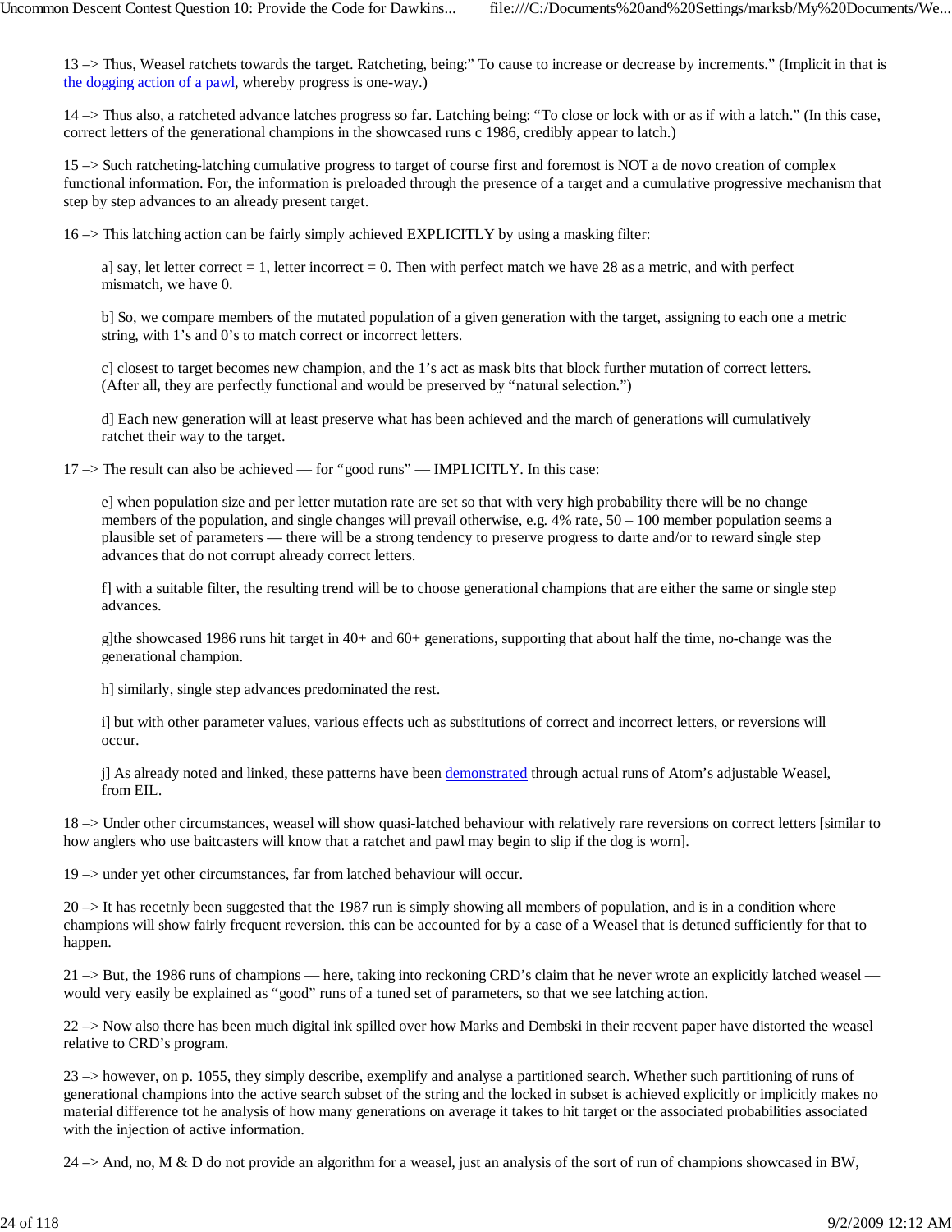13 –> Thus, Weasel ratchets towards the target. Ratcheting, being:" To cause to increase or decrease by increments." (Implicit in that is the dogging action of a pawl, whereby progress is one-way.)

14 –> Thus also, a ratcheted advance latches progress so far. Latching being: "To close or lock with or as if with a latch." (In this case, correct letters of the generational champions in the showcased runs c 1986, credibly appear to latch.)

15 –> Such ratcheting-latching cumulative progress to target of course first and foremost is NOT a de novo creation of complex functional information. For, the information is preloaded through the presence of a target and a cumulative progressive mechanism that step by step advances to an already present target.

16 –> This latching action can be fairly simply achieved EXPLICITLY by using a masking filter:

> a] say, let letter correct = 1, letter incorrect = 0. Then with perfect match we have 28 as a metric, and with perfect mismatch, we have 0.
>
> b] So, we compare members of the mutated population of a given generation with the target, assigning to each one a metric string, with 1's and 0's to match correct or incorrect letters.
>
> c] closest to target becomes new champion, and the 1's act as mask bits that block further mutation of correct letters. (After all, they are perfectly functional and would be preserved by "natural selection.")
>
> d] Each new generation will at least preserve what has been achieved and the march of generations will cumulatively ratchet their way to the target.

17 –> The result can also be achieved — for "good runs" — IMPLICITLY. In this case:

> e] when population size and per letter mutation rate are set so that with very high probability there will be no change members of the population, and single changes will prevail otherwise, e.g. 4% rate, 50 – 100 member population seems a plausible set of parameters — there will be a strong tendency to preserve progress to darte and/or to reward single step advances that do not corrupt already correct letters.
>
> f] with a suitable filter, the resulting trend will be to choose generational champions that are either the same or single step advances.
>
> g]the showcased 1986 runs hit target in 40+ and 60+ generations, supporting that about half the time, no-change was the generational champion.
>
> h] similarly, single step advances predominated the rest.
>
> i] but with other parameter values, various effects uch as substitutions of correct and incorrect letters, or reversions will occur.
>
> j] As already noted and linked, these patterns have been demonstrated through actual runs of Atom's adjustable Weasel, from EIL.

18 –> Under other circumstances, weasel will show quasi-latched behaviour with relatively rare reversions on correct letters [similar to how anglers who use baitcasters will know that a ratchet and pawl may begin to slip if the dog is worn].

19 –> under yet other circumstances, far from latched behaviour will occur.

20 –> It has recetnly been suggested that the 1987 run is simply showing all members of population, and is in a condition where champions will show fairly frequent reversion. this can be accounted for by a case of a Weasel that is detuned sufficiently for that to happen.

21 –> But, the 1986 runs of champions — here, taking into reckoning CRD's claim that he never wrote an explicitly latched weasel — would very easily be explained as "good" runs of a tuned set of parameters, so that we see latching action.

22 –> Now also there has been much digital ink spilled over how Marks and Dembski in their recvent paper have distorted the weasel relative to CRD's program.

23 –> however, on p. 1055, they simply describe, exemplify and analyse a partitioned search. Whether such partitioning of runs of generational champions into the active search subset of the string and the locked in subset is achieved explicitly or implicitly makes no material difference tot he analysis of how many generations on average it takes to hit target or the associated probabilities associated with the injection of active information.

24 –> And, no, M & D do not provide an algorithm for a weasel, just an analysis of the sort of run of champions showcased in BW,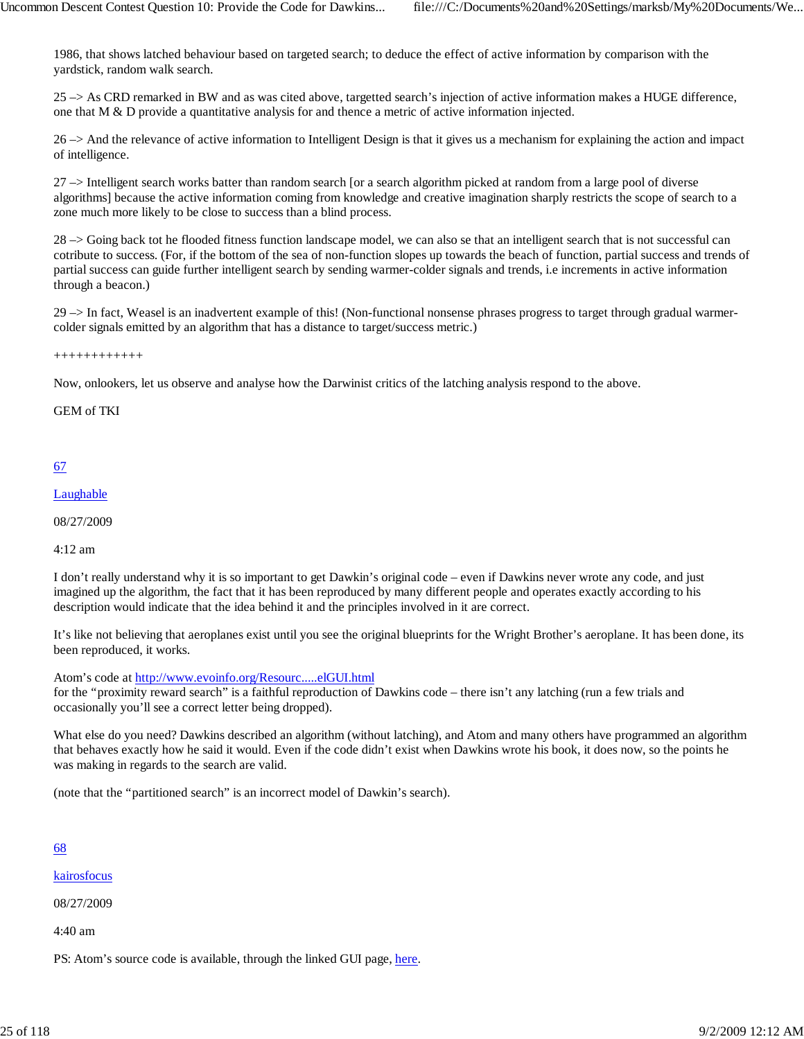1986, that shows latched behaviour based on targeted search; to deduce the effect of active information by comparison with the yardstick, random walk search.

25 –> As CRD remarked in BW and as was cited above, targetted search's injection of active information makes a HUGE difference, one that M & D provide a quantitative analysis for and thence a metric of active information injected.

26 –> And the relevance of active information to Intelligent Design is that it gives us a mechanism for explaining the action and impact of intelligence.

27 –> Intelligent search works batter than random search [or a search algorithm picked at random from a large pool of diverse algorithms] because the active information coming from knowledge and creative imagination sharply restricts the scope of search to a zone much more likely to be close to success than a blind process.

28 –> Going back tot he flooded fitness function landscape model, we can also se that an intelligent search that is not successful can cotribute to success. (For, if the bottom of the sea of non-function slopes up towards the beach of function, partial success and trends of partial success can guide further intelligent search by sending warmer-colder signals and trends, i.e increments in active information through a beacon.)

29 –> In fact, Weasel is an inadvertent example of this! (Non-functional nonsense phrases progress to target through gradual warmer-colder signals emitted by an algorithm that has a distance to target/success metric.)

++++++++++++

Now, onlookers, let us observe and analyse how the Darwinist critics of the latching analysis respond to the above.

GEM of TKI

67

Laughable

08/27/2009

4:12 am

I don't really understand why it is so important to get Dawkin's original code – even if Dawkins never wrote any code, and just imagined up the algorithm, the fact that it has been reproduced by many different people and operates exactly according to his description would indicate that the idea behind it and the principles involved in it are correct.

It's like not believing that aeroplanes exist until you see the original blueprints for the Wright Brother's aeroplane. It has been done, its been reproduced, it works.

Atom's code at http://www.evoinfo.org/Resourc.....elGUI.html
for the "proximity reward search" is a faithful reproduction of Dawkins code – there isn't any latching (run a few trials and occasionally you'll see a correct letter being dropped).

What else do you need? Dawkins described an algorithm (without latching), and Atom and many others have programmed an algorithm that behaves exactly how he said it would. Even if the code didn't exist when Dawkins wrote his book, it does now, so the points he was making in regards to the search are valid.

(note that the "partitioned search" is an incorrect model of Dawkin's search).

68

kairosfocus

08/27/2009

4:40 am

PS: Atom's source code is available, through the linked GUI page, here.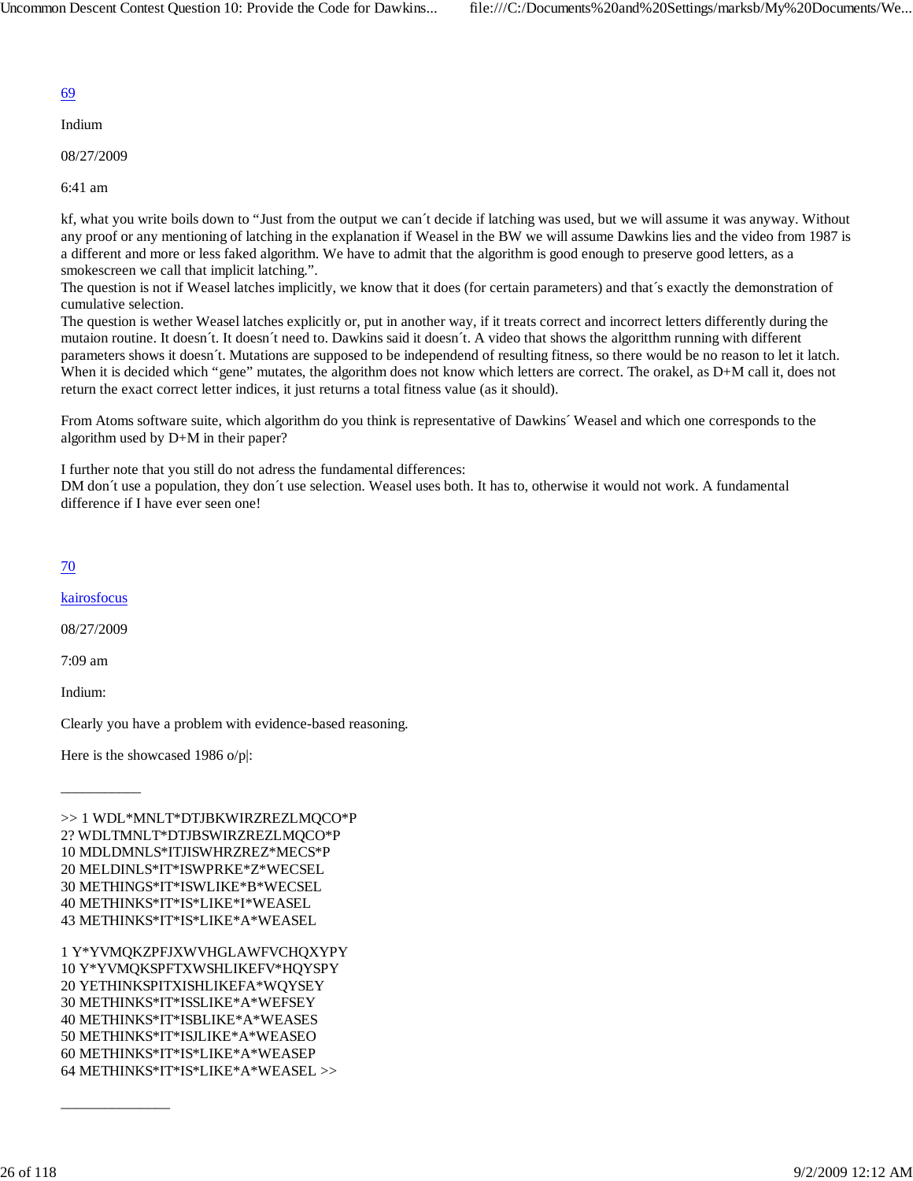69

Indium

08/27/2009

6:41 am

kf, what you write boils down to "Just from the output we can´t decide if latching was used, but we will assume it was anyway. Without any proof or any mentioning of latching in the explanation if Weasel in the BW we will assume Dawkins lies and the video from 1987 is a different and more or less faked algorithm. We have to admit that the algorithm is good enough to preserve good letters, as a smokescreen we call that implicit latching.".
The question is not if Weasel latches implicitly, we know that it does (for certain parameters) and that´s exactly the demonstration of cumulative selection.
The question is wether Weasel latches explicitly or, put in another way, if it treats correct and incorrect letters differently during the mutaion routine. It doesn´t. It doesn´t need to. Dawkins said it doesn´t. A video that shows the algoritthm running with different parameters shows it doesn´t. Mutations are supposed to be independend of resulting fitness, so there would be no reason to let it latch. When it is decided which "gene" mutates, the algorithm does not know which letters are correct. The orakel, as D+M call it, does not return the exact correct letter indices, it just returns a total fitness value (as it should).

From Atoms software suite, which algorithm do you think is representative of Dawkins´ Weasel and which one corresponds to the algorithm used by D+M in their paper?

I further note that you still do not adress the fundamental differences:
DM don´t use a population, they don´t use selection. Weasel uses both. It has to, otherwise it would not work. A fundamental difference if I have ever seen one!

70

kairosfocus

08/27/2009

7:09 am

Indium:

Clearly you have a problem with evidence-based reasoning.

Here is the showcased 1986 o/p|:

__________

>> 1 WDL*MNLT*DTJBKWIRZREZLMQCO*P
2? WDLTMNLT*DTJBSWIRZREZLMQCO*P
10 MDLDMNLS*ITJISWHRZREZ*MECS*P
20 MELDINLS*IT*ISWPRKE*Z*WECSEL
30 METHINGS*IT*ISWLIKE*B*WECSEL
40 METHINKS*IT*IS*LIKE*I*WEASEL
43 METHINKS*IT*IS*LIKE*A*WEASEL

1 Y*YVMQKZPFJXWVHGLAWFVCHQXYPY
10 Y*YVMQKSPFTXWSHLIKEFV*HQYSPY
20 YETHINKSPITXISHLIKEFA*WQYSEY
30 METHINKS*IT*ISSLIKE*A*WEFSEY
40 METHINKS*IT*ISBLIKE*A*WEASES
50 METHINKS*IT*ISJLIKE*A*WEASEO
60 METHINKS*IT*IS*LIKE*A*WEASEP
64 METHINKS*IT*IS*LIKE*A*WEASEL >>

______________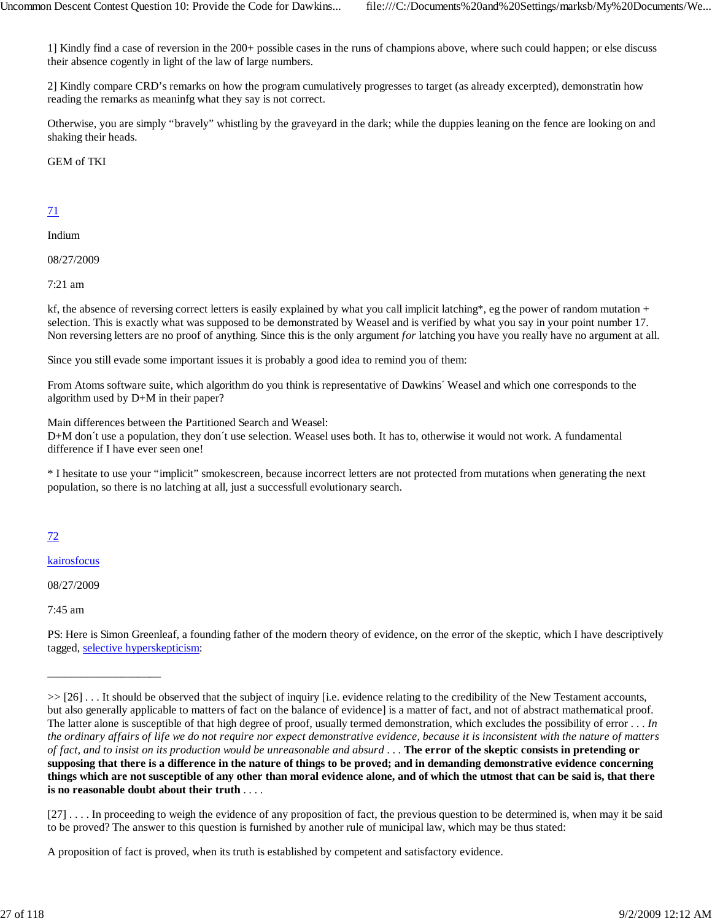1] Kindly find a case of reversion in the 200+ possible cases in the runs of champions above, where such could happen; or else discuss their absence cogently in light of the law of large numbers.

2] Kindly compare CRD's remarks on how the program cumulatively progresses to target (as already excerpted), demonstratin how reading the remarks as meaninfg what they say is not correct.

Otherwise, you are simply "bravely" whistling by the graveyard in the dark; while the duppies leaning on the fence are looking on and shaking their heads.

GEM of TKI

71

Indium

08/27/2009

7:21 am

kf, the absence of reversing correct letters is easily explained by what you call implicit latching*, eg the power of random mutation + selection. This is exactly what was supposed to be demonstrated by Weasel and is verified by what you say in your point number 17. Non reversing letters are no proof of anything. Since this is the only argument *for* latching you have you really have no argument at all.

Since you still evade some important issues it is probably a good idea to remind you of them:

From Atoms software suite, which algorithm do you think is representative of Dawkins´ Weasel and which one corresponds to the algorithm used by D+M in their paper?

Main differences between the Partitioned Search and Weasel:
D+M don´t use a population, they don´t use selection. Weasel uses both. It has to, otherwise it would not work. A fundamental difference if I have ever seen one!

* I hesitate to use your "implicit" smokescreen, because incorrect letters are not protected from mutations when generating the next population, so there is no latching at all, just a successfull evolutionary search.

72

kairosfocus

08/27/2009

7:45 am

PS: Here is Simon Greenleaf, a founding father of the modern theory of evidence, on the error of the skeptic, which I have descriptively tagged, selective hyperskepticism:

___________________

>> [26] . . . It should be observed that the subject of inquiry [i.e. evidence relating to the credibility of the New Testament accounts, but also generally applicable to matters of fact on the balance of evidence] is a matter of fact, and not of abstract mathematical proof. The latter alone is susceptible of that high degree of proof, usually termed demonstration, which excludes the possibility of error . . . *In the ordinary affairs of life we do not require nor expect demonstrative evidence, because it is inconsistent with the nature of matters of fact, and to insist on its production would be unreasonable and absurd* . . . **The error of the skeptic consists in pretending or supposing that there is a difference in the nature of things to be proved; and in demanding demonstrative evidence concerning things which are not susceptible of any other than moral evidence alone, and of which the utmost that can be said is, that there is no reasonable doubt about their truth** . . . .

[27] . . . . In proceeding to weigh the evidence of any proposition of fact, the previous question to be determined is, when may it be said to be proved? The answer to this question is furnished by another rule of municipal law, which may be thus stated:

A proposition of fact is proved, when its truth is established by competent and satisfactory evidence.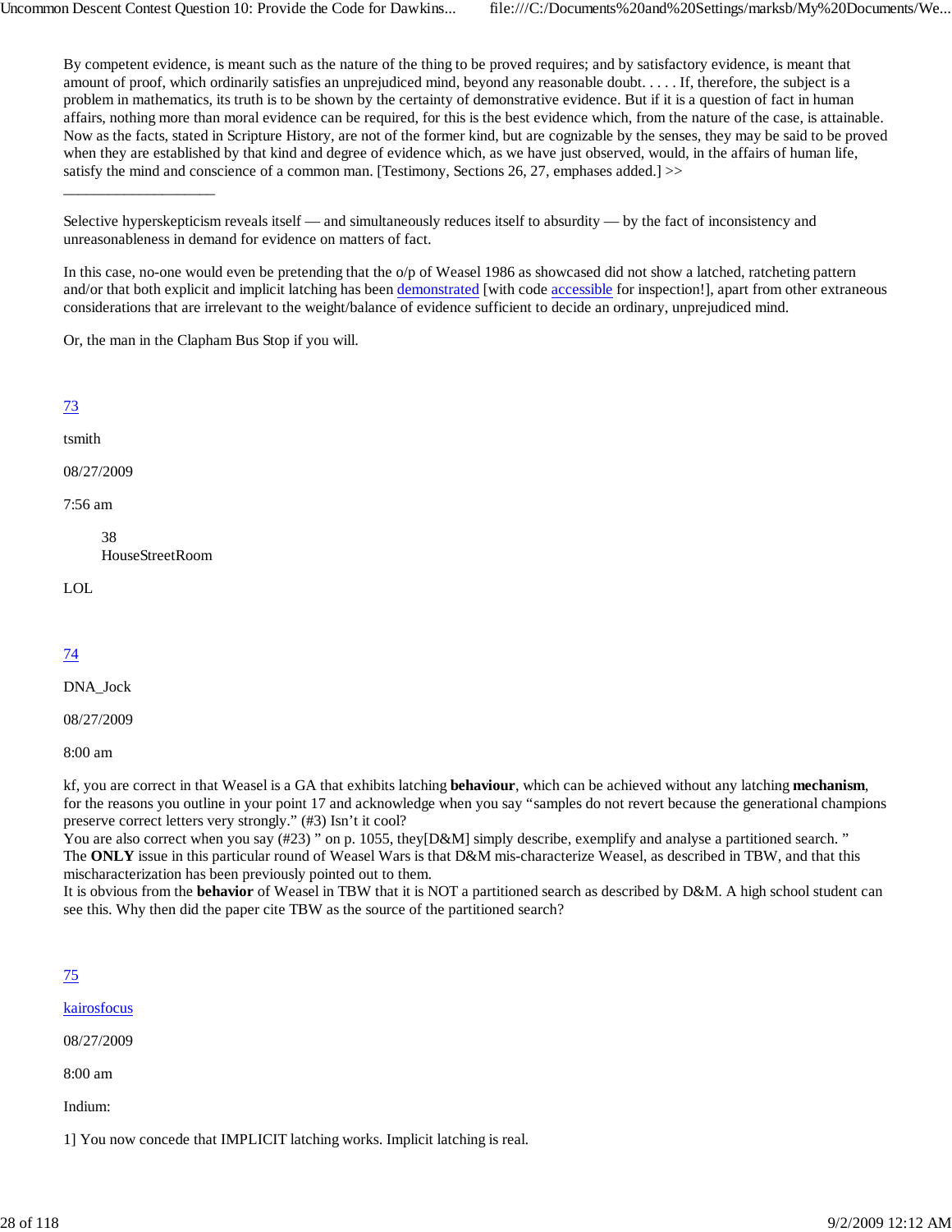By competent evidence, is meant such as the nature of the thing to be proved requires; and by satisfactory evidence, is meant that amount of proof, which ordinarily satisfies an unprejudiced mind, beyond any reasonable doubt. . . . . If, therefore, the subject is a problem in mathematics, its truth is to be shown by the certainty of demonstrative evidence. But if it is a question of fact in human affairs, nothing more than moral evidence can be required, for this is the best evidence which, from the nature of the case, is attainable. Now as the facts, stated in Scripture History, are not of the former kind, but are cognizable by the senses, they may be said to be proved when they are established by that kind and degree of evidence which, as we have just observed, would, in the affairs of human life, satisfy the mind and conscience of a common man. [Testimony, Sections 26, 27, emphases added.] >>

———————————

Selective hyperskepticism reveals itself — and simultaneously reduces itself to absurdity — by the fact of inconsistency and unreasonableness in demand for evidence on matters of fact.

In this case, no-one would even be pretending that the o/p of Weasel 1986 as showcased did not show a latched, ratcheting pattern and/or that both explicit and implicit latching has been demonstrated [with code accessible for inspection!], apart from other extraneous considerations that are irrelevant to the weight/balance of evidence sufficient to decide an ordinary, unprejudiced mind.

Or, the man in the Clapham Bus Stop if you will.

73

tsmith

08/27/2009

7:56 am

> 38
> HouseStreetRoom

LOL

74

DNA_Jock

08/27/2009

8:00 am

kf, you are correct in that Weasel is a GA that exhibits latching **behaviour**, which can be achieved without any latching **mechanism**, for the reasons you outline in your point 17 and acknowledge when you say "samples do not revert because the generational champions preserve correct letters very strongly." (#3) Isn't it cool?
You are also correct when you say (#23) " on p. 1055, they[D&M] simply describe, exemplify and analyse a partitioned search. "
The **ONLY** issue in this particular round of Weasel Wars is that D&M mis-characterize Weasel, as described in TBW, and that this mischaracterization has been previously pointed out to them.
It is obvious from the **behavior** of Weasel in TBW that it is NOT a partitioned search as described by D&M. A high school student can see this. Why then did the paper cite TBW as the source of the partitioned search?

75

kairosfocus

08/27/2009

8:00 am

Indium:

1] You now concede that IMPLICIT latching works. Implicit latching is real.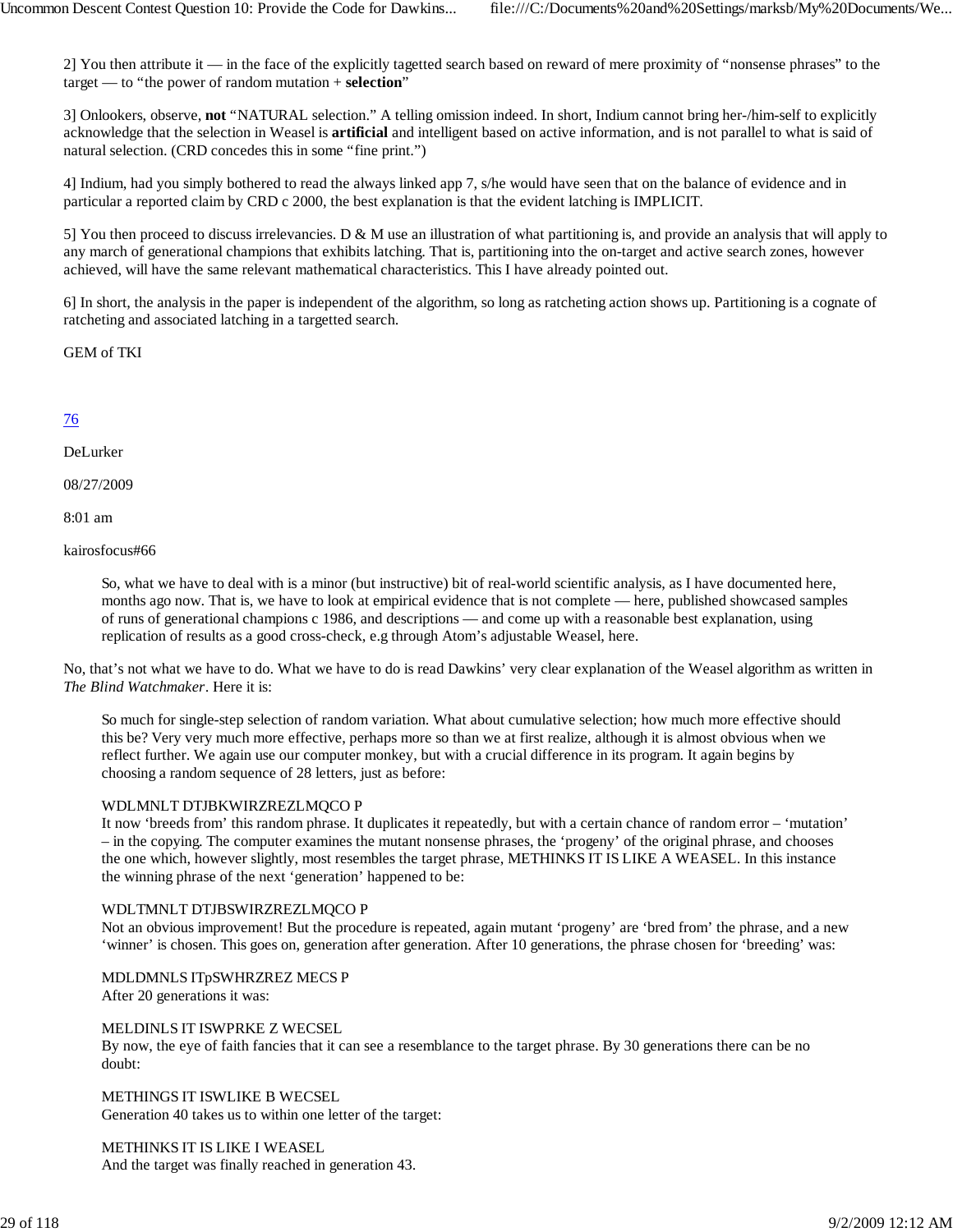2] You then attribute it — in the face of the explicitly tagetted search based on reward of mere proximity of "nonsense phrases" to the target — to "the power of random mutation + **selection**"

3] Onlookers, observe, **not** "NATURAL selection." A telling omission indeed. In short, Indium cannot bring her-/him-self to explicitly acknowledge that the selection in Weasel is **artificial** and intelligent based on active information, and is not parallel to what is said of natural selection. (CRD concedes this in some "fine print.")

4] Indium, had you simply bothered to read the always linked app 7, s/he would have seen that on the balance of evidence and in particular a reported claim by CRD c 2000, the best explanation is that the evident latching is IMPLICIT.

5] You then proceed to discuss irrelevancies. D & M use an illustration of what partitioning is, and provide an analysis that will apply to any march of generational champions that exhibits latching. That is, partitioning into the on-target and active search zones, however achieved, will have the same relevant mathematical characteristics. This I have already pointed out.

6] In short, the analysis in the paper is independent of the algorithm, so long as ratcheting action shows up. Partitioning is a cognate of ratcheting and associated latching in a targetted search.

GEM of TKI

76

DeLurker

08/27/2009

8:01 am

kairosfocus#66

> So, what we have to deal with is a minor (but instructive) bit of real-world scientific analysis, as I have documented here, months ago now. That is, we have to look at empirical evidence that is not complete — here, published showcased samples of runs of generational champions c 1986, and descriptions — and come up with a reasonable best explanation, using replication of results as a good cross-check, e.g through Atom's adjustable Weasel, here.

No, that's not what we have to do. What we have to do is read Dawkins' very clear explanation of the Weasel algorithm as written in *The Blind Watchmaker*. Here it is:

> So much for single-step selection of random variation. What about cumulative selection; how much more effective should this be? Very very much more effective, perhaps more so than we at first realize, although it is almost obvious when we reflect further. We again use our computer monkey, but with a crucial difference in its program. It again begins by choosing a random sequence of 28 letters, just as before:
>
> WDLMNLT DTJBKWIRZREZLMQCO P
> It now 'breeds from' this random phrase. It duplicates it repeatedly, but with a certain chance of random error – 'mutation' – in the copying. The computer examines the mutant nonsense phrases, the 'progeny' of the original phrase, and chooses the one which, however slightly, most resembles the target phrase, METHINKS IT IS LIKE A WEASEL. In this instance the winning phrase of the next 'generation' happened to be:
>
> WDLTMNLT DTJBSWIRZREZLMQCO P
> Not an obvious improvement! But the procedure is repeated, again mutant 'progeny' are 'bred from' the phrase, and a new 'winner' is chosen. This goes on, generation after generation. After 10 generations, the phrase chosen for 'breeding' was:
>
> MDLDMNLS ITpSWHRZREZ MECS P
> After 20 generations it was:
>
> MELDINLS IT ISWPRKE Z WECSEL
> By now, the eye of faith fancies that it can see a resemblance to the target phrase. By 30 generations there can be no doubt:
>
> METHINGS IT ISWLIKE B WECSEL
> Generation 40 takes us to within one letter of the target:
>
> METHINKS IT IS LIKE I WEASEL
> And the target was finally reached in generation 43.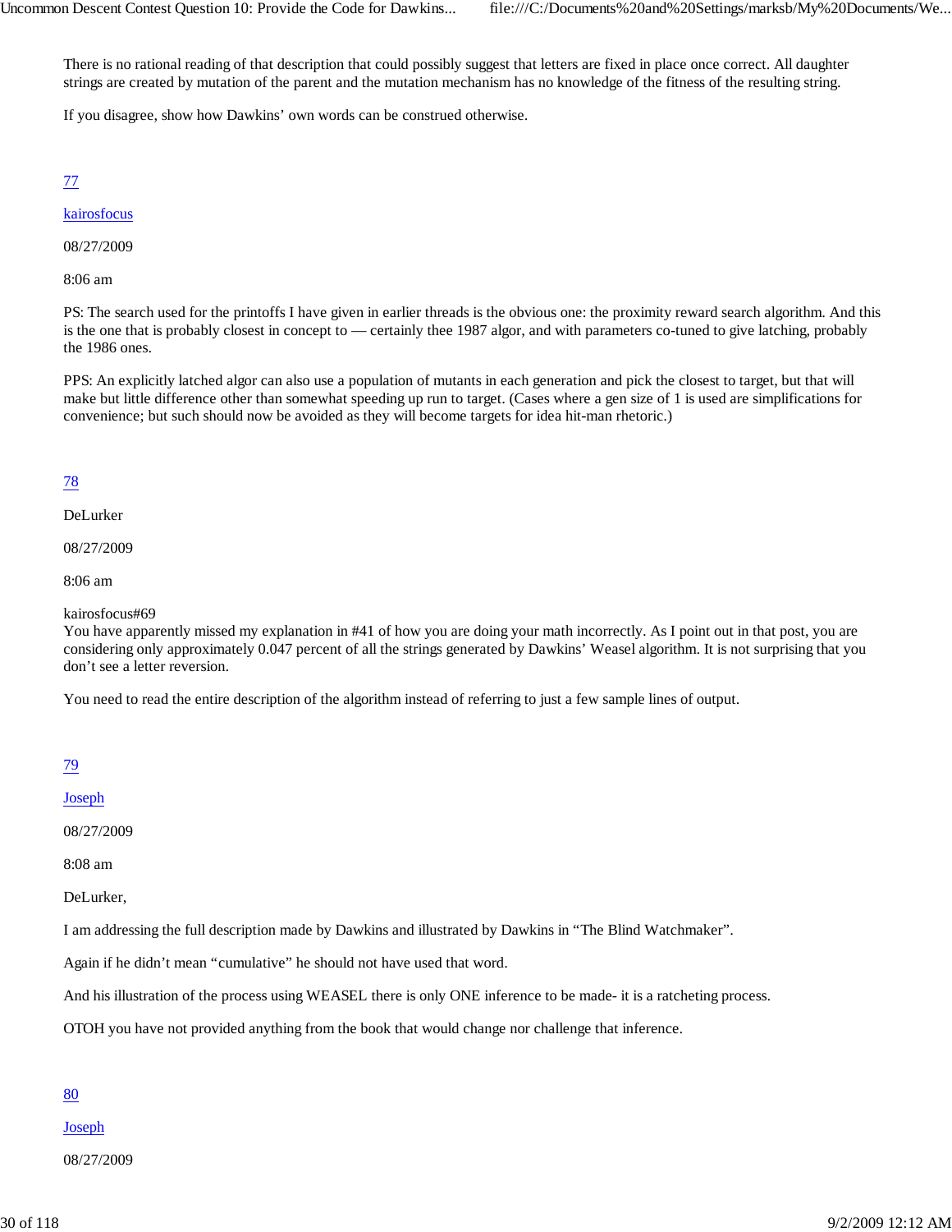There is no rational reading of that description that could possibly suggest that letters are fixed in place once correct. All daughter strings are created by mutation of the parent and the mutation mechanism has no knowledge of the fitness of the resulting string.

If you disagree, show how Dawkins' own words can be construed otherwise.

77

kairosfocus

08/27/2009

8:06 am

PS: The search used for the printoffs I have given in earlier threads is the obvious one: the proximity reward search algorithm. And this is the one that is probably closest in concept to — certainly thee 1987 algor, and with parameters co-tuned to give latching, probably the 1986 ones.

PPS: An explicitly latched algor can also use a population of mutants in each generation and pick the closest to target, but that will make but little difference other than somewhat speeding up run to target. (Cases where a gen size of 1 is used are simplifications for convenience; but such should now be avoided as they will become targets for idea hit-man rhetoric.)

78

DeLurker

08/27/2009

8:06 am

kairosfocus#69
You have apparently missed my explanation in #41 of how you are doing your math incorrectly. As I point out in that post, you are considering only approximately 0.047 percent of all the strings generated by Dawkins' Weasel algorithm. It is not surprising that you don't see a letter reversion.

You need to read the entire description of the algorithm instead of referring to just a few sample lines of output.

79

Joseph

08/27/2009

8:08 am

DeLurker,

I am addressing the full description made by Dawkins and illustrated by Dawkins in "The Blind Watchmaker".

Again if he didn't mean "cumulative" he should not have used that word.

And his illustration of the process using WEASEL there is only ONE inference to be made- it is a ratcheting process.

OTOH you have not provided anything from the book that would change nor challenge that inference.

80

Joseph

08/27/2009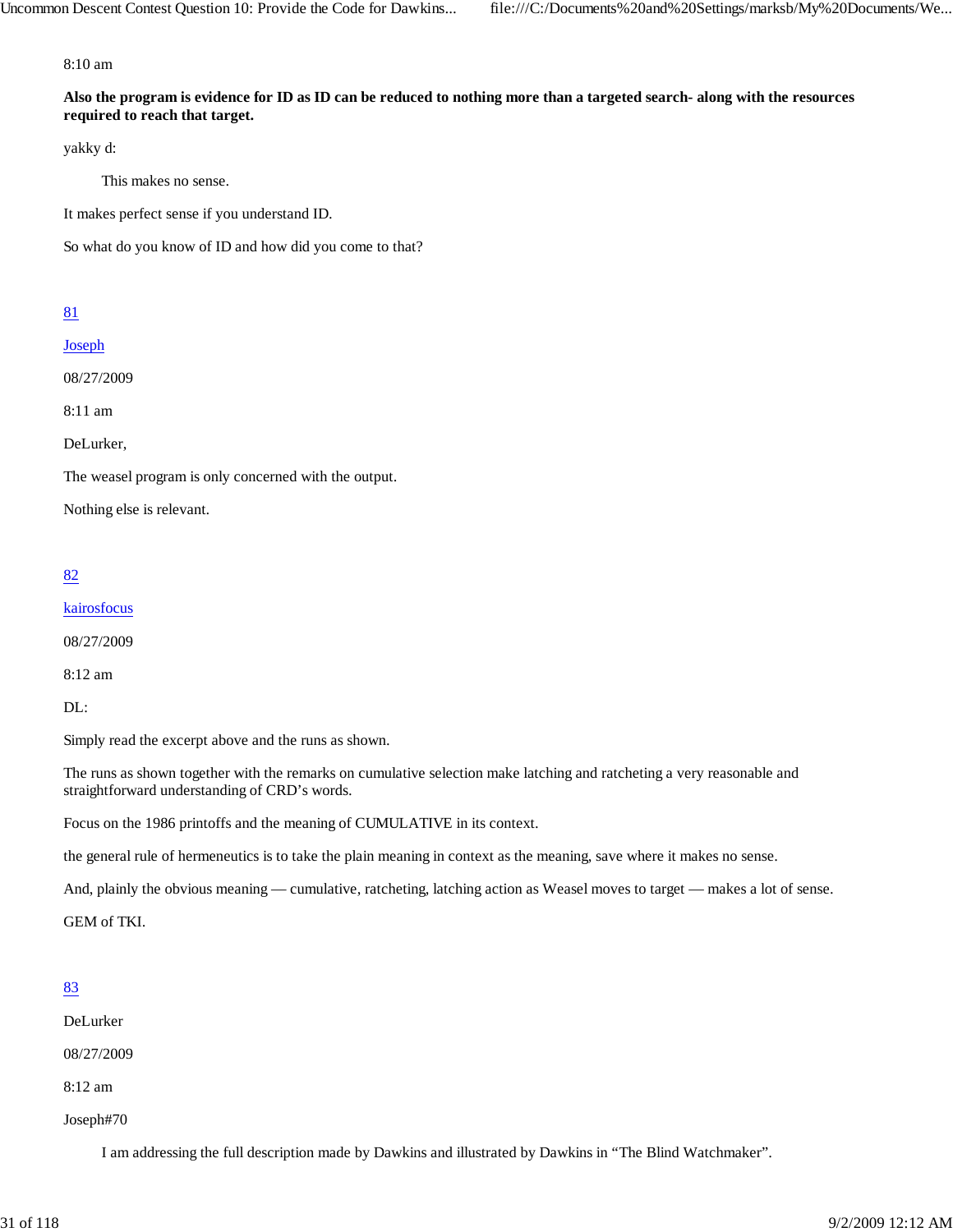8:10 am

**Also the program is evidence for ID as ID can be reduced to nothing more than a targeted search- along with the resources required to reach that target.**

yakky d:

> This makes no sense.

It makes perfect sense if you understand ID.

So what do you know of ID and how did you come to that?

[81](#)

[Joseph](#)

08/27/2009

8:11 am

DeLurker,

The weasel program is only concerned with the output.

Nothing else is relevant.

[82](#)

[kairosfocus](#)

08/27/2009

8:12 am

DL:

Simply read the excerpt above and the runs as shown.

The runs as shown together with the remarks on cumulative selection make latching and ratcheting a very reasonable and straightforward understanding of CRD's words.

Focus on the 1986 printoffs and the meaning of CUMULATIVE in its context.

the general rule of hermeneutics is to take the plain meaning in context as the meaning, save where it makes no sense.

And, plainly the obvious meaning — cumulative, ratcheting, latching action as Weasel moves to target — makes a lot of sense.

GEM of TKI.

[83](#)

DeLurker

08/27/2009

8:12 am

Joseph#70

> I am addressing the full description made by Dawkins and illustrated by Dawkins in "The Blind Watchmaker".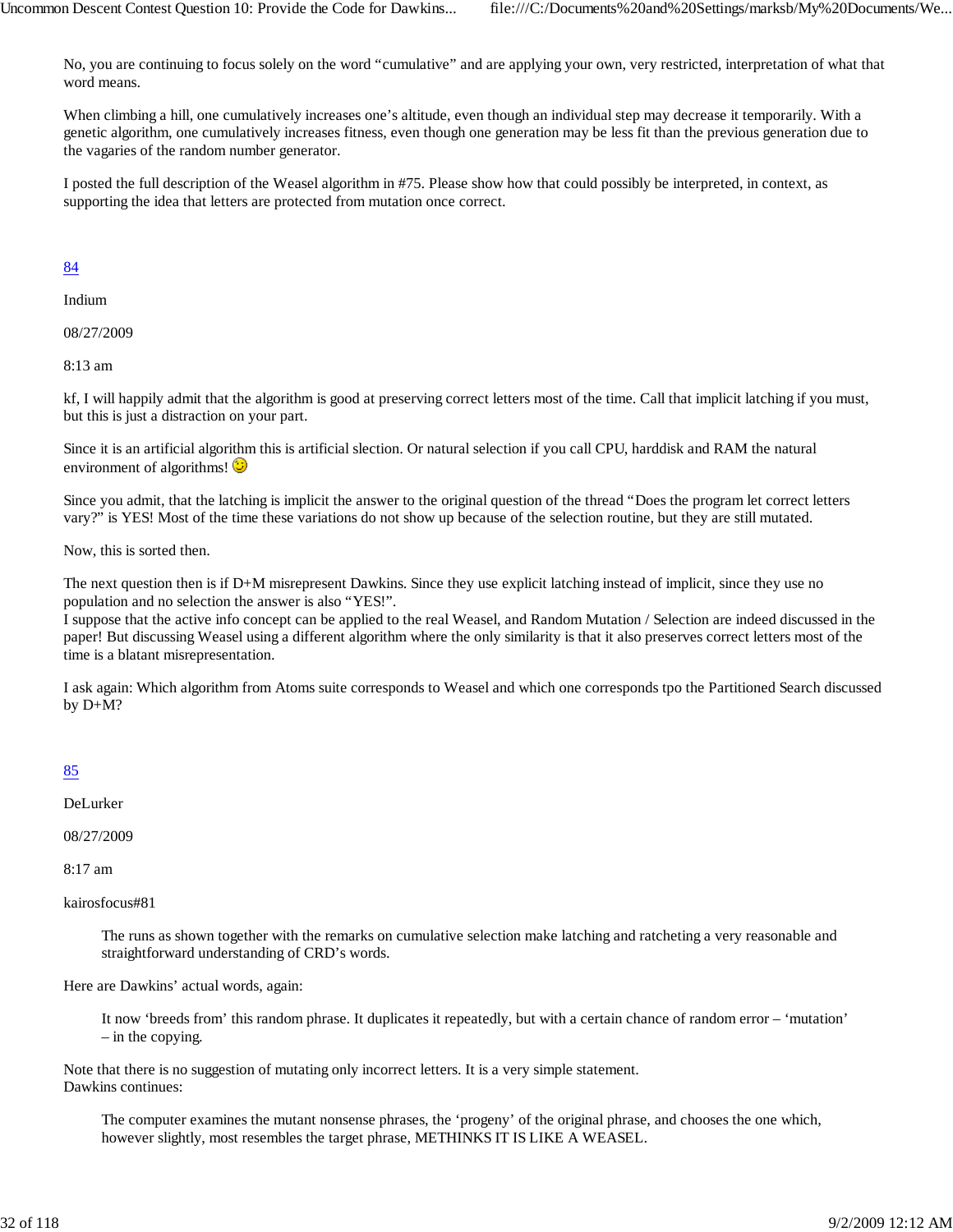No, you are continuing to focus solely on the word "cumulative" and are applying your own, very restricted, interpretation of what that word means.

When climbing a hill, one cumulatively increases one's altitude, even though an individual step may decrease it temporarily. With a genetic algorithm, one cumulatively increases fitness, even though one generation may be less fit than the previous generation due to the vagaries of the random number generator.

I posted the full description of the Weasel algorithm in #75. Please show how that could possibly be interpreted, in context, as supporting the idea that letters are protected from mutation once correct.

84

Indium

08/27/2009

8:13 am

kf, I will happily admit that the algorithm is good at preserving correct letters most of the time. Call that implicit latching if you must, but this is just a distraction on your part.

Since it is an artificial algorithm this is artificial slection. Or natural selection if you call CPU, harddisk and RAM the natural environment of algorithms! 😉

Since you admit, that the latching is implicit the answer to the original question of the thread "Does the program let correct letters vary?" is YES! Most of the time these variations do not show up because of the selection routine, but they are still mutated.

Now, this is sorted then.

The next question then is if D+M misrepresent Dawkins. Since they use explicit latching instead of implicit, since they use no population and no selection the answer is also "YES!".
I suppose that the active info concept can be applied to the real Weasel, and Random Mutation / Selection are indeed discussed in the paper! But discussing Weasel using a different algorithm where the only similarity is that it also preserves correct letters most of the time is a blatant misrepresentation.

I ask again: Which algorithm from Atoms suite corresponds to Weasel and which one corresponds tpo the Partitioned Search discussed by D+M?

85

DeLurker

08/27/2009

8:17 am

kairosfocus#81

> The runs as shown together with the remarks on cumulative selection make latching and ratcheting a very reasonable and straightforward understanding of CRD's words.

Here are Dawkins' actual words, again:

> It now 'breeds from' this random phrase. It duplicates it repeatedly, but with a certain chance of random error – 'mutation' – in the copying.

Note that there is no suggestion of mutating only incorrect letters. It is a very simple statement.
Dawkins continues:

> The computer examines the mutant nonsense phrases, the 'progeny' of the original phrase, and chooses the one which, however slightly, most resembles the target phrase, METHINKS IT IS LIKE A WEASEL.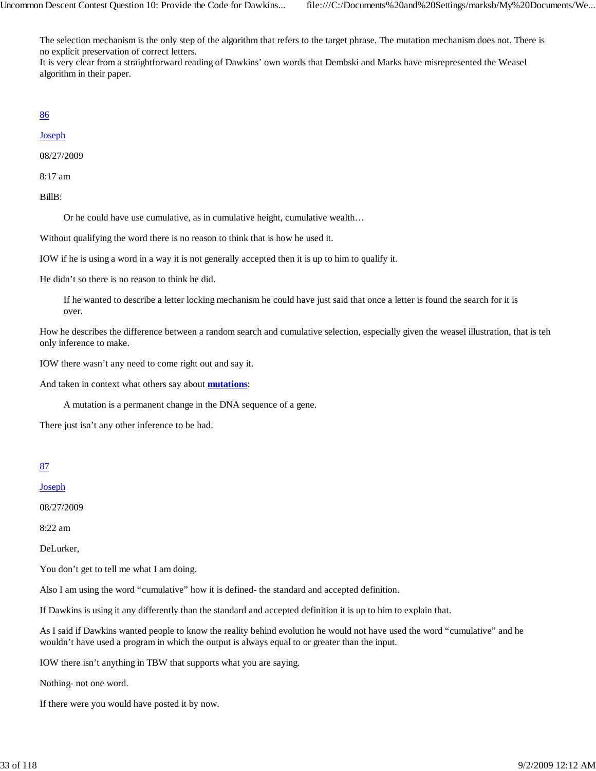The selection mechanism is the only step of the algorithm that refers to the target phrase. The mutation mechanism does not. There is no explicit preservation of correct letters.
It is very clear from a straightforward reading of Dawkins' own words that Dembski and Marks have misrepresented the Weasel algorithm in their paper.

86

Joseph

08/27/2009

8:17 am

BillB:

> Or he could have use cumulative, as in cumulative height, cumulative wealth…

Without qualifying the word there is no reason to think that is how he used it.

IOW if he is using a word in a way it is not generally accepted then it is up to him to qualify it.

He didn't so there is no reason to think he did.

> If he wanted to describe a letter locking mechanism he could have just said that once a letter is found the search for it is over.

How he describes the difference between a random search and cumulative selection, especially given the weasel illustration, that is teh only inference to make.

IOW there wasn't any need to come right out and say it.

And taken in context what others say about **mutations**:

> A mutation is a permanent change in the DNA sequence of a gene.

There just isn't any other inference to be had.

87

Joseph

08/27/2009

8:22 am

DeLurker,

You don't get to tell me what I am doing.

Also I am using the word "cumulative" how it is defined- the standard and accepted definition.

If Dawkins is using it any differently than the standard and accepted definition it is up to him to explain that.

As I said if Dawkins wanted people to know the reality behind evolution he would not have used the word "cumulative" and he wouldn't have used a program in which the output is always equal to or greater than the input.

IOW there isn't anything in TBW that supports what you are saying.

Nothing- not one word.

If there were you would have posted it by now.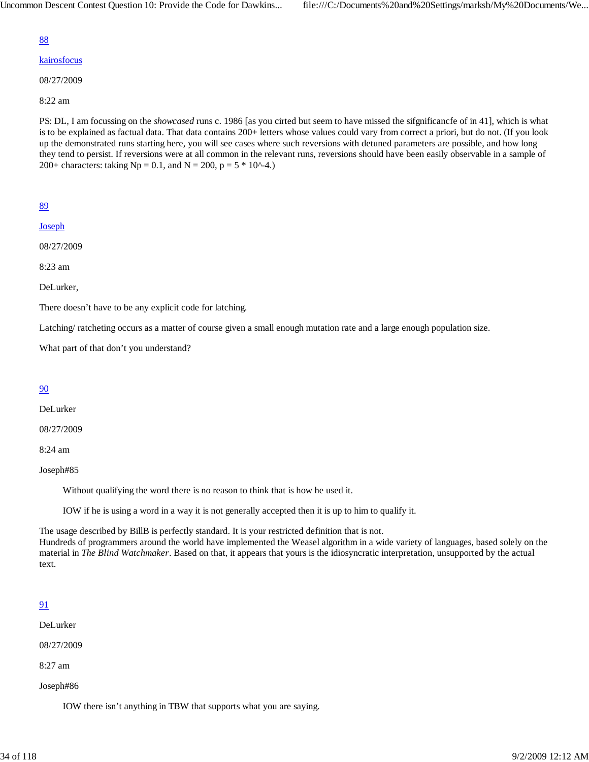88

kairosfocus

08/27/2009

8:22 am

PS: DL, I am focussing on the *showcased* runs c. 1986 [as you cirted but seem to have missed the sifgnificancfe of in 41], which is what is to be explained as factual data. That data contains 200+ letters whose values could vary from correct a priori, but do not. (If you look up the demonstrated runs starting here, you will see cases where such reversions with detuned parameters are possible, and how long they tend to persist. If reversions were at all common in the relevant runs, reversions should have been easily observable in a sample of 200+ characters: taking Np = 0.1, and N = 200, p = 5 * 10^-4.)

89

Joseph

08/27/2009

8:23 am

DeLurker,

There doesn't have to be any explicit code for latching.

Latching/ ratcheting occurs as a matter of course given a small enough mutation rate and a large enough population size.

What part of that don't you understand?

90

DeLurker

08/27/2009

8:24 am

Joseph#85

> Without qualifying the word there is no reason to think that is how he used it.
>
> IOW if he is using a word in a way it is not generally accepted then it is up to him to qualify it.

The usage described by BillB is perfectly standard. It is your restricted definition that is not.
Hundreds of programmers around the world have implemented the Weasel algorithm in a wide variety of languages, based solely on the material in *The Blind Watchmaker*. Based on that, it appears that yours is the idiosyncratic interpretation, unsupported by the actual text.

91

DeLurker

08/27/2009

8:27 am

Joseph#86

> IOW there isn't anything in TBW that supports what you are saying.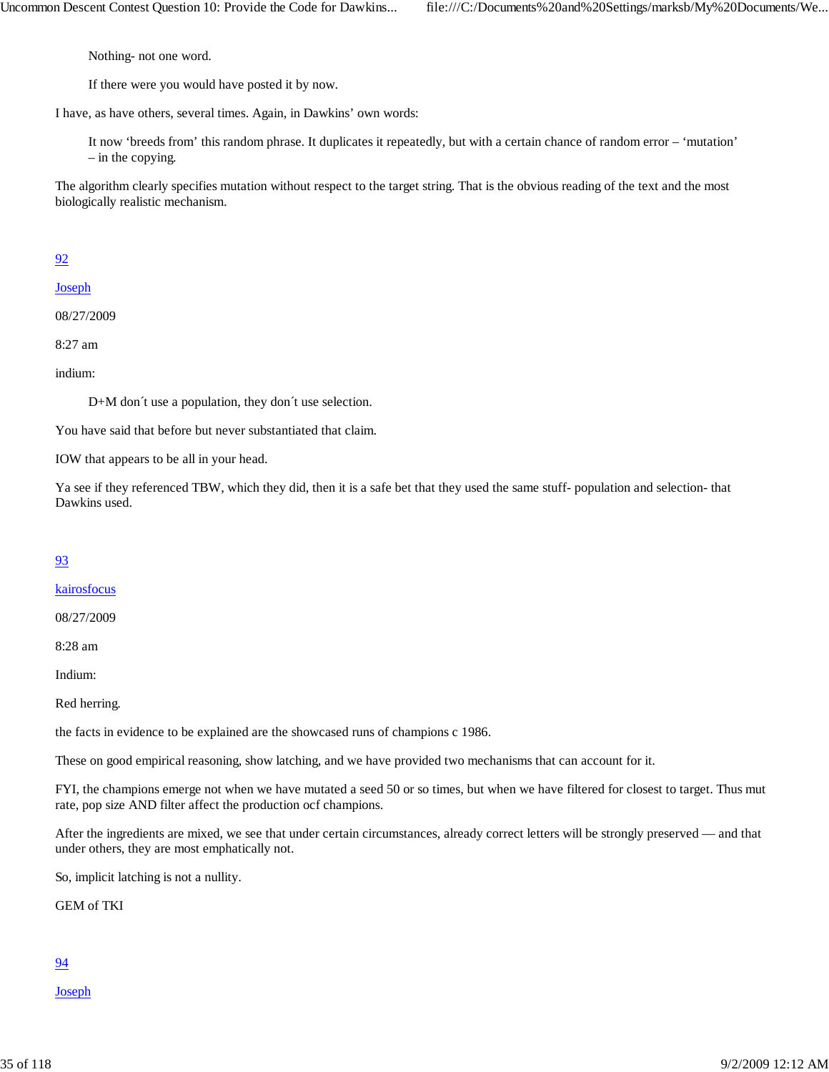> Nothing- not one word.
>
> If there were you would have posted it by now.

I have, as have others, several times. Again, in Dawkins' own words:

> It now 'breeds from' this random phrase. It duplicates it repeatedly, but with a certain chance of random error – 'mutation' – in the copying.

The algorithm clearly specifies mutation without respect to the target string. That is the obvious reading of the text and the most biologically realistic mechanism.

92

Joseph

08/27/2009

8:27 am

indium:

> D+M don´t use a population, they don´t use selection.

You have said that before but never substantiated that claim.

IOW that appears to be all in your head.

Ya see if they referenced TBW, which they did, then it is a safe bet that they used the same stuff- population and selection- that Dawkins used.

93

kairosfocus

08/27/2009

8:28 am

Indium:

Red herring.

the facts in evidence to be explained are the showcased runs of champions c 1986.

These on good empirical reasoning, show latching, and we have provided two mechanisms that can account for it.

FYI, the champions emerge not when we have mutated a seed 50 or so times, but when we have filtered for closest to target. Thus mut rate, pop size AND filter affect the production ocf champions.

After the ingredients are mixed, we see that under certain circumstances, already correct letters will be strongly preserved — and that under others, they are most emphatically not.

So, implicit latching is not a nullity.

GEM of TKI

94

Joseph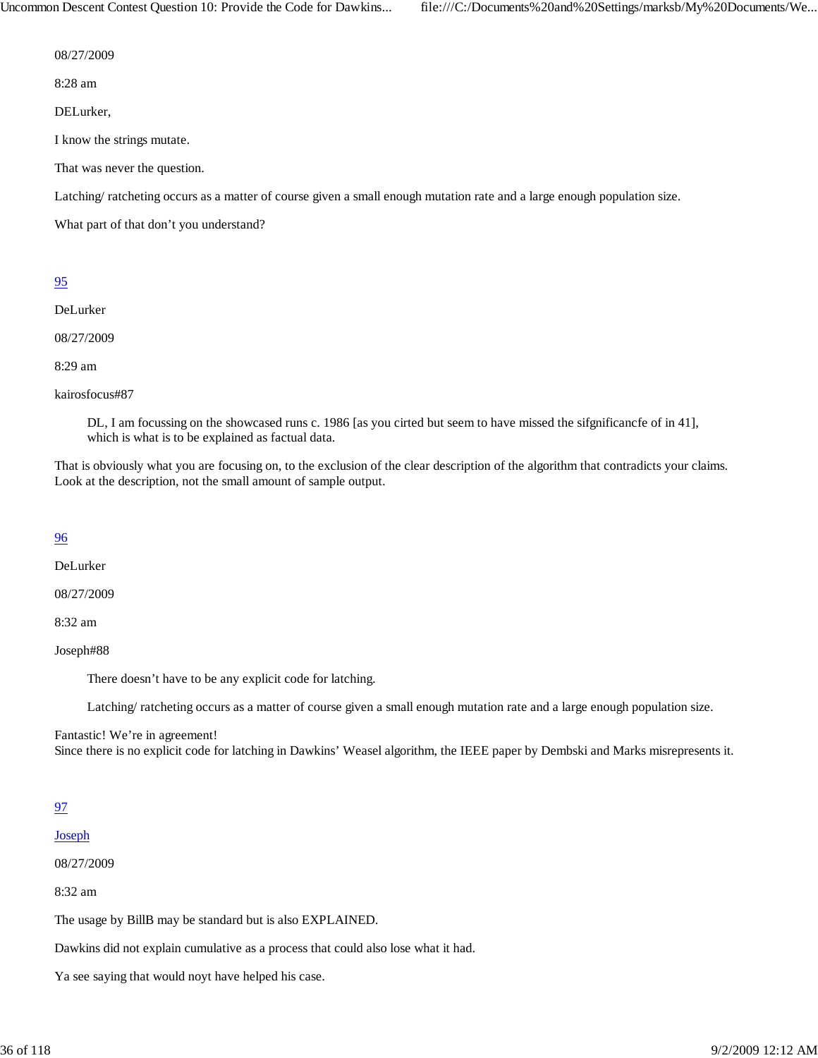08/27/2009

8:28 am

DELurker,

I know the strings mutate.

That was never the question.

Latching/ ratcheting occurs as a matter of course given a small enough mutation rate and a large enough population size.

What part of that don't you understand?

95

DeLurker

08/27/2009

8:29 am

kairosfocus#87

> DL, I am focussing on the showcased runs c. 1986 [as you cirted but seem to have missed the sifgnificancfe of in 41], which is what is to be explained as factual data.

That is obviously what you are focusing on, to the exclusion of the clear description of the algorithm that contradicts your claims. Look at the description, not the small amount of sample output.

96

DeLurker

08/27/2009

8:32 am

Joseph#88

> There doesn't have to be any explicit code for latching.
>
> Latching/ ratcheting occurs as a matter of course given a small enough mutation rate and a large enough population size.

Fantastic! We're in agreement!
Since there is no explicit code for latching in Dawkins' Weasel algorithm, the IEEE paper by Dembski and Marks misrepresents it.

97

Joseph

08/27/2009

8:32 am

The usage by BillB may be standard but is also EXPLAINED.

Dawkins did not explain cumulative as a process that could also lose what it had.

Ya see saying that would noyt have helped his case.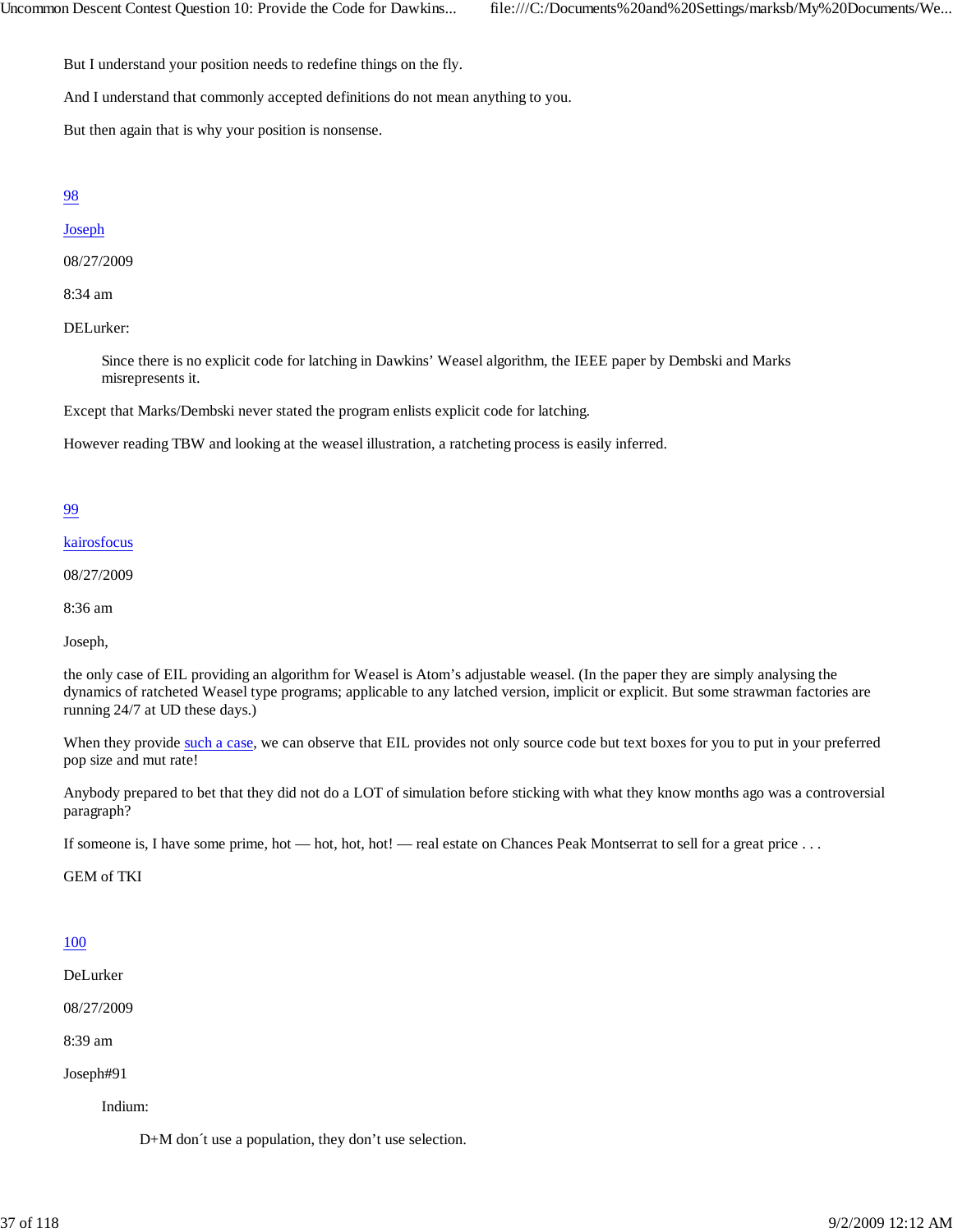But I understand your position needs to redefine things on the fly.

And I understand that commonly accepted definitions do not mean anything to you.

But then again that is why your position is nonsense.

98

Joseph

08/27/2009

8:34 am

DELurker:

> Since there is no explicit code for latching in Dawkins' Weasel algorithm, the IEEE paper by Dembski and Marks misrepresents it.

Except that Marks/Dembski never stated the program enlists explicit code for latching.

However reading TBW and looking at the weasel illustration, a ratcheting process is easily inferred.

99

kairosfocus

08/27/2009

8:36 am

Joseph,

the only case of EIL providing an algorithm for Weasel is Atom's adjustable weasel. (In the paper they are simply analysing the dynamics of ratcheted Weasel type programs; applicable to any latched version, implicit or explicit. But some strawman factories are running 24/7 at UD these days.)

When they provide such a case, we can observe that EIL provides not only source code but text boxes for you to put in your preferred pop size and mut rate!

Anybody prepared to bet that they did not do a LOT of simulation before sticking with what they know months ago was a controversial paragraph?

If someone is, I have some prime, hot — hot, hot, hot! — real estate on Chances Peak Montserrat to sell for a great price . . .

GEM of TKI

100

DeLurker

08/27/2009

8:39 am

Joseph#91

> Indium:
>
> > D+M don´t use a population, they don't use selection.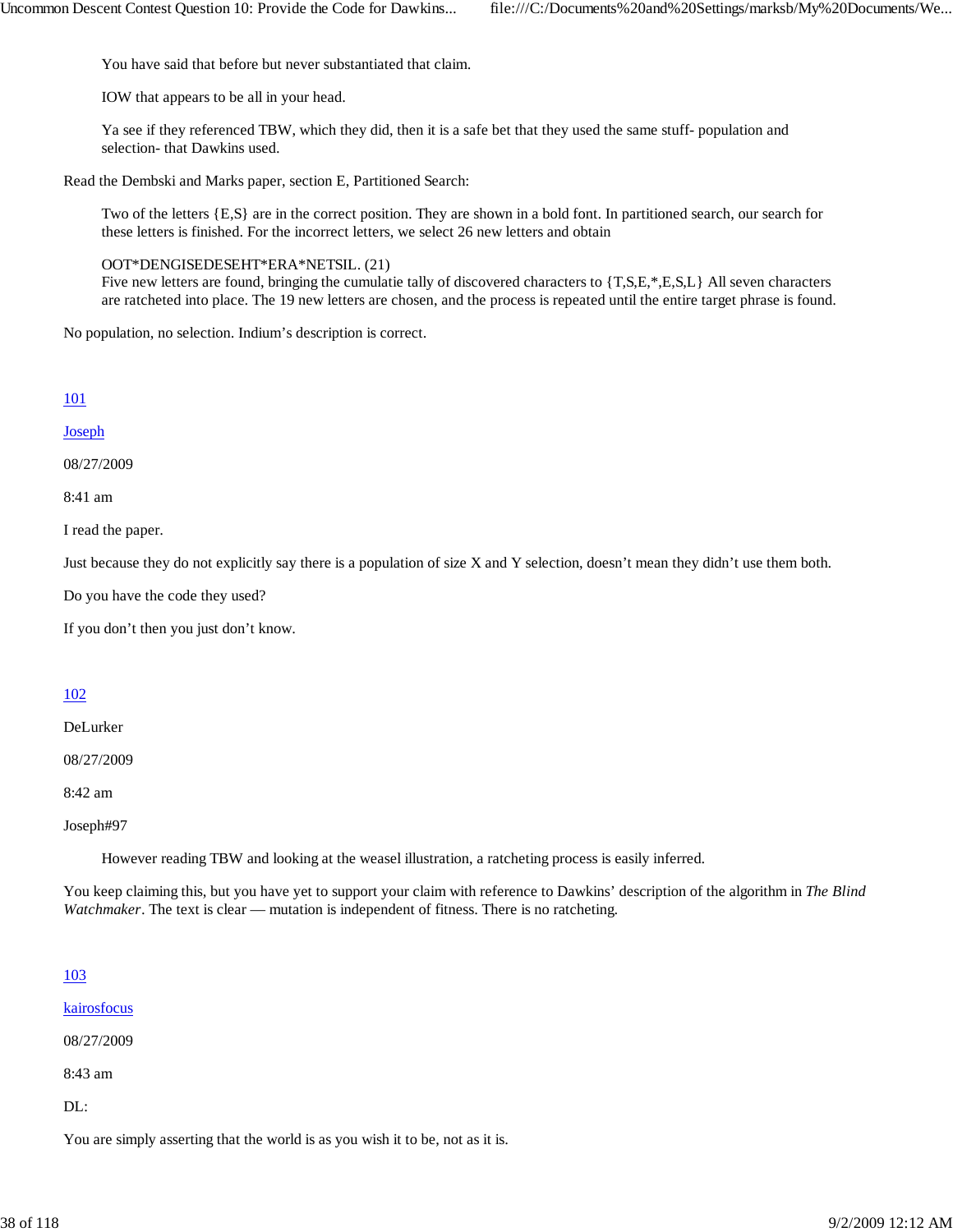> You have said that before but never substantiated that claim.
>
> IOW that appears to be all in your head.
>
> Ya see if they referenced TBW, which they did, then it is a safe bet that they used the same stuff- population and selection- that Dawkins used.

Read the Dembski and Marks paper, section E, Partitioned Search:

> Two of the letters {E,S} are in the correct position. They are shown in a bold font. In partitioned search, our search for these letters is finished. For the incorrect letters, we select 26 new letters and obtain
>
> OOT*DENGISEDESEHT*ERA*NETSIL. (21)
> Five new letters are found, bringing the cumulatie tally of discovered characters to {T,S,E,*,E,S,L} All seven characters are ratcheted into place. The 19 new letters are chosen, and the process is repeated until the entire target phrase is found.

No population, no selection. Indium's description is correct.

[101](#)

[Joseph](#)

08/27/2009

8:41 am

I read the paper.

Just because they do not explicitly say there is a population of size X and Y selection, doesn't mean they didn't use them both.

Do you have the code they used?

If you don't then you just don't know.

[102](#)

DeLurker

08/27/2009

8:42 am

Joseph#97

> However reading TBW and looking at the weasel illustration, a ratcheting process is easily inferred.

You keep claiming this, but you have yet to support your claim with reference to Dawkins' description of the algorithm in *The Blind Watchmaker*. The text is clear — mutation is independent of fitness. There is no ratcheting.

[103](#)

[kairosfocus](#)

08/27/2009

8:43 am

DL:

You are simply asserting that the world is as you wish it to be, not as it is.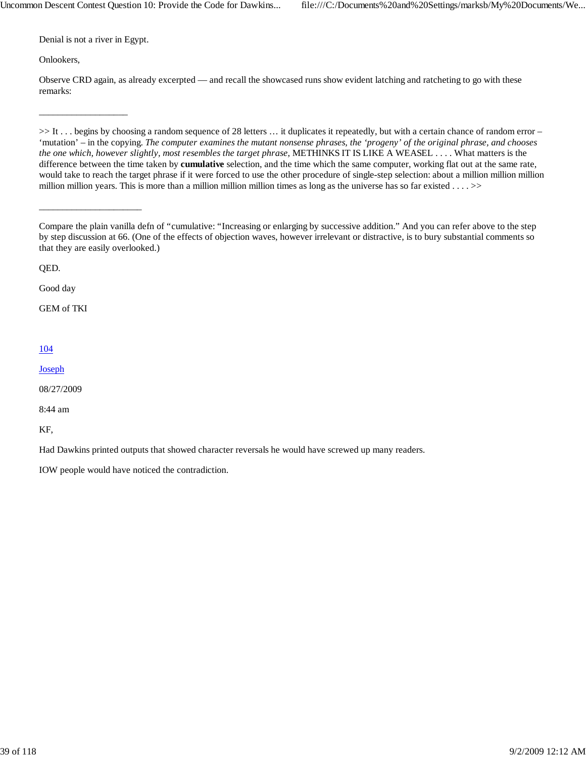Denial is not a river in Egypt.

Onlookers,

Observe CRD again, as already excerpted — and recall the showcased runs show evident latching and ratcheting to go with these remarks:

__________________

>> It . . . begins by choosing a random sequence of 28 letters … it duplicates it repeatedly, but with a certain chance of random error – ‘mutation’ – in the copying. *The computer examines the mutant nonsense phrases, the ‘progeny’ of the original phrase, and chooses the one which, however slightly, most resembles the target phrase*, METHINKS IT IS LIKE A WEASEL . . . . What matters is the difference between the time taken by **cumulative** selection, and the time which the same computer, working flat out at the same rate, would take to reach the target phrase if it were forced to use the other procedure of single-step selection: about a million million million million million years. This is more than a million million million times as long as the universe has so far existed . . . . >>

_____________________

Compare the plain vanilla defn of “cumulative: “Increasing or enlarging by successive addition.” And you can refer above to the step by step discussion at 66. (One of the effects of objection waves, however irrelevant or distractive, is to bury substantial comments so that they are easily overlooked.)

QED.

Good day

GEM of TKI

104

Joseph

08/27/2009

8:44 am

KF,

Had Dawkins printed outputs that showed character reversals he would have screwed up many readers.

IOW people would have noticed the contradiction.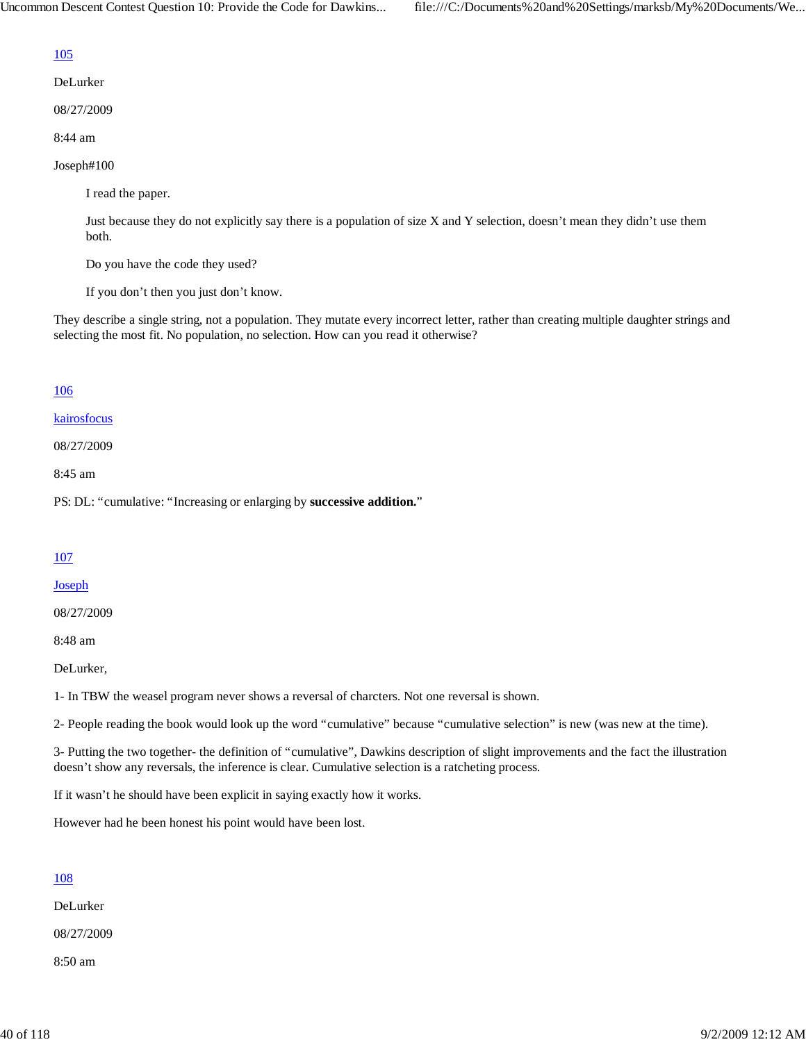105

DeLurker

08/27/2009

8:44 am

Joseph#100

> I read the paper.
>
> Just because they do not explicitly say there is a population of size X and Y selection, doesn't mean they didn't use them both.
>
> Do you have the code they used?
>
> If you don't then you just don't know.

They describe a single string, not a population. They mutate every incorrect letter, rather than creating multiple daughter strings and selecting the most fit. No population, no selection. How can you read it otherwise?

106

kairosfocus

08/27/2009

8:45 am

PS: DL: "cumulative: "Increasing or enlarging by **successive addition.**"

107

Joseph

08/27/2009

8:48 am

DeLurker,

1- In TBW the weasel program never shows a reversal of charcters. Not one reversal is shown.

2- People reading the book would look up the word "cumulative" because "cumulative selection" is new (was new at the time).

3- Putting the two together- the definition of "cumulative", Dawkins description of slight improvements and the fact the illustration doesn't show any reversals, the inference is clear. Cumulative selection is a ratcheting process.

If it wasn't he should have been explicit in saying exactly how it works.

However had he been honest his point would have been lost.

108

DeLurker

08/27/2009

8:50 am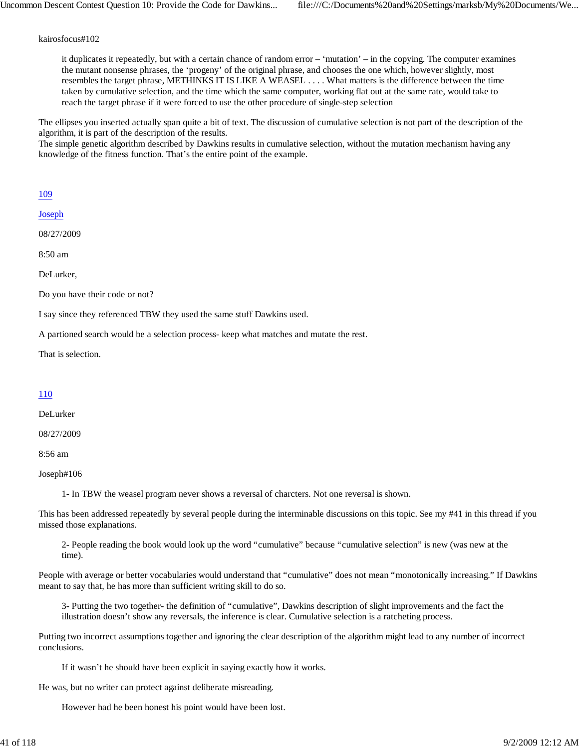kairosfocus#102

> it duplicates it repeatedly, but with a certain chance of random error – 'mutation' – in the copying. The computer examines the mutant nonsense phrases, the 'progeny' of the original phrase, and chooses the one which, however slightly, most resembles the target phrase, METHINKS IT IS LIKE A WEASEL . . . . What matters is the difference between the time taken by cumulative selection, and the time which the same computer, working flat out at the same rate, would take to reach the target phrase if it were forced to use the other procedure of single-step selection

The ellipses you inserted actually span quite a bit of text. The discussion of cumulative selection is not part of the description of the algorithm, it is part of the description of the results.
The simple genetic algorithm described by Dawkins results in cumulative selection, without the mutation mechanism having any knowledge of the fitness function. That's the entire point of the example.

109

Joseph

08/27/2009

8:50 am

DeLurker,

Do you have their code or not?

I say since they referenced TBW they used the same stuff Dawkins used.

A partioned search would be a selection process- keep what matches and mutate the rest.

That is selection.

110

DeLurker

08/27/2009

8:56 am

Joseph#106

> 1- In TBW the weasel program never shows a reversal of charcters. Not one reversal is shown.

This has been addressed repeatedly by several people during the interminable discussions on this topic. See my #41 in this thread if you missed those explanations.

> 2- People reading the book would look up the word "cumulative" because "cumulative selection" is new (was new at the time).

People with average or better vocabularies would understand that "cumulative" does not mean "monotonically increasing." If Dawkins meant to say that, he has more than sufficient writing skill to do so.

> 3- Putting the two together- the definition of "cumulative", Dawkins description of slight improvements and the fact the illustration doesn't show any reversals, the inference is clear. Cumulative selection is a ratcheting process.

Putting two incorrect assumptions together and ignoring the clear description of the algorithm might lead to any number of incorrect conclusions.

> If it wasn't he should have been explicit in saying exactly how it works.

He was, but no writer can protect against deliberate misreading.

> However had he been honest his point would have been lost.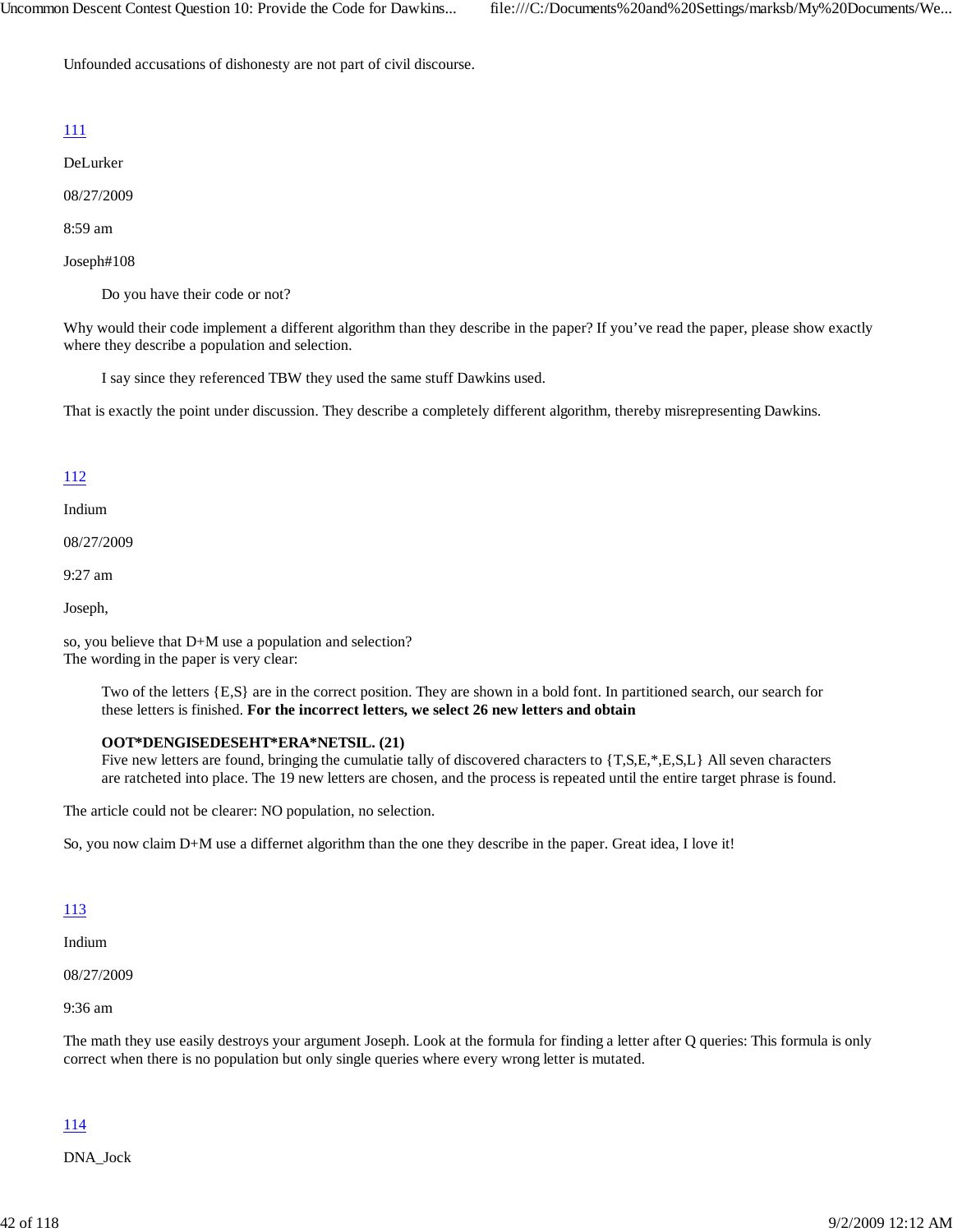Unfounded accusations of dishonesty are not part of civil discourse.

111

DeLurker

08/27/2009

8:59 am

Joseph#108

> Do you have their code or not?

Why would their code implement a different algorithm than they describe in the paper? If you've read the paper, please show exactly where they describe a population and selection.

> I say since they referenced TBW they used the same stuff Dawkins used.

That is exactly the point under discussion. They describe a completely different algorithm, thereby misrepresenting Dawkins.

112

Indium

08/27/2009

9:27 am

Joseph,

so, you believe that D+M use a population and selection?
The wording in the paper is very clear:

> Two of the letters {E,S} are in the correct position. They are shown in a bold font. In partitioned search, our search for these letters is finished. **For the incorrect letters, we select 26 new letters and obtain**
>
> **OOT*DENGISEDESEHT*ERA*NETSIL. (21)**
> Five new letters are found, bringing the cumulatie tally of discovered characters to {T,S,E,*,E,S,L} All seven characters are ratcheted into place. The 19 new letters are chosen, and the process is repeated until the entire target phrase is found.

The article could not be clearer: NO population, no selection.

So, you now claim D+M use a differnet algorithm than the one they describe in the paper. Great idea, I love it!

113

Indium

08/27/2009

9:36 am

The math they use easily destroys your argument Joseph. Look at the formula for finding a letter after Q queries: This formula is only correct when there is no population but only single queries where every wrong letter is mutated.

114

DNA_Jock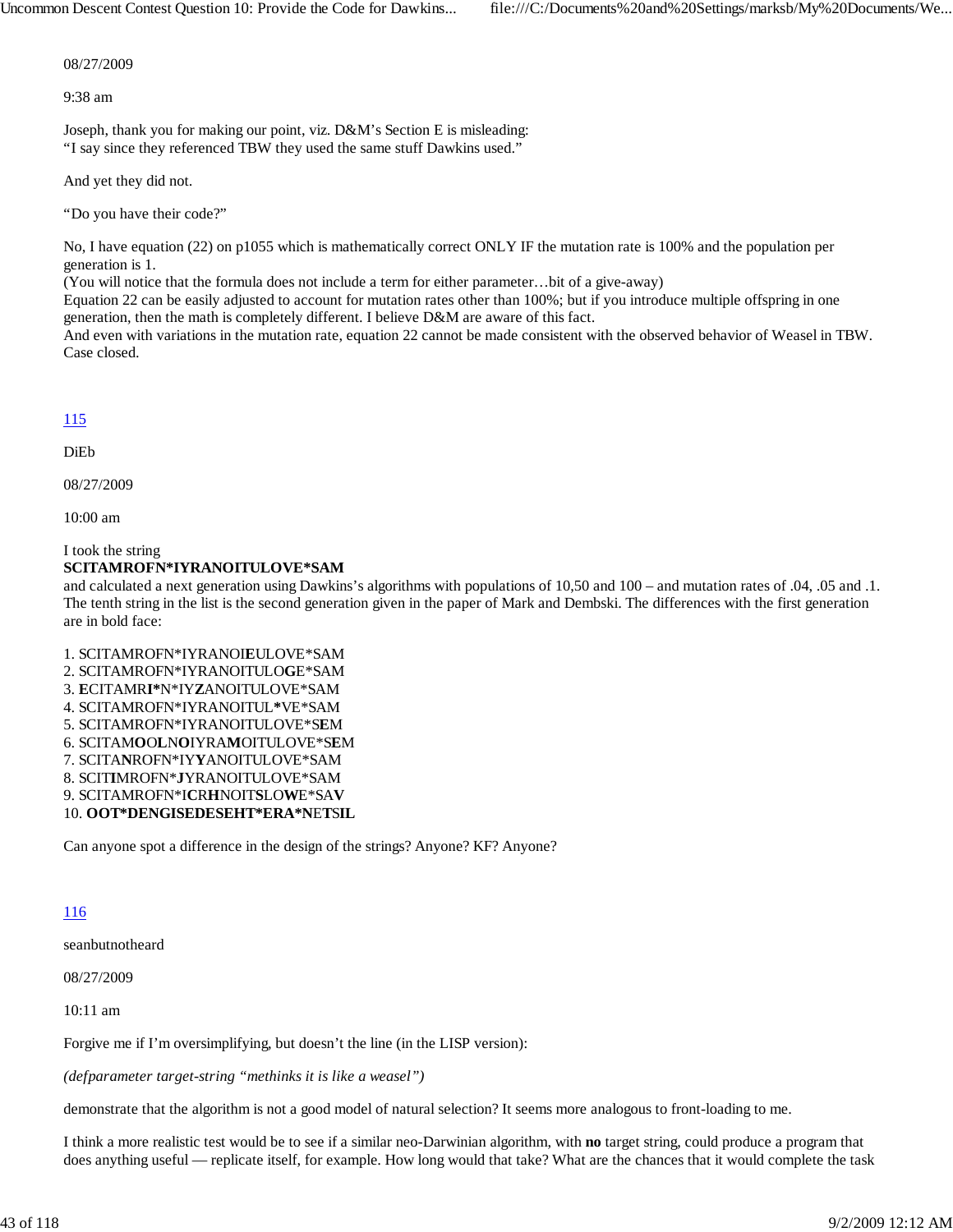08/27/2009

9:38 am

Joseph, thank you for making our point, viz. D&M's Section E is misleading:
"I say since they referenced TBW they used the same stuff Dawkins used."

And yet they did not.

"Do you have their code?"

No, I have equation (22) on p1055 which is mathematically correct ONLY IF the mutation rate is 100% and the population per generation is 1.
(You will notice that the formula does not include a term for either parameter…bit of a give-away)
Equation 22 can be easily adjusted to account for mutation rates other than 100%; but if you introduce multiple offspring in one generation, then the math is completely different. I believe D&M are aware of this fact.
And even with variations in the mutation rate, equation 22 cannot be made consistent with the observed behavior of Weasel in TBW. Case closed.

115

DiEb

08/27/2009

10:00 am

I took the string
**SCITAMROFN*IYRANOITULOVE*SAM**
and calculated a next generation using Dawkins's algorithms with populations of 10,50 and 100 – and mutation rates of .04, .05 and .1. The tenth string in the list is the second generation given in the paper of Mark and Dembski. The differences with the first generation are in bold face:

1. SCITAMROFN*IYRANOI**E**ULOVE*SAM
2. SCITAMROFN*IYRANOITULO**G**E*SAM
3. **E**CITAMR**I***N*IY**Z**ANOITULOVE*SAM
4. SCITAMROFN*IYRANOITUL*****VE*SAM
5. SCITAMROFN*IYRANOITULOVE*S**E**M
6. SCITAM**O**O**L**N**O**IYRA**M**OITULOVE*S**E**M
7. SCITA**N**ROFN*IY**Y**ANOITULOVE*SAM
8. SCIT**I**MROFN***J**YRANOITULOVE*SAM
9. SCITAMROFN*I**C**R**H**NOIT**S**LO**W**E*SA**V**
10. **OOT*DENGISEDESEHT*ERA*N**ET**S**IL**

Can anyone spot a difference in the design of the strings? Anyone? KF? Anyone?

116

seanbutnotheard

08/27/2009

10:11 am

Forgive me if I'm oversimplifying, but doesn't the line (in the LISP version):

*(defparameter target-string "methinks it is like a weasel")*

demonstrate that the algorithm is not a good model of natural selection? It seems more analogous to front-loading to me.

I think a more realistic test would be to see if a similar neo-Darwinian algorithm, with **no** target string, could produce a program that does anything useful — replicate itself, for example. How long would that take? What are the chances that it would complete the task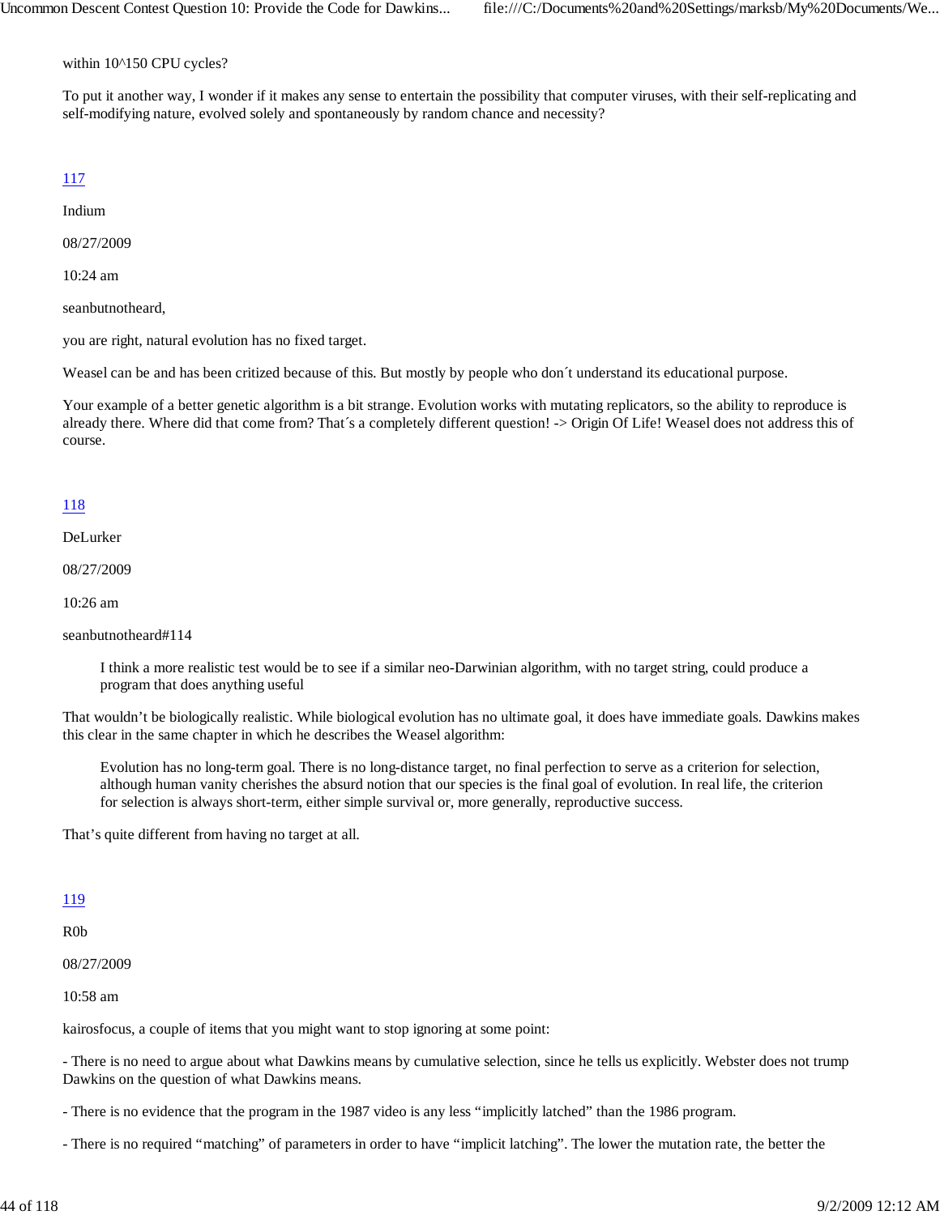within 10^150 CPU cycles?

To put it another way, I wonder if it makes any sense to entertain the possibility that computer viruses, with their self-replicating and self-modifying nature, evolved solely and spontaneously by random chance and necessity?

117

Indium

08/27/2009

10:24 am

seanbutnotheard,

you are right, natural evolution has no fixed target.

Weasel can be and has been critized because of this. But mostly by people who don´t understand its educational purpose.

Your example of a better genetic algorithm is a bit strange. Evolution works with mutating replicators, so the ability to reproduce is already there. Where did that come from? That´s a completely different question! -> Origin Of Life! Weasel does not address this of course.

118

DeLurker

08/27/2009

10:26 am

seanbutnotheard#114

> I think a more realistic test would be to see if a similar neo-Darwinian algorithm, with no target string, could produce a program that does anything useful

That wouldn't be biologically realistic. While biological evolution has no ultimate goal, it does have immediate goals. Dawkins makes this clear in the same chapter in which he describes the Weasel algorithm:

> Evolution has no long-term goal. There is no long-distance target, no final perfection to serve as a criterion for selection, although human vanity cherishes the absurd notion that our species is the final goal of evolution. In real life, the criterion for selection is always short-term, either simple survival or, more generally, reproductive success.

That's quite different from having no target at all.

119

R0b

08/27/2009

10:58 am

kairosfocus, a couple of items that you might want to stop ignoring at some point:

- There is no need to argue about what Dawkins means by cumulative selection, since he tells us explicitly. Webster does not trump Dawkins on the question of what Dawkins means.

- There is no evidence that the program in the 1987 video is any less "implicitly latched" than the 1986 program.

- There is no required "matching" of parameters in order to have "implicit latching". The lower the mutation rate, the better the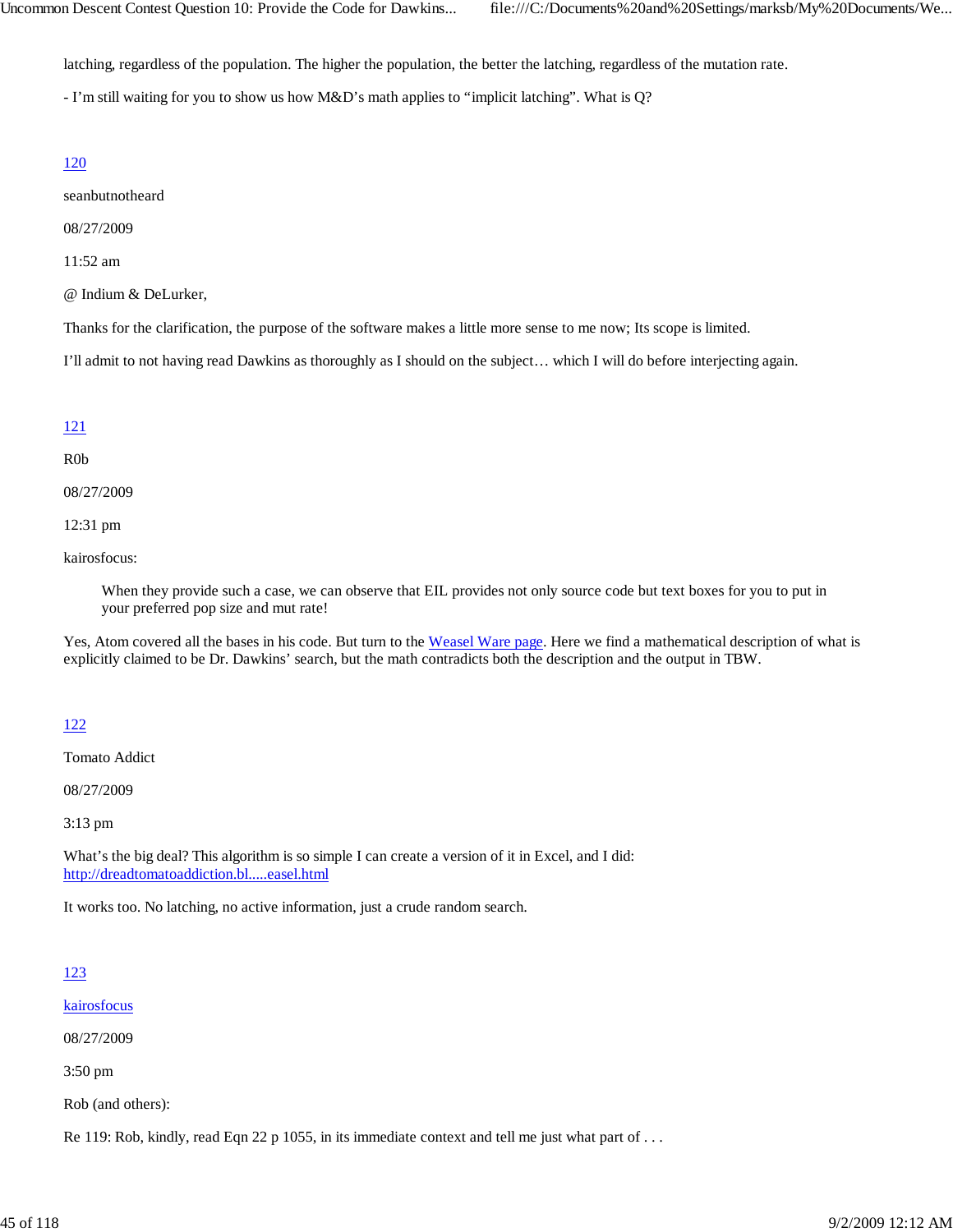latching, regardless of the population. The higher the population, the better the latching, regardless of the mutation rate.

- I’m still waiting for you to show us how M&D’s math applies to “implicit latching”. What is Q?

120

seanbutnotheard

08/27/2009

11:52 am

@ Indium & DeLurker,

Thanks for the clarification, the purpose of the software makes a little more sense to me now; Its scope is limited.

I’ll admit to not having read Dawkins as thoroughly as I should on the subject… which I will do before interjecting again.

121

R0b

08/27/2009

12:31 pm

kairosfocus:

> When they provide such a case, we can observe that EIL provides not only source code but text boxes for you to put in your preferred pop size and mut rate!

Yes, Atom covered all the bases in his code. But turn to the Weasel Ware page. Here we find a mathematical description of what is explicitly claimed to be Dr. Dawkins’ search, but the math contradicts both the description and the output in TBW.

122

Tomato Addict

08/27/2009

3:13 pm

What’s the big deal? This algorithm is so simple I can create a version of it in Excel, and I did:
http://dreadtomatoaddiction.bl.....easel.html

It works too. No latching, no active information, just a crude random search.

123

kairosfocus

08/27/2009

3:50 pm

Rob (and others):

Re 119: Rob, kindly, read Eqn 22 p 1055, in its immediate context and tell me just what part of . . .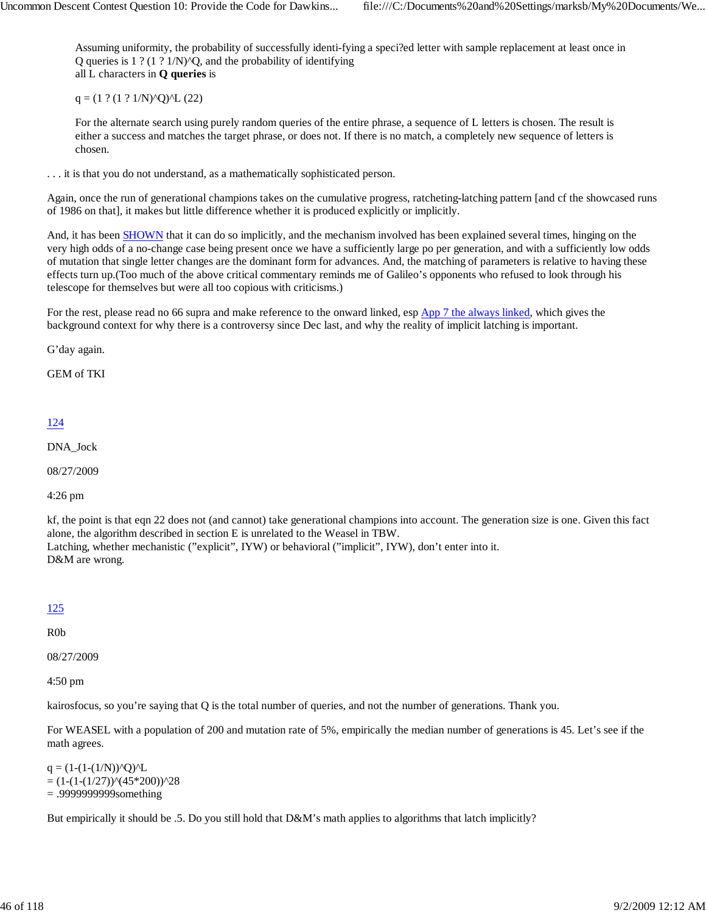> Assuming uniformity, the probability of successfully identi-fying a speci?ed letter with sample replacement at least once in Q queries is 1 ? (1 ? 1/N)^Q, and the probability of identifying all L characters in **Q queries** is
>
> q = (1 ? (1 ? 1/N)^Q)^L (22)
>
> For the alternate search using purely random queries of the entire phrase, a sequence of L letters is chosen. The result is either a success and matches the target phrase, or does not. If there is no match, a completely new sequence of letters is chosen.

. . . it is that you do not understand, as a mathematically sophisticated person.

Again, once the run of generational champions takes on the cumulative progress, ratcheting-latching pattern [and cf the showcased runs of 1986 on that], it makes but little difference whether it is produced explicitly or implicitly.

And, it has been SHOWN that it can do so implicitly, and the mechanism involved has been explained several times, hinging on the very high odds of a no-change case being present once we have a sufficiently large po per generation, and with a sufficiently low odds of mutation that single letter changes are the dominant form for advances. And, the matching of parameters is relative to having these effects turn up.(Too much of the above critical commentary reminds me of Galileo's opponents who refused to look through his telescope for themselves but were all too copious with criticisms.)

For the rest, please read no 66 supra and make reference to the onward linked, esp App 7 the always linked, which gives the background context for why there is a controversy since Dec last, and why the reality of implicit latching is important.

G'day again.

GEM of TKI

124

DNA_Jock

08/27/2009

4:26 pm

kf, the point is that eqn 22 does not (and cannot) take generational champions into account. The generation size is one. Given this fact alone, the algorithm described in section E is unrelated to the Weasel in TBW.
Latching, whether mechanistic ("explicit", IYW) or behavioral ("implicit", IYW), don't enter into it.
D&M are wrong.

125

R0b

08/27/2009

4:50 pm

kairosfocus, so you're saying that Q is the total number of queries, and not the number of generations. Thank you.

For WEASEL with a population of 200 and mutation rate of 5%, empirically the median number of generations is 45. Let's see if the math agrees.

q = (1-(1-(1/N))^Q)^L
= (1-(1-(1/27))^(45*200))^28
= .9999999999something

But empirically it should be .5. Do you still hold that D&M's math applies to algorithms that latch implicitly?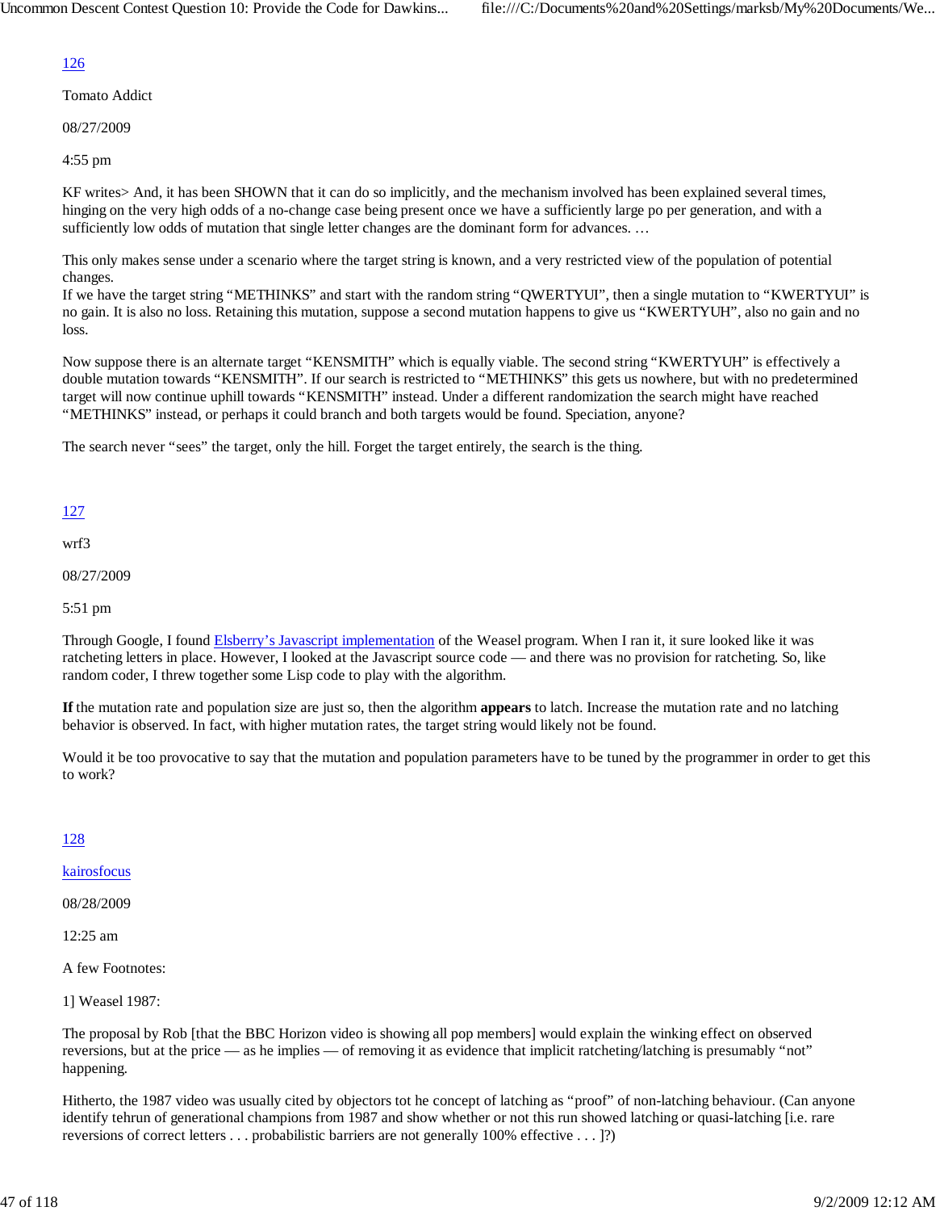126

Tomato Addict

08/27/2009

4:55 pm

KF writes> And, it has been SHOWN that it can do so implicitly, and the mechanism involved has been explained several times, hinging on the very high odds of a no-change case being present once we have a sufficiently large po per generation, and with a sufficiently low odds of mutation that single letter changes are the dominant form for advances. …

This only makes sense under a scenario where the target string is known, and a very restricted view of the population of potential changes.
If we have the target string "METHINKS" and start with the random string "QWERTYUI", then a single mutation to "KWERTYUI" is no gain. It is also no loss. Retaining this mutation, suppose a second mutation happens to give us "KWERTYUH", also no gain and no loss.

Now suppose there is an alternate target "KENSMITH" which is equally viable. The second string "KWERTYUH" is effectively a double mutation towards "KENSMITH". If our search is restricted to "METHINKS" this gets us nowhere, but with no predetermined target will now continue uphill towards "KENSMITH" instead. Under a different randomization the search might have reached "METHINKS" instead, or perhaps it could branch and both targets would be found. Speciation, anyone?

The search never "sees" the target, only the hill. Forget the target entirely, the search is the thing.

127

wrf3

08/27/2009

5:51 pm

Through Google, I found Elsberry's Javascript implementation of the Weasel program. When I ran it, it sure looked like it was ratcheting letters in place. However, I looked at the Javascript source code — and there was no provision for ratcheting. So, like random coder, I threw together some Lisp code to play with the algorithm.

**If** the mutation rate and population size are just so, then the algorithm **appears** to latch. Increase the mutation rate and no latching behavior is observed. In fact, with higher mutation rates, the target string would likely not be found.

Would it be too provocative to say that the mutation and population parameters have to be tuned by the programmer in order to get this to work?

128

kairosfocus

08/28/2009

12:25 am

A few Footnotes:

1] Weasel 1987:

The proposal by Rob [that the BBC Horizon video is showing all pop members] would explain the winking effect on observed reversions, but at the price — as he implies — of removing it as evidence that implicit ratcheting/latching is presumably "not" happening.

Hitherto, the 1987 video was usually cited by objectors tot he concept of latching as "proof" of non-latching behaviour. (Can anyone identify tehrun of generational champions from 1987 and show whether or not this run showed latching or quasi-latching [i.e. rare reversions of correct letters . . . probabilistic barriers are not generally 100% effective . . . ]?)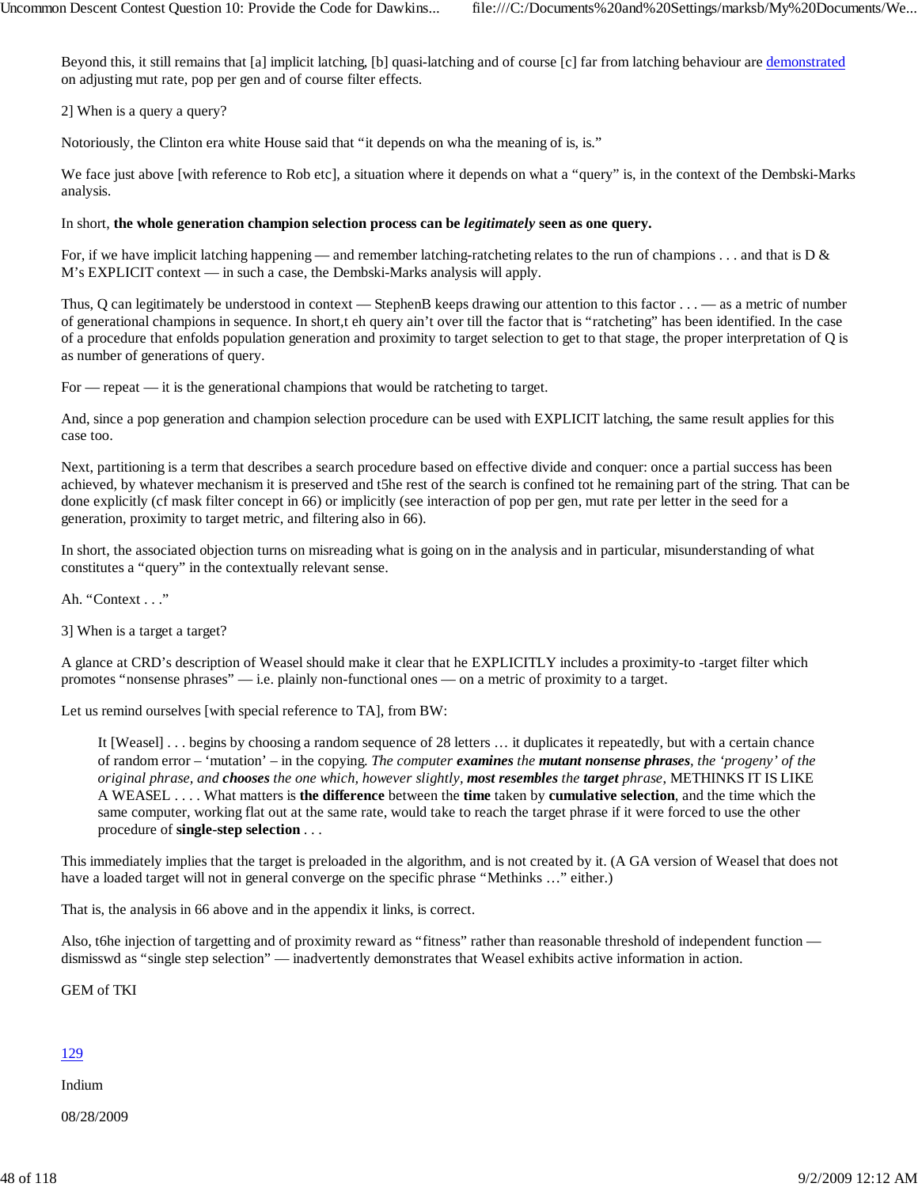Beyond this, it still remains that [a] implicit latching, [b] quasi-latching and of course [c] far from latching behaviour are demonstrated on adjusting mut rate, pop per gen and of course filter effects.

2] When is a query a query?

Notoriously, the Clinton era white House said that "it depends on wha the meaning of is, is."

We face just above [with reference to Rob etc], a situation where it depends on what a "query" is, in the context of the Dembski-Marks analysis.

In short, **the whole generation champion selection process can be *legitimately* seen as one query.**

For, if we have implicit latching happening — and remember latching-ratcheting relates to the run of champions . . . and that is D & M's EXPLICIT context — in such a case, the Dembski-Marks analysis will apply.

Thus, Q can legitimately be understood in context — StephenB keeps drawing our attention to this factor . . . — as a metric of number of generational champions in sequence. In short,t eh query ain't over till the factor that is "ratcheting" has been identified. In the case of a procedure that enfolds population generation and proximity to target selection to get to that stage, the proper interpretation of Q is as number of generations of query.

For — repeat — it is the generational champions that would be ratcheting to target.

And, since a pop generation and champion selection procedure can be used with EXPLICIT latching, the same result applies for this case too.

Next, partitioning is a term that describes a search procedure based on effective divide and conquer: once a partial success has been achieved, by whatever mechanism it is preserved and t5he rest of the search is confined tot he remaining part of the string. That can be done explicitly (cf mask filter concept in 66) or implicitly (see interaction of pop per gen, mut rate per letter in the seed for a generation, proximity to target metric, and filtering also in 66).

In short, the associated objection turns on misreading what is going on in the analysis and in particular, misunderstanding of what constitutes a "query" in the contextually relevant sense.

Ah. "Context . . ."

3] When is a target a target?

A glance at CRD's description of Weasel should make it clear that he EXPLICITLY includes a proximity-to -target filter which promotes "nonsense phrases" — i.e. plainly non-functional ones — on a metric of proximity to a target.

Let us remind ourselves [with special reference to TA], from BW:

> It [Weasel] . . . begins by choosing a random sequence of 28 letters … it duplicates it repeatedly, but with a certain chance of random error – 'mutation' – in the copying. *The computer **examines** the **mutant nonsense phrases**, the 'progeny' of the original phrase, and **chooses** the one which, however slightly, **most resembles** the **target** phrase*, METHINKS IT IS LIKE A WEASEL . . . . What matters is **the difference** between the **time** taken by **cumulative selection**, and the time which the same computer, working flat out at the same rate, would take to reach the target phrase if it were forced to use the other procedure of **single-step selection** . . .

This immediately implies that the target is preloaded in the algorithm, and is not created by it. (A GA version of Weasel that does not have a loaded target will not in general converge on the specific phrase "Methinks …" either.)

That is, the analysis in 66 above and in the appendix it links, is correct.

Also, t6he injection of targetting and of proximity reward as "fitness" rather than reasonable threshold of independent function — dismisswd as "single step selection" — inadvertently demonstrates that Weasel exhibits active information in action.

GEM of TKI

129

Indium

08/28/2009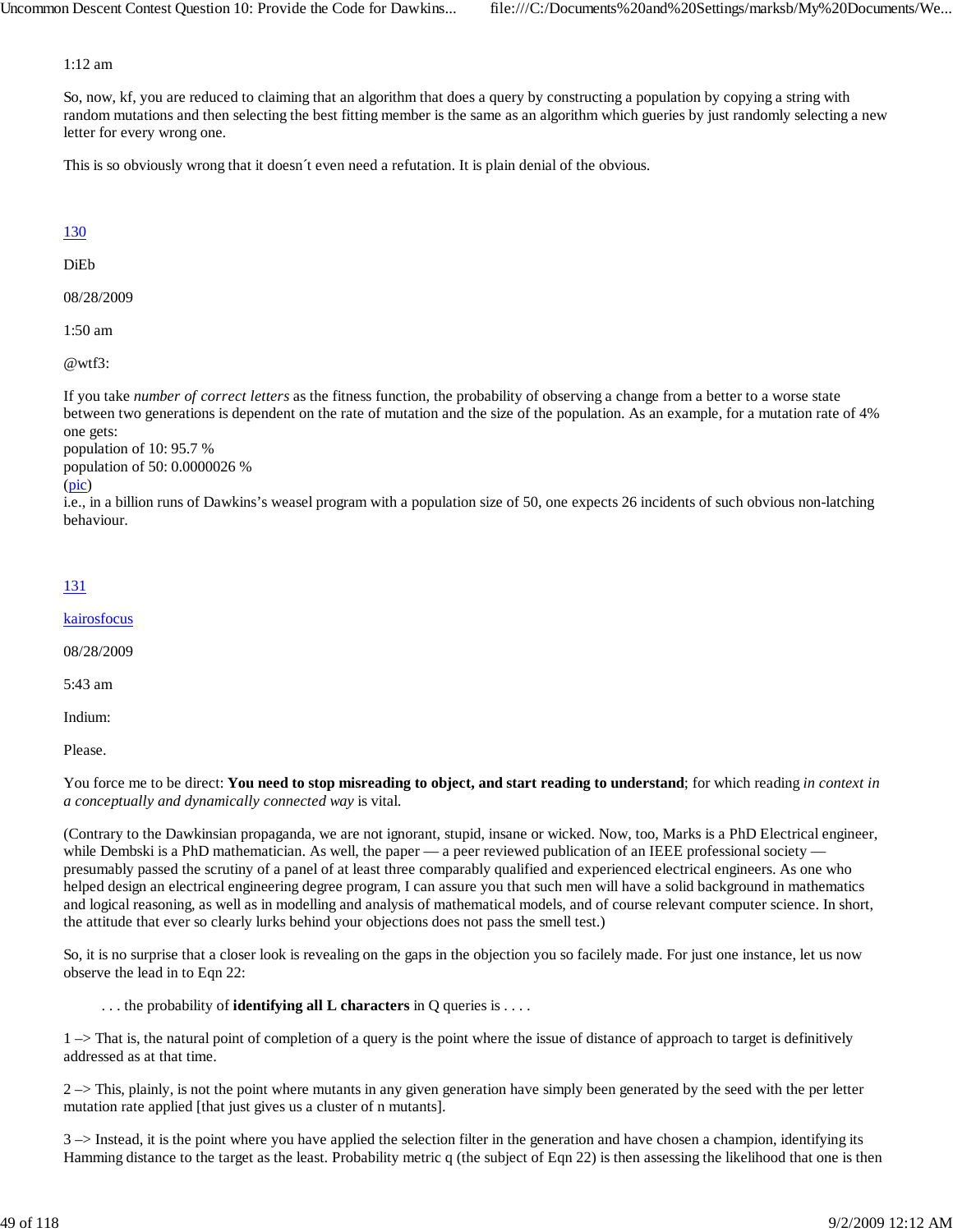1:12 am

So, now, kf, you are reduced to claiming that an algorithm that does a query by constructing a population by copying a string with random mutations and then selecting the best fitting member is the same as an algorithm which queries by just randomly selecting a new letter for every wrong one.

This is so obviously wrong that it doesn´t even need a refutation. It is plain denial of the obvious.

130

DiEb

08/28/2009

1:50 am

@wtf3:

If you take *number of correct letters* as the fitness function, the probability of observing a change from a better to a worse state between two generations is dependent on the rate of mutation and the size of the population. As an example, for a mutation rate of 4% one gets:
population of 10: 95.7 %
population of 50: 0.0000026 %
(pic)
i.e., in a billion runs of Dawkins's weasel program with a population size of 50, one expects 26 incidents of such obvious non-latching behaviour.

131

kairosfocus

08/28/2009

5:43 am

Indium:

Please.

You force me to be direct: **You need to stop misreading to object, and start reading to understand**; for which reading *in context in a conceptually and dynamically connected way* is vital.

(Contrary to the Dawkinsian propaganda, we are not ignorant, stupid, insane or wicked. Now, too, Marks is a PhD Electrical engineer, while Dembski is a PhD mathematician. As well, the paper — a peer reviewed publication of an IEEE professional society — presumably passed the scrutiny of a panel of at least three comparably qualified and experienced electrical engineers. As one who helped design an electrical engineering degree program, I can assure you that such men will have a solid background in mathematics and logical reasoning, as well as in modelling and analysis of mathematical models, and of course relevant computer science. In short, the attitude that ever so clearly lurks behind your objections does not pass the smell test.)

So, it is no surprise that a closer look is revealing on the gaps in the objection you so facilely made. For just one instance, let us now observe the lead in to Eqn 22:

> . . . the probability of **identifying all L characters** in Q queries is . . . .

1 –> That is, the natural point of completion of a query is the point where the issue of distance of approach to target is definitively addressed as at that time.

2 –> This, plainly, is not the point where mutants in any given generation have simply been generated by the seed with the per letter mutation rate applied [that just gives us a cluster of n mutants].

3 –> Instead, it is the point where you have applied the selection filter in the generation and have chosen a champion, identifying its Hamming distance to the target as the least. Probability metric q (the subject of Eqn 22) is then assessing the likelihood that one is then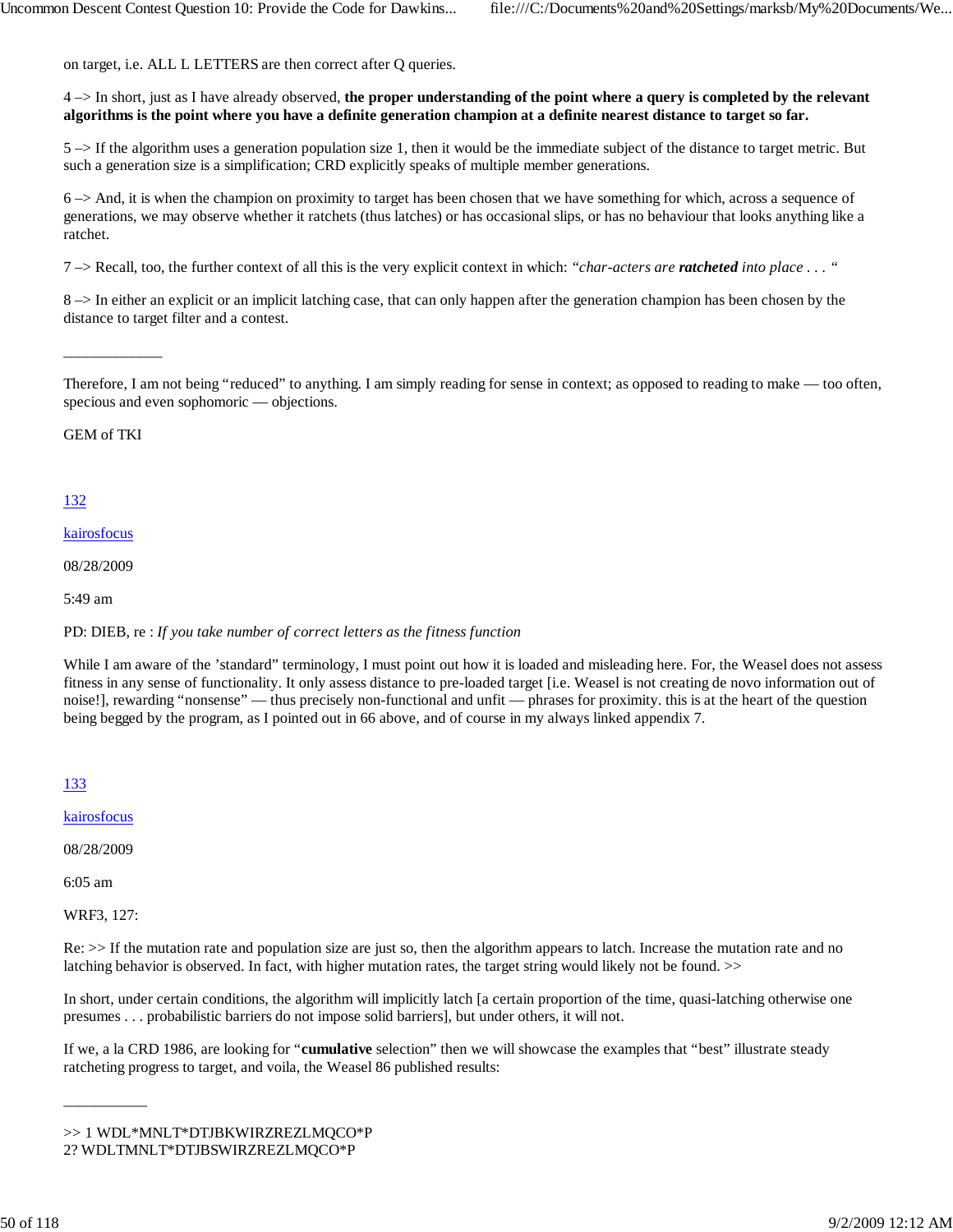on target, i.e. ALL L LETTERS are then correct after Q queries.

4 –> In short, just as I have already observed, **the proper understanding of the point where a query is completed by the relevant algorithms is the point where you have a definite generation champion at a definite nearest distance to target so far.**

5 –> If the algorithm uses a generation population size 1, then it would be the immediate subject of the distance to target metric. But such a generation size is a simplification; CRD explicitly speaks of multiple member generations.

6 –> And, it is when the champion on proximity to target has been chosen that we have something for which, across a sequence of generations, we may observe whether it ratchets (thus latches) or has occasional slips, or has no behaviour that looks anything like a ratchet.

7 –> Recall, too, the further context of all this is the very explicit context in which: *"char-acters are **ratcheted** into place . . . "*

8 –> In either an explicit or an implicit latching case, that can only happen after the generation champion has been chosen by the distance to target filter and a contest.

_____________

Therefore, I am not being "reduced" to anything. I am simply reading for sense in context; as opposed to reading to make — too often, specious and even sophomoric — objections.

GEM of TKI

132

kairosfocus

08/28/2009

5:49 am

PD: DIEB, re : *If you take number of correct letters as the fitness function*

While I am aware of the 'standard" terminology, I must point out how it is loaded and misleading here. For, the Weasel does not assess fitness in any sense of functionality. It only assess distance to pre-loaded target [i.e. Weasel is not creating de novo information out of noise!], rewarding "nonsense" — thus precisely non-functional and unfit — phrases for proximity. this is at the heart of the question being begged by the program, as I pointed out in 66 above, and of course in my always linked appendix 7.

133

kairosfocus

08/28/2009

6:05 am

WRF3, 127:

Re: >> If the mutation rate and population size are just so, then the algorithm appears to latch. Increase the mutation rate and no latching behavior is observed. In fact, with higher mutation rates, the target string would likely not be found. >>

In short, under certain conditions, the algorithm will implicitly latch [a certain proportion of the time, quasi-latching otherwise one presumes . . . probabilistic barriers do not impose solid barriers], but under others, it will not.

If we, a la CRD 1986, are looking for "**cumulative** selection" then we will showcase the examples that "best" illustrate steady ratcheting progress to target, and voila, the Weasel 86 published results:

___________

>> 1 WDL*MNLT*DTJBKWIRZREZLMQCO*P
2? WDLTMNLT*DTJBSWIRZREZLMQCO*P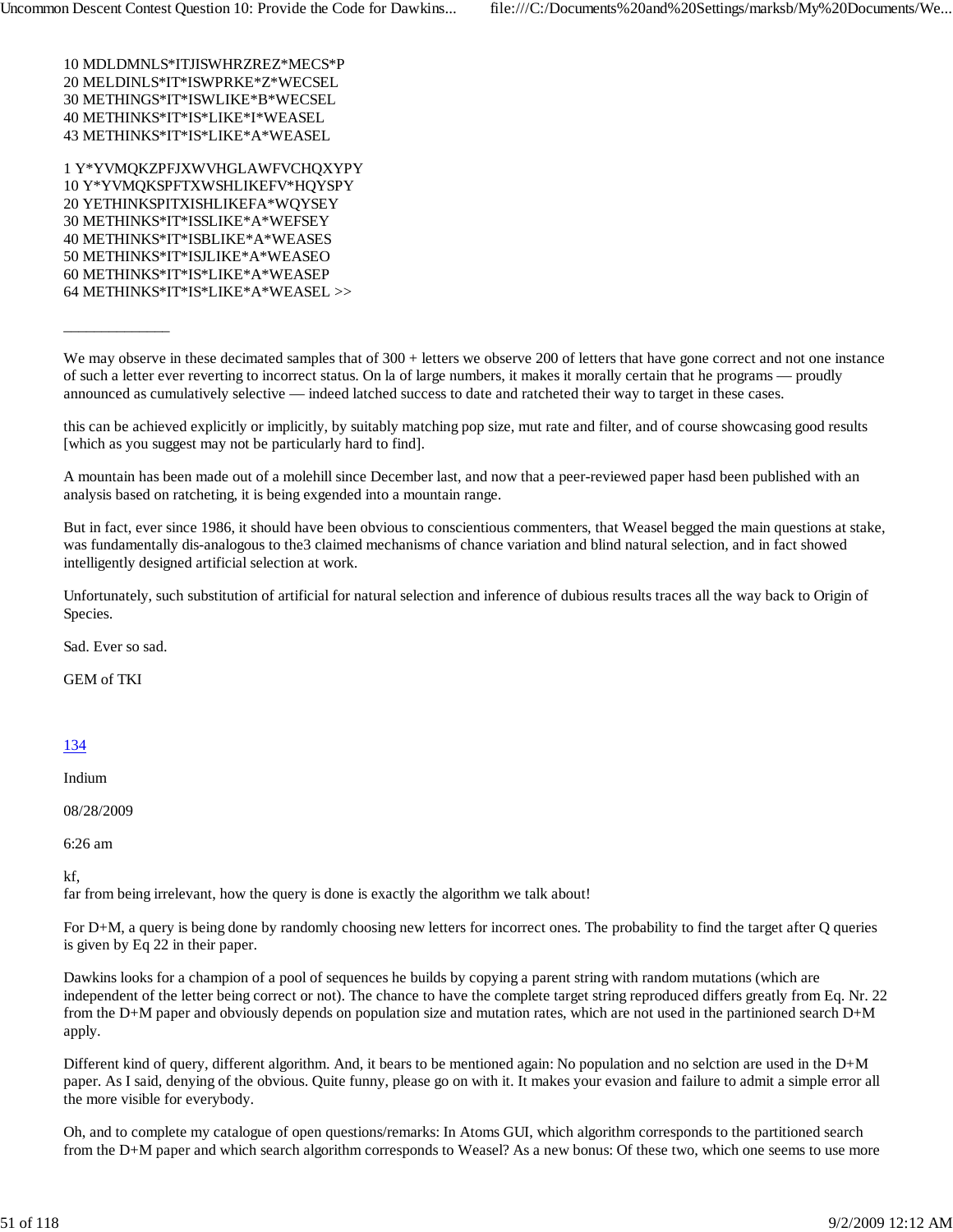10 MDLDMNLS*ITJISWHRZREZ*MECS*P
20 MELDINLS*IT*ISWPRKE*Z*WECSEL
30 METHINGS*IT*ISWLIKE*B*WECSEL
40 METHINKS*IT*IS*LIKE*I*WEASEL
43 METHINKS*IT*IS*LIKE*A*WEASEL

1 Y*YVMQKZPFJXWVHGLAWFVCHQXYPY
10 Y*YVMQKSPFTXWSHLIKEFV*HQYSPY
20 YETHINKSPITXISHLIKEFA*WQYSEY
30 METHINKS*IT*ISSLIKE*A*WEFSEY
40 METHINKS*IT*ISBLIKE*A*WEASES
50 METHINKS*IT*ISJLIKE*A*WEASEO
60 METHINKS*IT*IS*LIKE*A*WEASEP
64 METHINKS*IT*IS*LIKE*A*WEASEL >>

______________

We may observe in these decimated samples that of 300 + letters we observe 200 of letters that have gone correct and not one instance of such a letter ever reverting to incorrect status. On la of large numbers, it makes it morally certain that he programs — proudly announced as cumulatively selective — indeed latched success to date and ratcheted their way to target in these cases.

this can be achieved explicitly or implicitly, by suitably matching pop size, mut rate and filter, and of course showcasing good results [which as you suggest may not be particularly hard to find].

A mountain has been made out of a molehill since December last, and now that a peer-reviewed paper hasd been published with an analysis based on ratcheting, it is being exgended into a mountain range.

But in fact, ever since 1986, it should have been obvious to conscientious commenters, that Weasel begged the main questions at stake, was fundamentally dis-analogous to the3 claimed mechanisms of chance variation and blind natural selection, and in fact showed intelligently designed artificial selection at work.

Unfortunately, such substitution of artificial for natural selection and inference of dubious results traces all the way back to Origin of Species.

Sad. Ever so sad.

GEM of TKI

134

Indium

08/28/2009

6:26 am

kf,
far from being irrelevant, how the query is done is exactly the algorithm we talk about!

For D+M, a query is being done by randomly choosing new letters for incorrect ones. The probability to find the target after Q queries is given by Eq 22 in their paper.

Dawkins looks for a champion of a pool of sequences he builds by copying a parent string with random mutations (which are independent of the letter being correct or not). The chance to have the complete target string reproduced differs greatly from Eq. Nr. 22 from the D+M paper and obviously depends on population size and mutation rates, which are not used in the partinioned search D+M apply.

Different kind of query, different algorithm. And, it bears to be mentioned again: No population and no selction are used in the D+M paper. As I said, denying of the obvious. Quite funny, please go on with it. It makes your evasion and failure to admit a simple error all the more visible for everybody.

Oh, and to complete my catalogue of open questions/remarks: In Atoms GUI, which algorithm corresponds to the partitioned search from the D+M paper and which search algorithm corresponds to Weasel? As a new bonus: Of these two, which one seems to use more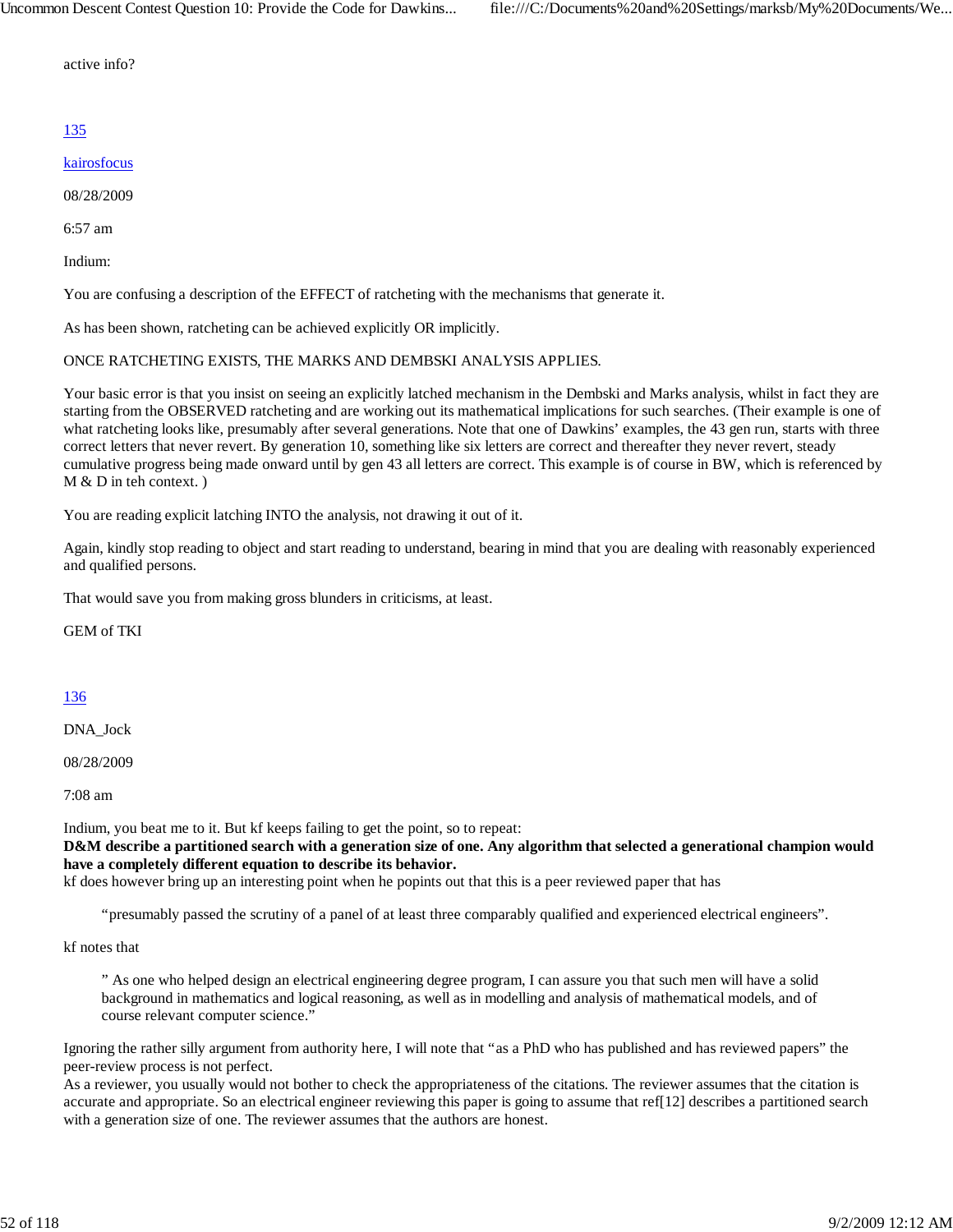active info?

[135](#)

[kairosfocus](#)

08/28/2009

6:57 am

Indium:

You are confusing a description of the EFFECT of ratcheting with the mechanisms that generate it.

As has been shown, ratcheting can be achieved explicitly OR implicitly.

ONCE RATCHETING EXISTS, THE MARKS AND DEMBSKI ANALYSIS APPLIES.

Your basic error is that you insist on seeing an explicitly latched mechanism in the Dembski and Marks analysis, whilst in fact they are starting from the OBSERVED ratcheting and are working out its mathematical implications for such searches. (Their example is one of what ratcheting looks like, presumably after several generations. Note that one of Dawkins' examples, the 43 gen run, starts with three correct letters that never revert. By generation 10, something like six letters are correct and thereafter they never revert, steady cumulative progress being made onward until by gen 43 all letters are correct. This example is of course in BW, which is referenced by M & D in teh context. )

You are reading explicit latching INTO the analysis, not drawing it out of it.

Again, kindly stop reading to object and start reading to understand, bearing in mind that you are dealing with reasonably experienced and qualified persons.

That would save you from making gross blunders in criticisms, at least.

GEM of TKI

[136](#)

DNA_Jock

08/28/2009

7:08 am

Indium, you beat me to it. But kf keeps failing to get the point, so to repeat:
**D&M describe a partitioned search with a generation size of one. Any algorithm that selected a generational champion would have a completely different equation to describe its behavior.**
kf does however bring up an interesting point when he popints out that this is a peer reviewed paper that has

> "presumably passed the scrutiny of a panel of at least three comparably qualified and experienced electrical engineers".

kf notes that

> " As one who helped design an electrical engineering degree program, I can assure you that such men will have a solid background in mathematics and logical reasoning, as well as in modelling and analysis of mathematical models, and of course relevant computer science."

Ignoring the rather silly argument from authority here, I will note that "as a PhD who has published and has reviewed papers" the peer-review process is not perfect.
As a reviewer, you usually would not bother to check the appropriateness of the citations. The reviewer assumes that the citation is accurate and appropriate. So an electrical engineer reviewing this paper is going to assume that ref[12] describes a partitioned search with a generation size of one. The reviewer assumes that the authors are honest.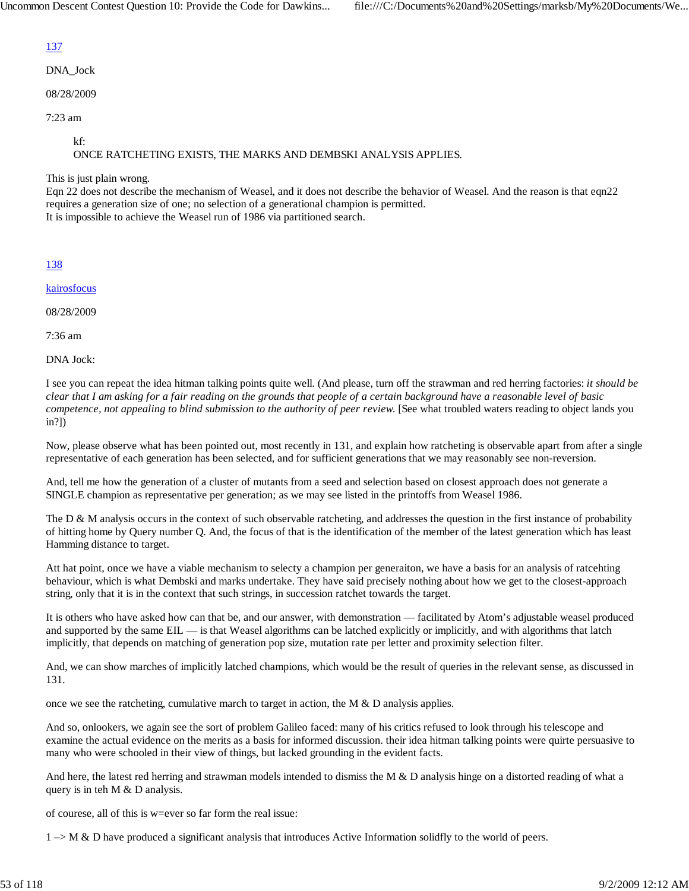137

DNA_Jock

08/28/2009

7:23 am

> kf:
> ONCE RATCHETING EXISTS, THE MARKS AND DEMBSKI ANALYSIS APPLIES.

This is just plain wrong.
Eqn 22 does not describe the mechanism of Weasel, and it does not describe the behavior of Weasel. And the reason is that eqn22 requires a generation size of one; no selection of a generational champion is permitted.
It is impossible to achieve the Weasel run of 1986 via partitioned search.

138

kairosfocus

08/28/2009

7:36 am

DNA Jock:

I see you can repeat the idea hitman talking points quite well. (And please, turn off the strawman and red herring factories: *it should be clear that I am asking for a fair reading on the grounds that people of a certain background have a reasonable level of basic competence, not appealing to blind submission to the authority of peer review.* [See what troubled waters reading to object lands you in?])

Now, please observe what has been pointed out, most recently in 131, and explain how ratcheting is observable apart from after a single representative of each generation has been selected, and for sufficient generations that we may reasonably see non-reversion.

And, tell me how the generation of a cluster of mutants from a seed and selection based on closest approach does not generate a SINGLE champion as representative per generation; as we may see listed in the printoffs from Weasel 1986.

The D & M analysis occurs in the context of such observable ratcheting, and addresses the question in the first instance of probability of hitting home by Query number Q. And, the focus of that is the identification of the member of the latest generation which has least Hamming distance to target.

Att hat point, once we have a viable mechanism to selecty a champion per generaiton, we have a basis for an analysis of ratcehting behaviour, which is what Dembski and marks undertake. They have said precisely nothing about how we get to the closest-approach string, only that it is in the context that such strings, in succession ratchet towards the target.

It is others who have asked how can that be, and our answer, with demonstration — facilitated by Atom's adjustable weasel produced and supported by the same EIL — is that Weasel algorithms can be latched explicitly or implicitly, and with algorithms that latch implicitly, that depends on matching of generation pop size, mutation rate per letter and proximity selection filter.

And, we can show marches of implicitly latched champions, which would be the result of queries in the relevant sense, as discussed in 131.

once we see the ratcheting, cumulative march to target in action, the M & D analysis applies.

And so, onlookers, we again see the sort of problem Galileo faced: many of his critics refused to look through his telescope and examine the actual evidence on the merits as a basis for informed discussion. their idea hitman talking points were quirte persuasive to many who were schooled in their view of things, but lacked grounding in the evident facts.

And here, the latest red herring and strawman models intended to dismiss the M & D analysis hinge on a distorted reading of what a query is in teh M & D analysis.

of courese, all of this is w=ever so far form the real issue:

1 –> M & D have produced a significant analysis that introduces Active Information solidfly to the world of peers.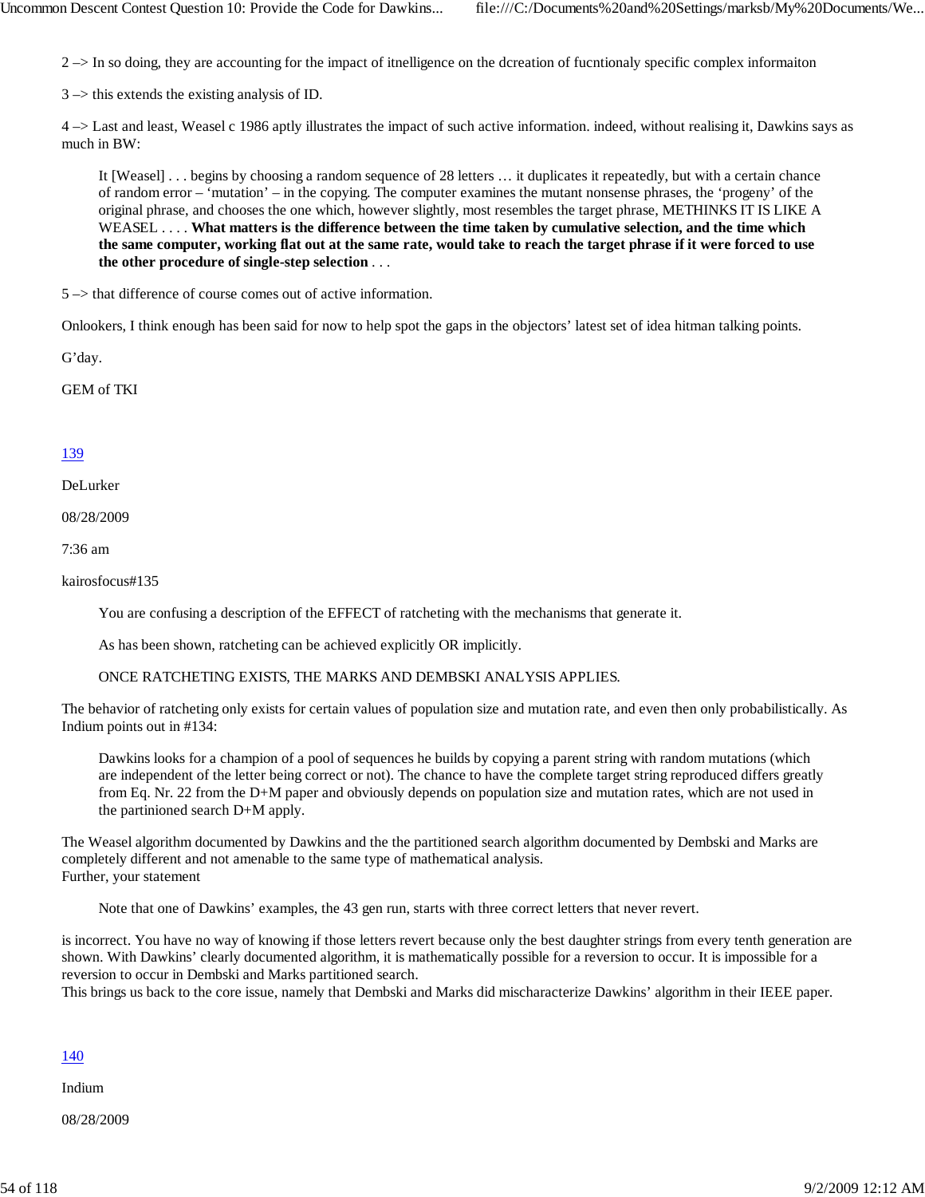2 –> In so doing, they are accounting for the impact of itnelligence on the dcreation of fucntionaly specific complex informaiton

3 –> this extends the existing analysis of ID.

4 –> Last and least, Weasel c 1986 aptly illustrates the impact of such active information. indeed, without realising it, Dawkins says as much in BW:

> It [Weasel] . . . begins by choosing a random sequence of 28 letters … it duplicates it repeatedly, but with a certain chance of random error – 'mutation' – in the copying. The computer examines the mutant nonsense phrases, the 'progeny' of the original phrase, and chooses the one which, however slightly, most resembles the target phrase, METHINKS IT IS LIKE A WEASEL . . . . **What matters is the difference between the time taken by cumulative selection, and the time which the same computer, working flat out at the same rate, would take to reach the target phrase if it were forced to use the other procedure of single-step selection** . . .

5 –> that difference of course comes out of active information.

Onlookers, I think enough has been said for now to help spot the gaps in the objectors' latest set of idea hitman talking points.

G'day.

GEM of TKI

139

DeLurker

08/28/2009

7:36 am

kairosfocus#135

> You are confusing a description of the EFFECT of ratcheting with the mechanisms that generate it.
>
> As has been shown, ratcheting can be achieved explicitly OR implicitly.
>
> ONCE RATCHETING EXISTS, THE MARKS AND DEMBSKI ANALYSIS APPLIES.

The behavior of ratcheting only exists for certain values of population size and mutation rate, and even then only probabilistically. As Indium points out in #134:

> Dawkins looks for a champion of a pool of sequences he builds by copying a parent string with random mutations (which are independent of the letter being correct or not). The chance to have the complete target string reproduced differs greatly from Eq. Nr. 22 from the D+M paper and obviously depends on population size and mutation rates, which are not used in the partinioned search D+M apply.

The Weasel algorithm documented by Dawkins and the the partitioned search algorithm documented by Dembski and Marks are completely different and not amenable to the same type of mathematical analysis.
Further, your statement

> Note that one of Dawkins' examples, the 43 gen run, starts with three correct letters that never revert.

is incorrect. You have no way of knowing if those letters revert because only the best daughter strings from every tenth generation are shown. With Dawkins' clearly documented algorithm, it is mathematically possible for a reversion to occur. It is impossible for a reversion to occur in Dembski and Marks partitioned search.
This brings us back to the core issue, namely that Dembski and Marks did mischaracterize Dawkins' algorithm in their IEEE paper.

140

Indium

08/28/2009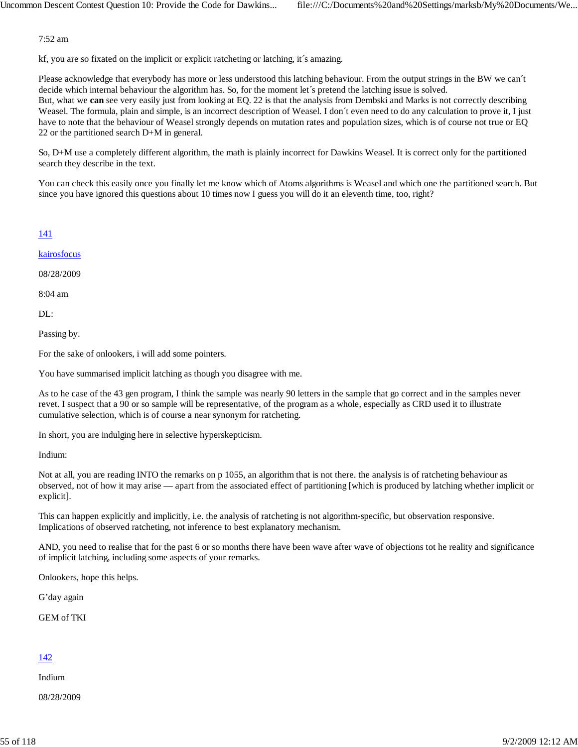7:52 am

kf, you are so fixated on the implicit or explicit ratcheting or latching, it´s amazing.

Please acknowledge that everybody has more or less understood this latching behaviour. From the output strings in the BW we can´t decide which internal behaviour the algorithm has. So, for the moment let´s pretend the latching issue is solved.
But, what we **can** see very easily just from looking at EQ. 22 is that the analysis from Dembski and Marks is not correctly describing Weasel. The formula, plain and simple, is an incorrect description of Weasel. I don´t even need to do any calculation to prove it, I just have to note that the behaviour of Weasel strongly depends on mutation rates and population sizes, which is of course not true or EQ 22 or the partitioned search D+M in general.

So, D+M use a completely different algorithm, the math is plainly incorrect for Dawkins Weasel. It is correct only for the partitioned search they describe in the text.

You can check this easily once you finally let me know which of Atoms algorithms is Weasel and which one the partitioned search. But since you have ignored this questions about 10 times now I guess you will do it an eleventh time, too, right?

141

kairosfocus

08/28/2009

8:04 am

DL:

Passing by.

For the sake of onlookers, i will add some pointers.

You have summarised implicit latching as though you disagree with me.

As to he case of the 43 gen program, I think the sample was nearly 90 letters in the sample that go correct and in the samples never revet. I suspect that a 90 or so sample will be representative, of the program as a whole, especially as CRD used it to illustrate cumulative selection, which is of course a near synonym for ratcheting.

In short, you are indulging here in selective hyperskepticism.

Indium:

Not at all, you are reading INTO the remarks on p 1055, an algorithm that is not there. the analysis is of ratcheting behaviour as observed, not of how it may arise — apart from the associated effect of partitioning [which is produced by latching whether implicit or explicit].

This can happen explicitly and implicitly, i.e. the analysis of ratcheting is not algorithm-specific, but observation responsive. Implications of observed ratcheting, not inference to best explanatory mechanism.

AND, you need to realise that for the past 6 or so months there have been wave after wave of objections tot he reality and significance of implicit latching, including some aspects of your remarks.

Onlookers, hope this helps.

G'day again

GEM of TKI

142

Indium

08/28/2009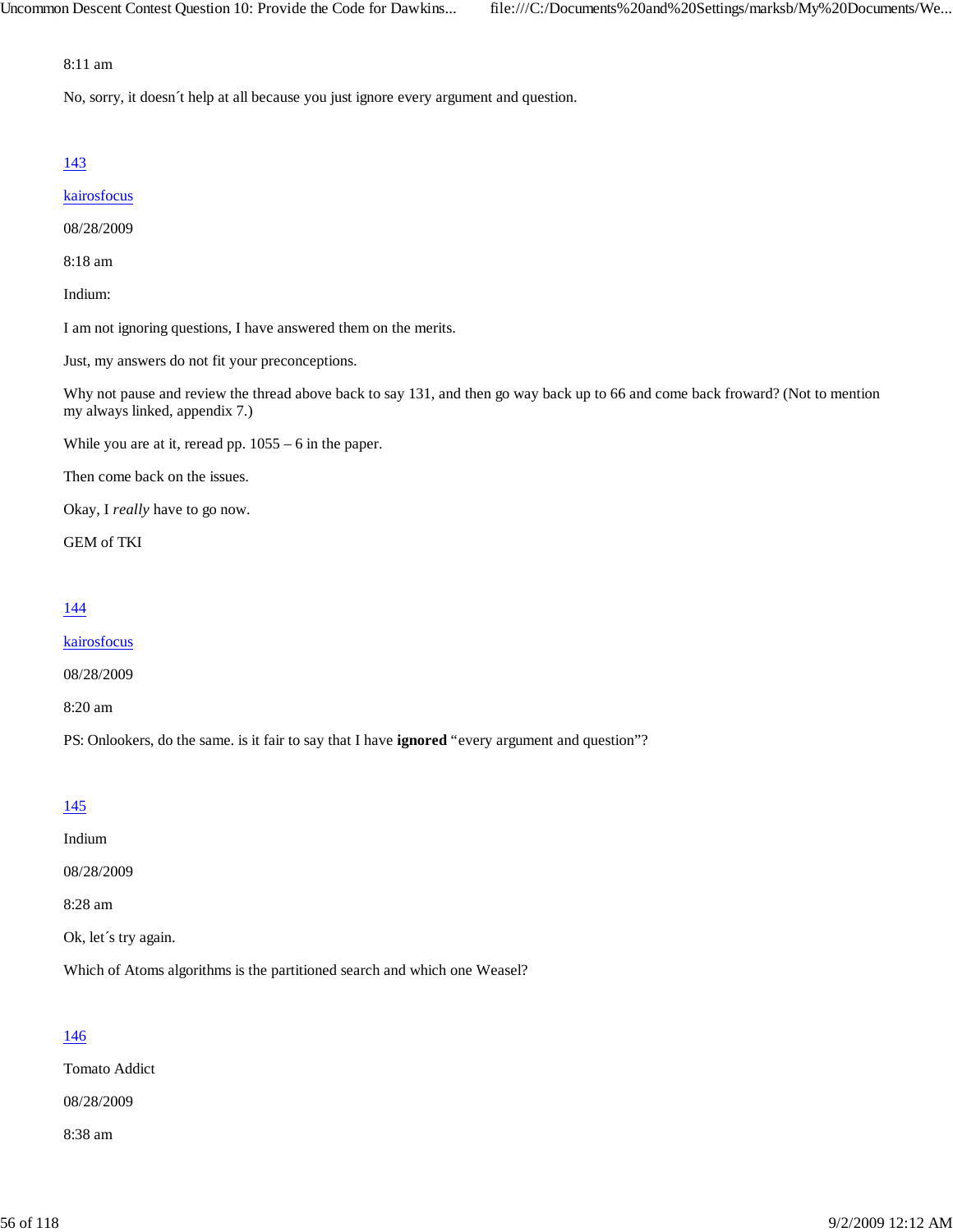8:11 am

No, sorry, it doesn´t help at all because you just ignore every argument and question.

[143](#)

[kairosfocus](#)

08/28/2009

8:18 am

Indium:

I am not ignoring questions, I have answered them on the merits.

Just, my answers do not fit your preconceptions.

Why not pause and review the thread above back to say 131, and then go way back up to 66 and come back froward? (Not to mention my always linked, appendix 7.)

While you are at it, reread pp. 1055 – 6 in the paper.

Then come back on the issues.

Okay, I *really* have to go now.

GEM of TKI

[144](#)

[kairosfocus](#)

08/28/2009

8:20 am

PS: Onlookers, do the same. is it fair to say that I have **ignored** "every argument and question"?

[145](#)

Indium

08/28/2009

8:28 am

Ok, let´s try again.

Which of Atoms algorithms is the partitioned search and which one Weasel?

[146](#)

Tomato Addict

08/28/2009

8:38 am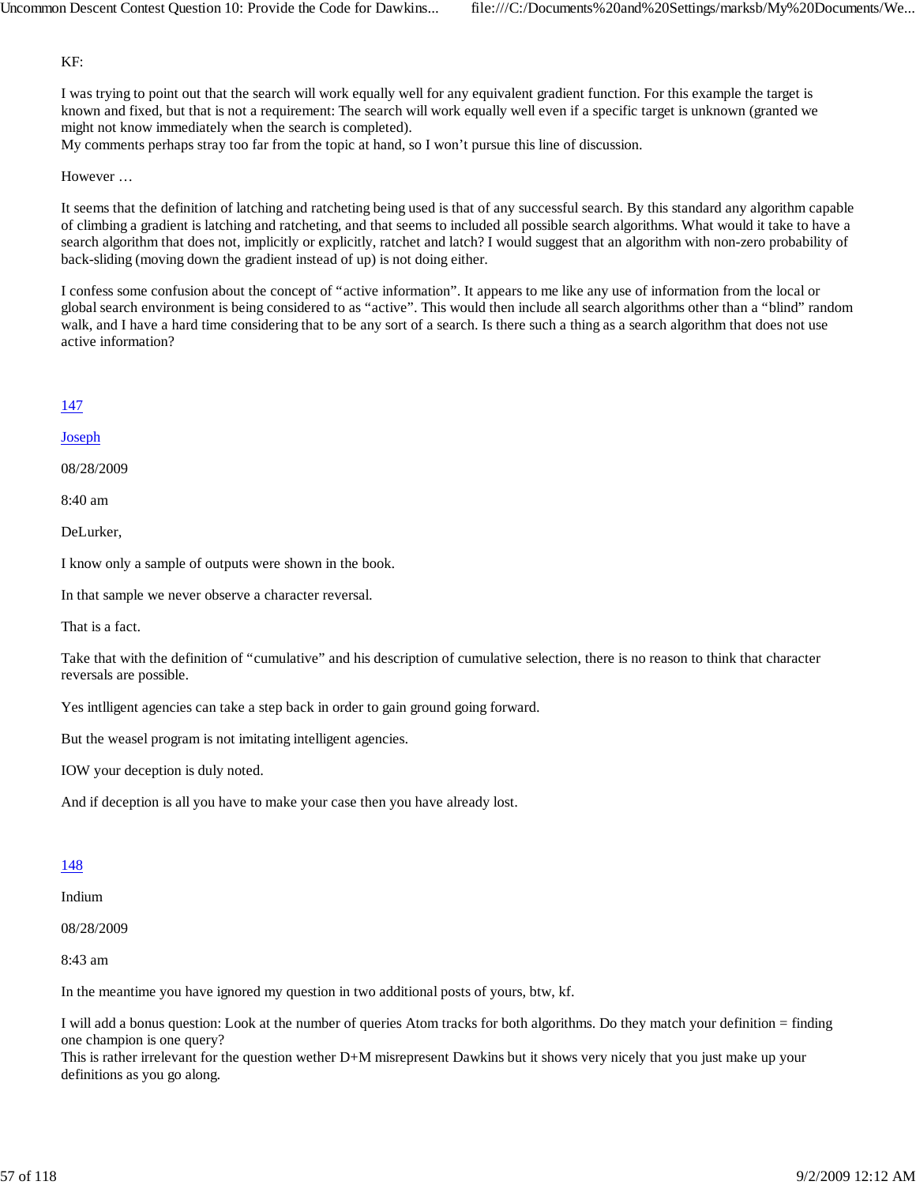KF:

I was trying to point out that the search will work equally well for any equivalent gradient function. For this example the target is known and fixed, but that is not a requirement: The search will work equally well even if a specific target is unknown (granted we might not know immediately when the search is completed).
My comments perhaps stray too far from the topic at hand, so I won't pursue this line of discussion.

However …

It seems that the definition of latching and ratcheting being used is that of any successful search. By this standard any algorithm capable of climbing a gradient is latching and ratcheting, and that seems to included all possible search algorithms. What would it take to have a search algorithm that does not, implicitly or explicitly, ratchet and latch? I would suggest that an algorithm with non-zero probability of back-sliding (moving down the gradient instead of up) is not doing either.

I confess some confusion about the concept of "active information". It appears to me like any use of information from the local or global search environment is being considered to as "active". This would then include all search algorithms other than a "blind" random walk, and I have a hard time considering that to be any sort of a search. Is there such a thing as a search algorithm that does not use active information?

147

Joseph

08/28/2009

8:40 am

DeLurker,

I know only a sample of outputs were shown in the book.

In that sample we never observe a character reversal.

That is a fact.

Take that with the definition of "cumulative" and his description of cumulative selection, there is no reason to think that character reversals are possible.

Yes intlligent agencies can take a step back in order to gain ground going forward.

But the weasel program is not imitating intelligent agencies.

IOW your deception is duly noted.

And if deception is all you have to make your case then you have already lost.

148

Indium

08/28/2009

8:43 am

In the meantime you have ignored my question in two additional posts of yours, btw, kf.

I will add a bonus question: Look at the number of queries Atom tracks for both algorithms. Do they match your definition = finding one champion is one query?
This is rather irrelevant for the question wether D+M misrepresent Dawkins but it shows very nicely that you just make up your definitions as you go along.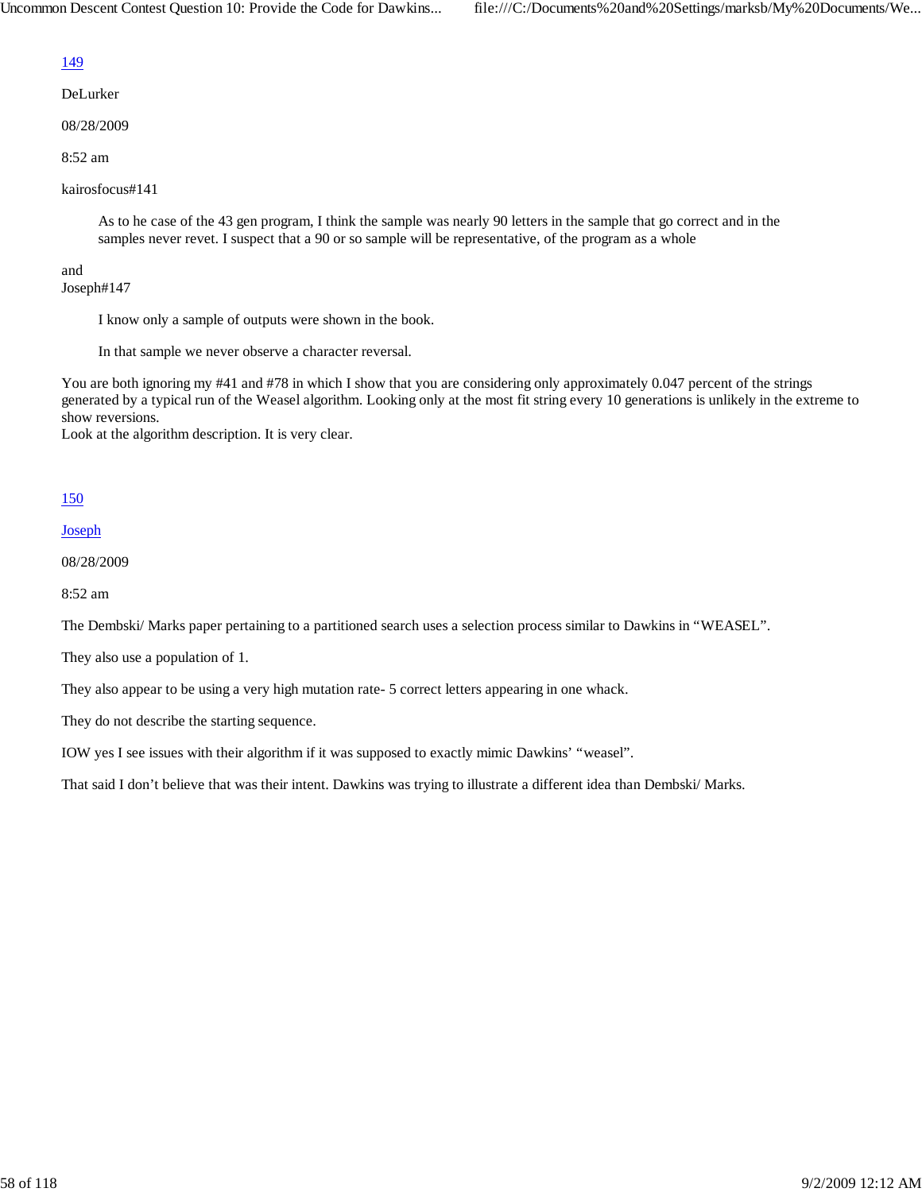149

DeLurker

08/28/2009

8:52 am

kairosfocus#141

> As to he case of the 43 gen program, I think the sample was nearly 90 letters in the sample that go correct and in the samples never revet. I suspect that a 90 or so sample will be representative, of the program as a whole

and
Joseph#147

> I know only a sample of outputs were shown in the book.
>
> In that sample we never observe a character reversal.

You are both ignoring my #41 and #78 in which I show that you are considering only approximately 0.047 percent of the strings generated by a typical run of the Weasel algorithm. Looking only at the most fit string every 10 generations is unlikely in the extreme to show reversions.
Look at the algorithm description. It is very clear.

150

Joseph

08/28/2009

8:52 am

The Dembski/ Marks paper pertaining to a partitioned search uses a selection process similar to Dawkins in "WEASEL".

They also use a population of 1.

They also appear to be using a very high mutation rate- 5 correct letters appearing in one whack.

They do not describe the starting sequence.

IOW yes I see issues with their algorithm if it was supposed to exactly mimic Dawkins' "weasel".

That said I don't believe that was their intent. Dawkins was trying to illustrate a different idea than Dembski/ Marks.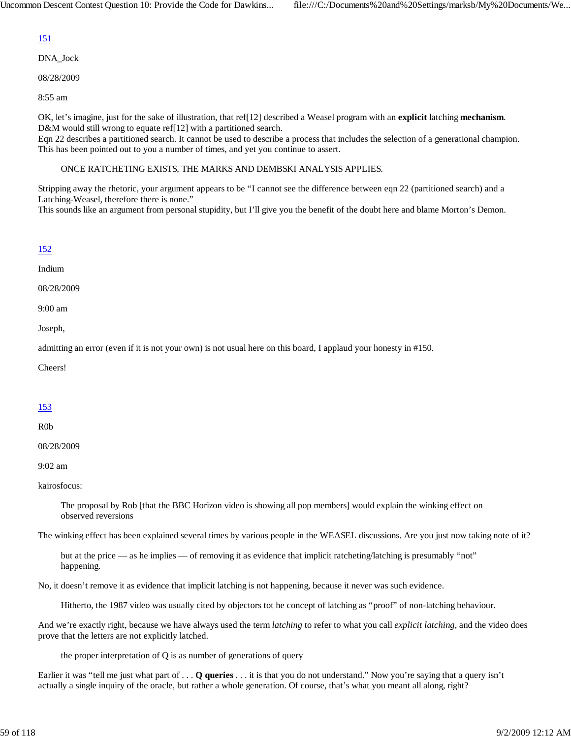[151](#)

DNA_Jock

08/28/2009

8:55 am

OK, let's imagine, just for the sake of illustration, that ref[12] described a Weasel program with an **explicit** latching **mechanism**. D&M would still wrong to equate ref[12] with a partitioned search.
Eqn 22 describes a partitioned search. It cannot be used to describe a process that includes the selection of a generational champion. This has been pointed out to you a number of times, and yet you continue to assert.

> ONCE RATCHETING EXISTS, THE MARKS AND DEMBSKI ANALYSIS APPLIES.

Stripping away the rhetoric, your argument appears to be "I cannot see the difference between eqn 22 (partitioned search) and a Latching-Weasel, therefore there is none."
This sounds like an argument from personal stupidity, but I'll give you the benefit of the doubt here and blame Morton's Demon.

[152](#)

Indium

08/28/2009

9:00 am

Joseph,

admitting an error (even if it is not your own) is not usual here on this board, I applaud your honesty in #150.

Cheers!

[153](#)

R0b

08/28/2009

9:02 am

kairosfocus:

> The proposal by Rob [that the BBC Horizon video is showing all pop members] would explain the winking effect on observed reversions

The winking effect has been explained several times by various people in the WEASEL discussions. Are you just now taking note of it?

> but at the price — as he implies — of removing it as evidence that implicit ratcheting/latching is presumably "not" happening.

No, it doesn't remove it as evidence that implicit latching is not happening, because it never was such evidence.

> Hitherto, the 1987 video was usually cited by objectors tot he concept of latching as "proof" of non-latching behaviour.

And we're exactly right, because we have always used the term *latching* to refer to what you call *explicit latching*, and the video does prove that the letters are not explicitly latched.

> the proper interpretation of Q is as number of generations of query

Earlier it was "tell me just what part of . . . **Q queries** . . . it is that you do not understand." Now you're saying that a query isn't actually a single inquiry of the oracle, but rather a whole generation. Of course, that's what you meant all along, right?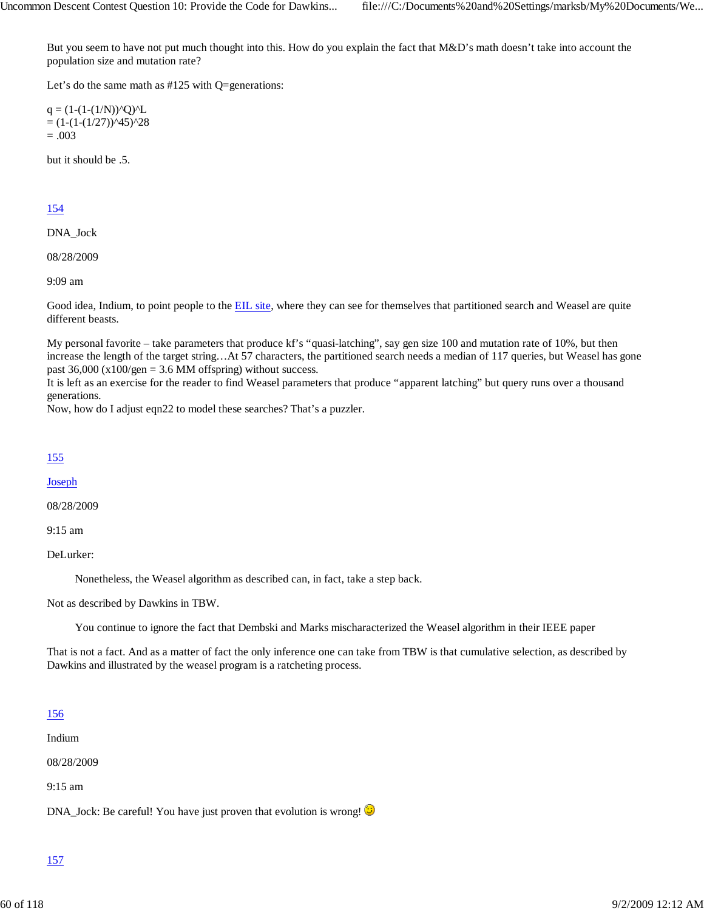But you seem to have not put much thought into this. How do you explain the fact that M&D's math doesn't take into account the population size and mutation rate?

Let's do the same math as #125 with Q=generations:

$q = (1-(1-(1/N))^Q)^L$
$= (1-(1-(1/27))^{45})^{28}$
$= .003$

but it should be .5.

154

DNA_Jock

08/28/2009

9:09 am

Good idea, Indium, to point people to the EIL site, where they can see for themselves that partitioned search and Weasel are quite different beasts.

My personal favorite – take parameters that produce kf's "quasi-latching", say gen size 100 and mutation rate of 10%, but then increase the length of the target string…At 57 characters, the partitioned search needs a median of 117 queries, but Weasel has gone past 36,000 (x100/gen = 3.6 MM offspring) without success.
It is left as an exercise for the reader to find Weasel parameters that produce "apparent latching" but query runs over a thousand generations.
Now, how do I adjust eqn22 to model these searches? That's a puzzler.

155

Joseph

08/28/2009

9:15 am

DeLurker:

> Nonetheless, the Weasel algorithm as described can, in fact, take a step back.

Not as described by Dawkins in TBW.

> You continue to ignore the fact that Dembski and Marks mischaracterized the Weasel algorithm in their IEEE paper

That is not a fact. And as a matter of fact the only inference one can take from TBW is that cumulative selection, as described by Dawkins and illustrated by the weasel program is a ratcheting process.

156

Indium

08/28/2009

9:15 am

DNA_Jock: Be careful! You have just proven that evolution is wrong! ;)

157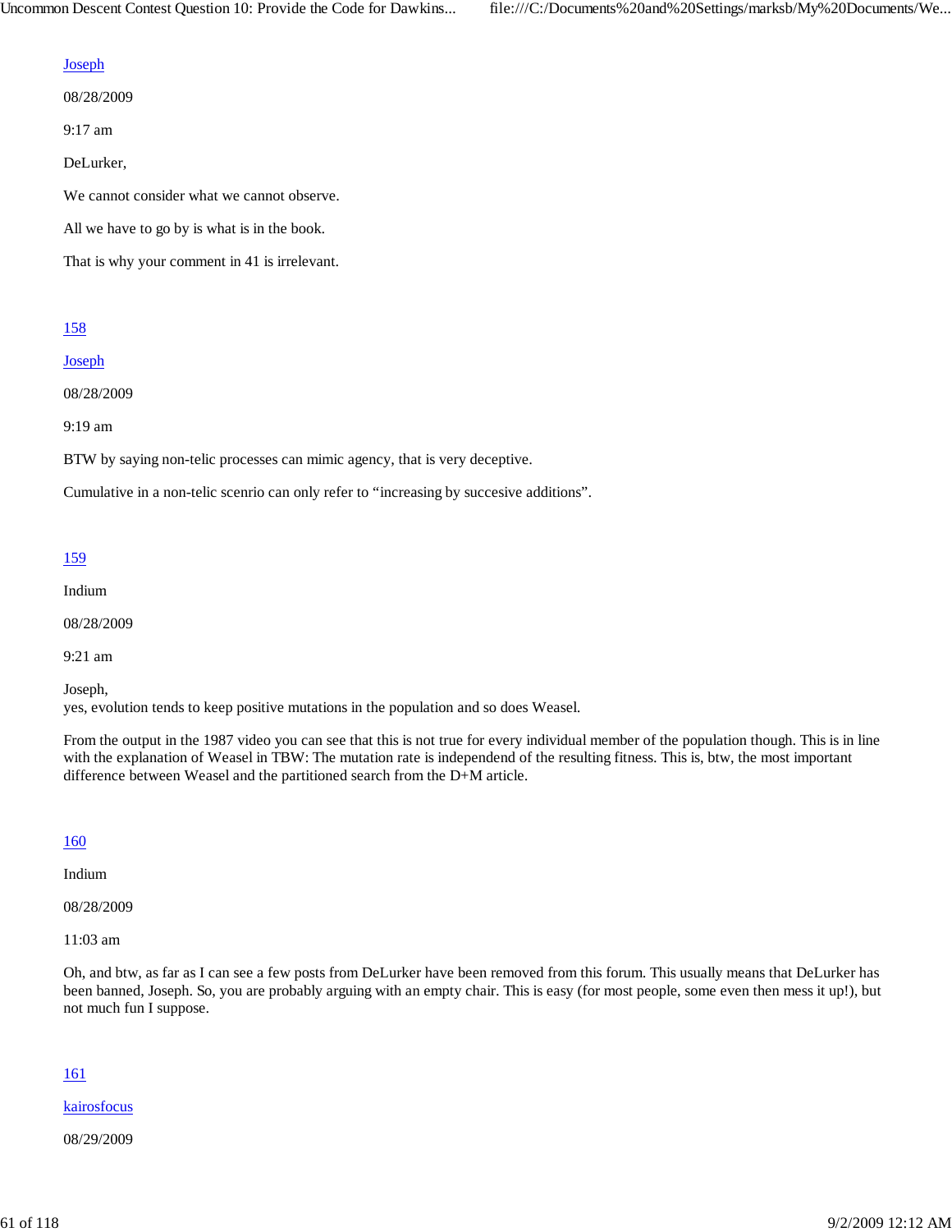Joseph

08/28/2009

9:17 am

DeLurker,

We cannot consider what we cannot observe.

All we have to go by is what is in the book.

That is why your comment in 41 is irrelevant.

158

Joseph

08/28/2009

9:19 am

BTW by saying non-telic processes can mimic agency, that is very deceptive.

Cumulative in a non-telic scenrio can only refer to “increasing by succesive additions”.

159

Indium

08/28/2009

9:21 am

Joseph,
yes, evolution tends to keep positive mutations in the population and so does Weasel.

From the output in the 1987 video you can see that this is not true for every individual member of the population though. This is in line with the explanation of Weasel in TBW: The mutation rate is independend of the resulting fitness. This is, btw, the most important difference between Weasel and the partitioned search from the D+M article.

160

Indium

08/28/2009

11:03 am

Oh, and btw, as far as I can see a few posts from DeLurker have been removed from this forum. This usually means that DeLurker has been banned, Joseph. So, you are probably arguing with an empty chair. This is easy (for most people, some even then mess it up!), but not much fun I suppose.

161

kairosfocus

08/29/2009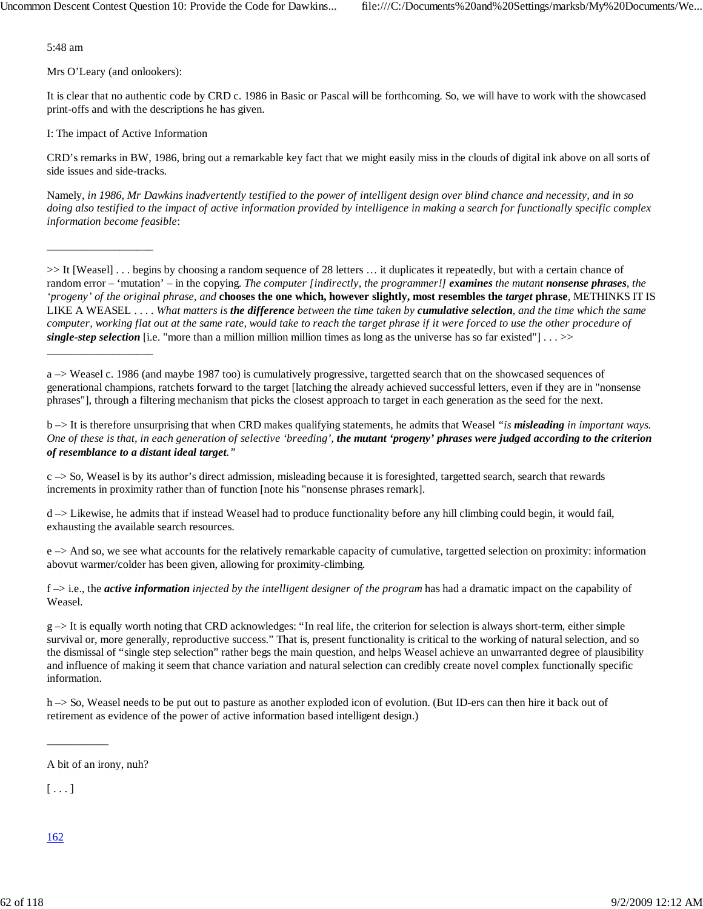5:48 am

Mrs O'Leary (and onlookers):

It is clear that no authentic code by CRD c. 1986 in Basic or Pascal will be forthcoming. So, we will have to work with the showcased print-offs and with the descriptions he has given.

I: The impact of Active Information

CRD's remarks in BW, 1986, bring out a remarkable key fact that we might easily miss in the clouds of digital ink above on all sorts of side issues and side-tracks.

Namely, *in 1986, Mr Dawkins inadvertently testified to the power of intelligent design over blind chance and necessity, and in so doing also testified to the impact of active information provided by intelligence in making a search for functionally specific complex information become feasible*:

---

>> It [Weasel] . . . begins by choosing a random sequence of 28 letters … it duplicates it repeatedly, but with a certain chance of random error – 'mutation' – in the copying. *The computer [indirectly, the programmer!]* ***examines*** *the mutant* ***nonsense phrases****, the 'progeny' of the original phrase, and* **chooses the one which, however slightly, most resembles the *target* phrase**, METHINKS IT IS LIKE A WEASEL . . . . *What matters is* ***the difference*** *between the time taken by* ***cumulative selection****, and the time which the same computer, working flat out at the same rate, would take to reach the target phrase if it were forced to use the other procedure of* ***single-step selection*** [i.e. "more than a million million million times as long as the universe has so far existed"] . . . >>

---

a –> Weasel c. 1986 (and maybe 1987 too) is cumulatively progressive, targetted search that on the showcased sequences of generational champions, ratchets forward to the target [latching the already achieved successful letters, even if they are in "nonsense phrases"], through a filtering mechanism that picks the closest approach to target in each generation as the seed for the next.

b –> It is therefore unsurprising that when CRD makes qualifying statements, he admits that Weasel *"is* ***misleading*** *in important ways. One of these is that, in each generation of selective 'breeding',* ***the mutant 'progeny' phrases were judged according to the criterion of resemblance to a distant ideal target****."*

c –> So, Weasel is by its author's direct admission, misleading because it is foresighted, targetted search, search that rewards increments in proximity rather than of function [note his "nonsense phrases remark].

d –> Likewise, he admits that if instead Weasel had to produce functionality before any hill climbing could begin, it would fail, exhausting the available search resources.

e –> And so, we see what accounts for the relatively remarkable capacity of cumulative, targetted selection on proximity: information abovut warmer/colder has been given, allowing for proximity-climbing.

f –> i.e., the ***active information*** *injected by the intelligent designer of the program* has had a dramatic impact on the capability of Weasel.

g –> It is equally worth noting that CRD acknowledges: "In real life, the criterion for selection is always short-term, either simple survival or, more generally, reproductive success." That is, present functionality is critical to the working of natural selection, and so the dismissal of "single step selection" rather begs the main question, and helps Weasel achieve an unwarranted degree of plausibility and influence of making it seem that chance variation and natural selection can credibly create novel complex functionally specific information.

h –> So, Weasel needs to be put out to pasture as another exploded icon of evolution. (But ID-ers can then hire it back out of retirement as evidence of the power of active information based intelligent design.)

---

A bit of an irony, nuh?

[ . . . ]

162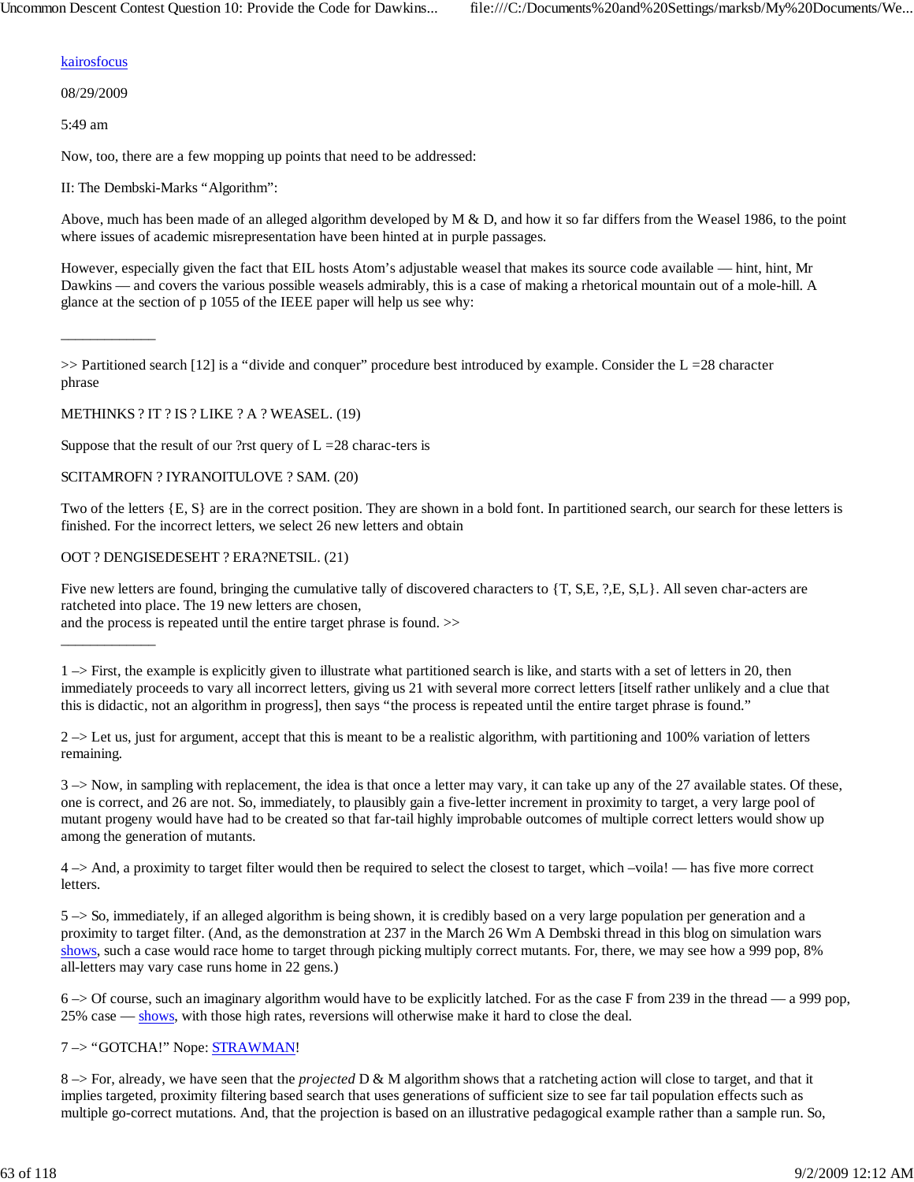kairosfocus

08/29/2009

5:49 am

Now, too, there are a few mopping up points that need to be addressed:

II: The Dembski-Marks "Algorithm":

Above, much has been made of an alleged algorithm developed by M & D, and how it so far differs from the Weasel 1986, to the point where issues of academic misrepresentation have been hinted at in purple passages.

However, especially given the fact that EIL hosts Atom's adjustable weasel that makes its source code available — hint, hint, Mr Dawkins — and covers the various possible weasels admirably, this is a case of making a rhetorical mountain out of a mole-hill. A glance at the section of p 1055 of the IEEE paper will help us see why:

————————

>> Partitioned search [12] is a "divide and conquer" procedure best introduced by example. Consider the L =28 character phrase

METHINKS ? IT ? IS ? LIKE ? A ? WEASEL. (19)

Suppose that the result of our ?rst query of L =28 charac-ters is

SCITAMROFN ? IYRANOITULOVE ? SAM. (20)

Two of the letters {E, S} are in the correct position. They are shown in a bold font. In partitioned search, our search for these letters is finished. For the incorrect letters, we select 26 new letters and obtain

OOT ? DENGISEDESEHT ? ERA?NETSIL. (21)

Five new letters are found, bringing the cumulative tally of discovered characters to {T, S,E, ?,E, S,L}. All seven char-acters are ratcheted into place. The 19 new letters are chosen,
and the process is repeated until the entire target phrase is found. >>

————————

1 –> First, the example is explicitly given to illustrate what partitioned search is like, and starts with a set of letters in 20, then immediately proceeds to vary all incorrect letters, giving us 21 with several more correct letters [itself rather unlikely and a clue that this is didactic, not an algorithm in progress], then says "the process is repeated until the entire target phrase is found."

2 –> Let us, just for argument, accept that this is meant to be a realistic algorithm, with partitioning and 100% variation of letters remaining.

3 –> Now, in sampling with replacement, the idea is that once a letter may vary, it can take up any of the 27 available states. Of these, one is correct, and 26 are not. So, immediately, to plausibly gain a five-letter increment in proximity to target, a very large pool of mutant progeny would have had to be created so that far-tail highly improbable outcomes of multiple correct letters would show up among the generation of mutants.

4 –> And, a proximity to target filter would then be required to select the closest to target, which –voila! — has five more correct letters.

5 –> So, immediately, if an alleged algorithm is being shown, it is credibly based on a very large population per generation and a proximity to target filter. (And, as the demonstration at 237 in the March 26 Wm A Dembski thread in this blog on simulation wars shows, such a case would race home to target through picking multiply correct mutants. For, there, we may see how a 999 pop, 8% all-letters may vary case runs home in 22 gens.)

6 –> Of course, such an imaginary algorithm would have to be explicitly latched. For as the case F from 239 in the thread — a 999 pop, 25% case — shows, with those high rates, reversions will otherwise make it hard to close the deal.

7 –> "GOTCHA!" Nope: STRAWMAN!

8 –> For, already, we have seen that the *projected* D & M algorithm shows that a ratcheting action will close to target, and that it implies targeted, proximity filtering based search that uses generations of sufficient size to see far tail population effects such as multiple go-correct mutations. And, that the projection is based on an illustrative pedagogical example rather than a sample run. So,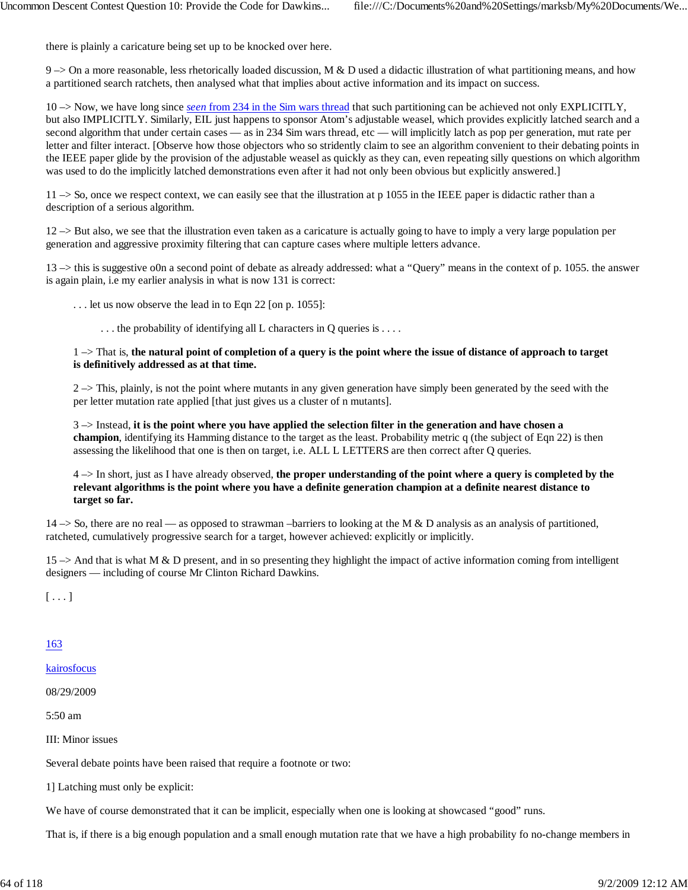there is plainly a caricature being set up to be knocked over here.

9 –> On a more reasonable, less rhetorically loaded discussion, M & D used a didactic illustration of what partitioning means, and how a partitioned search ratchets, then analysed what that implies about active information and its impact on success.

10 –> Now, we have long since *seen* from 234 in the Sim wars thread that such partitioning can be achieved not only EXPLICITLY, but also IMPLICITLY. Similarly, EIL just happens to sponsor Atom's adjustable weasel, which provides explicitly latched search and a second algorithm that under certain cases — as in 234 Sim wars thread, etc — will implicitly latch as pop per generation, mut rate per letter and filter interact. [Observe how those objectors who so stridently claim to see an algorithm convenient to their debating points in the IEEE paper glide by the provision of the adjustable weasel as quickly as they can, even repeating silly questions on which algorithm was used to do the implicitly latched demonstrations even after it had not only been obvious but explicitly answered.]

11 –> So, once we respect context, we can easily see that the illustration at p 1055 in the IEEE paper is didactic rather than a description of a serious algorithm.

12 –> But also, we see that the illustration even taken as a caricature is actually going to have to imply a very large population per generation and aggressive proximity filtering that can capture cases where multiple letters advance.

13 –> this is suggestive o0n a second point of debate as already addressed: what a "Query" means in the context of p. 1055. the answer is again plain, i.e my earlier analysis in what is now 131 is correct:

> . . . let us now observe the lead in to Eqn 22 [on p. 1055]:
>
> > . . . the probability of identifying all L characters in Q queries is . . . .
>
> 1 –> That is, **the natural point of completion of a query is the point where the issue of distance of approach to target is definitively addressed as at that time.**
>
> 2 –> This, plainly, is not the point where mutants in any given generation have simply been generated by the seed with the per letter mutation rate applied [that just gives us a cluster of n mutants].
>
> 3 –> Instead, **it is the point where you have applied the selection filter in the generation and have chosen a champion**, identifying its Hamming distance to the target as the least. Probability metric q (the subject of Eqn 22) is then assessing the likelihood that one is then on target, i.e. ALL L LETTERS are then correct after Q queries.
>
> 4 –> In short, just as I have already observed, **the proper understanding of the point where a query is completed by the relevant algorithms is the point where you have a definite generation champion at a definite nearest distance to target so far.**

14 –> So, there are no real — as opposed to strawman –barriers to looking at the M & D analysis as an analysis of partitioned, ratcheted, cumulatively progressive search for a target, however achieved: explicitly or implicitly.

15 –> And that is what M & D present, and in so presenting they highlight the impact of active information coming from intelligent designers — including of course Mr Clinton Richard Dawkins.

[ . . . ]

163

kairosfocus

08/29/2009

5:50 am

III: Minor issues

Several debate points have been raised that require a footnote or two:

1] Latching must only be explicit:

We have of course demonstrated that it can be implicit, especially when one is looking at showcased "good" runs.

That is, if there is a big enough population and a small enough mutation rate that we have a high probability fo no-change members in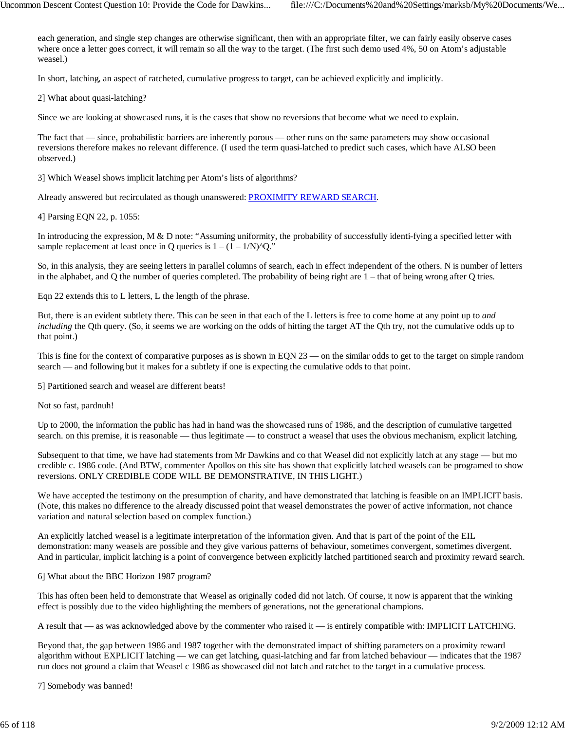each generation, and single step changes are otherwise significant, then with an appropriate filter, we can fairly easily observe cases where once a letter goes correct, it will remain so all the way to the target. (The first such demo used 4%, 50 on Atom's adjustable weasel.)

In short, latching, an aspect of ratcheted, cumulative progress to target, can be achieved explicitly and implicitly.

2] What about quasi-latching?

Since we are looking at showcased runs, it is the cases that show no reversions that become what we need to explain.

The fact that — since, probabilistic barriers are inherently porous — other runs on the same parameters may show occasional reversions therefore makes no relevant difference. (I used the term quasi-latched to predict such cases, which have ALSO been observed.)

3] Which Weasel shows implicit latching per Atom's lists of algorithms?

Already answered but recirculated as though unanswered: PROXIMITY REWARD SEARCH.

4] Parsing EQN 22, p. 1055:

In introducing the expression, M & D note: "Assuming uniformity, the probability of successfully identi-fying a specified letter with sample replacement at least once in Q queries is 1 – (1 – 1/N)^Q."

So, in this analysis, they are seeing letters in parallel columns of search, each in effect independent of the others. N is number of letters in the alphabet, and Q the number of queries completed. The probability of being right are 1 – that of being wrong after Q tries.

Eqn 22 extends this to L letters, L the length of the phrase.

But, there is an evident subtlety there. This can be seen in that each of the L letters is free to come home at any point up to *and including* the Qth query. (So, it seems we are working on the odds of hitting the target AT the Qth try, not the cumulative odds up to that point.)

This is fine for the context of comparative purposes as is shown in EQN 23 — on the similar odds to get to the target on simple random search — and following but it makes for a subtlety if one is expecting the cumulative odds to that point.

5] Partitioned search and weasel are different beats!

Not so fast, pardnuh!

Up to 2000, the information the public has had in hand was the showcased runs of 1986, and the description of cumulative targetted search. on this premise, it is reasonable — thus legitimate — to construct a weasel that uses the obvious mechanism, explicit latching.

Subsequent to that time, we have had statements from Mr Dawkins and co that Weasel did not explicitly latch at any stage — but mo credible c. 1986 code. (And BTW, commenter Apollos on this site has shown that explicitly latched weasels can be programed to show reversions. ONLY CREDIBLE CODE WILL BE DEMONSTRATIVE, IN THIS LIGHT.)

We have accepted the testimony on the presumption of charity, and have demonstrated that latching is feasible on an IMPLICIT basis. (Note, this makes no difference to the already discussed point that weasel demonstrates the power of active information, not chance variation and natural selection based on complex function.)

An explicitly latched weasel is a legitimate interpretation of the information given. And that is part of the point of the EIL demonstration: many weasels are possible and they give various patterns of behaviour, sometimes convergent, sometimes divergent. And in particular, implicit latching is a point of convergence between explicitly latched partitioned search and proximity reward search.

6] What about the BBC Horizon 1987 program?

This has often been held to demonstrate that Weasel as originally coded did not latch. Of course, it now is apparent that the winking effect is possibly due to the video highlighting the members of generations, not the generational champions.

A result that — as was acknowledged above by the commenter who raised it — is entirely compatible with: IMPLICIT LATCHING.

Beyond that, the gap between 1986 and 1987 together with the demonstrated impact of shifting parameters on a proximity reward algorithm without EXPLICIT latching — we can get latching, quasi-latching and far from latched behaviour — indicates that the 1987 run does not ground a claim that Weasel c 1986 as showcased did not latch and ratchet to the target in a cumulative process.

7] Somebody was banned!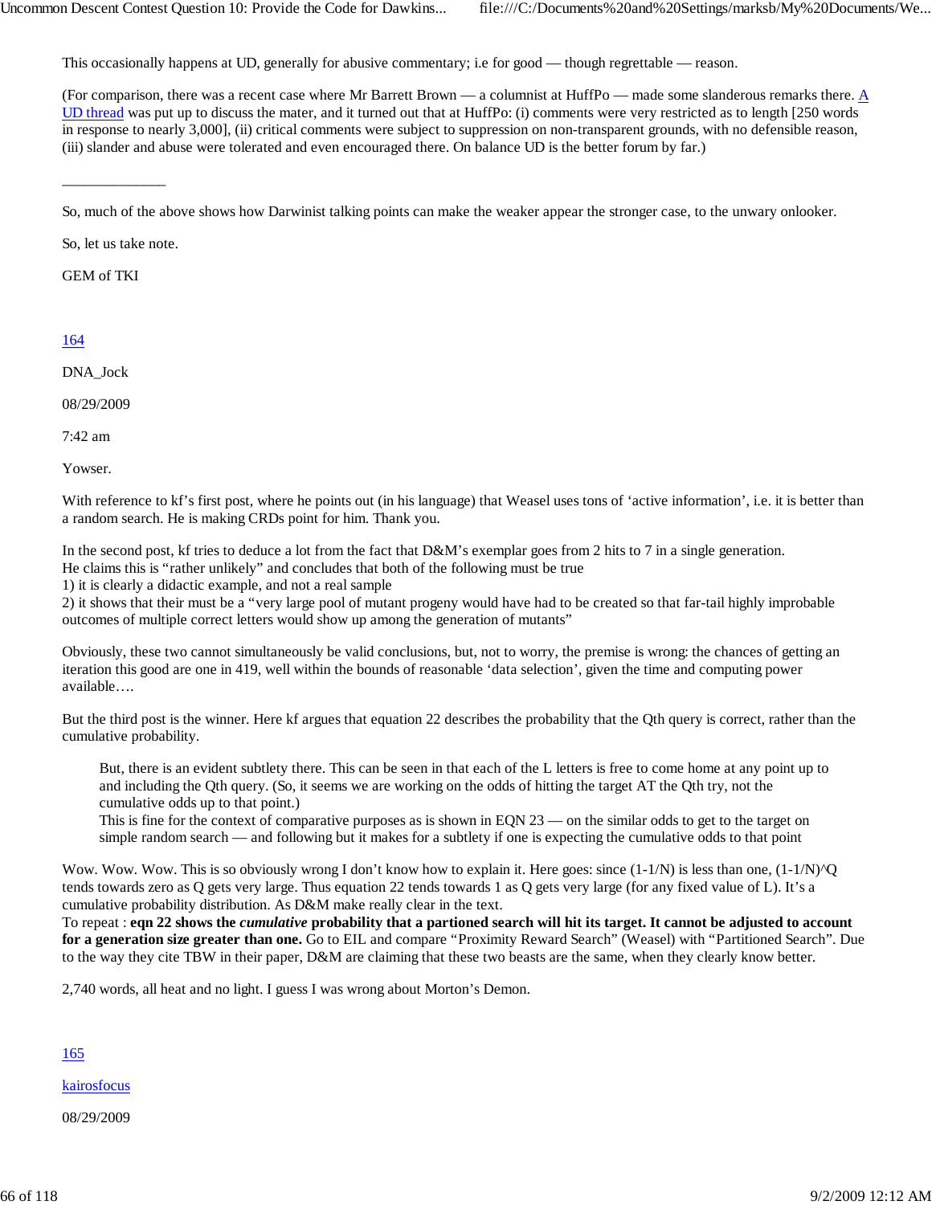This occasionally happens at UD, generally for abusive commentary; i.e for good — though regrettable — reason.

(For comparison, there was a recent case where Mr Barrett Brown — a columnist at HuffPo — made some slanderous remarks there. [A UD thread] was put up to discuss the mater, and it turned out that at HuffPo: (i) comments were very restricted as to length [250 words in response to nearly 3,000], (ii) critical comments were subject to suppression on non-transparent grounds, with no defensible reason, (iii) slander and abuse were tolerated and even encouraged there. On balance UD is the better forum by far.)

______________

So, much of the above shows how Darwinist talking points can make the weaker appear the stronger case, to the unwary onlooker.

So, let us take note.

GEM of TKI

164

DNA_Jock

08/29/2009

7:42 am

Yowser.

With reference to kf's first post, where he points out (in his language) that Weasel uses tons of 'active information', i.e. it is better than a random search. He is making CRDs point for him. Thank you.

In the second post, kf tries to deduce a lot from the fact that D&M's exemplar goes from 2 hits to 7 in a single generation.
He claims this is "rather unlikely" and concludes that both of the following must be true
1) it is clearly a didactic example, and not a real sample
2) it shows that their must be a "very large pool of mutant progeny would have had to be created so that far-tail highly improbable outcomes of multiple correct letters would show up among the generation of mutants"

Obviously, these two cannot simultaneously be valid conclusions, but, not to worry, the premise is wrong: the chances of getting an iteration this good are one in 419, well within the bounds of reasonable 'data selection', given the time and computing power available….

But the third post is the winner. Here kf argues that equation 22 describes the probability that the Qth query is correct, rather than the cumulative probability.

> But, there is an evident subtlety there. This can be seen in that each of the L letters is free to come home at any point up to and including the Qth query. (So, it seems we are working on the odds of hitting the target AT the Qth try, not the cumulative odds up to that point.)
> This is fine for the context of comparative purposes as is shown in EQN 23 — on the similar odds to get to the target on simple random search — and following but it makes for a subtlety if one is expecting the cumulative odds to that point

Wow. Wow. Wow. This is so obviously wrong I don't know how to explain it. Here goes: since (1-1/N) is less than one, (1-1/N)^Q tends towards zero as Q gets very large. Thus equation 22 tends towards 1 as Q gets very large (for any fixed value of L). It's a cumulative probability distribution. As D&M make really clear in the text.
To repeat : **eqn 22 shows the *cumulative* probability that a partioned search will hit its target. It cannot be adjusted to account for a generation size greater than one.** Go to EIL and compare "Proximity Reward Search" (Weasel) with "Partitioned Search". Due to the way they cite TBW in their paper, D&M are claiming that these two beasts are the same, when they clearly know better.

2,740 words, all heat and no light. I guess I was wrong about Morton's Demon.

165

kairosfocus

08/29/2009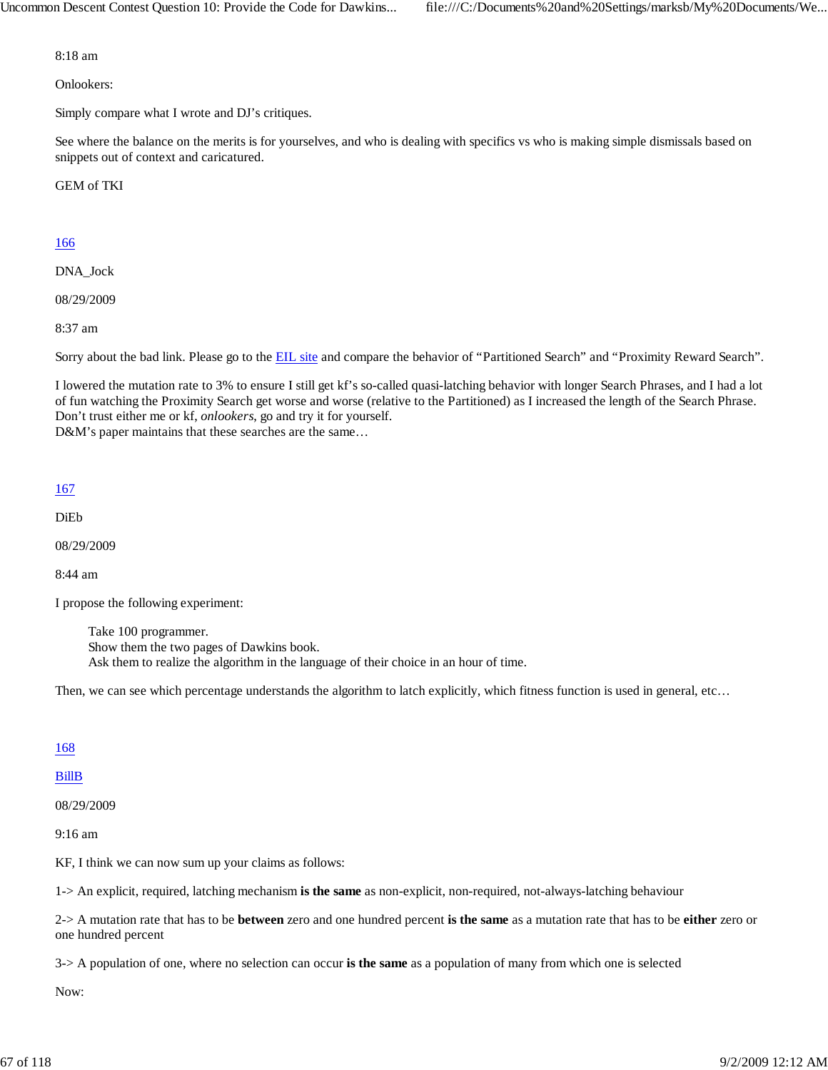8:18 am

Onlookers:

Simply compare what I wrote and DJ's critiques.

See where the balance on the merits is for yourselves, and who is dealing with specifics vs who is making simple dismissals based on snippets out of context and caricatured.

GEM of TKI

166

DNA_Jock

08/29/2009

8:37 am

Sorry about the bad link. Please go to the EIL site and compare the behavior of "Partitioned Search" and "Proximity Reward Search".

I lowered the mutation rate to 3% to ensure I still get kf's so-called quasi-latching behavior with longer Search Phrases, and I had a lot of fun watching the Proximity Search get worse and worse (relative to the Partitioned) as I increased the length of the Search Phrase. Don't trust either me or kf, *onlookers*, go and try it for yourself.
D&M's paper maintains that these searches are the same…

167

DiEb

08/29/2009

8:44 am

I propose the following experiment:

> Take 100 programmer.
> Show them the two pages of Dawkins book.
> Ask them to realize the algorithm in the language of their choice in an hour of time.

Then, we can see which percentage understands the algorithm to latch explicitly, which fitness function is used in general, etc…

168

BillB

08/29/2009

9:16 am

KF, I think we can now sum up your claims as follows:

1-> An explicit, required, latching mechanism **is the same** as non-explicit, non-required, not-always-latching behaviour

2-> A mutation rate that has to be **between** zero and one hundred percent **is the same** as a mutation rate that has to be **either** zero or one hundred percent

3-> A population of one, where no selection can occur **is the same** as a population of many from which one is selected

Now: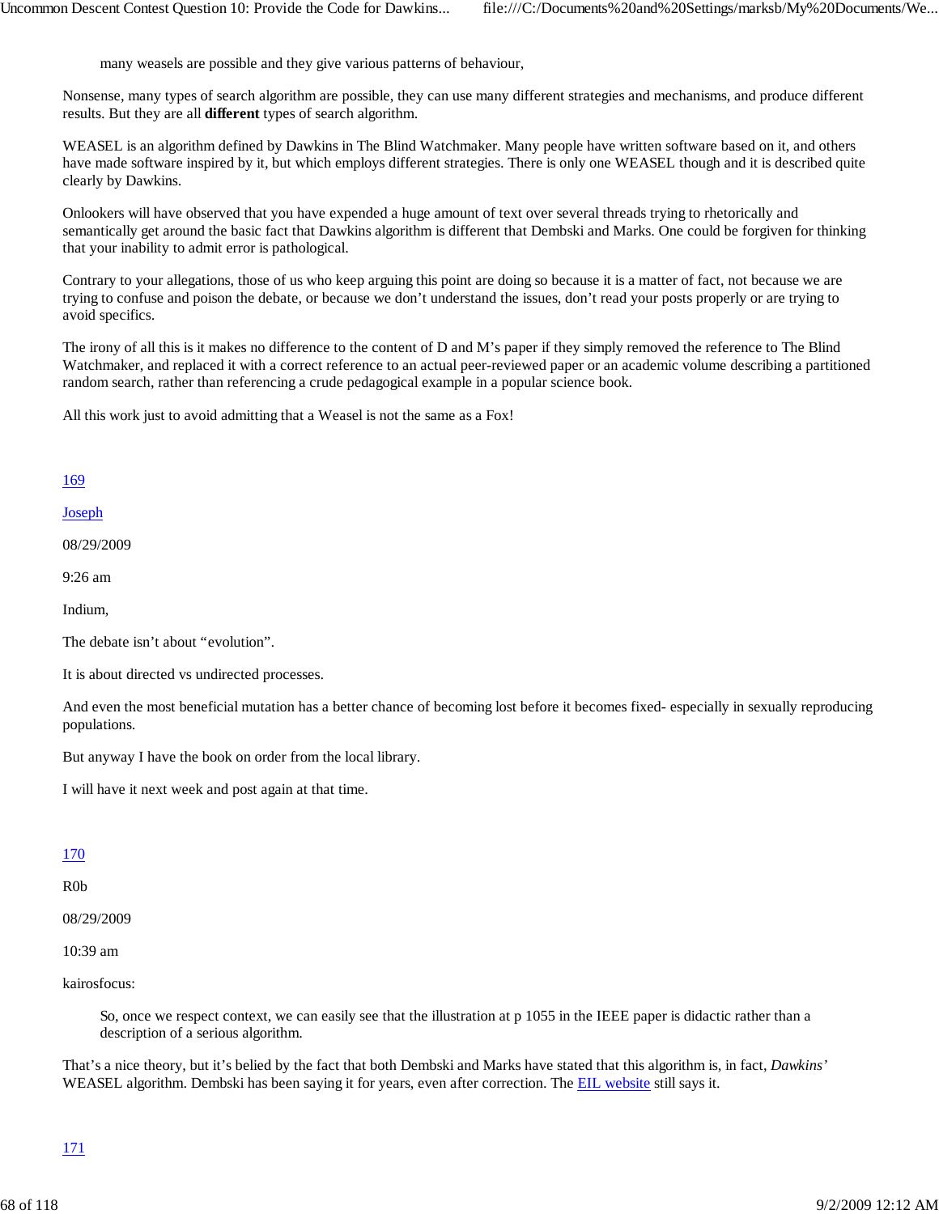> many weasels are possible and they give various patterns of behaviour,

Nonsense, many types of search algorithm are possible, they can use many different strategies and mechanisms, and produce different results. But they are all **different** types of search algorithm.

WEASEL is an algorithm defined by Dawkins in The Blind Watchmaker. Many people have written software based on it, and others have made software inspired by it, but which employs different strategies. There is only one WEASEL though and it is described quite clearly by Dawkins.

Onlookers will have observed that you have expended a huge amount of text over several threads trying to rhetorically and semantically get around the basic fact that Dawkins algorithm is different that Dembski and Marks. One could be forgiven for thinking that your inability to admit error is pathological.

Contrary to your allegations, those of us who keep arguing this point are doing so because it is a matter of fact, not because we are trying to confuse and poison the debate, or because we don't understand the issues, don't read your posts properly or are trying to avoid specifics.

The irony of all this is it makes no difference to the content of D and M's paper if they simply removed the reference to The Blind Watchmaker, and replaced it with a correct reference to an actual peer-reviewed paper or an academic volume describing a partitioned random search, rather than referencing a crude pedagogical example in a popular science book.

All this work just to avoid admitting that a Weasel is not the same as a Fox!

169

Joseph

08/29/2009

9:26 am

Indium,

The debate isn't about "evolution".

It is about directed vs undirected processes.

And even the most beneficial mutation has a better chance of becoming lost before it becomes fixed- especially in sexually reproducing populations.

But anyway I have the book on order from the local library.

I will have it next week and post again at that time.

170

R0b

08/29/2009

10:39 am

kairosfocus:

> So, once we respect context, we can easily see that the illustration at p 1055 in the IEEE paper is didactic rather than a description of a serious algorithm.

That's a nice theory, but it's belied by the fact that both Dembski and Marks have stated that this algorithm is, in fact, *Dawkins'* WEASEL algorithm. Dembski has been saying it for years, even after correction. The EIL website still says it.

171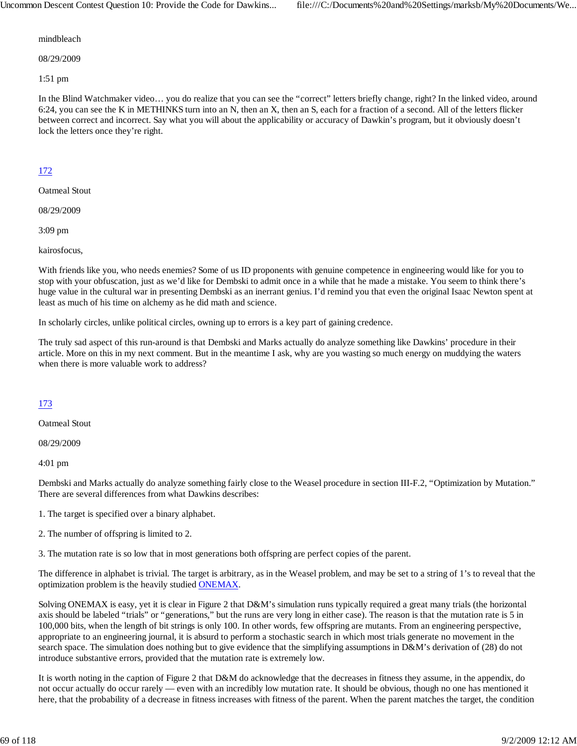mindbleach

08/29/2009

1:51 pm

In the Blind Watchmaker video… you do realize that you can see the "correct" letters briefly change, right? In the linked video, around 6:24, you can see the K in METHINKS turn into an N, then an X, then an S, each for a fraction of a second. All of the letters flicker between correct and incorrect. Say what you will about the applicability or accuracy of Dawkin's program, but it obviously doesn't lock the letters once they're right.

172

Oatmeal Stout

08/29/2009

3:09 pm

kairosfocus,

With friends like you, who needs enemies? Some of us ID proponents with genuine competence in engineering would like for you to stop with your obfuscation, just as we'd like for Dembski to admit once in a while that he made a mistake. You seem to think there's huge value in the cultural war in presenting Dembski as an inerrant genius. I'd remind you that even the original Isaac Newton spent at least as much of his time on alchemy as he did math and science.

In scholarly circles, unlike political circles, owning up to errors is a key part of gaining credence.

The truly sad aspect of this run-around is that Dembski and Marks actually do analyze something like Dawkins' procedure in their article. More on this in my next comment. But in the meantime I ask, why are you wasting so much energy on muddying the waters when there is more valuable work to address?

173

Oatmeal Stout

08/29/2009

4:01 pm

Dembski and Marks actually do analyze something fairly close to the Weasel procedure in section III-F.2, "Optimization by Mutation." There are several differences from what Dawkins describes:

1. The target is specified over a binary alphabet.

2. The number of offspring is limited to 2.

3. The mutation rate is so low that in most generations both offspring are perfect copies of the parent.

The difference in alphabet is trivial. The target is arbitrary, as in the Weasel problem, and may be set to a string of 1's to reveal that the optimization problem is the heavily studied ONEMAX.

Solving ONEMAX is easy, yet it is clear in Figure 2 that D&M's simulation runs typically required a great many trials (the horizontal axis should be labeled "trials" or "generations," but the runs are very long in either case). The reason is that the mutation rate is 5 in 100,000 bits, when the length of bit strings is only 100. In other words, few offspring are mutants. From an engineering perspective, appropriate to an engineering journal, it is absurd to perform a stochastic search in which most trials generate no movement in the search space. The simulation does nothing but to give evidence that the simplifying assumptions in D&M's derivation of (28) do not introduce substantive errors, provided that the mutation rate is extremely low.

It is worth noting in the caption of Figure 2 that D&M do acknowledge that the decreases in fitness they assume, in the appendix, do not occur actually do occur rarely — even with an incredibly low mutation rate. It should be obvious, though no one has mentioned it here, that the probability of a decrease in fitness increases with fitness of the parent. When the parent matches the target, the condition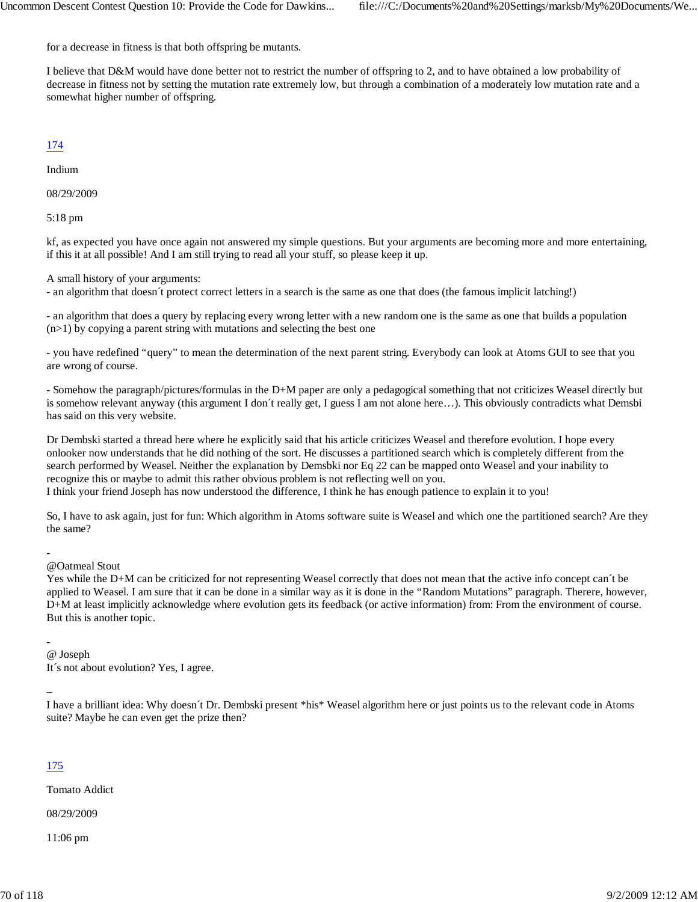for a decrease in fitness is that both offspring be mutants.

I believe that D&M would have done better not to restrict the number of offspring to 2, and to have obtained a low probability of decrease in fitness not by setting the mutation rate extremely low, but through a combination of a moderately low mutation rate and a somewhat higher number of offspring.

174

Indium

08/29/2009

5:18 pm

kf, as expected you have once again not answered my simple questions. But your arguments are becoming more and more entertaining, if this it at all possible! And I am still trying to read all your stuff, so please keep it up.

A small history of your arguments:
- an algorithm that doesn´t protect correct letters in a search is the same as one that does (the famous implicit latching!)

- an algorithm that does a query by replacing every wrong letter with a new random one is the same as one that builds a population (n>1) by copying a parent string with mutations and selecting the best one

- you have redefined “query” to mean the determination of the next parent string. Everybody can look at Atoms GUI to see that you are wrong of course.

- Somehow the paragraph/pictures/formulas in the D+M paper are only a pedagogical something that not criticizes Weasel directly but is somehow relevant anyway (this argument I don´t really get, I guess I am not alone here…). This obviously contradicts what Demsbi has said on this very website.

Dr Dembski started a thread here where he explicitly said that his article criticizes Weasel and therefore evolution. I hope every onlooker now understands that he did nothing of the sort. He discusses a partitioned search which is completely different from the search performed by Weasel. Neither the explanation by Demsbki nor Eq 22 can be mapped onto Weasel and your inability to recognize this or maybe to admit this rather obvious problem is not reflecting well on you.
I think your friend Joseph has now understood the difference, I think he has enough patience to explain it to you!

So, I have to ask again, just for fun: Which algorithm in Atoms software suite is Weasel and which one the partitioned search? Are they the same?

-
@Oatmeal Stout
Yes while the D+M can be criticized for not representing Weasel correctly that does not mean that the active info concept can´t be applied to Weasel. I am sure that it can be done in a similar way as it is done in the “Random Mutations” paragraph. Therere, however, D+M at least implicitly acknowledge where evolution gets its feedback (or active information) from: From the environment of course. But this is another topic.

-
@ Joseph
It´s not about evolution? Yes, I agree.

_
I have a brilliant idea: Why doesn´t Dr. Dembski present *his* Weasel algorithm here or just points us to the relevant code in Atoms suite? Maybe he can even get the prize then?

175

Tomato Addict

08/29/2009

11:06 pm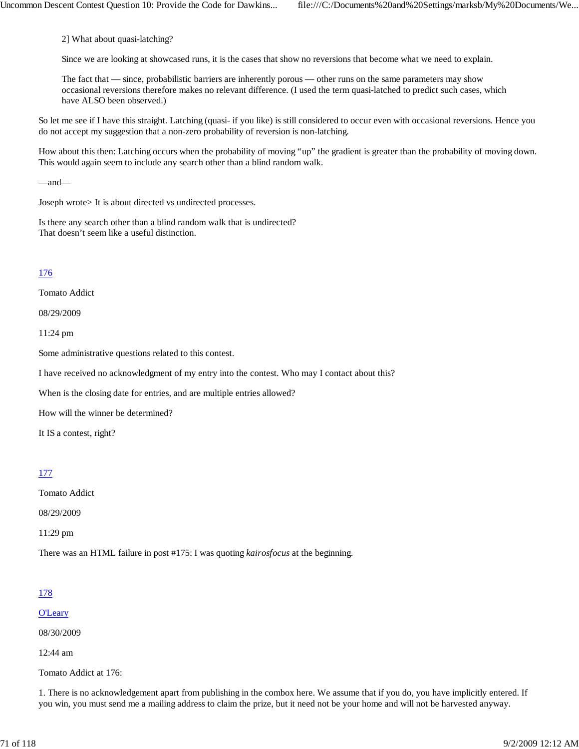> 2] What about quasi-latching?
>
> Since we are looking at showcased runs, it is the cases that show no reversions that become what we need to explain.
>
> The fact that — since, probabilistic barriers are inherently porous — other runs on the same parameters may show occasional reversions therefore makes no relevant difference. (I used the term quasi-latched to predict such cases, which have ALSO been observed.)

So let me see if I have this straight. Latching (quasi- if you like) is still considered to occur even with occasional reversions. Hence you do not accept my suggestion that a non-zero probability of reversion is non-latching.

How about this then: Latching occurs when the probability of moving "up" the gradient is greater than the probability of moving down. This would again seem to include any search other than a blind random walk.

—and—

Joseph wrote> It is about directed vs undirected processes.

Is there any search other than a blind random walk that is undirected?
That doesn't seem like a useful distinction.

176

Tomato Addict

08/29/2009

11:24 pm

Some administrative questions related to this contest.

I have received no acknowledgment of my entry into the contest. Who may I contact about this?

When is the closing date for entries, and are multiple entries allowed?

How will the winner be determined?

It IS a contest, right?

177

Tomato Addict

08/29/2009

11:29 pm

There was an HTML failure in post #175: I was quoting *kairosfocus* at the beginning.

178

O'Leary

08/30/2009

12:44 am

Tomato Addict at 176:

1. There is no acknowledgement apart from publishing in the combox here. We assume that if you do, you have implicitly entered. If you win, you must send me a mailing address to claim the prize, but it need not be your home and will not be harvested anyway.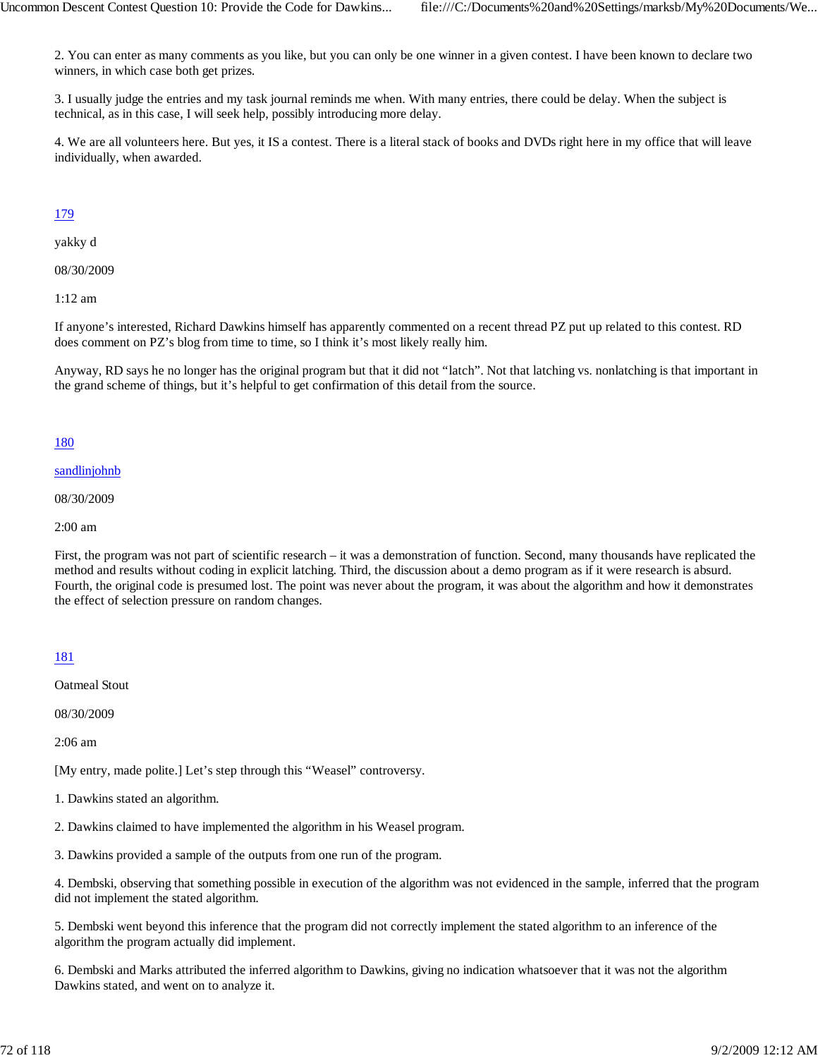2. You can enter as many comments as you like, but you can only be one winner in a given contest. I have been known to declare two winners, in which case both get prizes.

3. I usually judge the entries and my task journal reminds me when. With many entries, there could be delay. When the subject is technical, as in this case, I will seek help, possibly introducing more delay.

4. We are all volunteers here. But yes, it IS a contest. There is a literal stack of books and DVDs right here in my office that will leave individually, when awarded.

179

yakky d

08/30/2009

1:12 am

If anyone's interested, Richard Dawkins himself has apparently commented on a recent thread PZ put up related to this contest. RD does comment on PZ's blog from time to time, so I think it's most likely really him.

Anyway, RD says he no longer has the original program but that it did not "latch". Not that latching vs. nonlatching is that important in the grand scheme of things, but it's helpful to get confirmation of this detail from the source.

180

sandlinjohnb

08/30/2009

2:00 am

First, the program was not part of scientific research – it was a demonstration of function. Second, many thousands have replicated the method and results without coding in explicit latching. Third, the discussion about a demo program as if it were research is absurd. Fourth, the original code is presumed lost. The point was never about the program, it was about the algorithm and how it demonstrates the effect of selection pressure on random changes.

181

Oatmeal Stout

08/30/2009

2:06 am

[My entry, made polite.] Let's step through this "Weasel" controversy.

1. Dawkins stated an algorithm.

2. Dawkins claimed to have implemented the algorithm in his Weasel program.

3. Dawkins provided a sample of the outputs from one run of the program.

4. Dembski, observing that something possible in execution of the algorithm was not evidenced in the sample, inferred that the program did not implement the stated algorithm.

5. Dembski went beyond this inference that the program did not correctly implement the stated algorithm to an inference of the algorithm the program actually did implement.

6. Dembski and Marks attributed the inferred algorithm to Dawkins, giving no indication whatsoever that it was not the algorithm Dawkins stated, and went on to analyze it.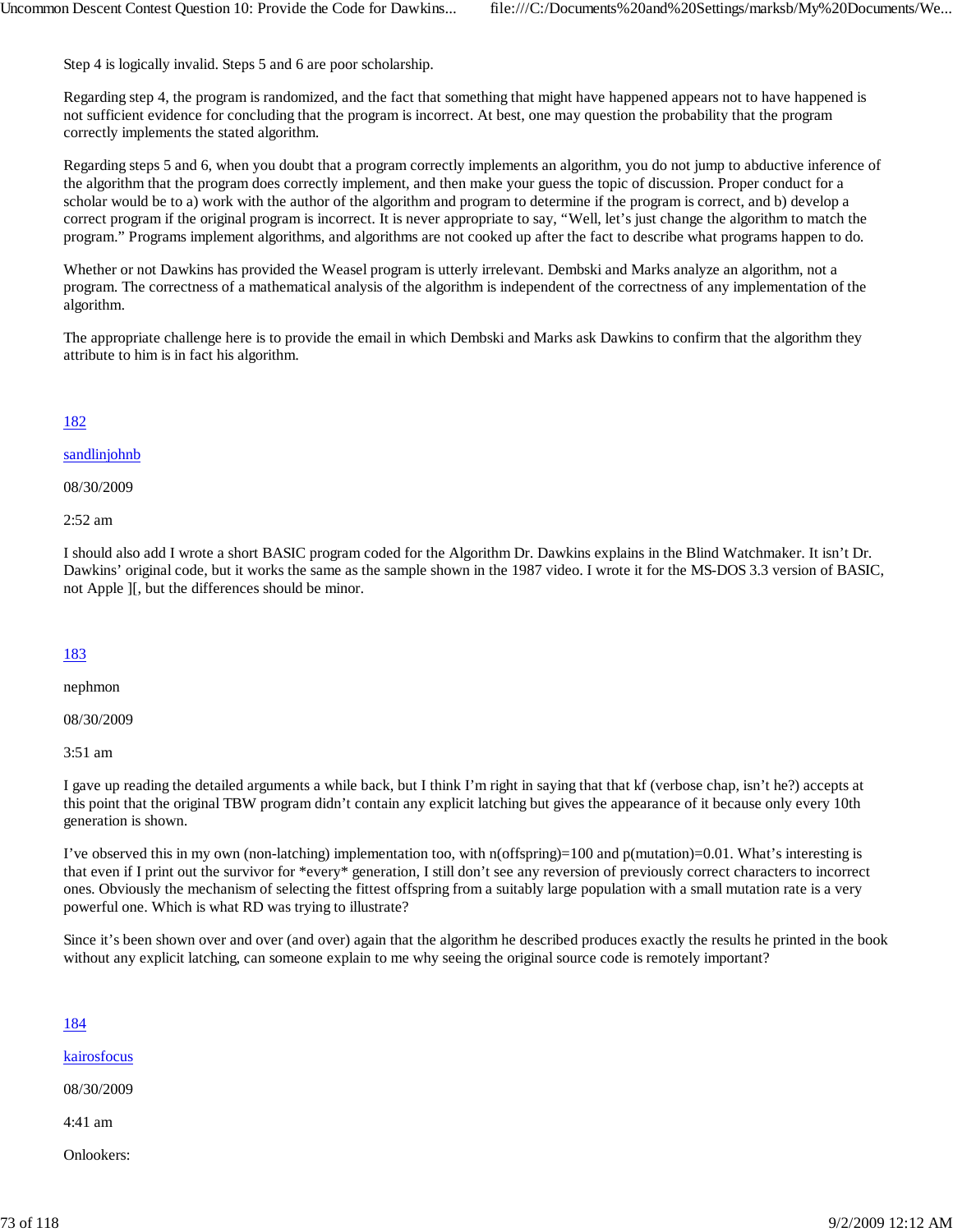Step 4 is logically invalid. Steps 5 and 6 are poor scholarship.

Regarding step 4, the program is randomized, and the fact that something that might have happened appears not to have happened is not sufficient evidence for concluding that the program is incorrect. At best, one may question the probability that the program correctly implements the stated algorithm.

Regarding steps 5 and 6, when you doubt that a program correctly implements an algorithm, you do not jump to abductive inference of the algorithm that the program does correctly implement, and then make your guess the topic of discussion. Proper conduct for a scholar would be to a) work with the author of the algorithm and program to determine if the program is correct, and b) develop a correct program if the original program is incorrect. It is never appropriate to say, “Well, let’s just change the algorithm to match the program.” Programs implement algorithms, and algorithms are not cooked up after the fact to describe what programs happen to do.

Whether or not Dawkins has provided the Weasel program is utterly irrelevant. Dembski and Marks analyze an algorithm, not a program. The correctness of a mathematical analysis of the algorithm is independent of the correctness of any implementation of the algorithm.

The appropriate challenge here is to provide the email in which Dembski and Marks ask Dawkins to confirm that the algorithm they attribute to him is in fact his algorithm.

182

sandlinjohnb

08/30/2009

2:52 am

I should also add I wrote a short BASIC program coded for the Algorithm Dr. Dawkins explains in the Blind Watchmaker. It isn’t Dr. Dawkins’ original code, but it works the same as the sample shown in the 1987 video. I wrote it for the MS-DOS 3.3 version of BASIC, not Apple ][, but the differences should be minor.

183

nephmon

08/30/2009

3:51 am

I gave up reading the detailed arguments a while back, but I think I’m right in saying that that kf (verbose chap, isn’t he?) accepts at this point that the original TBW program didn’t contain any explicit latching but gives the appearance of it because only every 10th generation is shown.

I’ve observed this in my own (non-latching) implementation too, with n(offspring)=100 and p(mutation)=0.01. What’s interesting is that even if I print out the survivor for *every* generation, I still don’t see any reversion of previously correct characters to incorrect ones. Obviously the mechanism of selecting the fittest offspring from a suitably large population with a small mutation rate is a very powerful one. Which is what RD was trying to illustrate?

Since it’s been shown over and over (and over) again that the algorithm he described produces exactly the results he printed in the book without any explicit latching, can someone explain to me why seeing the original source code is remotely important?

184

kairosfocus

08/30/2009

4:41 am

Onlookers: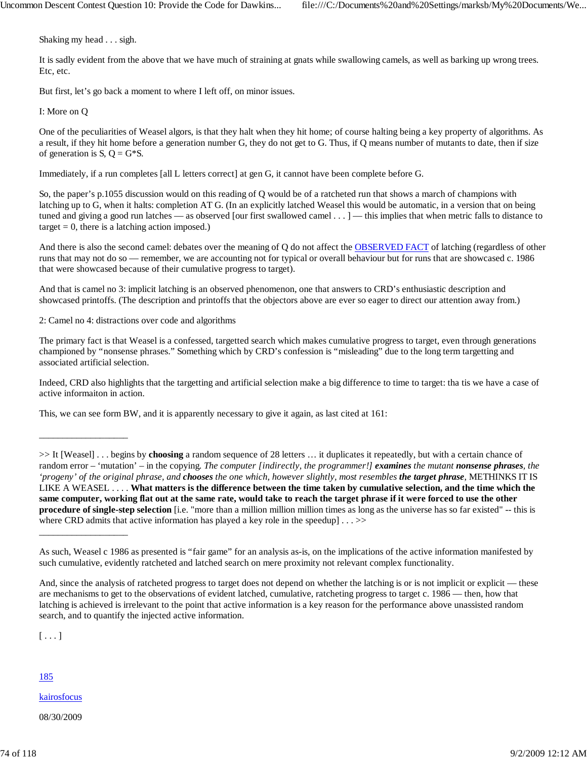Shaking my head . . . sigh.

It is sadly evident from the above that we have much of straining at gnats while swallowing camels, as well as barking up wrong trees. Etc, etc.

But first, let's go back a moment to where I left off, on minor issues.

I: More on Q

One of the peculiarities of Weasel algors, is that they halt when they hit home; of course halting being a key property of algorithms. As a result, if they hit home before a generation number G, they do not get to G. Thus, if Q means number of mutants to date, then if size of generation is S, Q = G*S.

Immediately, if a run completes [all L letters correct] at gen G, it cannot have been complete before G.

So, the paper's p.1055 discussion would on this reading of Q would be of a ratcheted run that shows a march of champions with latching up to G, when it halts: completion AT G. (In an explicitly latched Weasel this would be automatic, in a version that on being tuned and giving a good run latches — as observed [our first swallowed camel . . . ] — this implies that when metric falls to distance to target = 0, there is a latching action imposed.)

And there is also the second camel: debates over the meaning of Q do not affect the OBSERVED FACT of latching (regardless of other runs that may not do so — remember, we are accounting not for typical or overall behaviour but for runs that are showcased c. 1986 that were showcased because of their cumulative progress to target).

And that is camel no 3: implicit latching is an observed phenomenon, one that answers to CRD's enthusiastic description and showcased printoffs. (The description and printoffs that the objectors above are ever so eager to direct our attention away from.)

2: Camel no 4: distractions over code and algorithms

The primary fact is that Weasel is a confessed, targetted search which makes cumulative progress to target, even through generations championed by "nonsense phrases." Something which by CRD's confession is "misleading" due to the long term targetting and associated artificial selection.

Indeed, CRD also highlights that the targetting and artificial selection make a big difference to time to target: tha tis we have a case of active informaiton in action.

This, we can see form BW, and it is apparently necessary to give it again, as last cited at 161:

__________________

>> It [Weasel] . . . begins by **choosing** a random sequence of 28 letters … it duplicates it repeatedly, but with a certain chance of random error – 'mutation' – in the copying. *The computer [indirectly, the programmer!]* ***examines*** *the mutant* ***nonsense phrases****, the 'progeny' of the original phrase, and* ***chooses*** *the one which, however slightly, most resembles* ***the target phrase****,* METHINKS IT IS LIKE A WEASEL . . . . **What matters is the difference between the time taken by cumulative selection, and the time which the same computer, working flat out at the same rate, would take to reach the target phrase if it were forced to use the other procedure of single-step selection** [i.e. "more than a million million million times as long as the universe has so far existed" -- this is where CRD admits that active information has played a key role in the speedup] . . . >>

__________________

As such, Weasel c 1986 as presented is "fair game" for an analysis as-is, on the implications of the active information manifested by such cumulative, evidently ratcheted and latched search on mere proximity not relevant complex functionality.

And, since the analysis of ratcheted progress to target does not depend on whether the latching is or is not implicit or explicit — these are mechanisms to get to the observations of evident latched, cumulative, ratcheting progress to target c. 1986 — then, how that latching is achieved is irrelevant to the point that active information is a key reason for the performance above unassisted random search, and to quantify the injected active information.

[ . . . ]

185

kairosfocus

08/30/2009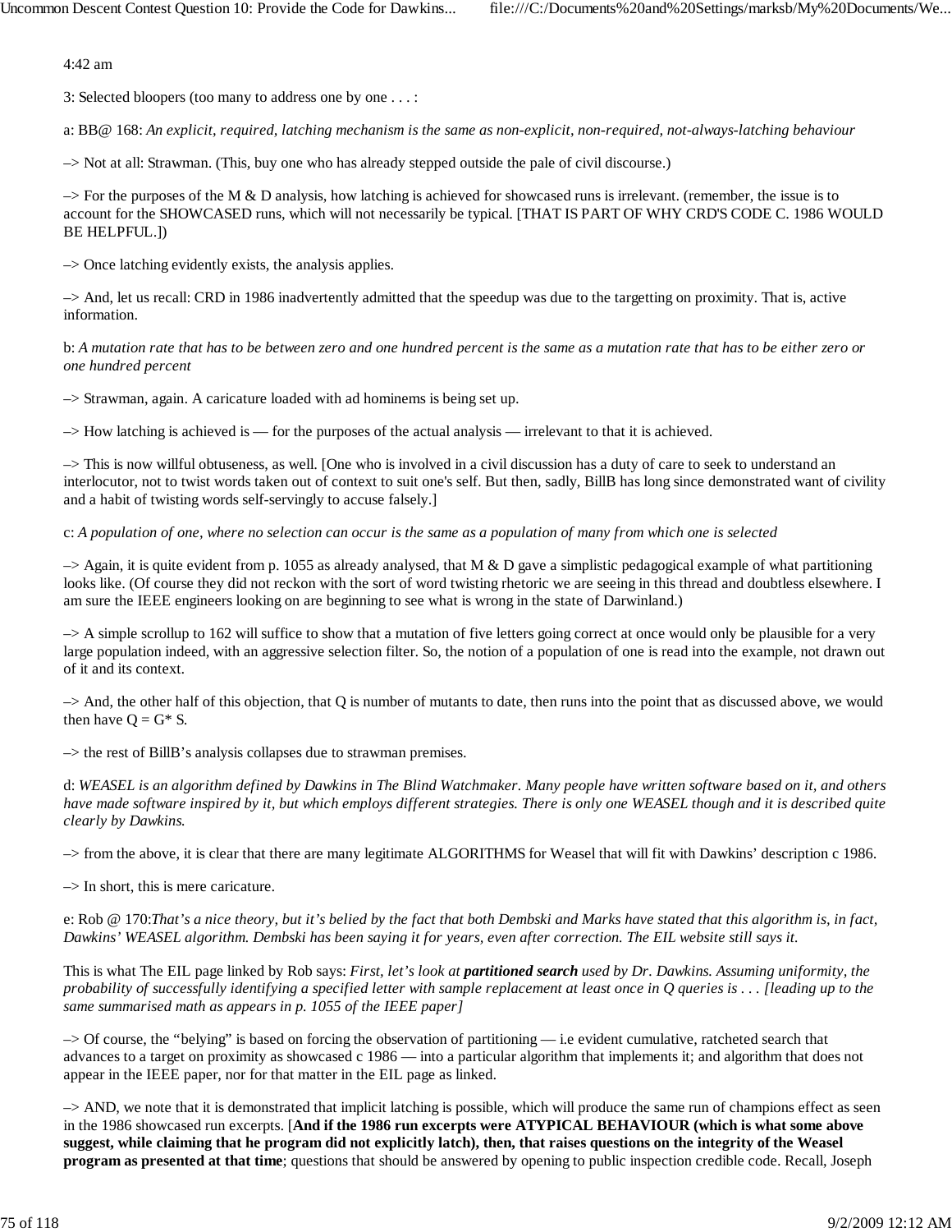4:42 am

3: Selected bloopers (too many to address one by one . . . :

a: BB@ 168: *An explicit, required, latching mechanism is the same as non-explicit, non-required, not-always-latching behaviour*

–> Not at all: Strawman. (This, buy one who has already stepped outside the pale of civil discourse.)

–> For the purposes of the M & D analysis, how latching is achieved for showcased runs is irrelevant. (remember, the issue is to account for the SHOWCASED runs, which will not necessarily be typical. [THAT IS PART OF WHY CRD'S CODE C. 1986 WOULD BE HELPFUL.])

–> Once latching evidently exists, the analysis applies.

–> And, let us recall: CRD in 1986 inadvertently admitted that the speedup was due to the targetting on proximity. That is, active information.

b: *A mutation rate that has to be between zero and one hundred percent is the same as a mutation rate that has to be either zero or one hundred percent*

–> Strawman, again. A caricature loaded with ad hominems is being set up.

–> How latching is achieved is — for the purposes of the actual analysis — irrelevant to that it is achieved.

–> This is now willful obtuseness, as well. [One who is involved in a civil discussion has a duty of care to seek to understand an interlocutor, not to twist words taken out of context to suit one's self. But then, sadly, BillB has long since demonstrated want of civility and a habit of twisting words self-servingly to accuse falsely.]

c: *A population of one, where no selection can occur is the same as a population of many from which one is selected*

–> Again, it is quite evident from p. 1055 as already analysed, that M & D gave a simplistic pedagogical example of what partitioning looks like. (Of course they did not reckon with the sort of word twisting rhetoric we are seeing in this thread and doubtless elsewhere. I am sure the IEEE engineers looking on are beginning to see what is wrong in the state of Darwinland.)

–> A simple scrollup to 162 will suffice to show that a mutation of five letters going correct at once would only be plausible for a very large population indeed, with an aggressive selection filter. So, the notion of a population of one is read into the example, not drawn out of it and its context.

–> And, the other half of this objection, that Q is number of mutants to date, then runs into the point that as discussed above, we would then have Q = G* S.

–> the rest of BillB's analysis collapses due to strawman premises.

d: *WEASEL is an algorithm defined by Dawkins in The Blind Watchmaker. Many people have written software based on it, and others have made software inspired by it, but which employs different strategies. There is only one WEASEL though and it is described quite clearly by Dawkins.*

–> from the above, it is clear that there are many legitimate ALGORITHMS for Weasel that will fit with Dawkins' description c 1986.

–> In short, this is mere caricature.

e: Rob @ 170:*That's a nice theory, but it's belied by the fact that both Dembski and Marks have stated that this algorithm is, in fact, Dawkins' WEASEL algorithm. Dembski has been saying it for years, even after correction. The EIL website still says it.*

This is what The EIL page linked by Rob says: *First, let's look at* ***partitioned search*** *used by Dr. Dawkins. Assuming uniformity, the probability of successfully identifying a specified letter with sample replacement at least once in Q queries is . . . [leading up to the same summarised math as appears in p. 1055 of the IEEE paper]*

–> Of course, the "belying" is based on forcing the observation of partitioning — i.e evident cumulative, ratcheted search that advances to a target on proximity as showcased c 1986 — into a particular algorithm that implements it; and algorithm that does not appear in the IEEE paper, nor for that matter in the EIL page as linked.

–> AND, we note that it is demonstrated that implicit latching is possible, which will produce the same run of champions effect as seen in the 1986 showcased run excerpts. [**And if the 1986 run excerpts were ATYPICAL BEHAVIOUR (which is what some above suggest, while claiming that he program did not explicitly latch), then, that raises questions on the integrity of the Weasel program as presented at that time**; questions that should be answered by opening to public inspection credible code. Recall, Joseph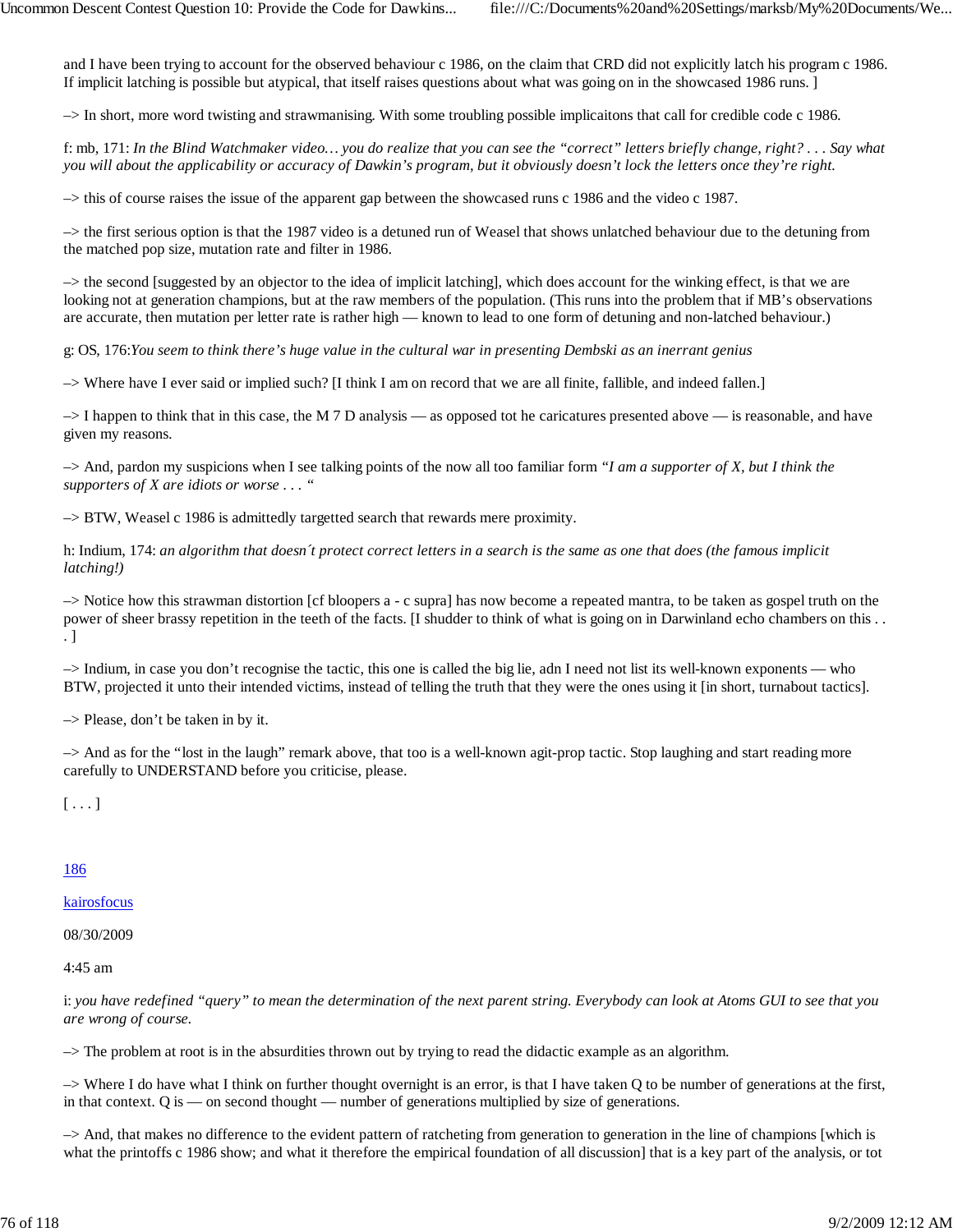and I have been trying to account for the observed behaviour c 1986, on the claim that CRD did not explicitly latch his program c 1986. If implicit latching is possible but atypical, that itself raises questions about what was going on in the showcased 1986 runs. ]

–> In short, more word twisting and strawmanising. With some troubling possible implicaitons that call for credible code c 1986.

f: mb, 171: *In the Blind Watchmaker video… you do realize that you can see the "correct" letters briefly change, right? . . . Say what you will about the applicability or accuracy of Dawkin's program, but it obviously doesn't lock the letters once they're right.*

–> this of course raises the issue of the apparent gap between the showcased runs c 1986 and the video c 1987.

–> the first serious option is that the 1987 video is a detuned run of Weasel that shows unlatched behaviour due to the detuning from the matched pop size, mutation rate and filter in 1986.

–> the second [suggested by an objector to the idea of implicit latching], which does account for the winking effect, is that we are looking not at generation champions, but at the raw members of the population. (This runs into the problem that if MB's observations are accurate, then mutation per letter rate is rather high — known to lead to one form of detuning and non-latched behaviour.)

g: OS, 176:*You seem to think there's huge value in the cultural war in presenting Dembski as an inerrant genius*

–> Where have I ever said or implied such? [I think I am on record that we are all finite, fallible, and indeed fallen.]

–> I happen to think that in this case, the M 7 D analysis — as opposed tot he caricatures presented above — is reasonable, and have given my reasons.

–> And, pardon my suspicions when I see talking points of the now all too familiar form *"I am a supporter of X, but I think the supporters of X are idiots or worse . . . "*

–> BTW, Weasel c 1986 is admittedly targetted search that rewards mere proximity.

h: Indium, 174: *an algorithm that doesn´t protect correct letters in a search is the same as one that does (the famous implicit latching!)*

–> Notice how this strawman distortion [cf bloopers a - c supra] has now become a repeated mantra, to be taken as gospel truth on the power of sheer brassy repetition in the teeth of the facts. [I shudder to think of what is going on in Darwinland echo chambers on this . . . ]

–> Indium, in case you don't recognise the tactic, this one is called the big lie, adn I need not list its well-known exponents — who BTW, projected it unto their intended victims, instead of telling the truth that they were the ones using it [in short, turnabout tactics].

–> Please, don't be taken in by it.

–> And as for the "lost in the laugh" remark above, that too is a well-known agit-prop tactic. Stop laughing and start reading more carefully to UNDERSTAND before you criticise, please.

[ . . . ]

186

kairosfocus

08/30/2009

4:45 am

i: *you have redefined "query" to mean the determination of the next parent string. Everybody can look at Atoms GUI to see that you are wrong of course.*

–> The problem at root is in the absurdities thrown out by trying to read the didactic example as an algorithm.

–> Where I do have what I think on further thought overnight is an error, is that I have taken Q to be number of generations at the first, in that context. Q is — on second thought — number of generations multiplied by size of generations.

–> And, that makes no difference to the evident pattern of ratcheting from generation to generation in the line of champions [which is what the printoffs c 1986 show; and what it therefore the empirical foundation of all discussion] that is a key part of the analysis, or tot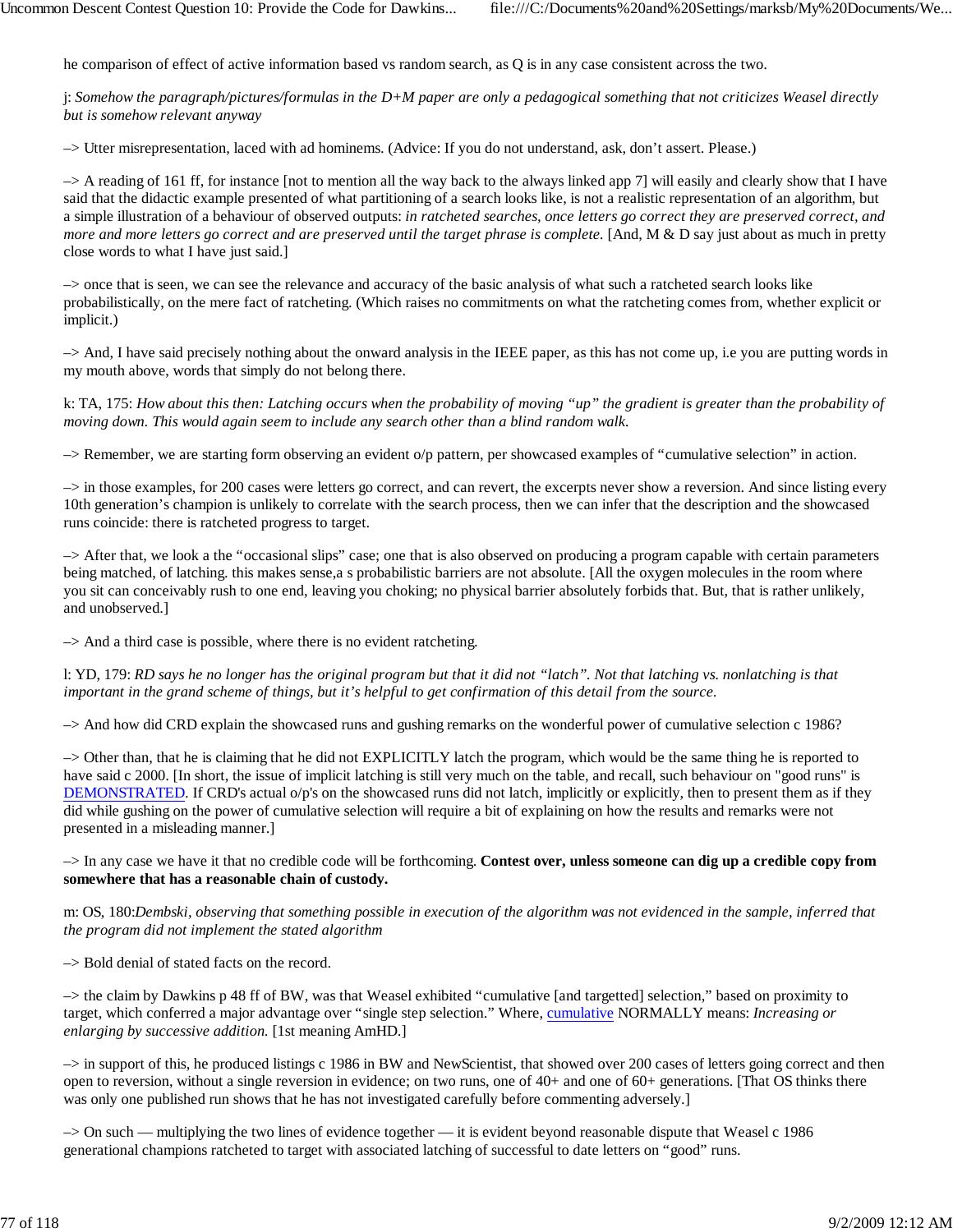he comparison of effect of active information based vs random search, as Q is in any case consistent across the two.

j: *Somehow the paragraph/pictures/formulas in the D+M paper are only a pedagogical something that not criticizes Weasel directly but is somehow relevant anyway*

–> Utter misrepresentation, laced with ad hominems. (Advice: If you do not understand, ask, don't assert. Please.)

–> A reading of 161 ff, for instance [not to mention all the way back to the always linked app 7] will easily and clearly show that I have said that the didactic example presented of what partitioning of a search looks like, is not a realistic representation of an algorithm, but a simple illustration of a behaviour of observed outputs: *in ratcheted searches, once letters go correct they are preserved correct, and more and more letters go correct and are preserved until the target phrase is complete.* [And, M & D say just about as much in pretty close words to what I have just said.]

–> once that is seen, we can see the relevance and accuracy of the basic analysis of what such a ratcheted search looks like probabilistically, on the mere fact of ratcheting. (Which raises no commitments on what the ratcheting comes from, whether explicit or implicit.)

–> And, I have said precisely nothing about the onward analysis in the IEEE paper, as this has not come up, i.e you are putting words in my mouth above, words that simply do not belong there.

k: TA, 175: *How about this then: Latching occurs when the probability of moving "up" the gradient is greater than the probability of moving down. This would again seem to include any search other than a blind random walk.*

–> Remember, we are starting form observing an evident o/p pattern, per showcased examples of "cumulative selection" in action.

–> in those examples, for 200 cases were letters go correct, and can revert, the excerpts never show a reversion. And since listing every 10th generation's champion is unlikely to correlate with the search process, then we can infer that the description and the showcased runs coincide: there is ratcheted progress to target.

–> After that, we look a the "occasional slips" case; one that is also observed on producing a program capable with certain parameters being matched, of latching. this makes sense,a s probabilistic barriers are not absolute. [All the oxygen molecules in the room where you sit can conceivably rush to one end, leaving you choking; no physical barrier absolutely forbids that. But, that is rather unlikely, and unobserved.]

–> And a third case is possible, where there is no evident ratcheting.

l: YD, 179: *RD says he no longer has the original program but that it did not "latch". Not that latching vs. nonlatching is that important in the grand scheme of things, but it's helpful to get confirmation of this detail from the source.*

–> And how did CRD explain the showcased runs and gushing remarks on the wonderful power of cumulative selection c 1986?

–> Other than, that he is claiming that he did not EXPLICITLY latch the program, which would be the same thing he is reported to have said c 2000. [In short, the issue of implicit latching is still very much on the table, and recall, such behaviour on "good runs" is DEMONSTRATED. If CRD's actual o/p's on the showcased runs did not latch, implicitly or explicitly, then to present them as if they did while gushing on the power of cumulative selection will require a bit of explaining on how the results and remarks were not presented in a misleading manner.]

–> In any case we have it that no credible code will be forthcoming. **Contest over, unless someone can dig up a credible copy from somewhere that has a reasonable chain of custody.**

m: OS, 180:*Dembski, observing that something possible in execution of the algorithm was not evidenced in the sample, inferred that the program did not implement the stated algorithm*

–> Bold denial of stated facts on the record.

–> the claim by Dawkins p 48 ff of BW, was that Weasel exhibited "cumulative [and targetted] selection," based on proximity to target, which conferred a major advantage over "single step selection." Where, cumulative NORMALLY means: *Increasing or enlarging by successive addition.* [1st meaning AmHD.]

–> in support of this, he produced listings c 1986 in BW and NewScientist, that showed over 200 cases of letters going correct and then open to reversion, without a single reversion in evidence; on two runs, one of 40+ and one of 60+ generations. [That OS thinks there was only one published run shows that he has not investigated carefully before commenting adversely.]

–> On such — multiplying the two lines of evidence together — it is evident beyond reasonable dispute that Weasel c 1986 generational champions ratcheted to target with associated latching of successful to date letters on "good" runs.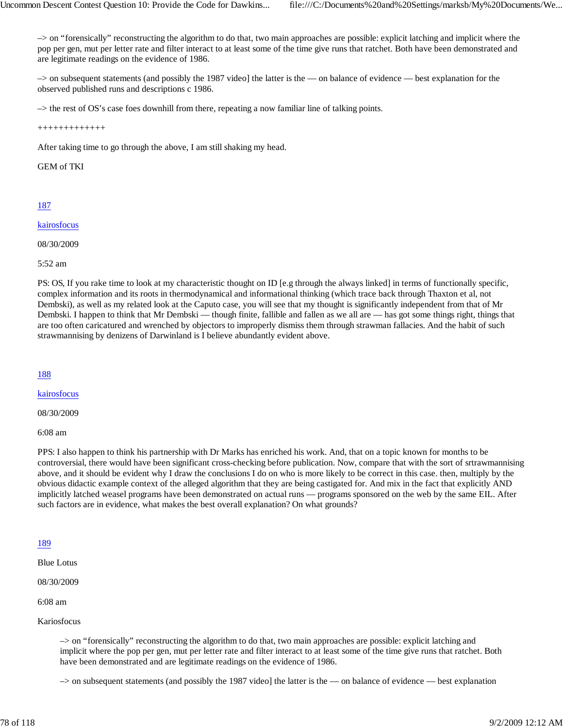–> on “forensically” reconstructing the algorithm to do that, two main approaches are possible: explicit latching and implicit where the pop per gen, mut per letter rate and filter interact to at least some of the time give runs that ratchet. Both have been demonstrated and are legitimate readings on the evidence of 1986.

–> on subsequent statements (and possibly the 1987 video] the latter is the — on balance of evidence — best explanation for the observed published runs and descriptions c 1986.

–> the rest of OS’s case foes downhill from there, repeating a now familiar line of talking points.

+++++++++++++

After taking time to go through the above, I am still shaking my head.

GEM of TKI

187

kairosfocus

08/30/2009

5:52 am

PS: OS, If you rake time to look at my characteristic thought on ID [e.g through the always linked] in terms of functionally specific, complex information and its roots in thermodynamical and informational thinking (which trace back through Thaxton et al, not Dembski), as well as my related look at the Caputo case, you will see that my thought is significantly independent from that of Mr Dembski. I happen to think that Mr Dembski — though finite, fallible and fallen as we all are — has got some things right, things that are too often caricatured and wrenched by objectors to improperly dismiss them through strawman fallacies. And the habit of such strawmannising by denizens of Darwinland is I believe abundantly evident above.

188

kairosfocus

08/30/2009

6:08 am

PPS: I also happen to think his partnership with Dr Marks has enriched his work. And, that on a topic known for months to be controversial, there would have been significant cross-checking before publication. Now, compare that with the sort of srtrawmannising above, and it should be evident why I draw the conclusions I do on who is more likely to be correct in this case. then, multiply by the obvious didactic example context of the alleged algorithm that they are being castigated for. And mix in the fact that explicitly AND implicitly latched weasel programs have been demonstrated on actual runs — programs sponsored on the web by the same EIL. After such factors are in evidence, what makes the best overall explanation? On what grounds?

189

Blue Lotus

08/30/2009

6:08 am

Kariosfocus

> –> on “forensically” reconstructing the algorithm to do that, two main approaches are possible: explicit latching and implicit where the pop per gen, mut per letter rate and filter interact to at least some of the time give runs that ratchet. Both have been demonstrated and are legitimate readings on the evidence of 1986.
>
> –> on subsequent statements (and possibly the 1987 video] the latter is the — on balance of evidence — best explanation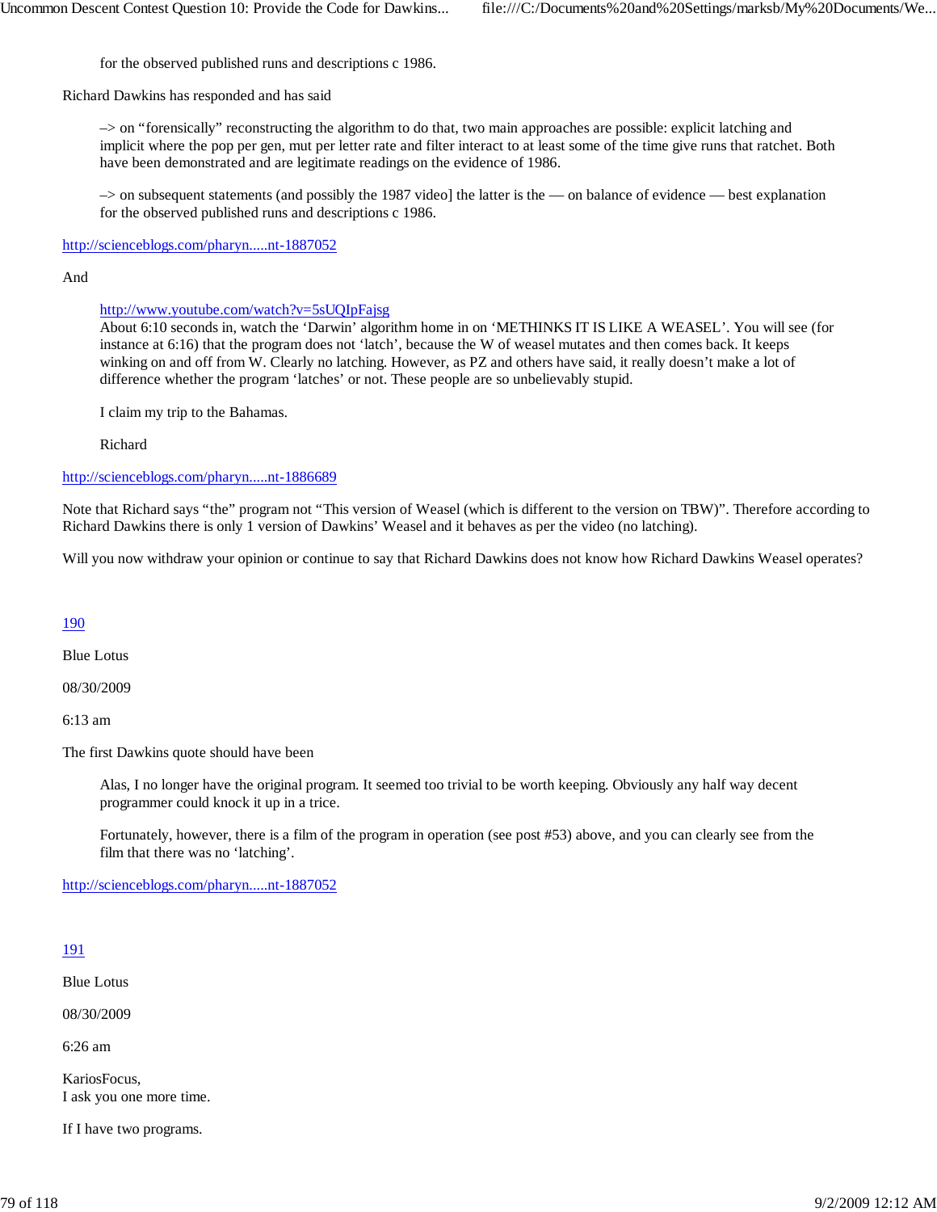for the observed published runs and descriptions c 1986.

Richard Dawkins has responded and has said

> –> on “forensically” reconstructing the algorithm to do that, two main approaches are possible: explicit latching and implicit where the pop per gen, mut per letter rate and filter interact to at least some of the time give runs that ratchet. Both have been demonstrated and are legitimate readings on the evidence of 1986.
>
> –> on subsequent statements (and possibly the 1987 video] the latter is the — on balance of evidence — best explanation for the observed published runs and descriptions c 1986.

http://scienceblogs.com/pharyn.....nt-1887052

And

> http://www.youtube.com/watch?v=5sUQIpFajsg
> About 6:10 seconds in, watch the ‘Darwin’ algorithm home in on ‘METHINKS IT IS LIKE A WEASEL’. You will see (for instance at 6:16) that the program does not ‘latch’, because the W of weasel mutates and then comes back. It keeps winking on and off from W. Clearly no latching. However, as PZ and others have said, it really doesn’t make a lot of difference whether the program ‘latches’ or not. These people are so unbelievably stupid.
>
> I claim my trip to the Bahamas.
>
> Richard

http://scienceblogs.com/pharyn.....nt-1886689

Note that Richard says “the” program not “This version of Weasel (which is different to the version on TBW)”. Therefore according to Richard Dawkins there is only 1 version of Dawkins’ Weasel and it behaves as per the video (no latching).

Will you now withdraw your opinion or continue to say that Richard Dawkins does not know how Richard Dawkins Weasel operates?

190

Blue Lotus

08/30/2009

6:13 am

The first Dawkins quote should have been

> Alas, I no longer have the original program. It seemed too trivial to be worth keeping. Obviously any half way decent programmer could knock it up in a trice.
>
> Fortunately, however, there is a film of the program in operation (see post #53) above, and you can clearly see from the film that there was no ‘latching’.

http://scienceblogs.com/pharyn.....nt-1887052

191

Blue Lotus

08/30/2009

6:26 am

KariosFocus,
I ask you one more time.

If I have two programs.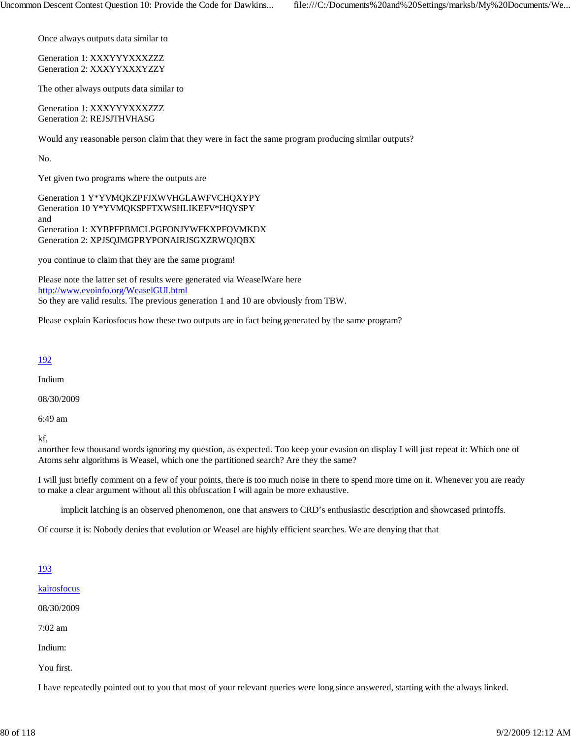Once always outputs data similar to

Generation 1: XXXYYYXXXZZZ
Generation 2: XXXYYYXXXYZZY

The other always outputs data similar to

Generation 1: XXXYYYXXXZZZ
Generation 2: REJSJTHVHASG

Would any reasonable person claim that they were in fact the same program producing similar outputs?

No.

Yet given two programs where the outputs are

Generation 1 Y*YVMQKZPFJXWVHGLAWFVCHQXYPY
Generation 10 Y*YVMQKSPFTXWSHLIKEFV*HQYSPY
and
Generation 1: XYBPFPBMCLPGFONJYWFKXPFOVMKDX
Generation 2: XPJSQJMGPRYPONAIRJSGXZRWQJQBX

you continue to claim that they are the same program!

Please note the latter set of results were generated via WeaselWare here
http://www.evoinfo.org/WeaselGUI.html
So they are valid results. The previous generation 1 and 10 are obviously from TBW.

Please explain Kariosfocus how these two outputs are in fact being generated by the same program?

192

Indium

08/30/2009

6:49 am

kf,
anorther few thousand words ignoring my question, as expected. Too keep your evasion on display I will just repeat it: Which one of Atoms sehr algorithms is Weasel, which one the partitioned search? Are they the same?

I will just briefly comment on a few of your points, there is too much noise in there to spend more time on it. Whenever you are ready to make a clear argument without all this obfuscation I will again be more exhaustive.

> implicit latching is an observed phenomenon, one that answers to CRD's enthusiastic description and showcased printoffs.

Of course it is: Nobody denies that evolution or Weasel are highly efficient searches. We are denying that that

193

kairosfocus

08/30/2009

7:02 am

Indium:

You first.

I have repeatedly pointed out to you that most of your relevant queries were long since answered, starting with the always linked.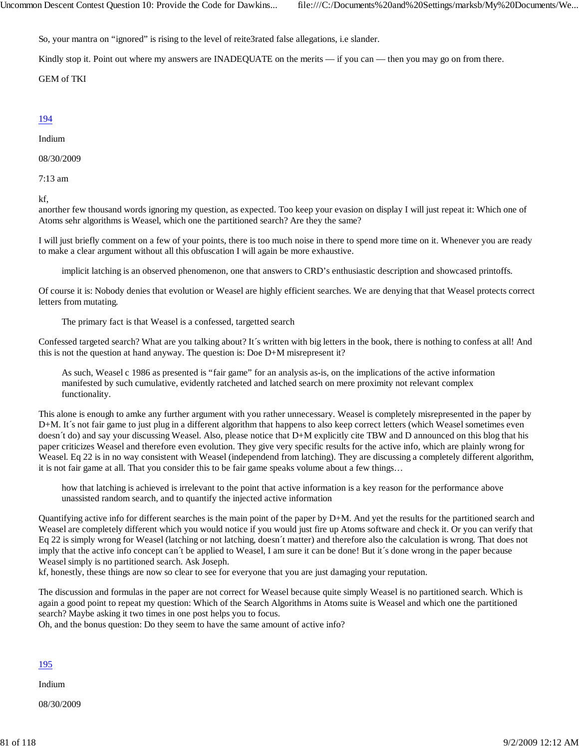So, your mantra on "ignored" is rising to the level of reite3rated false allegations, i.e slander.

Kindly stop it. Point out where my answers are INADEQUATE on the merits — if you can — then you may go on from there.

GEM of TKI

194

Indium

08/30/2009

7:13 am

kf,
anorther few thousand words ignoring my question, as expected. Too keep your evasion on display I will just repeat it: Which one of Atoms sehr algorithms is Weasel, which one the partitioned search? Are they the same?

I will just briefly comment on a few of your points, there is too much noise in there to spend more time on it. Whenever you are ready to make a clear argument without all this obfuscation I will again be more exhaustive.

> implicit latching is an observed phenomenon, one that answers to CRD's enthusiastic description and showcased printoffs.

Of course it is: Nobody denies that evolution or Weasel are highly efficient searches. We are denying that that Weasel protects correct letters from mutating.

> The primary fact is that Weasel is a confessed, targetted search

Confessed targeted search? What are you talking about? It´s written with big letters in the book, there is nothing to confess at all! And this is not the question at hand anyway. The question is: Doe D+M misrepresent it?

> As such, Weasel c 1986 as presented is "fair game" for an analysis as-is, on the implications of the active information manifested by such cumulative, evidently ratcheted and latched search on mere proximity not relevant complex functionality.

This alone is enough to amke any further argument with you rather unnecessary. Weasel is completely misrepresented in the paper by D+M. It´s not fair game to just plug in a different algorithm that happens to also keep correct letters (which Weasel sometimes even doesn´t do) and say your discussing Weasel. Also, please notice that D+M explicitly cite TBW and D announced on this blog that his paper criticizes Weasel and therefore even evolution. They give very specific results for the active info, which are plainly wrong for Weasel. Eq 22 is in no way consistent with Weasel (independend from latching). They are discussing a completely different algorithm, it is not fair game at all. That you consider this to be fair game speaks volume about a few things…

> how that latching is achieved is irrelevant to the point that active information is a key reason for the performance above unassisted random search, and to quantify the injected active information

Quantifying active info for different searches is the main point of the paper by D+M. And yet the results for the partitioned search and Weasel are completely different which you would notice if you would just fire up Atoms software and check it. Or you can verify that Eq 22 is simply wrong for Weasel (latching or not latching, doesn´t matter) and therefore also the calculation is wrong. That does not imply that the active info concept can´t be applied to Weasel, I am sure it can be done! But it´s done wrong in the paper because Weasel simply is no partitioned search. Ask Joseph.
kf, honestly, these things are now so clear to see for everyone that you are just damaging your reputation.

The discussion and formulas in the paper are not correct for Weasel because quite simply Weasel is no partitioned search. Which is again a good point to repeat my question: Which of the Search Algorithms in Atoms suite is Weasel and which one the partitioned search? Maybe asking it two times in one post helps you to focus.
Oh, and the bonus question: Do they seem to have the same amount of active info?

195

Indium

08/30/2009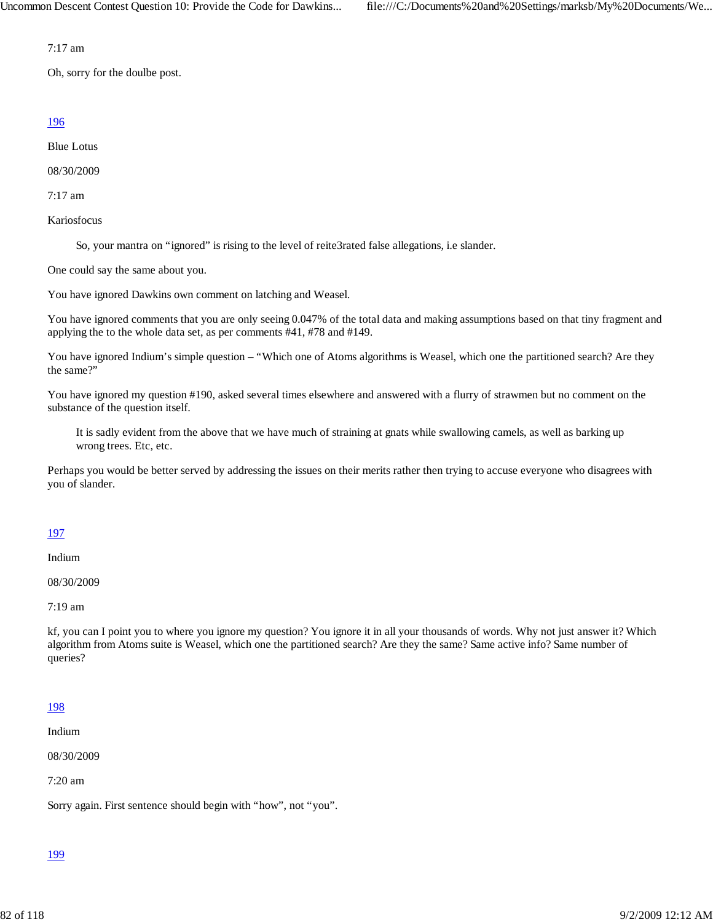7:17 am

Oh, sorry for the doulbe post.

[196](#)

Blue Lotus

08/30/2009

7:17 am

Kariosfocus

> So, your mantra on "ignored" is rising to the level of reite3rated false allegations, i.e slander.

One could say the same about you.

You have ignored Dawkins own comment on latching and Weasel.

You have ignored comments that you are only seeing 0.047% of the total data and making assumptions based on that tiny fragment and applying the to the whole data set, as per comments #41, #78 and #149.

You have ignored Indium's simple question – "Which one of Atoms algorithms is Weasel, which one the partitioned search? Are they the same?"

You have ignored my question #190, asked several times elsewhere and answered with a flurry of strawmen but no comment on the substance of the question itself.

> It is sadly evident from the above that we have much of straining at gnats while swallowing camels, as well as barking up wrong trees. Etc, etc.

Perhaps you would be better served by addressing the issues on their merits rather then trying to accuse everyone who disagrees with you of slander.

[197](#)

Indium

08/30/2009

7:19 am

kf, you can I point you to where you ignore my question? You ignore it in all your thousands of words. Why not just answer it? Which algorithm from Atoms suite is Weasel, which one the partitioned search? Are they the same? Same active info? Same number of queries?

[198](#)

Indium

08/30/2009

7:20 am

Sorry again. First sentence should begin with "how", not "you".

[199](#)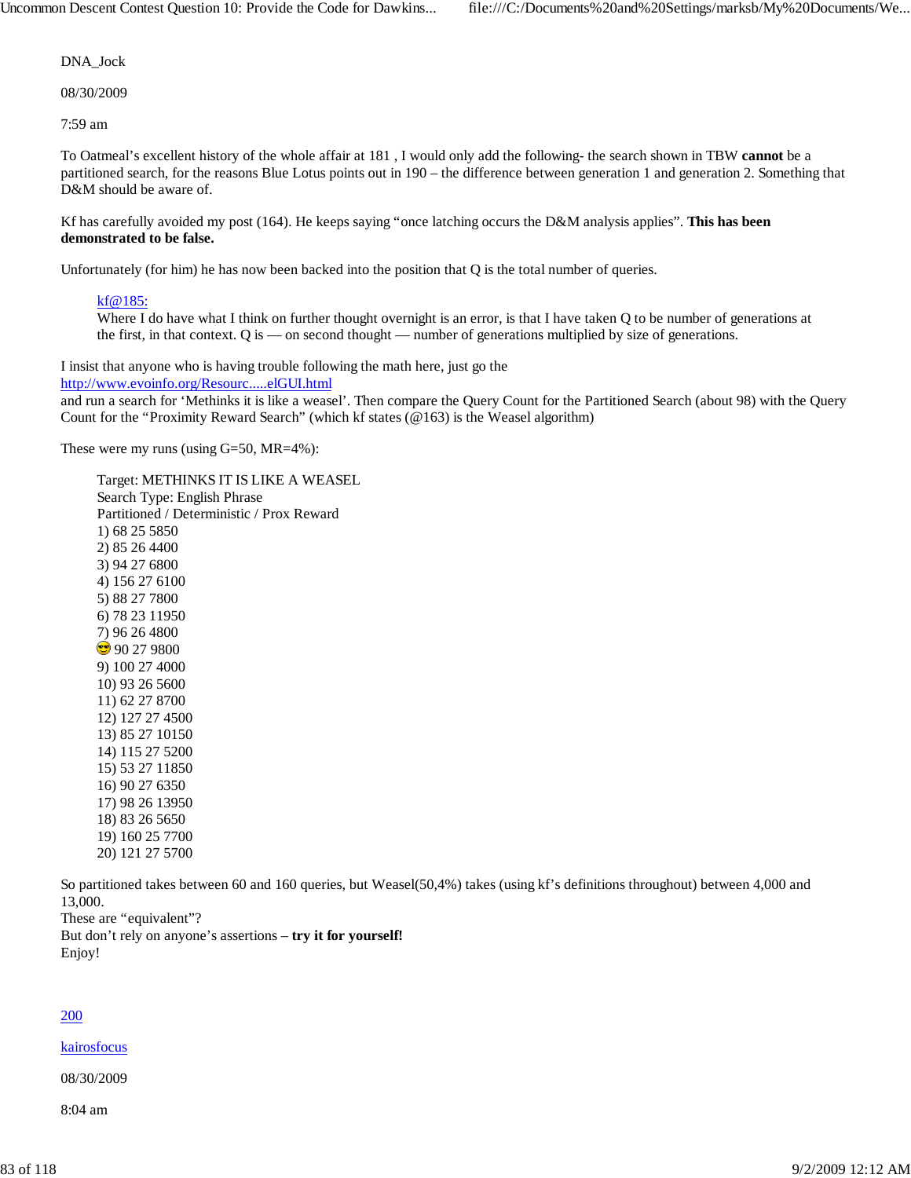DNA_Jock

08/30/2009

7:59 am

To Oatmeal's excellent history of the whole affair at 181 , I would only add the following- the search shown in TBW **cannot** be a partitioned search, for the reasons Blue Lotus points out in 190 – the difference between generation 1 and generation 2. Something that D&M should be aware of.

Kf has carefully avoided my post (164). He keeps saying "once latching occurs the D&M analysis applies". **This has been demonstrated to be false.**

Unfortunately (for him) he has now been backed into the position that Q is the total number of queries.

> [kf@185:](#)
> Where I do have what I think on further thought overnight is an error, is that I have taken Q to be number of generations at the first, in that context. Q is — on second thought — number of generations multiplied by size of generations.

I insist that anyone who is having trouble following the math here, just go the [http://www.evoinfo.org/Resourc.....elGUI.html](http://www.evoinfo.org/Resourc.....elGUI.html) and run a search for 'Methinks it is like a weasel'. Then compare the Query Count for the Partitioned Search (about 98) with the Query Count for the "Proximity Reward Search" (which kf states (@163) is the Weasel algorithm)

These were my runs (using G=50, MR=4%):

> Target: METHINKS IT IS LIKE A WEASEL
> Search Type: English Phrase
> Partitioned / Deterministic / Prox Reward
> 1) 68 25 5850
> 2) 85 26 4400
> 3) 94 27 6800
> 4) 156 27 6100
> 5) 88 27 7800
> 6) 78 23 11950
> 7) 96 26 4800
> 😎 90 27 9800
> 9) 100 27 4000
> 10) 93 26 5600
> 11) 62 27 8700
> 12) 127 27 4500
> 13) 85 27 10150
> 14) 115 27 5200
> 15) 53 27 11850
> 16) 90 27 6350
> 17) 98 26 13950
> 18) 83 26 5650
> 19) 160 25 7700
> 20) 121 27 5700

So partitioned takes between 60 and 160 queries, but Weasel(50,4%) takes (using kf's definitions throughout) between 4,000 and 13,000.
These are "equivalent"?
But don't rely on anyone's assertions – **try it for yourself!**
Enjoy!

[200](#)

[kairosfocus](#)

08/30/2009

8:04 am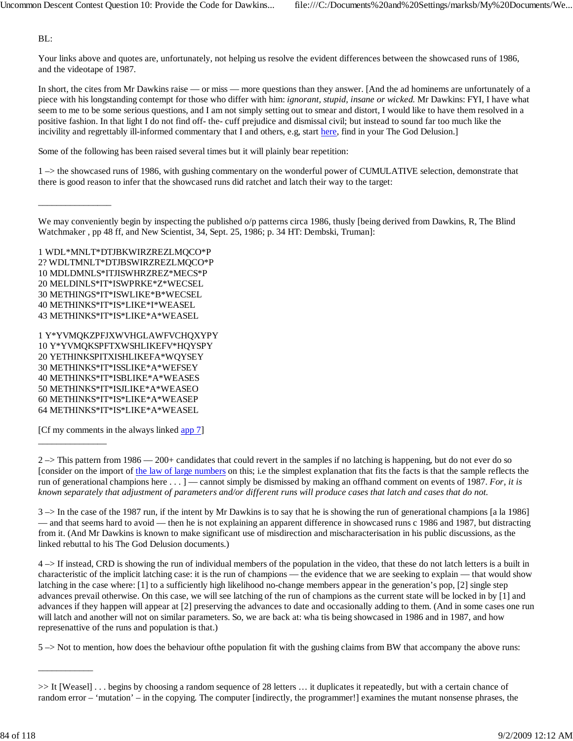BL:

Your links above and quotes are, unfortunately, not helping us resolve the evident differences between the showcased runs of 1986, and the videotape of 1987.

In short, the cites from Mr Dawkins raise — or miss — more questions than they answer. [And the ad hominems are unfortunately of a piece with his longstanding contempt for those who differ with him: *ignorant, stupid, insane or wicked.* Mr Dawkins: FYI, I have what seem to me to be some serious questions, and I am not simply setting out to smear and distort, I would like to have them resolved in a positive fashion. In that light I do not find off- the- cuff prejudice and dismissal civil; but instead to sound far too much like the incivility and regrettably ill-informed commentary that I and others, e.g, start here, find in your The God Delusion.]

Some of the following has been raised several times but it will plainly bear repetition:

1 –> the showcased runs of 1986, with gushing commentary on the wonderful power of CUMULATIVE selection, demonstrate that there is good reason to infer that the showcased runs did ratchet and latch their way to the target:

_______________

We may conveniently begin by inspecting the published o/p patterns circa 1986, thusly [being derived from Dawkins, R, The Blind Watchmaker , pp 48 ff, and New Scientist, 34, Sept. 25, 1986; p. 34 HT: Dembski, Truman]:

1 WDL*MNLT*DTJBKWIRZREZLMQCO*P
2? WDLTMNLT*DTJBSWIRZREZLMQCO*P
10 MDLDMNLS*ITJISWHRZREZ*MECS*P
20 MELDINLS*IT*ISWPRKE*Z*WECSEL
30 METHINGS*IT*ISWLIKE*B*WECSEL
40 METHINKS*IT*IS*LIKE*I*WEASEL
43 METHINKS*IT*IS*LIKE*A*WEASEL

1 Y*YVMQKZPFJXWVHGLAWFVCHQXYPY
10 Y*YVMQKSPFTXWSHLIKEFV*HQYSPY
20 YETHINKSPITXISHLIKEFA*WQYSEY
30 METHINKS*IT*ISSLIKE*A*WEFSEY
40 METHINKS*IT*ISBLIKE*A*WEASES
50 METHINKS*IT*ISJLIKE*A*WEASEO
60 METHINKS*IT*IS*LIKE*A*WEASEP
64 METHINKS*IT*IS*LIKE*A*WEASEL

[Cf my comments in the always linked app 7]

_______________

2 –> This pattern from 1986 — 200+ candidates that could revert in the samples if no latching is happening, but do not ever do so [consider on the import of the law of large numbers on this; i.e the simplest explanation that fits the facts is that the sample reflects the run of generational champions here . . . ] — cannot simply be dismissed by making an offhand comment on events of 1987. *For, it is known separately that adjustment of parameters and/or different runs will produce cases that latch and cases that do not.*

3 –> In the case of the 1987 run, if the intent by Mr Dawkins is to say that he is showing the run of generational champions [a la 1986] — and that seems hard to avoid — then he is not explaining an apparent difference in showcased runs c 1986 and 1987, but distracting from it. (And Mr Dawkins is known to make significant use of misdirection and mischaracterisation in his public discussions, as the linked rebuttal to his The God Delusion documents.)

4 –> If instead, CRD is showing the run of individual members of the population in the video, that these do not latch letters is a built in characteristic of the implicit latching case: it is the run of champions — the evidence that we are seeking to explain — that would show latching in the case where: [1] to a sufficiently high likelihood no-change members appear in the generation's pop, [2] single step advances prevail otherwise. On this case, we will see latching of the run of champions as the current state will be locked in by [1] and advances if they happen will appear at [2] preserving the advances to date and occasionally adding to them. (And in some cases one run will latch and another will not on similar parameters. So, we are back at: wha tis being showcased in 1986 and in 1987, and how represenattive of the runs and population is that.)

5 –> Not to mention, how does the behaviour ofthe population fit with the gushing claims from BW that accompany the above runs:

___________

>> It [Weasel] . . . begins by choosing a random sequence of 28 letters … it duplicates it repeatedly, but with a certain chance of random error – 'mutation' – in the copying. The computer [indirectly, the programmer!] examines the mutant nonsense phrases, the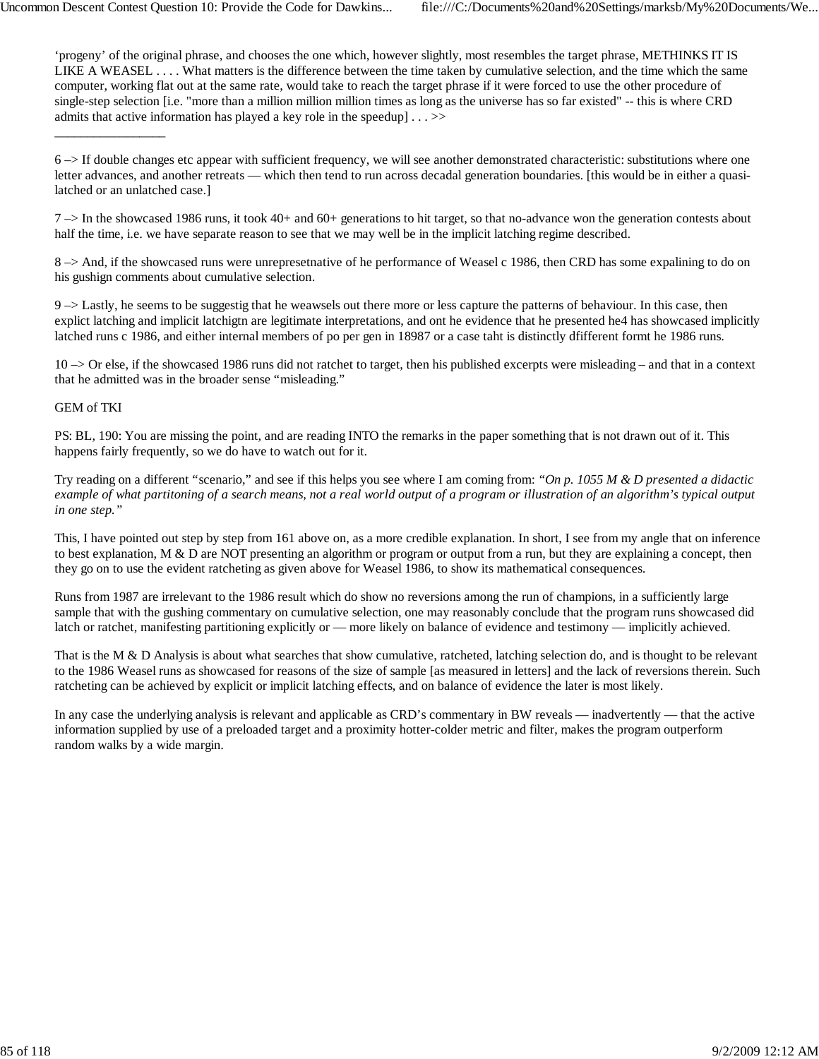'progeny' of the original phrase, and chooses the one which, however slightly, most resembles the target phrase, METHINKS IT IS LIKE A WEASEL . . . . What matters is the difference between the time taken by cumulative selection, and the time which the same computer, working flat out at the same rate, would take to reach the target phrase if it were forced to use the other procedure of single-step selection [i.e. "more than a million million million times as long as the universe has so far existed" -- this is where CRD admits that active information has played a key role in the speedup] . . . >>

_________________

6 –> If double changes etc appear with sufficient frequency, we will see another demonstrated characteristic: substitutions where one letter advances, and another retreats — which then tend to run across decadal generation boundaries. [this would be in either a quasi-latched or an unlatched case.]

7 –> In the showcased 1986 runs, it took 40+ and 60+ generations to hit target, so that no-advance won the generation contests about half the time, i.e. we have separate reason to see that we may well be in the implicit latching regime described.

8 –> And, if the showcased runs were unrepresetnative of he performance of Weasel c 1986, then CRD has some expalining to do on his gushign comments about cumulative selection.

9 –> Lastly, he seems to be suggestig that he weawsels out there more or less capture the patterns of behaviour. In this case, then explict latching and implicit latchigtn are legitimate interpretations, and ont he evidence that he presented he4 has showcased implicitly latched runs c 1986, and either internal members of po per gen in 18987 or a case taht is distinctly dfifferent formt he 1986 runs.

10 –> Or else, if the showcased 1986 runs did not ratchet to target, then his published excerpts were misleading – and that in a context that he admitted was in the broader sense "misleading."

GEM of TKI

PS: BL, 190: You are missing the point, and are reading INTO the remarks in the paper something that is not drawn out of it. This happens fairly frequently, so we do have to watch out for it.

Try reading on a different "scenario," and see if this helps you see where I am coming from: *"On p. 1055 M & D presented a didactic example of what partitoning of a search means, not a real world output of a program or illustration of an algorithm's typical output in one step."*

This, I have pointed out step by step from 161 above on, as a more credible explanation. In short, I see from my angle that on inference to best explanation, M & D are NOT presenting an algorithm or program or output from a run, but they are explaining a concept, then they go on to use the evident ratcheting as given above for Weasel 1986, to show its mathematical consequences.

Runs from 1987 are irrelevant to the 1986 result which do show no reversions among the run of champions, in a sufficiently large sample that with the gushing commentary on cumulative selection, one may reasonably conclude that the program runs showcased did latch or ratchet, manifesting partitioning explicitly or — more likely on balance of evidence and testimony — implicitly achieved.

That is the M & D Analysis is about what searches that show cumulative, ratcheted, latching selection do, and is thought to be relevant to the 1986 Weasel runs as showcased for reasons of the size of sample [as measured in letters] and the lack of reversions therein. Such ratcheting can be achieved by explicit or implicit latching effects, and on balance of evidence the later is most likely.

In any case the underlying analysis is relevant and applicable as CRD's commentary in BW reveals — inadvertently — that the active information supplied by use of a preloaded target and a proximity hotter-colder metric and filter, makes the program outperform random walks by a wide margin.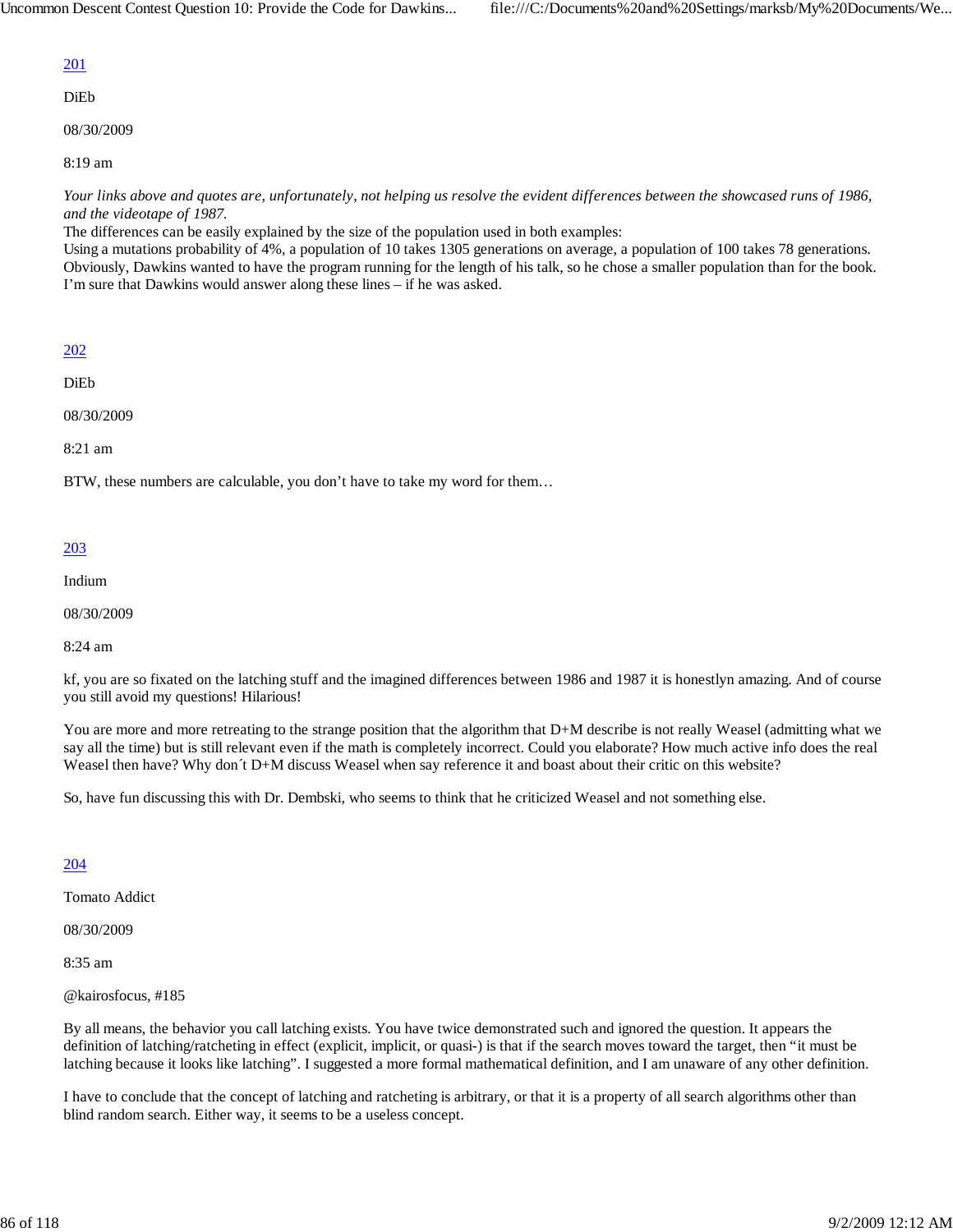[201](#)

DiEb

08/30/2009

8:19 am

*Your links above and quotes are, unfortunately, not helping us resolve the evident differences between the showcased runs of 1986, and the videotape of 1987.*
The differences can be easily explained by the size of the population used in both examples:
Using a mutations probability of 4%, a population of 10 takes 1305 generations on average, a population of 100 takes 78 generations.
Obviously, Dawkins wanted to have the program running for the length of his talk, so he chose a smaller population than for the book.
I'm sure that Dawkins would answer along these lines – if he was asked.

[202](#)

DiEb

08/30/2009

8:21 am

BTW, these numbers are calculable, you don't have to take my word for them…

[203](#)

Indium

08/30/2009

8:24 am

kf, you are so fixated on the latching stuff and the imagined differences between 1986 and 1987 it is honestlyn amazing. And of course you still avoid my questions! Hilarious!

You are more and more retreating to the strange position that the algorithm that D+M describe is not really Weasel (admitting what we say all the time) but is still relevant even if the math is completely incorrect. Could you elaborate? How much active info does the real Weasel then have? Why don´t D+M discuss Weasel when say reference it and boast about their critic on this website?

So, have fun discussing this with Dr. Dembski, who seems to think that he criticized Weasel and not something else.

[204](#)

Tomato Addict

08/30/2009

8:35 am

@kairosfocus, #185

By all means, the behavior you call latching exists. You have twice demonstrated such and ignored the question. It appears the definition of latching/ratcheting in effect (explicit, implicit, or quasi-) is that if the search moves toward the target, then "it must be latching because it looks like latching". I suggested a more formal mathematical definition, and I am unaware of any other definition.

I have to conclude that the concept of latching and ratcheting is arbitrary, or that it is a property of all search algorithms other than blind random search. Either way, it seems to be a useless concept.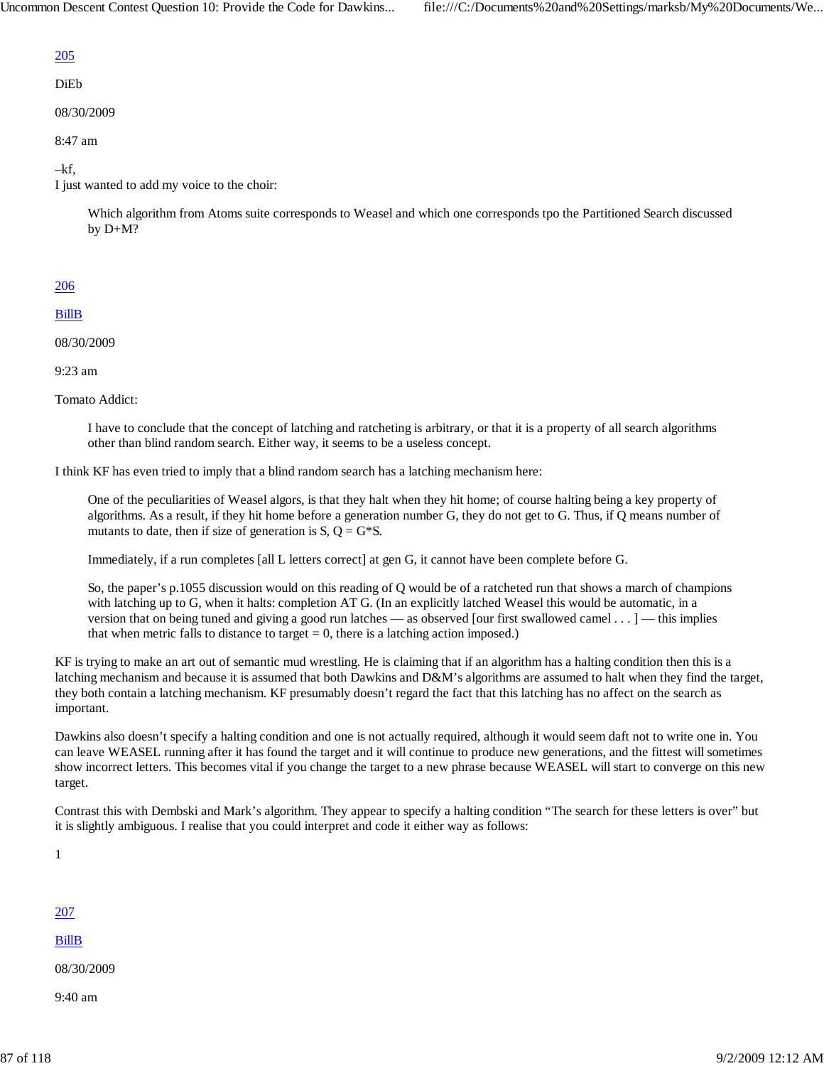205

DiEb

08/30/2009

8:47 am

–kf,
I just wanted to add my voice to the choir:

> Which algorithm from Atoms suite corresponds to Weasel and which one corresponds tpo the Partitioned Search discussed by D+M?

206

BillB

08/30/2009

9:23 am

Tomato Addict:

> I have to conclude that the concept of latching and ratcheting is arbitrary, or that it is a property of all search algorithms other than blind random search. Either way, it seems to be a useless concept.

I think KF has even tried to imply that a blind random search has a latching mechanism here:

> One of the peculiarities of Weasel algors, is that they halt when they hit home; of course halting being a key property of algorithms. As a result, if they hit home before a generation number G, they do not get to G. Thus, if Q means number of mutants to date, then if size of generation is S, Q = G*S.
>
> Immediately, if a run completes [all L letters correct] at gen G, it cannot have been complete before G.
>
> So, the paper's p.1055 discussion would on this reading of Q would be of a ratcheted run that shows a march of champions with latching up to G, when it halts: completion AT G. (In an explicitly latched Weasel this would be automatic, in a version that on being tuned and giving a good run latches — as observed [our first swallowed camel . . . ] — this implies that when metric falls to distance to target = 0, there is a latching action imposed.)

KF is trying to make an art out of semantic mud wrestling. He is claiming that if an algorithm has a halting condition then this is a latching mechanism and because it is assumed that both Dawkins and D&M's algorithms are assumed to halt when they find the target, they both contain a latching mechanism. KF presumably doesn't regard the fact that this latching has no affect on the search as important.

Dawkins also doesn't specify a halting condition and one is not actually required, although it would seem daft not to write one in. You can leave WEASEL running after it has found the target and it will continue to produce new generations, and the fittest will sometimes show incorrect letters. This becomes vital if you change the target to a new phrase because WEASEL will start to converge on this new target.

Contrast this with Dembski and Mark's algorithm. They appear to specify a halting condition "The search for these letters is over" but it is slightly ambiguous. I realise that you could interpret and code it either way as follows:

1

207

BillB

08/30/2009

9:40 am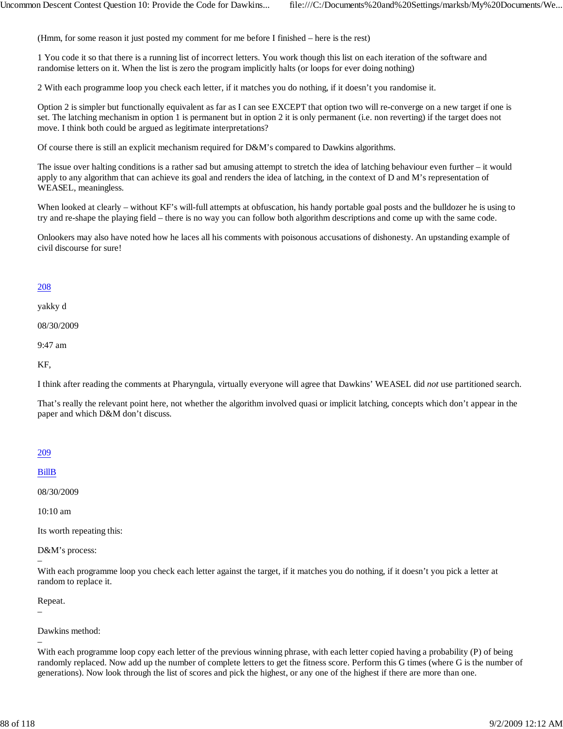(Hmm, for some reason it just posted my comment for me before I finished – here is the rest)

1 You code it so that there is a running list of incorrect letters. You work though this list on each iteration of the software and randomise letters on it. When the list is zero the program implicitly halts (or loops for ever doing nothing)

2 With each programme loop you check each letter, if it matches you do nothing, if it doesn't you randomise it.

Option 2 is simpler but functionally equivalent as far as I can see EXCEPT that option two will re-converge on a new target if one is set. The latching mechanism in option 1 is permanent but in option 2 it is only permanent (i.e. non reverting) if the target does not move. I think both could be argued as legitimate interpretations?

Of course there is still an explicit mechanism required for D&M's compared to Dawkins algorithms.

The issue over halting conditions is a rather sad but amusing attempt to stretch the idea of latching behaviour even further – it would apply to any algorithm that can achieve its goal and renders the idea of latching, in the context of D and M's representation of WEASEL, meaningless.

When looked at clearly – without KF's will-full attempts at obfuscation, his handy portable goal posts and the bulldozer he is using to try and re-shape the playing field – there is no way you can follow both algorithm descriptions and come up with the same code.

Onlookers may also have noted how he laces all his comments with poisonous accusations of dishonesty. An upstanding example of civil discourse for sure!

208

yakky d

08/30/2009

9:47 am

KF,

I think after reading the comments at Pharyngula, virtually everyone will agree that Dawkins' WEASEL did *not* use partitioned search.

That's really the relevant point here, not whether the algorithm involved quasi or implicit latching, concepts which don't appear in the paper and which D&M don't discuss.

209

BillB

08/30/2009

10:10 am

Its worth repeating this:

D&M's process:  
–  
With each programme loop you check each letter against the target, if it matches you do nothing, if it doesn't you pick a letter at random to replace it.

Repeat.  
–

Dawkins method:  
–  
With each programme loop copy each letter of the previous winning phrase, with each letter copied having a probability (P) of being randomly replaced. Now add up the number of complete letters to get the fitness score. Perform this G times (where G is the number of generations). Now look through the list of scores and pick the highest, or any one of the highest if there are more than one.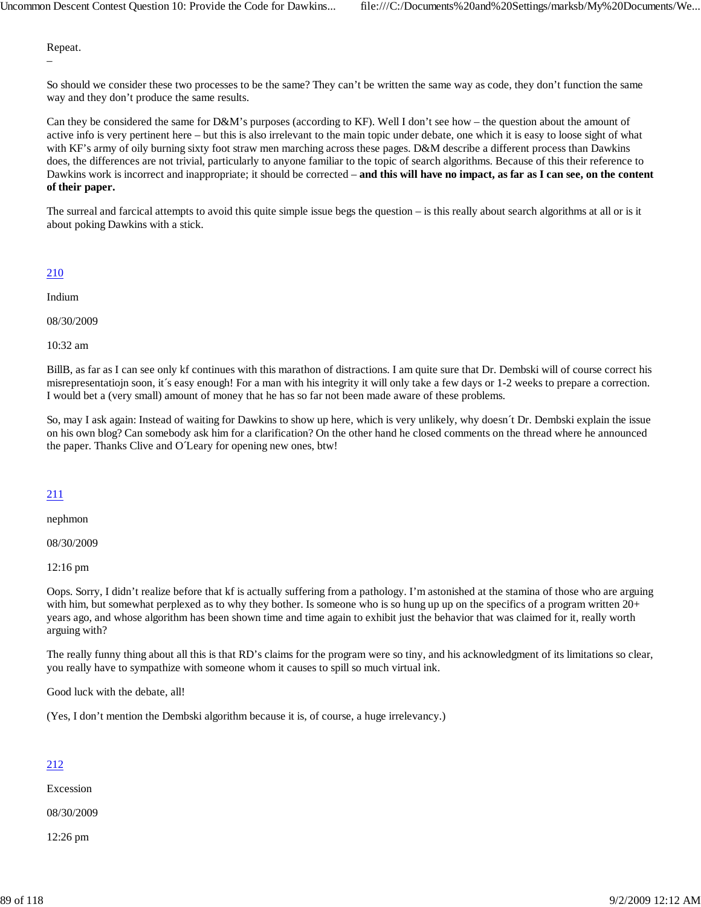Repeat.
–

So should we consider these two processes to be the same? They can't be written the same way as code, they don't function the same way and they don't produce the same results.

Can they be considered the same for D&M's purposes (according to KF). Well I don't see how – the question about the amount of active info is very pertinent here – but this is also irrelevant to the main topic under debate, one which it is easy to loose sight of what with KF's army of oily burning sixty foot straw men marching across these pages. D&M describe a different process than Dawkins does, the differences are not trivial, particularly to anyone familiar to the topic of search algorithms. Because of this their reference to Dawkins work is incorrect and inappropriate; it should be corrected – **and this will have no impact, as far as I can see, on the content of their paper.**

The surreal and farcical attempts to avoid this quite simple issue begs the question – is this really about search algorithms at all or is it about poking Dawkins with a stick.

210

Indium

08/30/2009

10:32 am

BillB, as far as I can see only kf continues with this marathon of distractions. I am quite sure that Dr. Dembski will of course correct his misrepresentatiojn soon, it´s easy enough! For a man with his integrity it will only take a few days or 1-2 weeks to prepare a correction. I would bet a (very small) amount of money that he has so far not been made aware of these problems.

So, may I ask again: Instead of waiting for Dawkins to show up here, which is very unlikely, why doesn´t Dr. Dembski explain the issue on his own blog? Can somebody ask him for a clarification? On the other hand he closed comments on the thread where he announced the paper. Thanks Clive and O´Leary for opening new ones, btw!

211

nephmon

08/30/2009

12:16 pm

Oops. Sorry, I didn't realize before that kf is actually suffering from a pathology. I'm astonished at the stamina of those who are arguing with him, but somewhat perplexed as to why they bother. Is someone who is so hung up up on the specifics of a program written 20+ years ago, and whose algorithm has been shown time and time again to exhibit just the behavior that was claimed for it, really worth arguing with?

The really funny thing about all this is that RD's claims for the program were so tiny, and his acknowledgment of its limitations so clear, you really have to sympathize with someone whom it causes to spill so much virtual ink.

Good luck with the debate, all!

(Yes, I don't mention the Dembski algorithm because it is, of course, a huge irrelevancy.)

212

Excession

08/30/2009

12:26 pm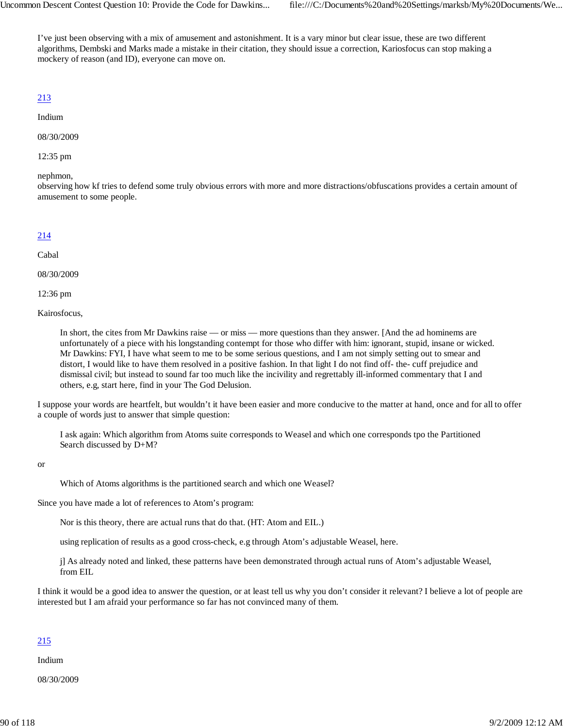I’ve just been observing with a mix of amusement and astonishment. It is a vary minor but clear issue, these are two different algorithms, Dembski and Marks made a mistake in their citation, they should issue a correction, Kariosfocus can stop making a mockery of reason (and ID), everyone can move on.

213

Indium

08/30/2009

12:35 pm

nephmon,
observing how kf tries to defend some truly obvious errors with more and more distractions/obfuscations provides a certain amount of amusement to some people.

214

Cabal

08/30/2009

12:36 pm

Kairosfocus,

> In short, the cites from Mr Dawkins raise — or miss — more questions than they answer. [And the ad hominems are unfortunately of a piece with his longstanding contempt for those who differ with him: ignorant, stupid, insane or wicked. Mr Dawkins: FYI, I have what seem to me to be some serious questions, and I am not simply setting out to smear and distort, I would like to have them resolved in a positive fashion. In that light I do not find off- the- cuff prejudice and dismissal civil; but instead to sound far too much like the incivility and regrettably ill-informed commentary that I and others, e.g, start here, find in your The God Delusion.

I suppose your words are heartfelt, but wouldn’t it have been easier and more conducive to the matter at hand, once and for all to offer a couple of words just to answer that simple question:

> I ask again: Which algorithm from Atoms suite corresponds to Weasel and which one corresponds tpo the Partitioned Search discussed by D+M?

or

> Which of Atoms algorithms is the partitioned search and which one Weasel?

Since you have made a lot of references to Atom’s program:

> Nor is this theory, there are actual runs that do that. (HT: Atom and EIL.)

> using replication of results as a good cross-check, e.g through Atom’s adjustable Weasel, here.

> j] As already noted and linked, these patterns have been demonstrated through actual runs of Atom’s adjustable Weasel, from EIL

I think it would be a good idea to answer the question, or at least tell us why you don’t consider it relevant? I believe a lot of people are interested but I am afraid your performance so far has not convinced many of them.

215

Indium

08/30/2009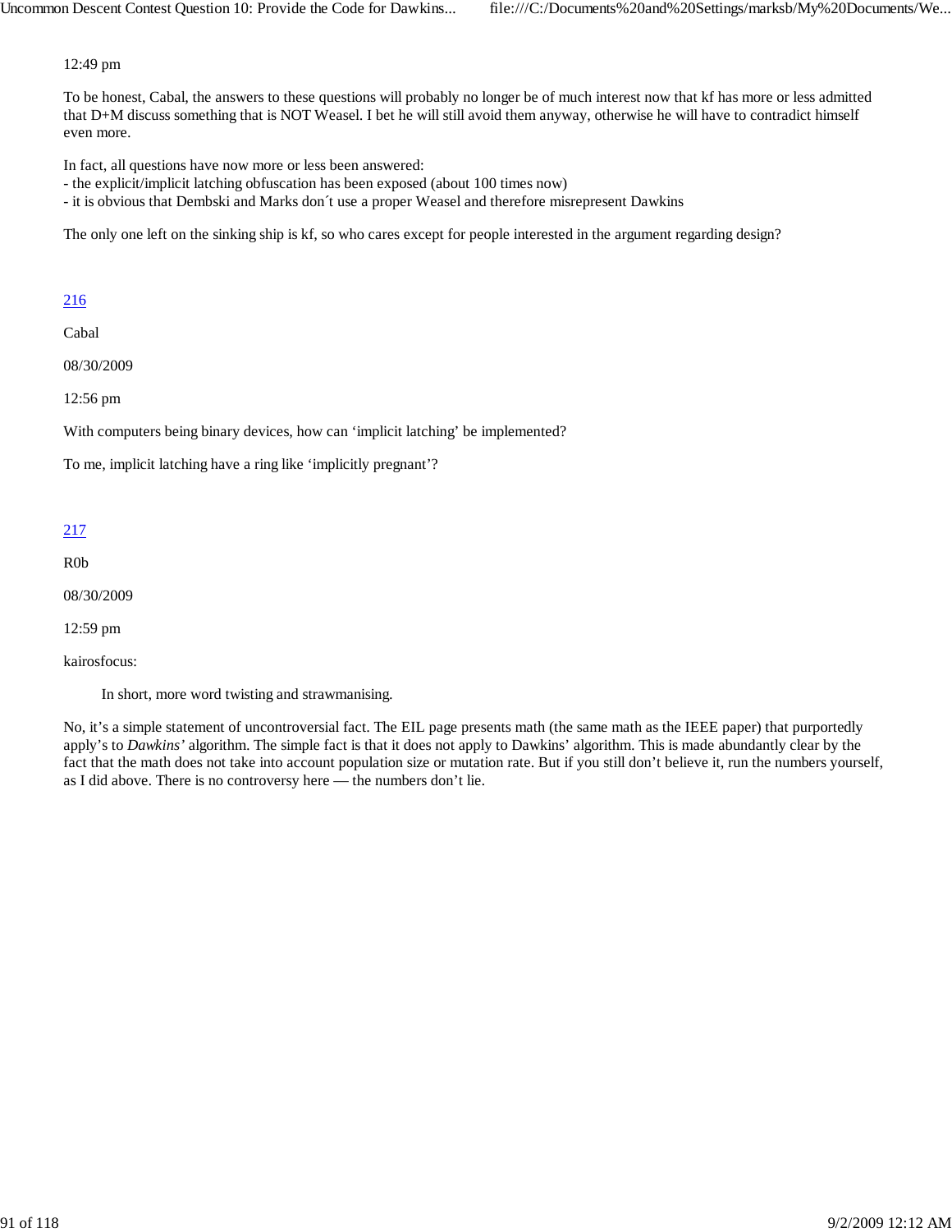12:49 pm

To be honest, Cabal, the answers to these questions will probably no longer be of much interest now that kf has more or less admitted that D+M discuss something that is NOT Weasel. I bet he will still avoid them anyway, otherwise he will have to contradict himself even more.

In fact, all questions have now more or less been answered:
- the explicit/implicit latching obfuscation has been exposed (about 100 times now)
- it is obvious that Dembski and Marks don´t use a proper Weasel and therefore misrepresent Dawkins

The only one left on the sinking ship is kf, so who cares except for people interested in the argument regarding design?

[216](#)

Cabal

08/30/2009

12:56 pm

With computers being binary devices, how can ‘implicit latching’ be implemented?

To me, implicit latching have a ring like ‘implicitly pregnant’?

[217](#)

R0b

08/30/2009

12:59 pm

kairosfocus:

> In short, more word twisting and strawmanising.

No, it’s a simple statement of uncontroversial fact. The EIL page presents math (the same math as the IEEE paper) that purportedly apply’s to *Dawkins’* algorithm. The simple fact is that it does not apply to Dawkins’ algorithm. This is made abundantly clear by the fact that the math does not take into account population size or mutation rate. But if you still don’t believe it, run the numbers yourself, as I did above. There is no controversy here — the numbers don’t lie.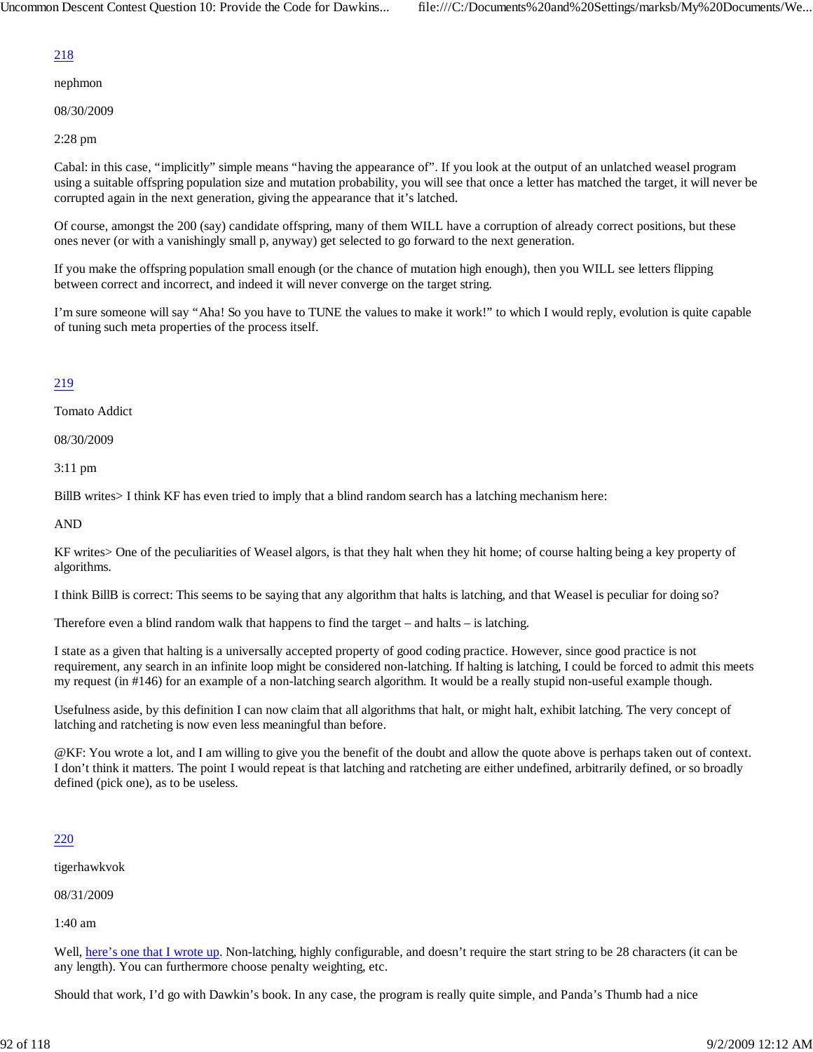218

nephmon

08/30/2009

2:28 pm

Cabal: in this case, "implicitly" simple means "having the appearance of". If you look at the output of an unlatched weasel program using a suitable offspring population size and mutation probability, you will see that once a letter has matched the target, it will never be corrupted again in the next generation, giving the appearance that it's latched.

Of course, amongst the 200 (say) candidate offspring, many of them WILL have a corruption of already correct positions, but these ones never (or with a vanishingly small p, anyway) get selected to go forward to the next generation.

If you make the offspring population small enough (or the chance of mutation high enough), then you WILL see letters flipping between correct and incorrect, and indeed it will never converge on the target string.

I'm sure someone will say "Aha! So you have to TUNE the values to make it work!" to which I would reply, evolution is quite capable of tuning such meta properties of the process itself.

219

Tomato Addict

08/30/2009

3:11 pm

BillB writes> I think KF has even tried to imply that a blind random search has a latching mechanism here:

AND

KF writes> One of the peculiarities of Weasel algors, is that they halt when they hit home; of course halting being a key property of algorithms.

I think BillB is correct: This seems to be saying that any algorithm that halts is latching, and that Weasel is peculiar for doing so?

Therefore even a blind random walk that happens to find the target – and halts – is latching.

I state as a given that halting is a universally accepted property of good coding practice. However, since good practice is not requirement, any search in an infinite loop might be considered non-latching. If halting is latching, I could be forced to admit this meets my request (in #146) for an example of a non-latching search algorithm. It would be a really stupid non-useful example though.

Usefulness aside, by this definition I can now claim that all algorithms that halt, or might halt, exhibit latching. The very concept of latching and ratcheting is now even less meaningful than before.

@KF: You wrote a lot, and I am willing to give you the benefit of the doubt and allow the quote above is perhaps taken out of context. I don't think it matters. The point I would repeat is that latching and ratcheting are either undefined, arbitrarily defined, or so broadly defined (pick one), as to be useless.

220

tigerhawkvok

08/31/2009

1:40 am

Well, here's one that I wrote up. Non-latching, highly configurable, and doesn't require the start string to be 28 characters (it can be any length). You can furthermore choose penalty weighting, etc.

Should that work, I'd go with Dawkin's book. In any case, the program is really quite simple, and Panda's Thumb had a nice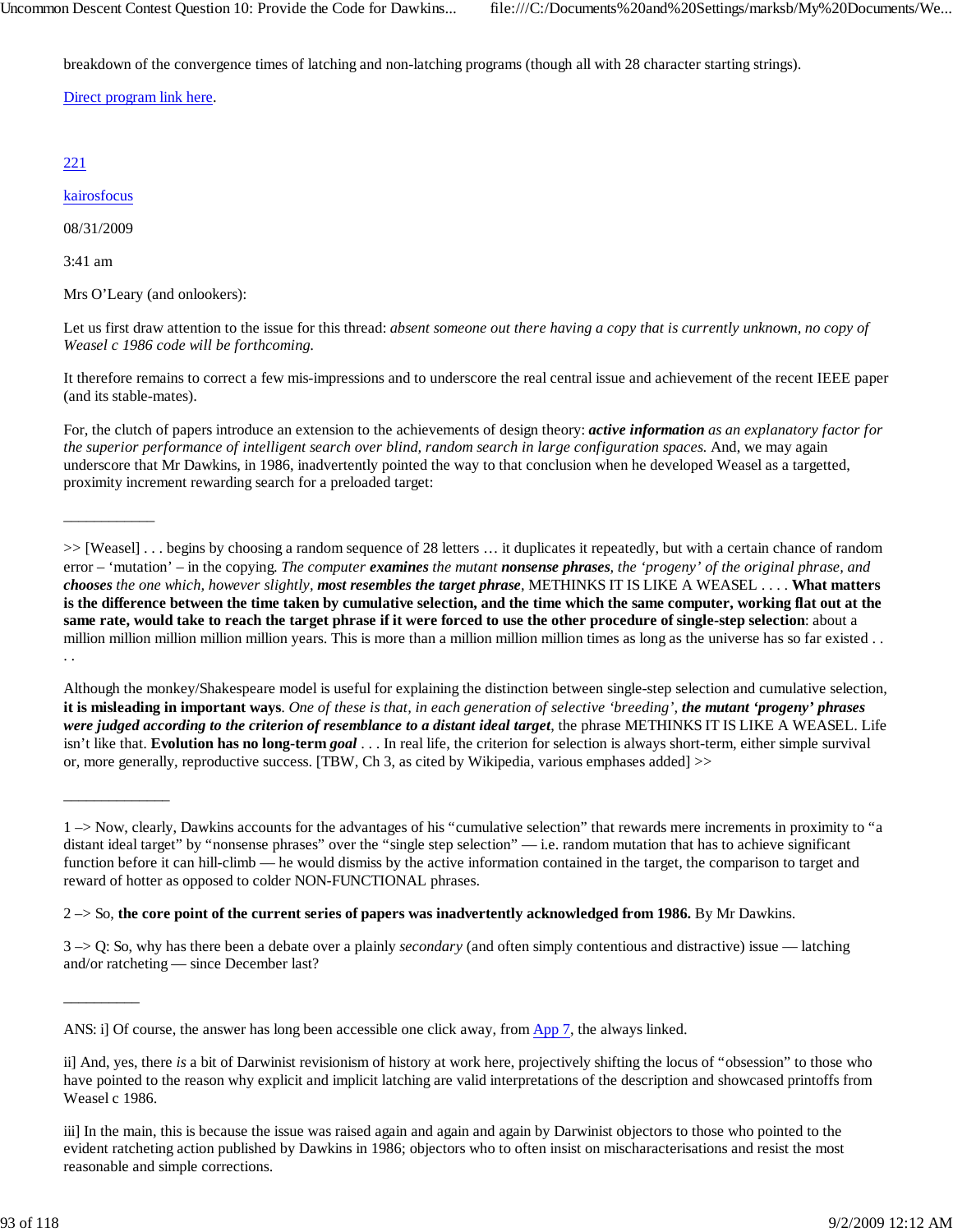breakdown of the convergence times of latching and non-latching programs (though all with 28 character starting strings).

Direct program link here.

221

kairosfocus

08/31/2009

3:41 am

Mrs O'Leary (and onlookers):

Let us first draw attention to the issue for this thread: *absent someone out there having a copy that is currently unknown, no copy of Weasel c 1986 code will be forthcoming.*

It therefore remains to correct a few mis-impressions and to underscore the real central issue and achievement of the recent IEEE paper (and its stable-mates).

For, the clutch of papers introduce an extension to the achievements of design theory: ***active information** as an explanatory factor for the superior performance of intelligent search over blind, random search in large configuration spaces.* And, we may again underscore that Mr Dawkins, in 1986, inadvertently pointed the way to that conclusion when he developed Weasel as a targetted, proximity increment rewarding search for a preloaded target:

___________

>> [Weasel] . . . begins by choosing a random sequence of 28 letters … it duplicates it repeatedly, but with a certain chance of random error – 'mutation' – in the copying. *The computer **examines** the mutant **nonsense phrases**, the 'progeny' of the original phrase, and **chooses** the one which, however slightly, **most resembles the target phrase**,* METHINKS IT IS LIKE A WEASEL . . . . **What matters is the difference between the time taken by cumulative selection, and the time which the same computer, working flat out at the same rate, would take to reach the target phrase if it were forced to use the other procedure of single-step selection**: about a million million million million million years. This is more than a million million million times as long as the universe has so far existed . . . .

Although the monkey/Shakespeare model is useful for explaining the distinction between single-step selection and cumulative selection, **it is misleading in important ways**. *One of these is that, in each generation of selective 'breeding', **the mutant 'progeny' phrases were judged according to the criterion of resemblance to a distant ideal target**,* the phrase METHINKS IT IS LIKE A WEASEL. Life isn't like that. **Evolution has no long-term *goal*** . . . In real life, the criterion for selection is always short-term, either simple survival or, more generally, reproductive success. [TBW, Ch 3, as cited by Wikipedia, various emphases added] >>

_____________

1 –> Now, clearly, Dawkins accounts for the advantages of his "cumulative selection" that rewards mere increments in proximity to "a distant ideal target" by "nonsense phrases" over the "single step selection" — i.e. random mutation that has to achieve significant function before it can hill-climb — he would dismiss by the active information contained in the target, the comparison to target and reward of hotter as opposed to colder NON-FUNCTIONAL phrases.

2 –> So, **the core point of the current series of papers was inadvertently acknowledged from 1986.** By Mr Dawkins.

3 –> Q: So, why has there been a debate over a plainly *secondary* (and often simply contentious and distractive) issue — latching and/or ratcheting — since December last?

_________

ANS: i] Of course, the answer has long been accessible one click away, from App 7, the always linked.

ii] And, yes, there *is* a bit of Darwinist revisionism of history at work here, projectively shifting the locus of "obsession" to those who have pointed to the reason why explicit and implicit latching are valid interpretations of the description and showcased printoffs from Weasel c 1986.

iii] In the main, this is because the issue was raised again and again and again by Darwinist objectors to those who pointed to the evident ratcheting action published by Dawkins in 1986; objectors who to often insist on mischaracterisations and resist the most reasonable and simple corrections.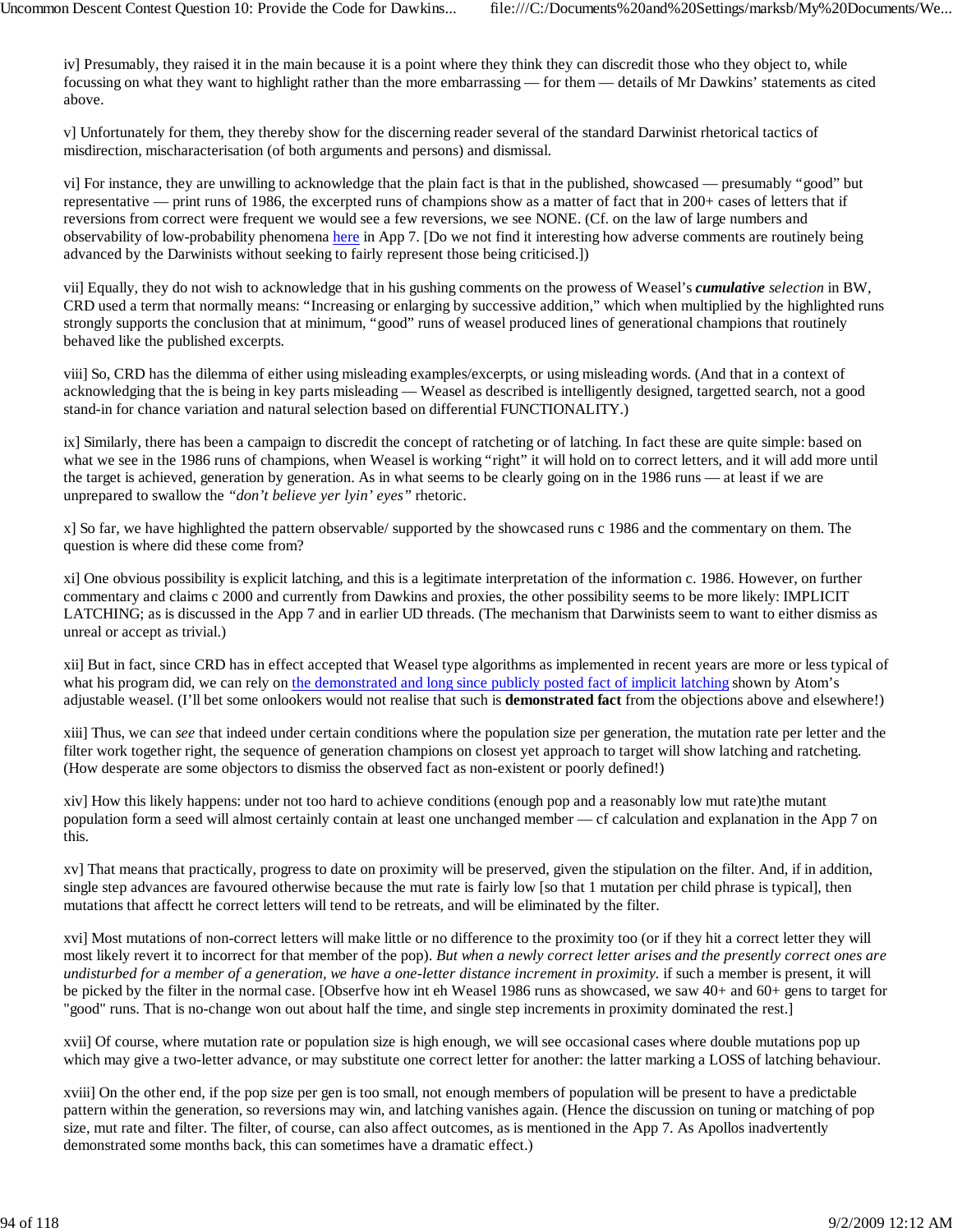iv] Presumably, they raised it in the main because it is a point where they think they can discredit those who they object to, while focussing on what they want to highlight rather than the more embarrassing — for them — details of Mr Dawkins' statements as cited above.

v] Unfortunately for them, they thereby show for the discerning reader several of the standard Darwinist rhetorical tactics of misdirection, mischaracterisation (of both arguments and persons) and dismissal.

vi] For instance, they are unwilling to acknowledge that the plain fact is that in the published, showcased — presumably "good" but representative — print runs of 1986, the excerpted runs of champions show as a matter of fact that in 200+ cases of letters that if reversions from correct were frequent we would see a few reversions, we see NONE. (Cf. on the law of large numbers and observability of low-probability phenomena [here](#) in App 7. [Do we not find it interesting how adverse comments are routinely being advanced by the Darwinists without seeking to fairly represent those being criticised.])

vii] Equally, they do not wish to acknowledge that in his gushing comments on the prowess of Weasel's ***cumulative** selection* in BW, CRD used a term that normally means: "Increasing or enlarging by successive addition," which when multiplied by the highlighted runs strongly supports the conclusion that at minimum, "good" runs of weasel produced lines of generational champions that routinely behaved like the published excerpts.

viii] So, CRD has the dilemma of either using misleading examples/excerpts, or using misleading words. (And that in a context of acknowledging that the is being in key parts misleading — Weasel as described is intelligently designed, targetted search, not a good stand-in for chance variation and natural selection based on differential FUNCTIONALITY.)

ix] Similarly, there has been a campaign to discredit the concept of ratcheting or of latching. In fact these are quite simple: based on what we see in the 1986 runs of champions, when Weasel is working "right" it will hold on to correct letters, and it will add more until the target is achieved, generation by generation. As in what seems to be clearly going on in the 1986 runs — at least if we are unprepared to swallow the *"don't believe yer lyin' eyes"* rhetoric.

x] So far, we have highlighted the pattern observable/ supported by the showcased runs c 1986 and the commentary on them. The question is where did these come from?

xi] One obvious possibility is explicit latching, and this is a legitimate interpretation of the information c. 1986. However, on further commentary and claims c 2000 and currently from Dawkins and proxies, the other possibility seems to be more likely: IMPLICIT LATCHING; as is discussed in the App 7 and in earlier UD threads. (The mechanism that Darwinists seem to want to either dismiss as unreal or accept as trivial.)

xii] But in fact, since CRD has in effect accepted that Weasel type algorithms as implemented in recent years are more or less typical of what his program did, we can rely on [the demonstrated and long since publicly posted fact of implicit latching](#) shown by Atom's adjustable weasel. (I'll bet some onlookers would not realise that such is **demonstrated fact** from the objections above and elsewhere!)

xiii] Thus, we can *see* that indeed under certain conditions where the population size per generation, the mutation rate per letter and the filter work together right, the sequence of generation champions on closest yet approach to target will show latching and ratcheting. (How desperate are some objectors to dismiss the observed fact as non-existent or poorly defined!)

xiv] How this likely happens: under not too hard to achieve conditions (enough pop and a reasonably low mut rate)the mutant population form a seed will almost certainly contain at least one unchanged member — cf calculation and explanation in the App 7 on this.

xv] That means that practically, progress to date on proximity will be preserved, given the stipulation on the filter. And, if in addition, single step advances are favoured otherwise because the mut rate is fairly low [so that 1 mutation per child phrase is typical], then mutations that affectt he correct letters will tend to be retreats, and will be eliminated by the filter.

xvi] Most mutations of non-correct letters will make little or no difference to the proximity too (or if they hit a correct letter they will most likely revert it to incorrect for that member of the pop). *But when a newly correct letter arises and the presently correct ones are undisturbed for a member of a generation, we have a one-letter distance increment in proximity.* if such a member is present, it will be picked by the filter in the normal case. [Obserfve how int eh Weasel 1986 runs as showcased, we saw 40+ and 60+ gens to target for "good" runs. That is no-change won out about half the time, and single step increments in proximity dominated the rest.]

xvii] Of course, where mutation rate or population size is high enough, we will see occasional cases where double mutations pop up which may give a two-letter advance, or may substitute one correct letter for another: the latter marking a LOSS of latching behaviour.

xviii] On the other end, if the pop size per gen is too small, not enough members of population will be present to have a predictable pattern within the generation, so reversions may win, and latching vanishes again. (Hence the discussion on tuning or matching of pop size, mut rate and filter. The filter, of course, can also affect outcomes, as is mentioned in the App 7. As Apollos inadvertently demonstrated some months back, this can sometimes have a dramatic effect.)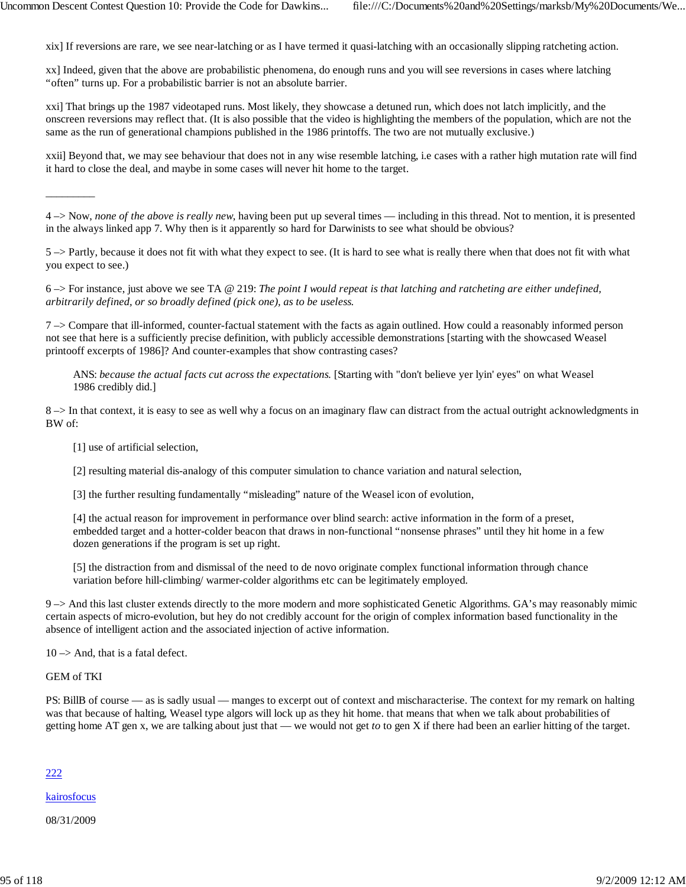xix] If reversions are rare, we see near-latching or as I have termed it quasi-latching with an occasionally slipping ratcheting action.

xx] Indeed, given that the above are probabilistic phenomena, do enough runs and you will see reversions in cases where latching "often" turns up. For a probabilistic barrier is not an absolute barrier.

xxi] That brings up the 1987 videotaped runs. Most likely, they showcase a detuned run, which does not latch implicitly, and the onscreen reversions may reflect that. (It is also possible that the video is highlighting the members of the population, which are not the same as the run of generational champions published in the 1986 printoffs. The two are not mutually exclusive.)

xxii] Beyond that, we may see behaviour that does not in any wise resemble latching, i.e cases with a rather high mutation rate will find it hard to close the deal, and maybe in some cases will never hit home to the target.

_________

4 –> Now, *none of the above is really new*, having been put up several times — including in this thread. Not to mention, it is presented in the always linked app 7. Why then is it apparently so hard for Darwinists to see what should be obvious?

5 –> Partly, because it does not fit with what they expect to see. (It is hard to see what is really there when that does not fit with what you expect to see.)

6 –> For instance, just above we see TA @ 219: *The point I would repeat is that latching and ratcheting are either undefined, arbitrarily defined, or so broadly defined (pick one), as to be useless.*

7 –> Compare that ill-informed, counter-factual statement with the facts as again outlined. How could a reasonably informed person not see that here is a sufficiently precise definition, with publicly accessible demonstrations [starting with the showcased Weasel printooff excerpts of 1986]? And counter-examples that show contrasting cases?

> ANS: *because the actual facts cut across the expectations.* [Starting with "don't believe yer lyin' eyes" on what Weasel 1986 credibly did.]

8 –> In that context, it is easy to see as well why a focus on an imaginary flaw can distract from the actual outright acknowledgments in BW of:

> [1] use of artificial selection,
>
> [2] resulting material dis-analogy of this computer simulation to chance variation and natural selection,
>
> [3] the further resulting fundamentally "misleading" nature of the Weasel icon of evolution,
>
> [4] the actual reason for improvement in performance over blind search: active information in the form of a preset, embedded target and a hotter-colder beacon that draws in non-functional "nonsense phrases" until they hit home in a few dozen generations if the program is set up right.
>
> [5] the distraction from and dismissal of the need to de novo originate complex functional information through chance variation before hill-climbing/ warmer-colder algorithms etc can be legitimately employed.

9 –> And this last cluster extends directly to the more modern and more sophisticated Genetic Algorithms. GA's may reasonably mimic certain aspects of micro-evolution, but hey do not credibly account for the origin of complex information based functionality in the absence of intelligent action and the associated injection of active information.

10 –> And, that is a fatal defect.

GEM of TKI

PS: BillB of course — as is sadly usual — manges to excerpt out of context and mischaracterise. The context for my remark on halting was that because of halting, Weasel type algors will lock up as they hit home. that means that when we talk about probabilities of getting home AT gen x, we are talking about just that — we would not get *to* to gen X if there had been an earlier hitting of the target.

222

kairosfocus

08/31/2009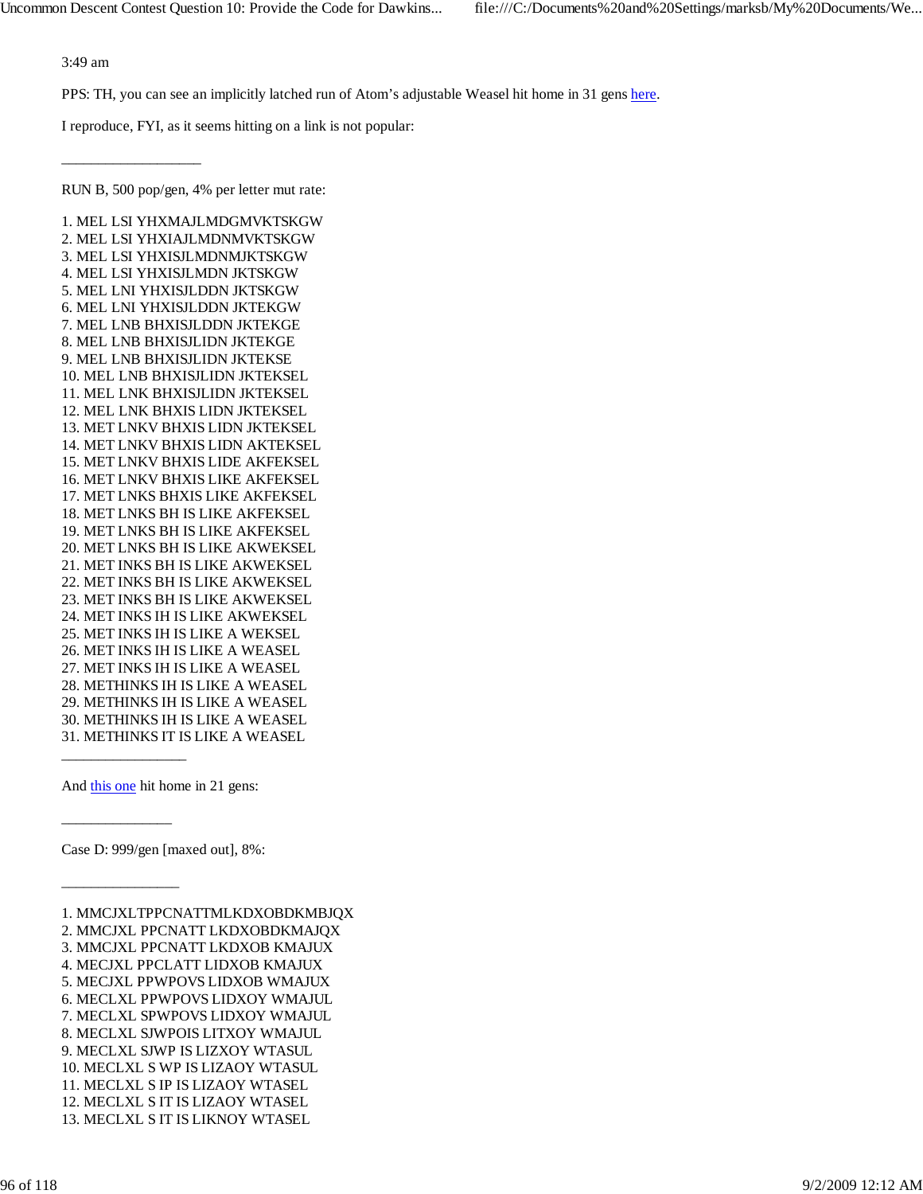3:49 am

PPS: TH, you can see an implicitly latched run of Atom's adjustable Weasel hit home in 31 gens here.

I reproduce, FYI, as it seems hitting on a link is not popular:

\_\_\_\_\_\_\_\_\_\_\_\_\_\_\_\_\_\_

RUN B, 500 pop/gen, 4% per letter mut rate:

1. MEL LSI YHXMAJLMDGMVKTSKGW
2. MEL LSI YHXIAJLMDNMVKTSKGW
3. MEL LSI YHXISJLMDNMJKTSKGW
4. MEL LSI YHXISJLMDN JKTSKGW
5. MEL LNI YHXISJLDDN JKTSKGW
6. MEL LNI YHXISJLDDN JKTEKGW
7. MEL LNB BHXISJLDDN JKTEKGE
8. MEL LNB BHXISJLIDN JKTEKGE
9. MEL LNB BHXISJLIDN JKTEKSE
10. MEL LNB BHXISJLIDN JKTEKSEL
11. MEL LNK BHXISJLIDN JKTEKSEL
12. MEL LNK BHXIS LIDN JKTEKSEL
13. MET LNKV BHXIS LIDN JKTEKSEL
14. MET LNKV BHXIS LIDN AKTEKSEL
15. MET LNKV BHXIS LIDE AKFEKSEL
16. MET LNKV BHXIS LIKE AKFEKSEL
17. MET LNKS BHXIS LIKE AKFEKSEL
18. MET LNKS BH IS LIKE AKFEKSEL
19. MET LNKS BH IS LIKE AKFEKSEL
20. MET LNKS BH IS LIKE AKWEKSEL
21. MET INKS BH IS LIKE AKWEKSEL
22. MET INKS BH IS LIKE AKWEKSEL
23. MET INKS BH IS LIKE AKWEKSEL
24. MET INKS IH IS LIKE AKWEKSEL
25. MET INKS IH IS LIKE A WEKSEL
26. MET INKS IH IS LIKE A WEASEL
27. MET INKS IH IS LIKE A WEASEL
28. METHINKS IH IS LIKE A WEASEL
29. METHINKS IH IS LIKE A WEASEL
30. METHINKS IH IS LIKE A WEASEL
31. METHINKS IT IS LIKE A WEASEL

\_\_\_\_\_\_\_\_\_\_\_\_\_\_\_\_

And this one hit home in 21 gens:

\_\_\_\_\_\_\_\_\_\_\_\_\_\_

Case D: 999/gen [maxed out], 8%:

\_\_\_\_\_\_\_\_\_\_\_\_\_\_\_

1. MMCJXLTPPCNATTMLKDXOBDKMBJQX
2. MMCJXL PPCNATT LKDXOBDKMAJQX
3. MMCJXL PPCNATT LKDXOB KMAJUX
4. MECJXL PPCLATT LIDXOB KMAJUX
5. MECJXL PPWPOVS LIDXOB WMAJUX
6. MECLXL PPWPOVS LIDXOY WMAJUL
7. MECLXL SPWPOVS LIDXOY WMAJUL
8. MECLXL SJWPOIS LITXOY WMAJUL
9. MECLXL SJWP IS LIZXOY WTASUL
10. MECLXL S WP IS LIZAOY WTASUL
11. MECLXL S IP IS LIZAOY WTASEL
12. MECLXL S IT IS LIZAOY WTASEL
13. MECLXL S IT IS LIKNOY WTASEL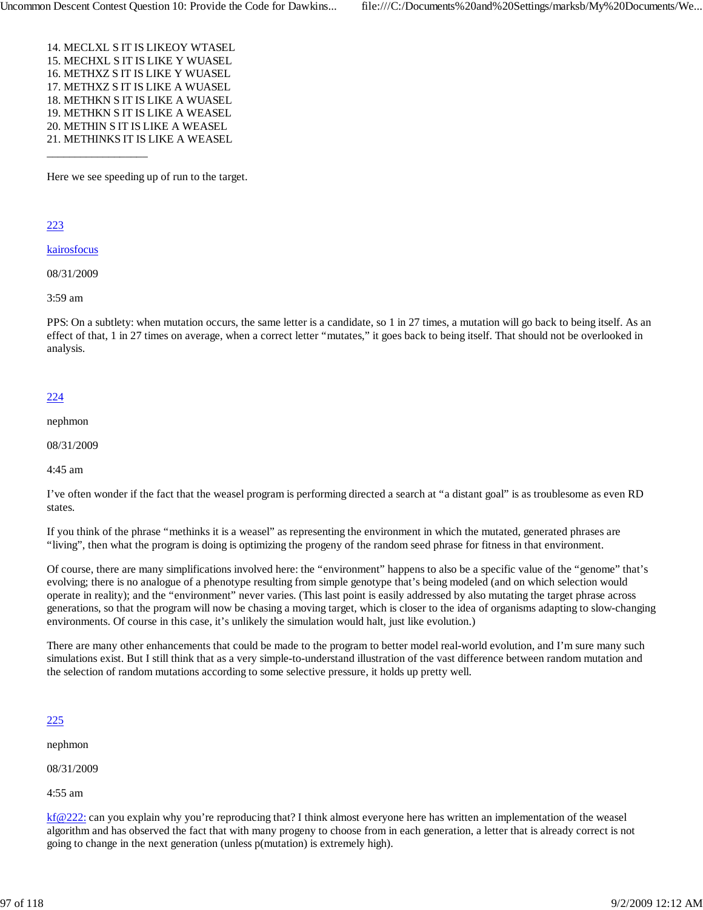14. MECLXL S IT IS LIKEOY WTASEL
15. MECHXL S IT IS LIKE Y WUASEL
16. METHXZ S IT IS LIKE Y WUASEL
17. METHXZ S IT IS LIKE A WUASEL
18. METHKN S IT IS LIKE A WUASEL
19. METHKN S IT IS LIKE A WEASEL
20. METHIN S IT IS LIKE A WEASEL
21. METHINKS IT IS LIKE A WEASEL

—————————

Here we see speeding up of run to the target.

223

kairosfocus

08/31/2009

3:59 am

PPS: On a subtlety: when mutation occurs, the same letter is a candidate, so 1 in 27 times, a mutation will go back to being itself. As an effect of that, 1 in 27 times on average, when a correct letter "mutates," it goes back to being itself. That should not be overlooked in analysis.

224

nephmon

08/31/2009

4:45 am

I've often wonder if the fact that the weasel program is performing directed a search at "a distant goal" is as troublesome as even RD states.

If you think of the phrase "methinks it is a weasel" as representing the environment in which the mutated, generated phrases are "living", then what the program is doing is optimizing the progeny of the random seed phrase for fitness in that environment.

Of course, there are many simplifications involved here: the "environment" happens to also be a specific value of the "genome" that's evolving; there is no analogue of a phenotype resulting from simple genotype that's being modeled (and on which selection would operate in reality); and the "environment" never varies. (This last point is easily addressed by also mutating the target phrase across generations, so that the program will now be chasing a moving target, which is closer to the idea of organisms adapting to slow-changing environments. Of course in this case, it's unlikely the simulation would halt, just like evolution.)

There are many other enhancements that could be made to the program to better model real-world evolution, and I'm sure many such simulations exist. But I still think that as a very simple-to-understand illustration of the vast difference between random mutation and the selection of random mutations according to some selective pressure, it holds up pretty well.

225

nephmon

08/31/2009

4:55 am

kf@222: can you explain why you're reproducing that? I think almost everyone here has written an implementation of the weasel algorithm and has observed the fact that with many progeny to choose from in each generation, a letter that is already correct is not going to change in the next generation (unless p(mutation) is extremely high).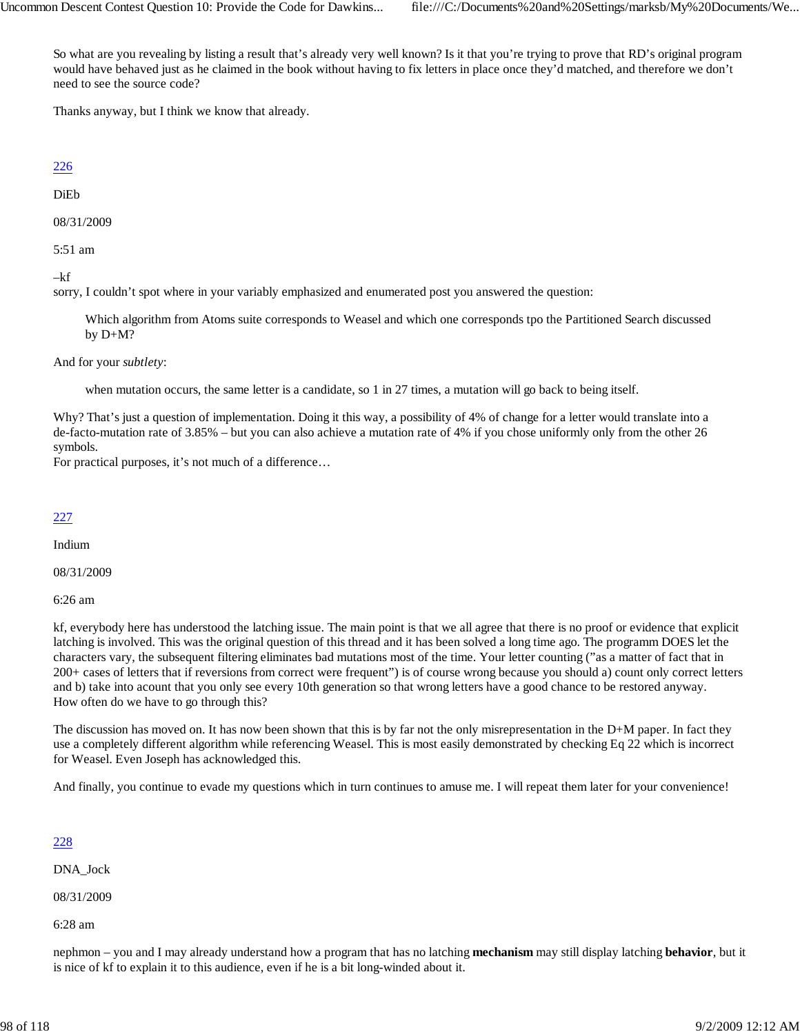So what are you revealing by listing a result that's already very well known? Is it that you're trying to prove that RD's original program would have behaved just as he claimed in the book without having to fix letters in place once they'd matched, and therefore we don't need to see the source code?

Thanks anyway, but I think we know that already.

226

DiEb

08/31/2009

5:51 am

–kf
sorry, I couldn't spot where in your variably emphasized and enumerated post you answered the question:

> Which algorithm from Atoms suite corresponds to Weasel and which one corresponds tpo the Partitioned Search discussed by D+M?

And for your *subtlety*:

> when mutation occurs, the same letter is a candidate, so 1 in 27 times, a mutation will go back to being itself.

Why? That's just a question of implementation. Doing it this way, a possibility of 4% of change for a letter would translate into a de-facto-mutation rate of 3.85% – but you can also achieve a mutation rate of 4% if you chose uniformly only from the other 26 symbols.
For practical purposes, it's not much of a difference…

227

Indium

08/31/2009

6:26 am

kf, everybody here has understood the latching issue. The main point is that we all agree that there is no proof or evidence that explicit latching is involved. This was the original question of this thread and it has been solved a long time ago. The programm DOES let the characters vary, the subsequent filtering eliminates bad mutations most of the time. Your letter counting ("as a matter of fact that in 200+ cases of letters that if reversions from correct were frequent") is of course wrong because you should a) count only correct letters and b) take into acount that you only see every 10th generation so that wrong letters have a good chance to be restored anyway.
How often do we have to go through this?

The discussion has moved on. It has now been shown that this is by far not the only misrepresentation in the D+M paper. In fact they use a completely different algorithm while referencing Weasel. This is most easily demonstrated by checking Eq 22 which is incorrect for Weasel. Even Joseph has acknowledged this.

And finally, you continue to evade my questions which in turn continues to amuse me. I will repeat them later for your convenience!

228

DNA_Jock

08/31/2009

6:28 am

nephmon – you and I may already understand how a program that has no latching **mechanism** may still display latching **behavior**, but it is nice of kf to explain it to this audience, even if he is a bit long-winded about it.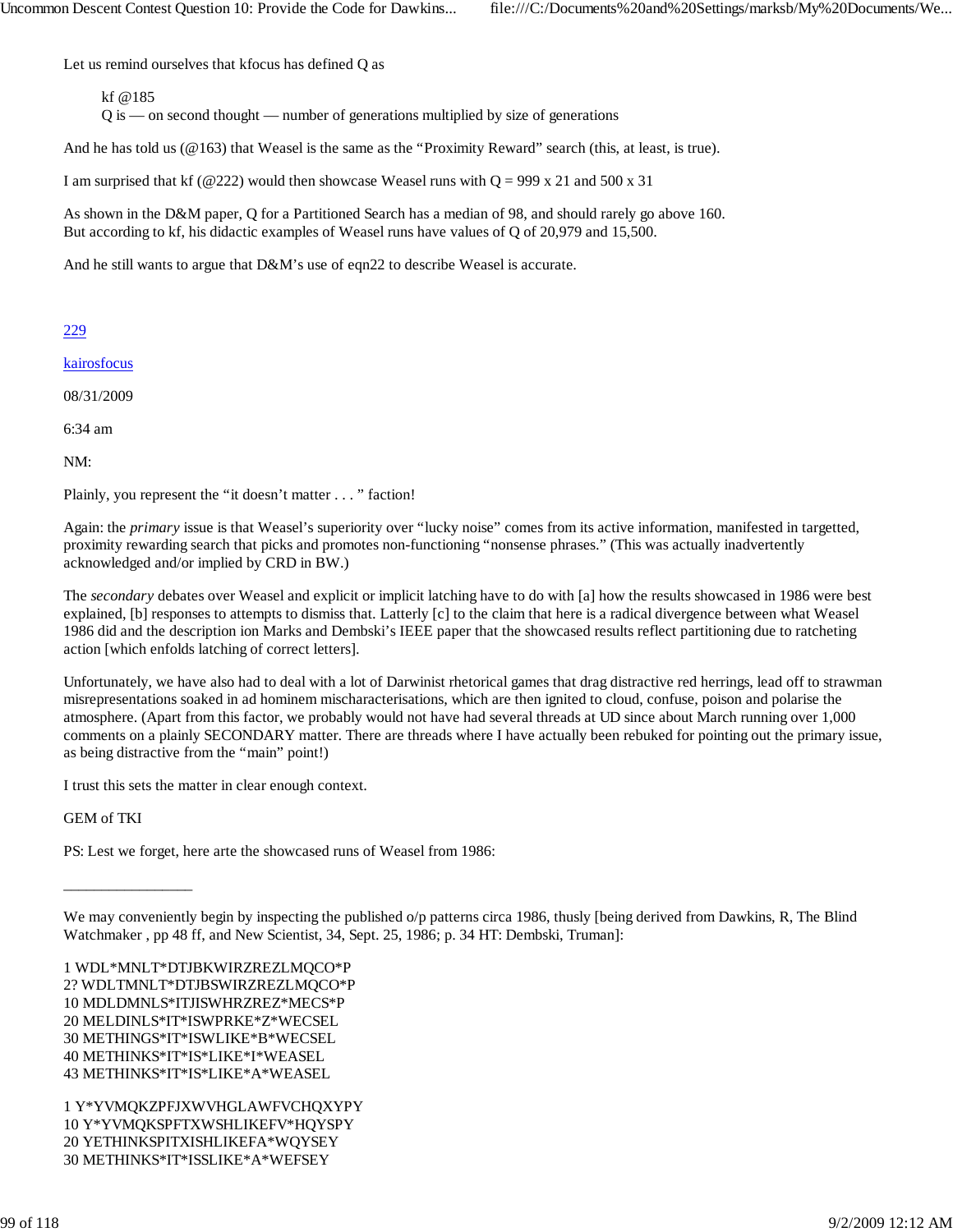Let us remind ourselves that kfocus has defined Q as

> kf @185
> Q is — on second thought — number of generations multiplied by size of generations

And he has told us (@163) that Weasel is the same as the "Proximity Reward" search (this, at least, is true).

I am surprised that kf (@222) would then showcase Weasel runs with Q = 999 x 21 and 500 x 31

As shown in the D&M paper, Q for a Partitioned Search has a median of 98, and should rarely go above 160.
But according to kf, his didactic examples of Weasel runs have values of Q of 20,979 and 15,500.

And he still wants to argue that D&M's use of eqn22 to describe Weasel is accurate.

229

kairosfocus

08/31/2009

6:34 am

NM:

Plainly, you represent the "it doesn't matter . . . " faction!

Again: the *primary* issue is that Weasel's superiority over "lucky noise" comes from its active information, manifested in targetted, proximity rewarding search that picks and promotes non-functioning "nonsense phrases." (This was actually inadvertently acknowledged and/or implied by CRD in BW.)

The *secondary* debates over Weasel and explicit or implicit latching have to do with [a] how the results showcased in 1986 were best explained, [b] responses to attempts to dismiss that. Latterly [c] to the claim that here is a radical divergence between what Weasel 1986 did and the description ion Marks and Dembski's IEEE paper that the showcased results reflect partitioning due to ratcheting action [which enfolds latching of correct letters].

Unfortunately, we have also had to deal with a lot of Darwinist rhetorical games that drag distractive red herrings, lead off to strawman misrepresentations soaked in ad hominem mischaracterisations, which are then ignited to cloud, confuse, poison and polarise the atmosphere. (Apart from this factor, we probably would not have had several threads at UD since about March running over 1,000 comments on a plainly SECONDARY matter. There are threads where I have actually been rebuked for pointing out the primary issue, as being distractive from the "main" point!)

I trust this sets the matter in clear enough context.

GEM of TKI

PS: Lest we forget, here arte the showcased runs of Weasel from 1986:

---

We may conveniently begin by inspecting the published o/p patterns circa 1986, thusly [being derived from Dawkins, R, The Blind Watchmaker , pp 48 ff, and New Scientist, 34, Sept. 25, 1986; p. 34 HT: Dembski, Truman]:

```
1 WDL*MNLT*DTJBKWIRZREZLMQCO*P
2? WDLTMNLT*DTJBSWIRZREZLMQCO*P
10 MDLDMNLS*ITJISWHRZREZ*MECS*P
20 MELDINLS*IT*ISWPRKE*Z*WECSEL
30 METHINGS*IT*ISWLIKE*B*WECSEL
40 METHINKS*IT*IS*LIKE*I*WEASEL
43 METHINKS*IT*IS*LIKE*A*WEASEL
```

```
1 Y*YVMQKZPFJXWVHGLAWFVCHQXYPY
10 Y*YVMQKSPFTXWSHLIKEFV*HQYSPY
20 YETHINKSPITXISHLIKEFA*WQYSEY
30 METHINKS*IT*ISSLIKE*A*WEFSEY
```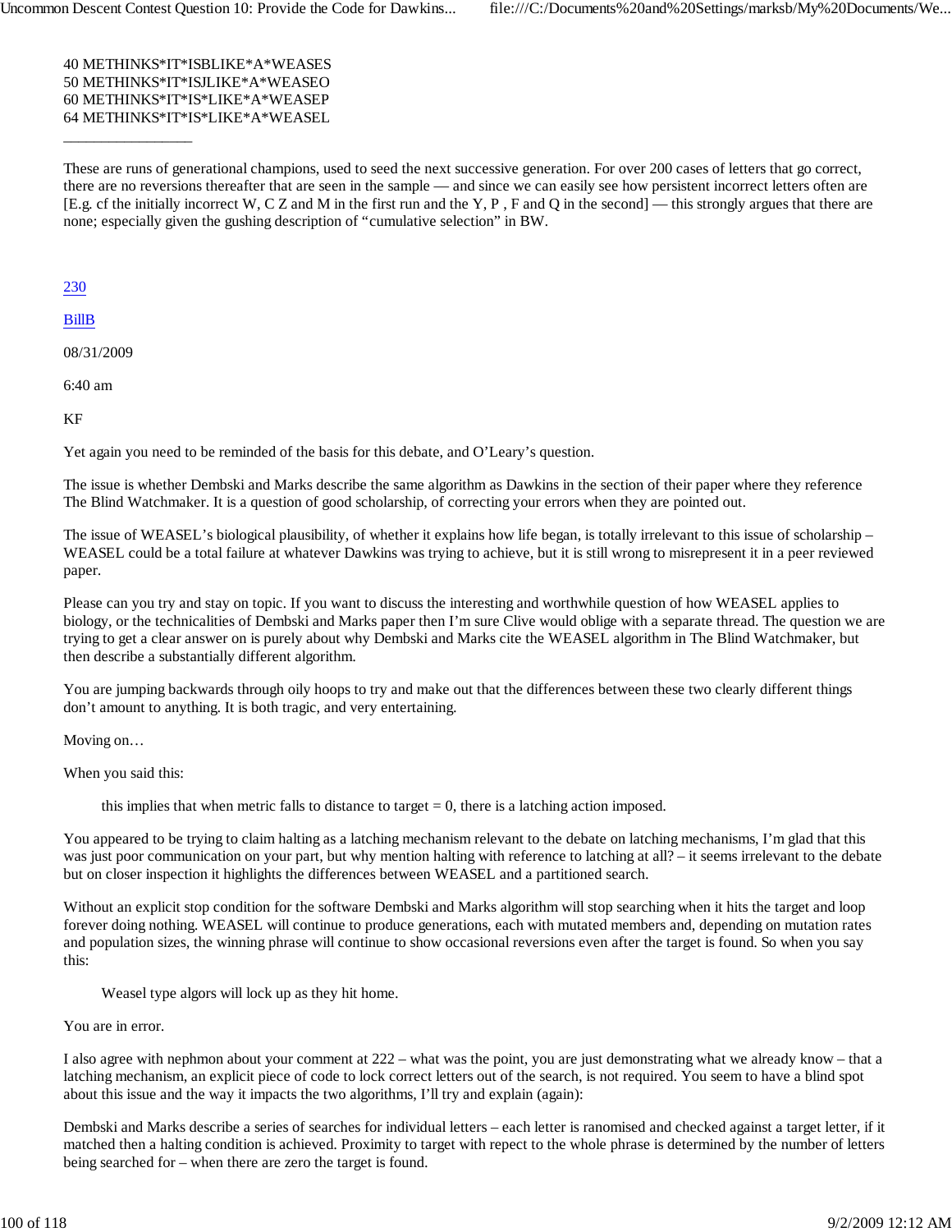40 METHINKS*IT*ISBLIKE*A*WEASES
50 METHINKS*IT*ISJLIKE*A*WEASEO
60 METHINKS*IT*IS*LIKE*A*WEASEP
64 METHINKS*IT*IS*LIKE*A*WEASEL

---

These are runs of generational champions, used to seed the next successive generation. For over 200 cases of letters that go correct, there are no reversions thereafter that are seen in the sample — and since we can easily see how persistent incorrect letters often are [E.g. cf the initially incorrect W, C Z and M in the first run and the Y, P , F and Q in the second] — this strongly argues that there are none; especially given the gushing description of "cumulative selection" in BW.

230

BillB

08/31/2009

6:40 am

KF

Yet again you need to be reminded of the basis for this debate, and O'Leary's question.

The issue is whether Dembski and Marks describe the same algorithm as Dawkins in the section of their paper where they reference The Blind Watchmaker. It is a question of good scholarship, of correcting your errors when they are pointed out.

The issue of WEASEL's biological plausibility, of whether it explains how life began, is totally irrelevant to this issue of scholarship – WEASEL could be a total failure at whatever Dawkins was trying to achieve, but it is still wrong to misrepresent it in a peer reviewed paper.

Please can you try and stay on topic. If you want to discuss the interesting and worthwhile question of how WEASEL applies to biology, or the technicalities of Dembski and Marks paper then I'm sure Clive would oblige with a separate thread. The question we are trying to get a clear answer on is purely about why Dembski and Marks cite the WEASEL algorithm in The Blind Watchmaker, but then describe a substantially different algorithm.

You are jumping backwards through oily hoops to try and make out that the differences between these two clearly different things don't amount to anything. It is both tragic, and very entertaining.

Moving on…

When you said this:

> this implies that when metric falls to distance to target = 0, there is a latching action imposed.

You appeared to be trying to claim halting as a latching mechanism relevant to the debate on latching mechanisms, I'm glad that this was just poor communication on your part, but why mention halting with reference to latching at all? – it seems irrelevant to the debate but on closer inspection it highlights the differences between WEASEL and a partitioned search.

Without an explicit stop condition for the software Dembski and Marks algorithm will stop searching when it hits the target and loop forever doing nothing. WEASEL will continue to produce generations, each with mutated members and, depending on mutation rates and population sizes, the winning phrase will continue to show occasional reversions even after the target is found. So when you say this:

> Weasel type algors will lock up as they hit home.

You are in error.

I also agree with nephmon about your comment at 222 – what was the point, you are just demonstrating what we already know – that a latching mechanism, an explicit piece of code to lock correct letters out of the search, is not required. You seem to have a blind spot about this issue and the way it impacts the two algorithms, I'll try and explain (again):

Dembski and Marks describe a series of searches for individual letters – each letter is ranomised and checked against a target letter, if it matched then a halting condition is achieved. Proximity to target with repect to the whole phrase is determined by the number of letters being searched for – when there are zero the target is found.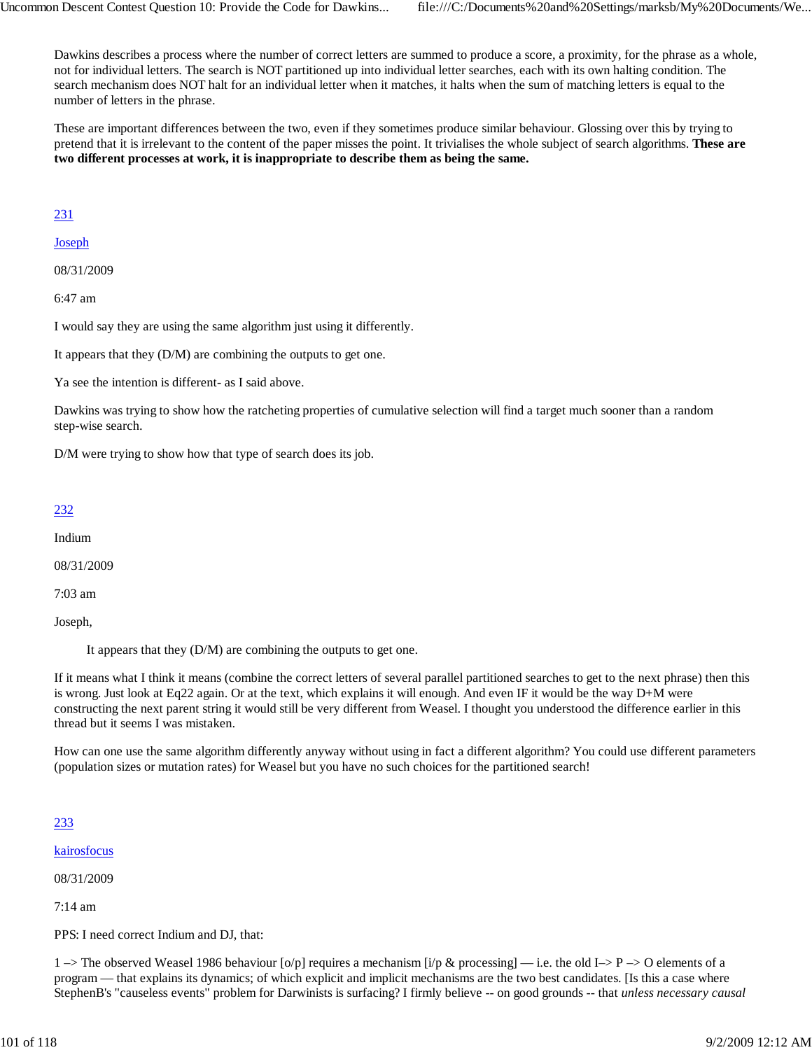Dawkins describes a process where the number of correct letters are summed to produce a score, a proximity, for the phrase as a whole, not for individual letters. The search is NOT partitioned up into individual letter searches, each with its own halting condition. The search mechanism does NOT halt for an individual letter when it matches, it halts when the sum of matching letters is equal to the number of letters in the phrase.

These are important differences between the two, even if they sometimes produce similar behaviour. Glossing over this by trying to pretend that it is irrelevant to the content of the paper misses the point. It trivialises the whole subject of search algorithms. **These are two different processes at work, it is inappropriate to describe them as being the same.**

231

Joseph

08/31/2009

6:47 am

I would say they are using the same algorithm just using it differently.

It appears that they (D/M) are combining the outputs to get one.

Ya see the intention is different- as I said above.

Dawkins was trying to show how the ratcheting properties of cumulative selection will find a target much sooner than a random step-wise search.

D/M were trying to show how that type of search does its job.

232

Indium

08/31/2009

7:03 am

Joseph,

> It appears that they (D/M) are combining the outputs to get one.

If it means what I think it means (combine the correct letters of several parallel partitioned searches to get to the next phrase) then this is wrong. Just look at Eq22 again. Or at the text, which explains it will enough. And even IF it would be the way D+M were constructing the next parent string it would still be very different from Weasel. I thought you understood the difference earlier in this thread but it seems I was mistaken.

How can one use the same algorithm differently anyway without using in fact a different algorithm? You could use different parameters (population sizes or mutation rates) for Weasel but you have no such choices for the partitioned search!

233

kairosfocus

08/31/2009

7:14 am

PPS: I need correct Indium and DJ, that:

1 –> The observed Weasel 1986 behaviour [o/p] requires a mechanism [i/p & processing] — i.e. the old I–> P –> O elements of a program — that explains its dynamics; of which explicit and implicit mechanisms are the two best candidates. [Is this a case where StephenB's "causeless events" problem for Darwinists is surfacing? I firmly believe -- on good grounds -- that *unless necessary causal*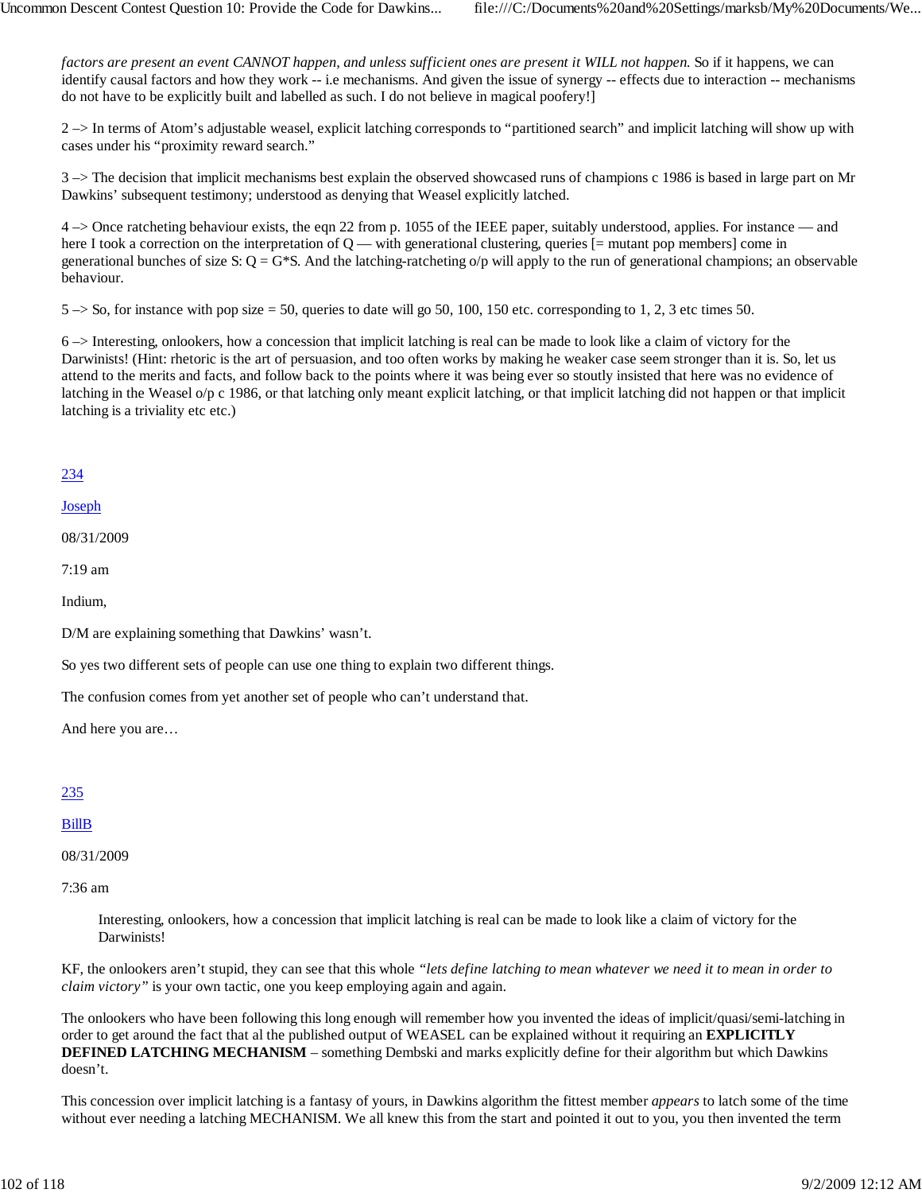*factors are present an event CANNOT happen, and unless sufficient ones are present it WILL not happen.* So if it happens, we can identify causal factors and how they work -- i.e mechanisms. And given the issue of synergy -- effects due to interaction -- mechanisms do not have to be explicitly built and labelled as such. I do not believe in magical poofery!]

2 –> In terms of Atom's adjustable weasel, explicit latching corresponds to "partitioned search" and implicit latching will show up with cases under his "proximity reward search."

3 –> The decision that implicit mechanisms best explain the observed showcased runs of champions c 1986 is based in large part on Mr Dawkins' subsequent testimony; understood as denying that Weasel explicitly latched.

4 –> Once ratcheting behaviour exists, the eqn 22 from p. 1055 of the IEEE paper, suitably understood, applies. For instance — and here I took a correction on the interpretation of Q — with generational clustering, queries [= mutant pop members] come in generational bunches of size S: Q = G*S. And the latching-ratcheting o/p will apply to the run of generational champions; an observable behaviour.

5 –> So, for instance with pop size = 50, queries to date will go 50, 100, 150 etc. corresponding to 1, 2, 3 etc times 50.

6 –> Interesting, onlookers, how a concession that implicit latching is real can be made to look like a claim of victory for the Darwinists! (Hint: rhetoric is the art of persuasion, and too often works by making he weaker case seem stronger than it is. So, let us attend to the merits and facts, and follow back to the points where it was being ever so stoutly insisted that here was no evidence of latching in the Weasel o/p c 1986, or that latching only meant explicit latching, or that implicit latching did not happen or that implicit latching is a triviality etc etc.)

234

Joseph

08/31/2009

7:19 am

Indium,

D/M are explaining something that Dawkins' wasn't.

So yes two different sets of people can use one thing to explain two different things.

The confusion comes from yet another set of people who can't understand that.

And here you are…

235

BillB

08/31/2009

7:36 am

> Interesting, onlookers, how a concession that implicit latching is real can be made to look like a claim of victory for the Darwinists!

KF, the onlookers aren't stupid, they can see that this whole *"lets define latching to mean whatever we need it to mean in order to claim victory"* is your own tactic, one you keep employing again and again.

The onlookers who have been following this long enough will remember how you invented the ideas of implicit/quasi/semi-latching in order to get around the fact that al the published output of WEASEL can be explained without it requiring an **EXPLICITLY DEFINED LATCHING MECHANISM** – something Dembski and marks explicitly define for their algorithm but which Dawkins doesn't.

This concession over implicit latching is a fantasy of yours, in Dawkins algorithm the fittest member *appears* to latch some of the time without ever needing a latching MECHANISM. We all knew this from the start and pointed it out to you, you then invented the term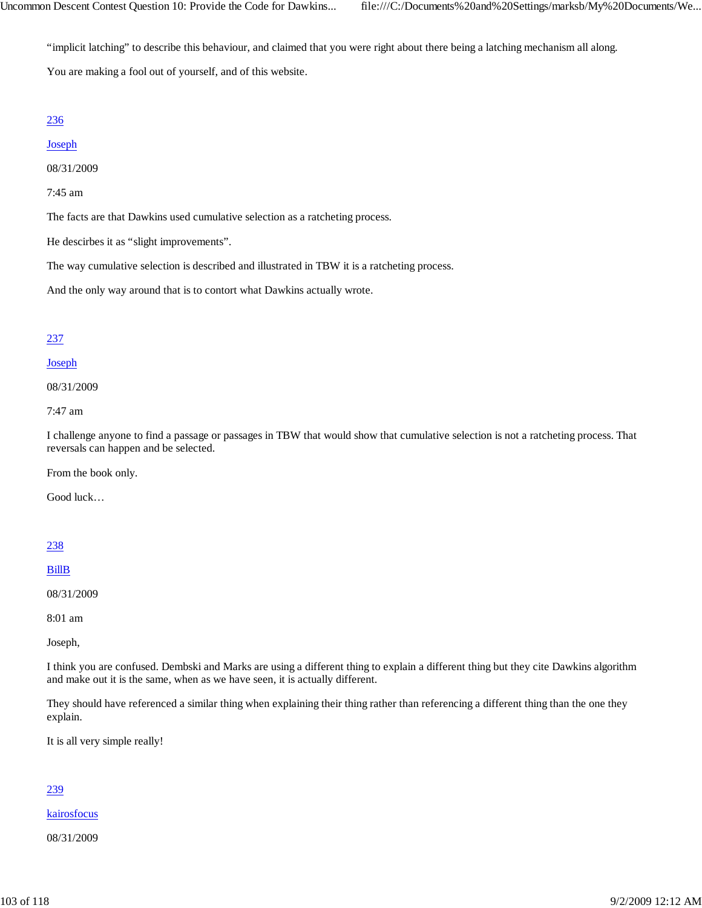"implicit latching" to describe this behaviour, and claimed that you were right about there being a latching mechanism all along.

You are making a fool out of yourself, and of this website.

236

Joseph

08/31/2009

7:45 am

The facts are that Dawkins used cumulative selection as a ratcheting process.

He descirbes it as "slight improvements".

The way cumulative selection is described and illustrated in TBW it is a ratcheting process.

And the only way around that is to contort what Dawkins actually wrote.

237

Joseph

08/31/2009

7:47 am

I challenge anyone to find a passage or passages in TBW that would show that cumulative selection is not a ratcheting process. That reversals can happen and be selected.

From the book only.

Good luck…

238

BillB

08/31/2009

8:01 am

Joseph,

I think you are confused. Dembski and Marks are using a different thing to explain a different thing but they cite Dawkins algorithm and make out it is the same, when as we have seen, it is actually different.

They should have referenced a similar thing when explaining their thing rather than referencing a different thing than the one they explain.

It is all very simple really!

239

kairosfocus

08/31/2009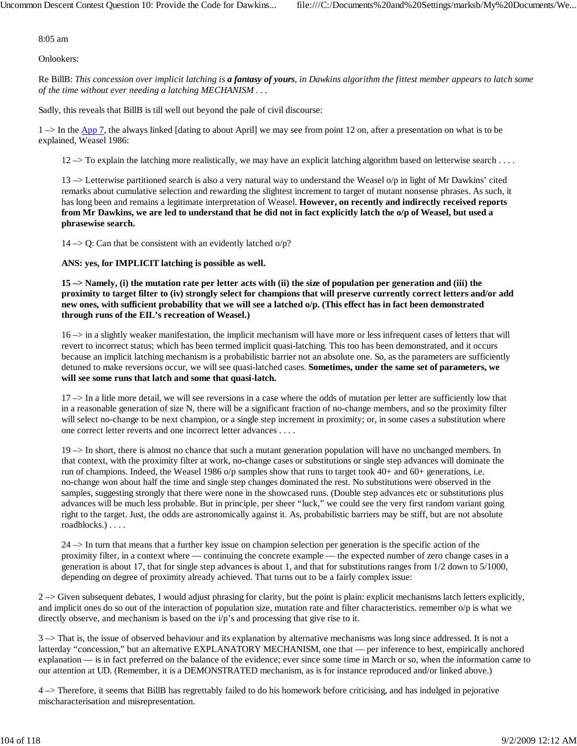8:05 am

Onlookers:

Re BillB: *This concession over implicit latching is **a fantasy of yours**, in Dawkins algorithm the fittest member appears to latch some of the time without ever needing a latching MECHANISM . . .*

Sadly, this reveals that BillB is till well out beyond the pale of civil discourse:

1 –> In the App 7, the always linked [dating to about April] we may see from point 12 on, after a presentation on what is to be explained, Weasel 1986:

> 12 –> To explain the latching more realistically, we may have an explicit latching algorithm based on letterwise search . . . .
>
> 13 –> Letterwise partitioned search is also a very natural way to understand the Weasel o/p in light of Mr Dawkins' cited remarks about cumulative selection and rewarding the slightest increment to target of mutant nonsense phrases. As such, it has long been and remains a legitimate interpretation of Weasel. **However, on recently and indirectly received reports from Mr Dawkins, we are led to understand that he did not in fact explicitly latch the o/p of Weasel, but used a phrasewise search.**
>
> 14 –> Q: Can that be consistent with an evidently latched o/p?
>
> **ANS: yes, for IMPLICIT latching is possible as well.**
>
> **15 –> Namely, (i) the mutation rate per letter acts with (ii) the size of population per generation and (iii) the proximity to target filter to (iv) strongly select for champions that will preserve currently correct letters and/or add new ones, with sufficient probability that we will see a latched o/p. (This effect has in fact been demonstrated through runs of the EIL's recreation of Weasel.)**
>
> 16 –> in a slightly weaker manifestation, the implicit mechanism will have more or less infrequent cases of letters that will revert to incorrect status; which has been termed implicit quasi-latching. This too has been demonstrated, and it occurs because an implicit latching mechanism is a probabilistic barrier not an absolute one. So, as the parameters are sufficiently detuned to make reversions occur, we will see quasi-latched cases. **Sometimes, under the same set of parameters, we will see some runs that latch and some that quasi-latch.**
>
> 17 –> In a litle more detail, we will see reversions in a case where the odds of mutation per letter are sufficiently low that in a reasonable generation of size N, there will be a significant fraction of no-change members, and so the proximity filter will select no-change to be next champion, or a single step increment in proximity; or, in some cases a substitution where one correct letter reverts and one incorrect letter advances . . . .
>
> 19 –> In short, there is almost no chance that such a mutant generation population will have no unchanged members. In that context, with the proximity filter at work, no-change cases or substitutions or single step advances will dominate the run of champions. Indeed, the Weasel 1986 o/p samples show that runs to target took 40+ and 60+ generations, i.e. no-change won about half the time and single step changes dominated the rest. No substitutions were observed in the samples, suggesting strongly that there were none in the showcased runs. (Double step advances etc or substitutions plus advances will be much less probable. But in principle, per sheer "luck," we could see the very first random variant going right to the target. Just, the odds are astronomically against it. As, probabilistic barriers may be stiff, but are not absolute roadblocks.) . . . .
>
> 24 –> In turn that means that a further key issue on champion selection per generation is the specific action of the proximity filter, in a context where — continuing the concrete example — the expected number of zero change cases in a generation is about 17, that for single step advances is about 1, and that for substitutions ranges from 1/2 down to 5/1000, depending on degree of proximity already achieved. That turns out to be a fairly complex issue:

2 –> Given subsequent debates, I would adjust phrasing for clarity, but the point is plain: explicit mechanisms latch letters explicitly, and implicit ones do so out of the interaction of population size, mutation rate and filter characteristics. remember o/p is what we directly observe, and mechanism is based on the i/p's and processing that give rise to it.

3 –> That is, the issue of observed behaviour and its explanation by alternative mechanisms was long since addressed. It is not a latterday "concession," but an alternative EXPLANATORY MECHANISM, one that — per inference to best, empirically anchored explanation — is in fact preferred on the balance of the evidence; ever since some time in March or so, when the information came to our attention at UD. (Remember, it is a DEMONSTRATED mechanism, as is for instance reproduced and/or linked above.)

4 –> Therefore, it seems that BillB has regrettably failed to do his homework before criticising, and has indulged in pejorative mischaracterisation and misrepresentation.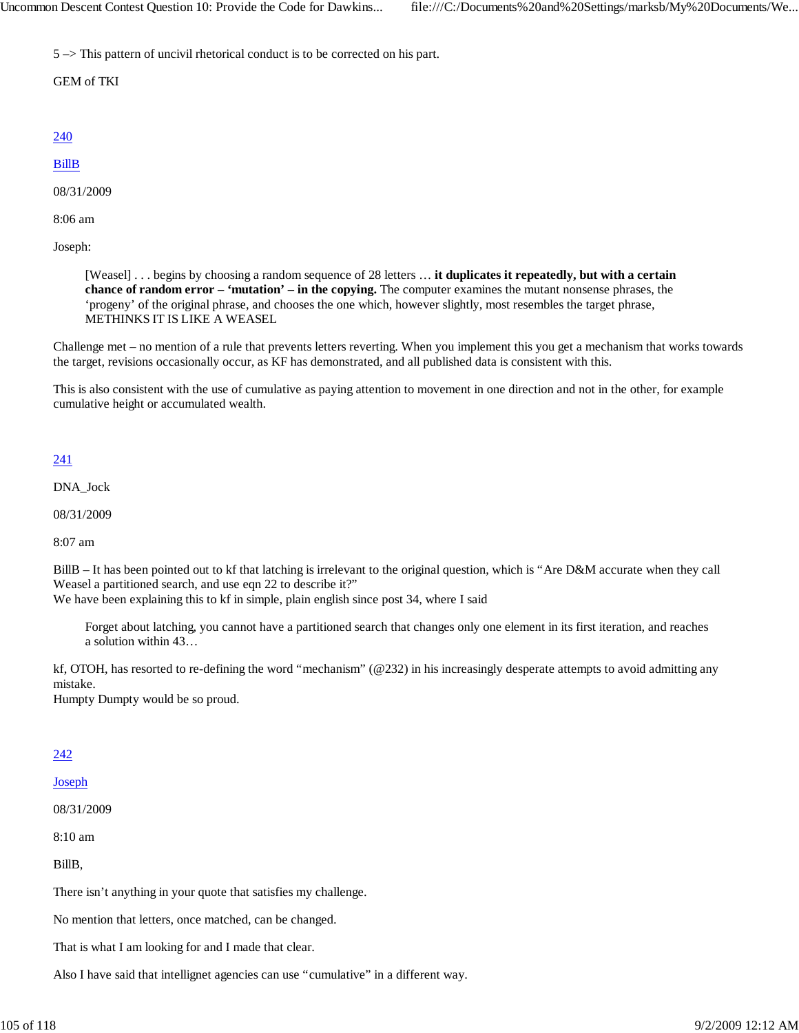5 –> This pattern of uncivil rhetorical conduct is to be corrected on his part.

GEM of TKI

240

BillB

08/31/2009

8:06 am

Joseph:

> [Weasel] . . . begins by choosing a random sequence of 28 letters … **it duplicates it repeatedly, but with a certain chance of random error – 'mutation' – in the copying.** The computer examines the mutant nonsense phrases, the 'progeny' of the original phrase, and chooses the one which, however slightly, most resembles the target phrase, METHINKS IT IS LIKE A WEASEL

Challenge met – no mention of a rule that prevents letters reverting. When you implement this you get a mechanism that works towards the target, revisions occasionally occur, as KF has demonstrated, and all published data is consistent with this.

This is also consistent with the use of cumulative as paying attention to movement in one direction and not in the other, for example cumulative height or accumulated wealth.

241

DNA_Jock

08/31/2009

8:07 am

BillB – It has been pointed out to kf that latching is irrelevant to the original question, which is "Are D&M accurate when they call Weasel a partitioned search, and use eqn 22 to describe it?"
We have been explaining this to kf in simple, plain english since post 34, where I said

> Forget about latching, you cannot have a partitioned search that changes only one element in its first iteration, and reaches a solution within 43…

kf, OTOH, has resorted to re-defining the word "mechanism" (@232) in his increasingly desperate attempts to avoid admitting any mistake.
Humpty Dumpty would be so proud.

242

Joseph

08/31/2009

8:10 am

BillB,

There isn't anything in your quote that satisfies my challenge.

No mention that letters, once matched, can be changed.

That is what I am looking for and I made that clear.

Also I have said that intellignet agencies can use "cumulative" in a different way.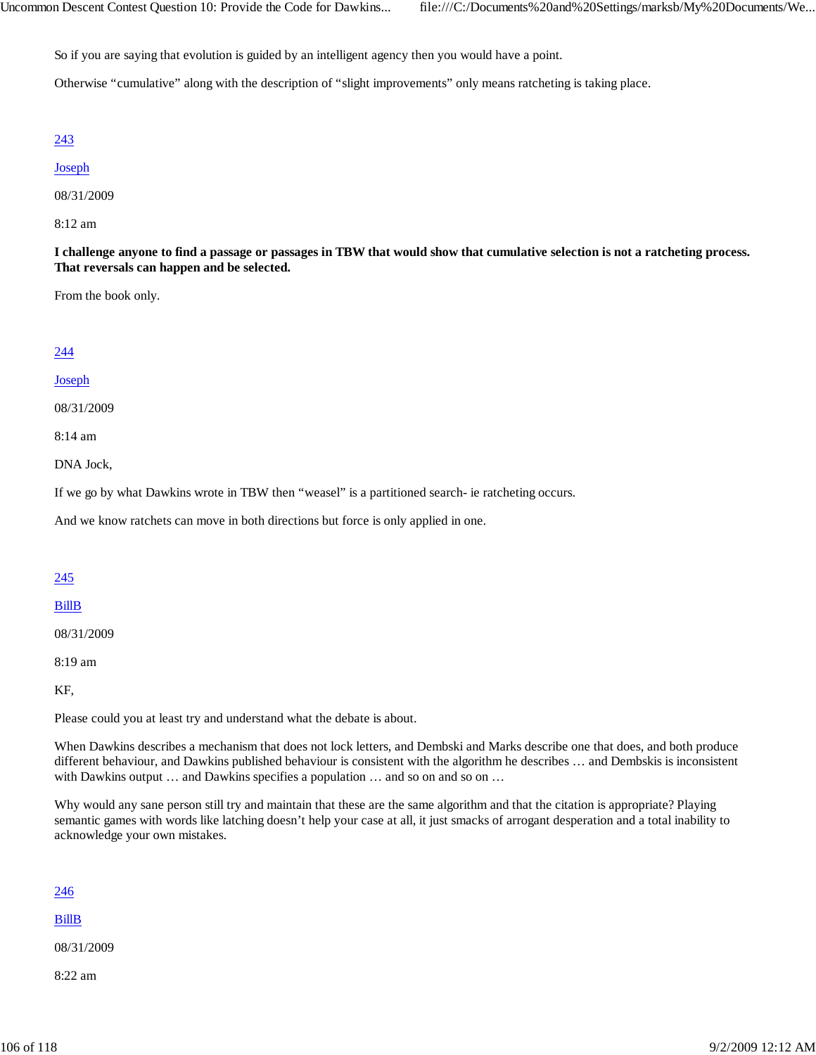So if you are saying that evolution is guided by an intelligent agency then you would have a point.

Otherwise "cumulative" along with the description of "slight improvements" only means ratcheting is taking place.

243

Joseph

08/31/2009

8:12 am

**I challenge anyone to find a passage or passages in TBW that would show that cumulative selection is not a ratcheting process. That reversals can happen and be selected.**

From the book only.

244

Joseph

08/31/2009

8:14 am

DNA Jock,

If we go by what Dawkins wrote in TBW then "weasel" is a partitioned search- ie ratcheting occurs.

And we know ratchets can move in both directions but force is only applied in one.

245

BillB

08/31/2009

8:19 am

KF,

Please could you at least try and understand what the debate is about.

When Dawkins describes a mechanism that does not lock letters, and Dembski and Marks describe one that does, and both produce different behaviour, and Dawkins published behaviour is consistent with the algorithm he describes … and Dembskis is inconsistent with Dawkins output … and Dawkins specifies a population … and so on and so on …

Why would any sane person still try and maintain that these are the same algorithm and that the citation is appropriate? Playing semantic games with words like latching doesn't help your case at all, it just smacks of arrogant desperation and a total inability to acknowledge your own mistakes.

246

BillB

08/31/2009

8:22 am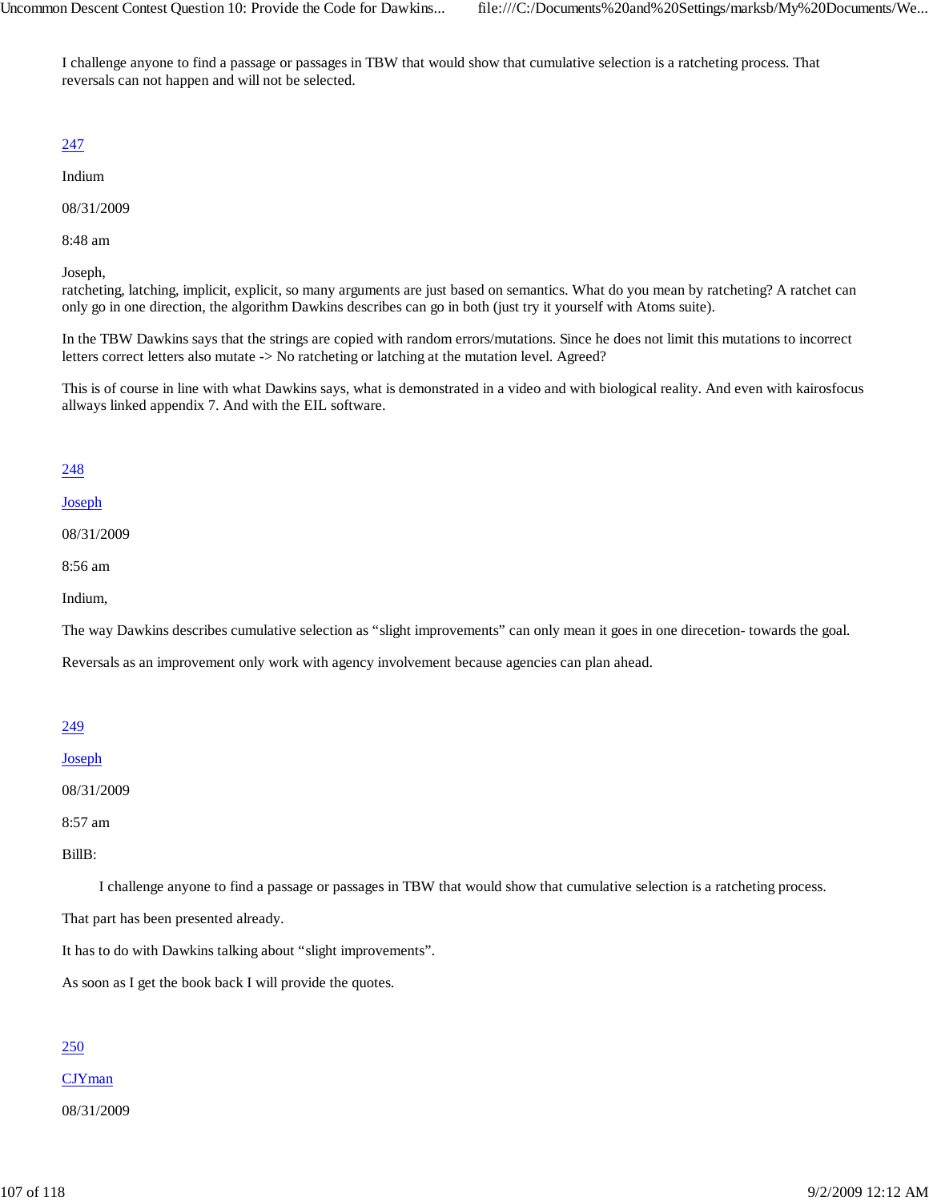I challenge anyone to find a passage or passages in TBW that would show that cumulative selection is a ratcheting process. That reversals can not happen and will not be selected.

[247](#)

Indium

08/31/2009

8:48 am

Joseph,
ratcheting, latching, implicit, explicit, so many arguments are just based on semantics. What do you mean by ratcheting? A ratchet can only go in one direction, the algorithm Dawkins describes can go in both (just try it yourself with Atoms suite).

In the TBW Dawkins says that the strings are copied with random errors/mutations. Since he does not limit this mutations to incorrect letters correct letters also mutate -> No ratcheting or latching at the mutation level. Agreed?

This is of course in line with what Dawkins says, what is demonstrated in a video and with biological reality. And even with kairosfocus allways linked appendix 7. And with the EIL software.

[248](#)

[Joseph](#)

08/31/2009

8:56 am

Indium,

The way Dawkins describes cumulative selection as "slight improvements" can only mean it goes in one direcetion- towards the goal.

Reversals as an improvement only work with agency involvement because agencies can plan ahead.

[249](#)

[Joseph](#)

08/31/2009

8:57 am

BillB:

> I challenge anyone to find a passage or passages in TBW that would show that cumulative selection is a ratcheting process.

That part has been presented already.

It has to do with Dawkins talking about "slight improvements".

As soon as I get the book back I will provide the quotes.

[250](#)

[CJYman](#)

08/31/2009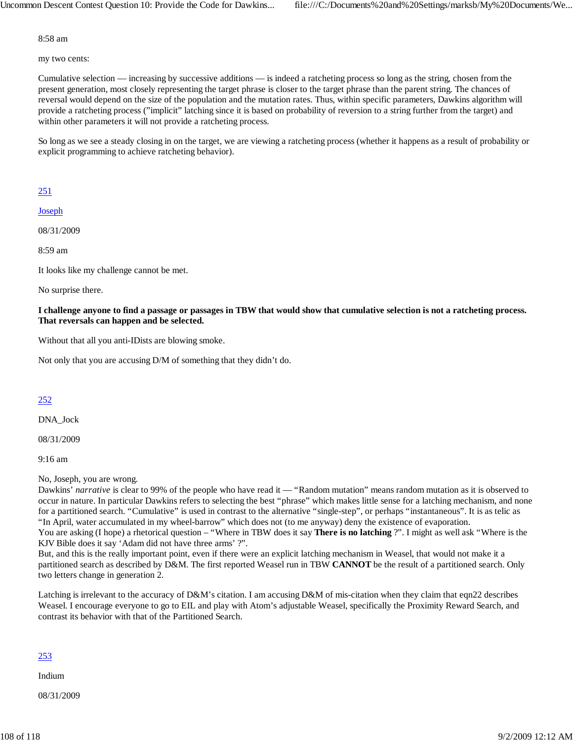8:58 am

my two cents:

Cumulative selection — increasing by successive additions — is indeed a ratcheting process so long as the string, chosen from the present generation, most closely representing the target phrase is closer to the target phrase than the parent string. The chances of reversal would depend on the size of the population and the mutation rates. Thus, within specific parameters, Dawkins algorithm will provide a ratcheting process ("implicit" latching since it is based on probability of reversion to a string further from the target) and within other parameters it will not provide a ratcheting process.

So long as we see a steady closing in on the target, we are viewing a ratcheting process (whether it happens as a result of probability or explicit programming to achieve ratcheting behavior).

251

Joseph

08/31/2009

8:59 am

It looks like my challenge cannot be met.

No surprise there.

**I challenge anyone to find a passage or passages in TBW that would show that cumulative selection is not a ratcheting process. That reversals can happen and be selected.**

Without that all you anti-IDists are blowing smoke.

Not only that you are accusing D/M of something that they didn't do.

252

DNA_Jock

08/31/2009

9:16 am

No, Joseph, you are wrong.
Dawkins' *narrative* is clear to 99% of the people who have read it — "Random mutation" means random mutation as it is observed to occur in nature. In particular Dawkins refers to selecting the best "phrase" which makes little sense for a latching mechanism, and none for a partitioned search. "Cumulative" is used in contrast to the alternative "single-step", or perhaps "instantaneous". It is as telic as "In April, water accumulated in my wheel-barrow" which does not (to me anyway) deny the existence of evaporation.
You are asking (I hope) a rhetorical question – "Where in TBW does it say **There is no latching** ?". I might as well ask "Where is the KJV Bible does it say 'Adam did not have three arms' ?".
But, and this is the really important point, even if there were an explicit latching mechanism in Weasel, that would not make it a partitioned search as described by D&M. The first reported Weasel run in TBW **CANNOT** be the result of a partitioned search. Only two letters change in generation 2.

Latching is irrelevant to the accuracy of D&M's citation. I am accusing D&M of mis-citation when they claim that eqn22 describes Weasel. I encourage everyone to go to EIL and play with Atom's adjustable Weasel, specifically the Proximity Reward Search, and contrast its behavior with that of the Partitioned Search.

253

Indium

08/31/2009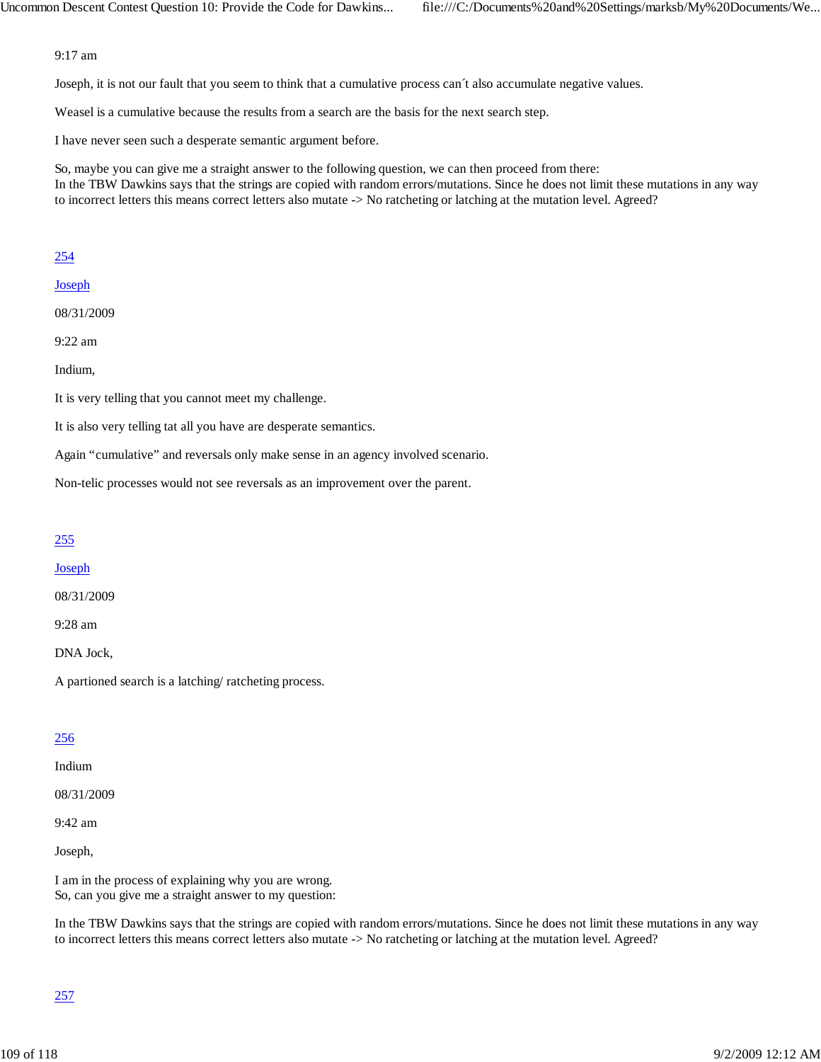9:17 am

Joseph, it is not our fault that you seem to think that a cumulative process can´t also accumulate negative values.

Weasel is a cumulative because the results from a search are the basis for the next search step.

I have never seen such a desperate semantic argument before.

So, maybe you can give me a straight answer to the following question, we can then proceed from there:
In the TBW Dawkins says that the strings are copied with random errors/mutations. Since he does not limit these mutations in any way to incorrect letters this means correct letters also mutate -> No ratcheting or latching at the mutation level. Agreed?

254

Joseph

08/31/2009

9:22 am

Indium,

It is very telling that you cannot meet my challenge.

It is also very telling tat all you have are desperate semantics.

Again "cumulative" and reversals only make sense in an agency involved scenario.

Non-telic processes would not see reversals as an improvement over the parent.

255

Joseph

08/31/2009

9:28 am

DNA Jock,

A partioned search is a latching/ ratcheting process.

256

Indium

08/31/2009

9:42 am

Joseph,

I am in the process of explaining why you are wrong.
So, can you give me a straight answer to my question:

In the TBW Dawkins says that the strings are copied with random errors/mutations. Since he does not limit these mutations in any way to incorrect letters this means correct letters also mutate -> No ratcheting or latching at the mutation level. Agreed?

257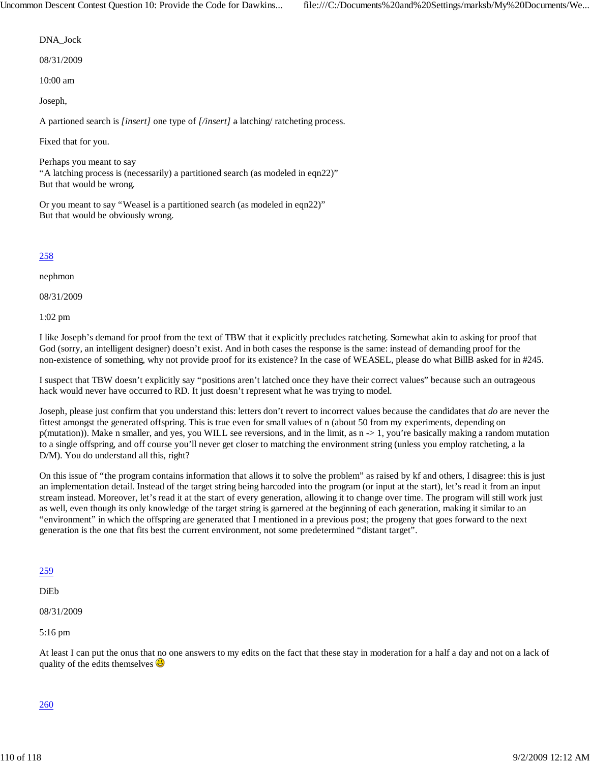DNA_Jock

08/31/2009

10:00 am

Joseph,

A partioned search is *[insert]* one type of *[/insert]* ~~a~~ latching/ ratcheting process.

Fixed that for you.

Perhaps you meant to say
"A latching process is (necessarily) a partitioned search (as modeled in eqn22)"
But that would be wrong.

Or you meant to say "Weasel is a partitioned search (as modeled in eqn22)"
But that would be obviously wrong.

258

nephmon

08/31/2009

1:02 pm

I like Joseph's demand for proof from the text of TBW that it explicitly precludes ratcheting. Somewhat akin to asking for proof that God (sorry, an intelligent designer) doesn't exist. And in both cases the response is the same: instead of demanding proof for the non-existence of something, why not provide proof for its existence? In the case of WEASEL, please do what BillB asked for in #245.

I suspect that TBW doesn't explicitly say "positions aren't latched once they have their correct values" because such an outrageous hack would never have occurred to RD. It just doesn't represent what he was trying to model.

Joseph, please just confirm that you understand this: letters don't revert to incorrect values because the candidates that *do* are never the fittest amongst the generated offspring. This is true even for small values of n (about 50 from my experiments, depending on p(mutation)). Make n smaller, and yes, you WILL see reversions, and in the limit, as n -> 1, you're basically making a random mutation to a single offspring, and off course you'll never get closer to matching the environment string (unless you employ ratcheting, a la D/M). You do understand all this, right?

On this issue of "the program contains information that allows it to solve the problem" as raised by kf and others, I disagree: this is just an implementation detail. Instead of the target string being harcoded into the program (or input at the start), let's read it from an input stream instead. Moreover, let's read it at the start of every generation, allowing it to change over time. The program will still work just as well, even though its only knowledge of the target string is garnered at the beginning of each generation, making it similar to an "environment" in which the offspring are generated that I mentioned in a previous post; the progeny that goes forward to the next generation is the one that fits best the current environment, not some predetermined "distant target".

259

DiEb

08/31/2009

5:16 pm

At least I can put the onus that no one answers to my edits on the fact that these stay in moderation for a half a day and not on a lack of quality of the edits themselves 😃

260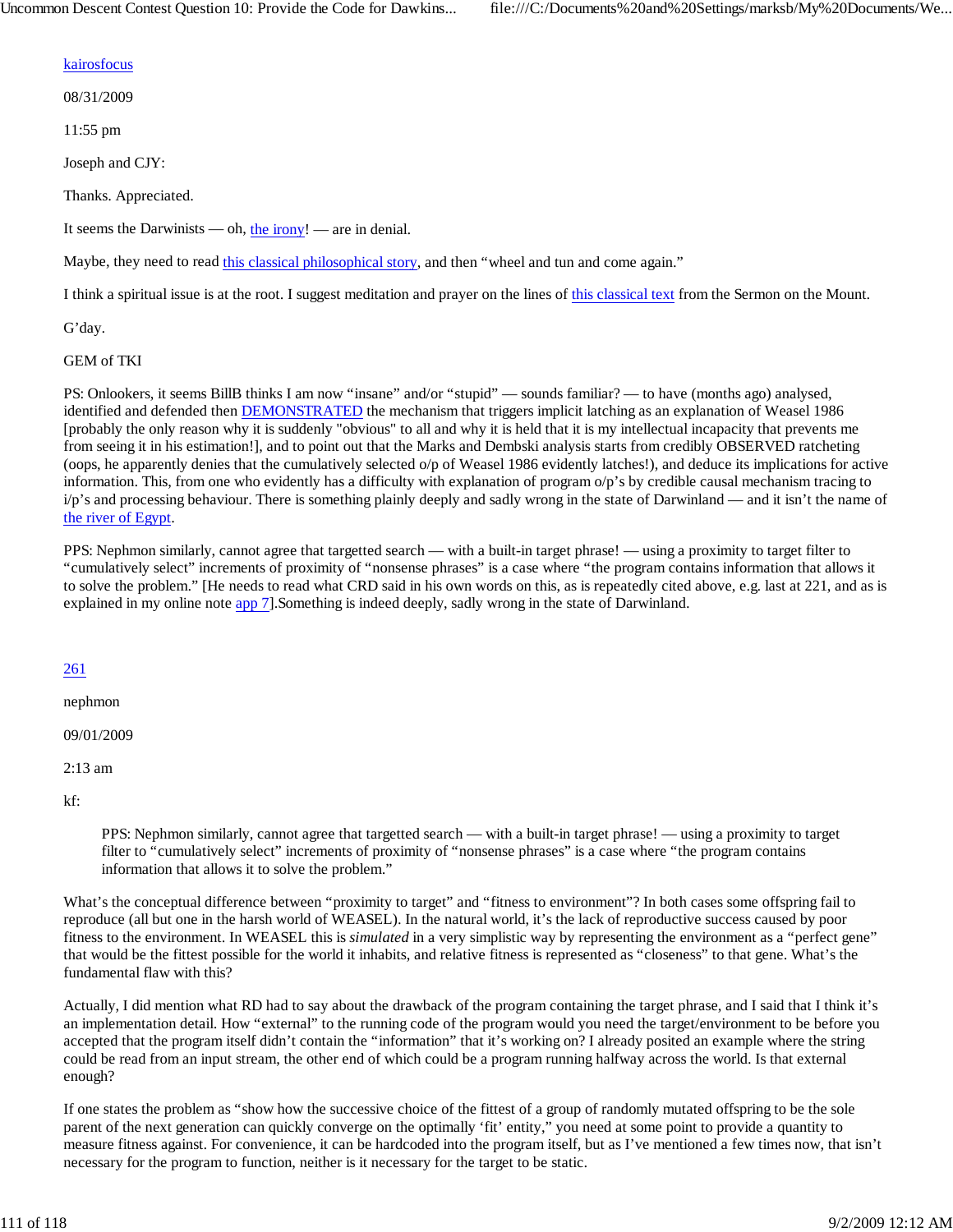[kairosfocus](#)

08/31/2009

11:55 pm

Joseph and CJY:

Thanks. Appreciated.

It seems the Darwinists — oh, [the irony](#)! — are in denial.

Maybe, they need to read [this classical philosophical story](#), and then "wheel and tun and come again."

I think a spiritual issue is at the root. I suggest meditation and prayer on the lines of [this classical text](#) from the Sermon on the Mount.

G'day.

GEM of TKI

PS: Onlookers, it seems BillB thinks I am now "insane" and/or "stupid" — sounds familiar? — to have (months ago) analysed, identified and defended then [DEMONSTRATED](#) the mechanism that triggers implicit latching as an explanation of Weasel 1986 [probably the only reason why it is suddenly "obvious" to all and why it is held that it is my intellectual incapacity that prevents me from seeing it in his estimation!], and to point out that the Marks and Dembski analysis starts from credibly OBSERVED ratcheting (oops, he apparently denies that the cumulatively selected o/p of Weasel 1986 evidently latches!), and deduce its implications for active information. This, from one who evidently has a difficulty with explanation of program o/p's by credible causal mechanism tracing to i/p's and processing behaviour. There is something plainly deeply and sadly wrong in the state of Darwinland — and it isn't the name of [the river of Egypt](#).

PPS: Nephmon similarly, cannot agree that targetted search — with a built-in target phrase! — using a proximity to target filter to "cumulatively select" increments of proximity of "nonsense phrases" is a case where "the program contains information that allows it to solve the problem." [He needs to read what CRD said in his own words on this, as is repeatedly cited above, e.g. last at 221, and as is explained in my online note [app 7](#)].Something is indeed deeply, sadly wrong in the state of Darwinland.

[261](#)

nephmon

09/01/2009

2:13 am

kf:

> PPS: Nephmon similarly, cannot agree that targetted search — with a built-in target phrase! — using a proximity to target filter to "cumulatively select" increments of proximity of "nonsense phrases" is a case where "the program contains information that allows it to solve the problem."

What's the conceptual difference between "proximity to target" and "fitness to environment"? In both cases some offspring fail to reproduce (all but one in the harsh world of WEASEL). In the natural world, it's the lack of reproductive success caused by poor fitness to the environment. In WEASEL this is *simulated* in a very simplistic way by representing the environment as a "perfect gene" that would be the fittest possible for the world it inhabits, and relative fitness is represented as "closeness" to that gene. What's the fundamental flaw with this?

Actually, I did mention what RD had to say about the drawback of the program containing the target phrase, and I said that I think it's an implementation detail. How "external" to the running code of the program would you need the target/environment to be before you accepted that the program itself didn't contain the "information" that it's working on? I already posited an example where the string could be read from an input stream, the other end of which could be a program running halfway across the world. Is that external enough?

If one states the problem as "show how the successive choice of the fittest of a group of randomly mutated offspring to be the sole parent of the next generation can quickly converge on the optimally 'fit' entity," you need at some point to provide a quantity to measure fitness against. For convenience, it can be hardcoded into the program itself, but as I've mentioned a few times now, that isn't necessary for the program to function, neither is it necessary for the target to be static.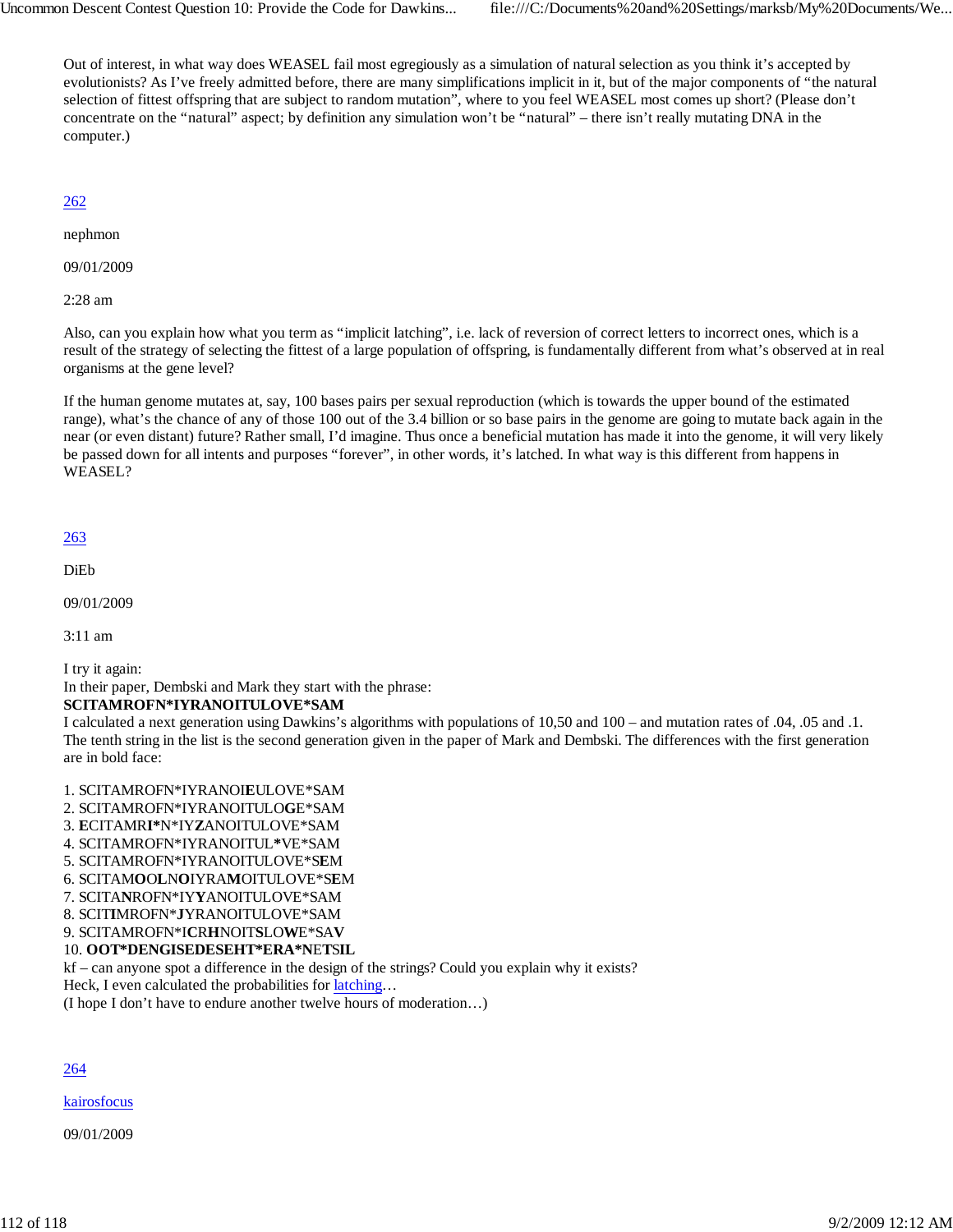Out of interest, in what way does WEASEL fail most egregiously as a simulation of natural selection as you think it's accepted by evolutionists? As I've freely admitted before, there are many simplifications implicit in it, but of the major components of "the natural selection of fittest offspring that are subject to random mutation", where to you feel WEASEL most comes up short? (Please don't concentrate on the "natural" aspect; by definition any simulation won't be "natural" – there isn't really mutating DNA in the computer.)

262

nephmon

09/01/2009

2:28 am

Also, can you explain how what you term as "implicit latching", i.e. lack of reversion of correct letters to incorrect ones, which is a result of the strategy of selecting the fittest of a large population of offspring, is fundamentally different from what's observed at in real organisms at the gene level?

If the human genome mutates at, say, 100 bases pairs per sexual reproduction (which is towards the upper bound of the estimated range), what's the chance of any of those 100 out of the 3.4 billion or so base pairs in the genome are going to mutate back again in the near (or even distant) future? Rather small, I'd imagine. Thus once a beneficial mutation has made it into the genome, it will very likely be passed down for all intents and purposes "forever", in other words, it's latched. In what way is this different from happens in WEASEL?

263

DiEb

09/01/2009

3:11 am

I try it again:
In their paper, Dembski and Mark they start with the phrase:
**SCITAMROFN*IYRANOITULOVE*SAM**
I calculated a next generation using Dawkins's algorithms with populations of 10,50 and 100 – and mutation rates of .04, .05 and .1. The tenth string in the list is the second generation given in the paper of Mark and Dembski. The differences with the first generation are in bold face:

1. SCITAMROFN*IYRANOI**E**ULOVE*SAM
2. SCITAMROFN*IYRANOITULO**G**E*SAM
3. **E**CITAMR**I***N*IY**Z**ANOITULOVE*SAM
4. SCITAMROFN*IYRANOITUL**\***VE*SAM
5. SCITAMROFN*IYRANOITULOVE*S**E**M
6. SCITAM**O**O**L**N**O**IYRA**M**OITULOVE*S**E**M
7. SCITA**N**ROFN*IY**Y**ANOITULOVE*SAM
8. SCIT**I**MROFN***J**YRANOITULOVE*SAM
9. SCITAMROFN*I**C**R**H**NOIT**S**LO**W**E*SA**V**
10. **OOT*DENGISEDESEHT*ERA*N**E**TSIL**

kf – can anyone spot a difference in the design of the strings? Could you explain why it exists?
Heck, I even calculated the probabilities for latching…
(I hope I don't have to endure another twelve hours of moderation…)

264

kairosfocus

09/01/2009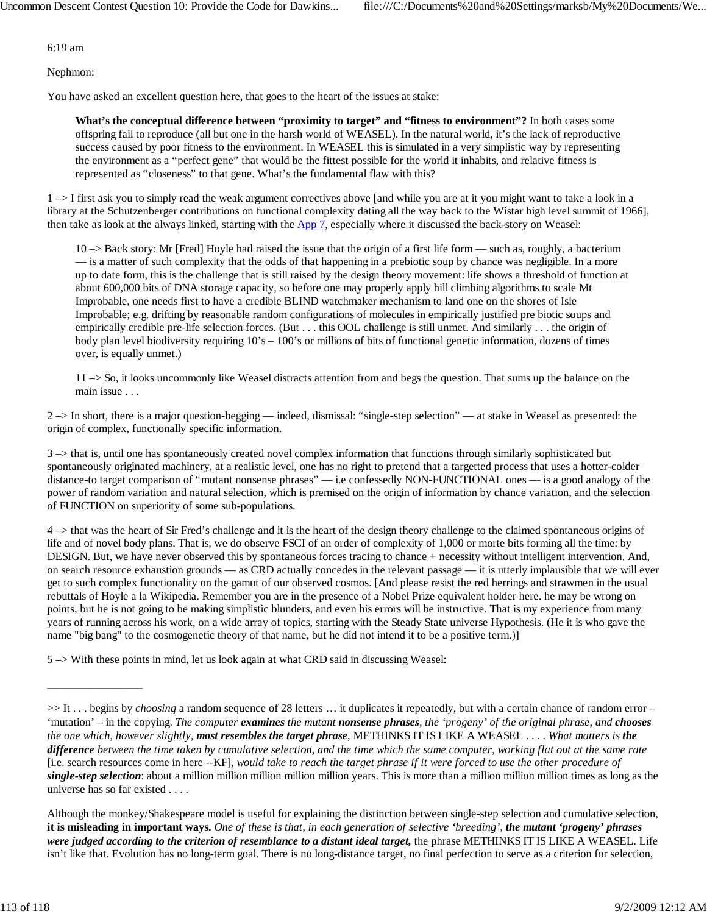6:19 am

Nephmon:

You have asked an excellent question here, that goes to the heart of the issues at stake:

> **What's the conceptual difference between "proximity to target" and "fitness to environment"?** In both cases some offspring fail to reproduce (all but one in the harsh world of WEASEL). In the natural world, it's the lack of reproductive success caused by poor fitness to the environment. In WEASEL this is simulated in a very simplistic way by representing the environment as a "perfect gene" that would be the fittest possible for the world it inhabits, and relative fitness is represented as "closeness" to that gene. What's the fundamental flaw with this?

1 –> I first ask you to simply read the weak argument correctives above [and while you are at it you might want to take a look in a library at the Schutzenberger contributions on functional complexity dating all the way back to the Wistar high level summit of 1966], then take as look at the always linked, starting with the App 7, especially where it discussed the back-story on Weasel:

> 10 –> Back story: Mr [Fred] Hoyle had raised the issue that the origin of a first life form — such as, roughly, a bacterium — is a matter of such complexity that the odds of that happening in a prebiotic soup by chance was negligible. In a more up to date form, this is the challenge that is still raised by the design theory movement: life shows a threshold of function at about 600,000 bits of DNA storage capacity, so before one may properly apply hill climbing algorithms to scale Mt Improbable, one needs first to have a credible BLIND watchmaker mechanism to land one on the shores of Isle Improbable; e.g. drifting by reasonable random configurations of molecules in empirically justified pre biotic soups and empirically credible pre-life selection forces. (But . . . this OOL challenge is still unmet. And similarly . . . the origin of body plan level biodiversity requiring 10's – 100's or millions of bits of functional genetic information, dozens of times over, is equally unmet.)
>
> 11 –> So, it looks uncommonly like Weasel distracts attention from and begs the question. That sums up the balance on the main issue . . .

2 –> In short, there is a major question-begging — indeed, dismissal: "single-step selection" — at stake in Weasel as presented: the origin of complex, functionally specific information.

3 –> that is, until one has spontaneously created novel complex information that functions through similarly sophisticated but spontaneously originated machinery, at a realistic level, one has no right to pretend that a targetted process that uses a hotter-colder distance-to target comparison of "mutant nonsense phrases" — i.e confessedly NON-FUNCTIONAL ones — is a good analogy of the power of random variation and natural selection, which is premised on the origin of information by chance variation, and the selection of FUNCTION on superiority of some sub-populations.

4 –> that was the heart of Sir Fred's challenge and it is the heart of the design theory challenge to the claimed spontaneous origins of life and of novel body plans. That is, we do observe FSCI of an order of complexity of 1,000 or morte bits forming all the time: by DESIGN. But, we have never observed this by spontaneous forces tracing to chance + necessity without intelligent intervention. And, on search resource exhaustion grounds — as CRD actually concedes in the relevant passage — it is utterly implausible that we will ever get to such complex functionality on the gamut of our observed cosmos. [And please resist the red herrings and strawmen in the usual rebuttals of Hoyle a la Wikipedia. Remember you are in the presence of a Nobel Prize equivalent holder here. he may be wrong on points, but he is not going to be making simplistic blunders, and even his errors will be instructive. That is my experience from many years of running across his work, on a wide array of topics, starting with the Steady State universe Hypothesis. (He it is who gave the name "big bang" to the cosmogenetic theory of that name, but he did not intend it to be a positive term.)]

5 –> With these points in mind, let us look again at what CRD said in discussing Weasel:

---

>> It . . . begins by *choosing* a random sequence of 28 letters … it duplicates it repeatedly, but with a certain chance of random error – 'mutation' – in the copying. *The computer **examines** the mutant **nonsense phrases**, the 'progeny' of the original phrase, and **chooses** the one which, however slightly, **most resembles the target phrase**,* METHINKS IT IS LIKE A WEASEL . . . . *What matters is **the difference** between the time taken by cumulative selection, and the time which the same computer, working flat out at the same rate* [i.e. search resources come in here --KF], *would take to reach the target phrase if it were forced to use the other procedure of **single-step selection***: about a million million million million million years. This is more than a million million million times as long as the universe has so far existed . . . .

Although the monkey/Shakespeare model is useful for explaining the distinction between single-step selection and cumulative selection, **it is misleading in important ways.** *One of these is that, in each generation of selective 'breeding', **the mutant 'progeny' phrases were judged according to the criterion of resemblance to a distant ideal target,*** the phrase METHINKS IT IS LIKE A WEASEL. Life isn't like that. Evolution has no long-term goal. There is no long-distance target, no final perfection to serve as a criterion for selection,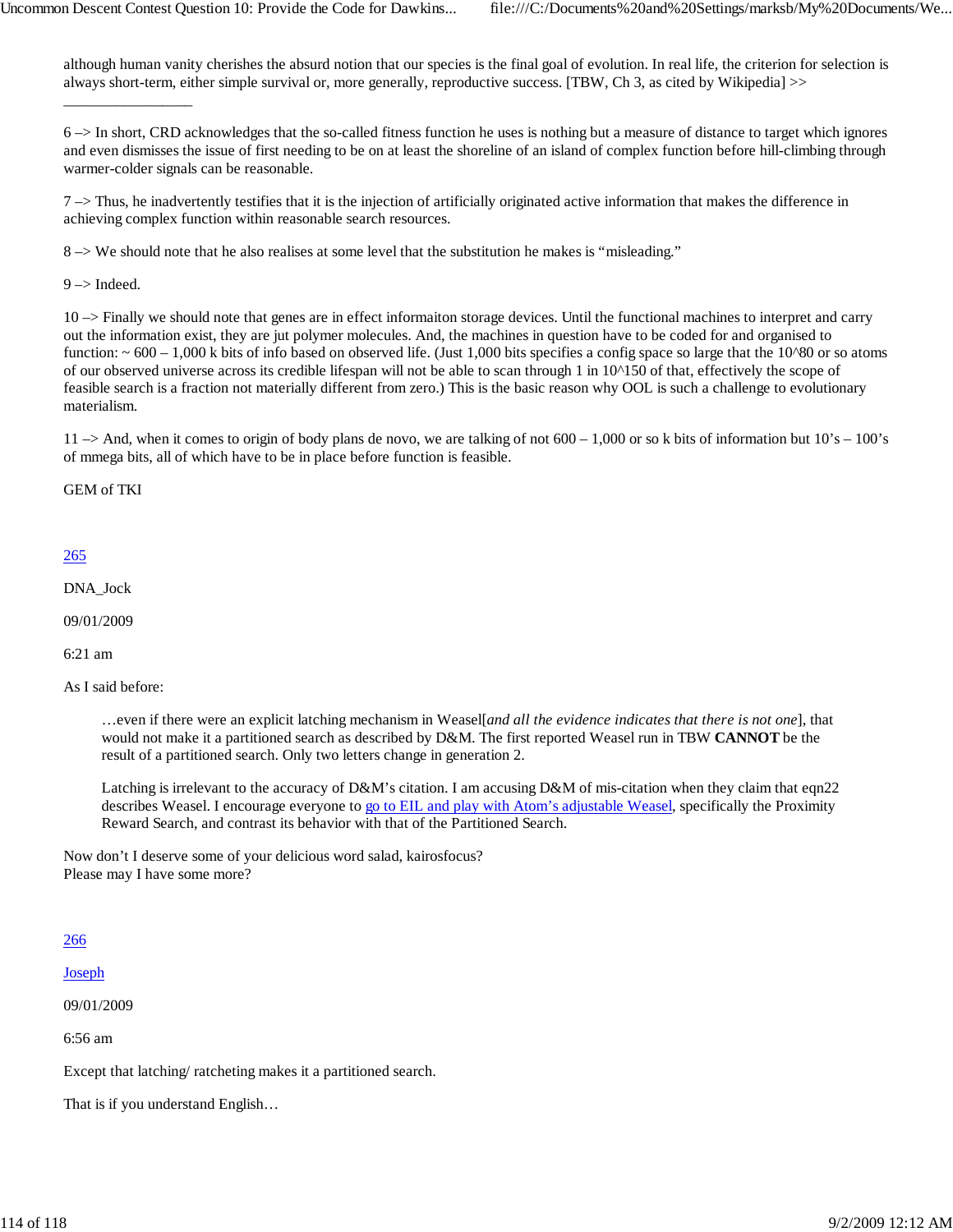although human vanity cherishes the absurd notion that our species is the final goal of evolution. In real life, the criterion for selection is always short-term, either simple survival or, more generally, reproductive success. [TBW, Ch 3, as cited by Wikipedia] >>

________________

6 –> In short, CRD acknowledges that the so-called fitness function he uses is nothing but a measure of distance to target which ignores and even dismisses the issue of first needing to be on at least the shoreline of an island of complex function before hill-climbing through warmer-colder signals can be reasonable.

7 –> Thus, he inadvertently testifies that it is the injection of artificially originated active information that makes the difference in achieving complex function within reasonable search resources.

8 –> We should note that he also realises at some level that the substitution he makes is "misleading."

9 –> Indeed.

10 –> Finally we should note that genes are in effect informaiton storage devices. Until the functional machines to interpret and carry out the information exist, they are jut polymer molecules. And, the machines in question have to be coded for and organised to function: ~ 600 – 1,000 k bits of info based on observed life. (Just 1,000 bits specifies a config space so large that the 10^80 or so atoms of our observed universe across its credible lifespan will not be able to scan through 1 in 10^150 of that, effectively the scope of feasible search is a fraction not materially different from zero.) This is the basic reason why OOL is such a challenge to evolutionary materialism.

11 –> And, when it comes to origin of body plans de novo, we are talking of not 600 – 1,000 or so k bits of information but 10's – 100's of mmega bits, all of which have to be in place before function is feasible.

GEM of TKI

265

DNA_Jock

09/01/2009

6:21 am

As I said before:

> …even if there were an explicit latching mechanism in Weasel[*and all the evidence indicates that there is not one*], that would not make it a partitioned search as described by D&M. The first reported Weasel run in TBW **CANNOT** be the result of a partitioned search. Only two letters change in generation 2.
>
> Latching is irrelevant to the accuracy of D&M's citation. I am accusing D&M of mis-citation when they claim that eqn22 describes Weasel. I encourage everyone to go to EIL and play with Atom's adjustable Weasel, specifically the Proximity Reward Search, and contrast its behavior with that of the Partitioned Search.

Now don't I deserve some of your delicious word salad, kairosfocus?
Please may I have some more?

266

Joseph

09/01/2009

6:56 am

Except that latching/ ratcheting makes it a partitioned search.

That is if you understand English…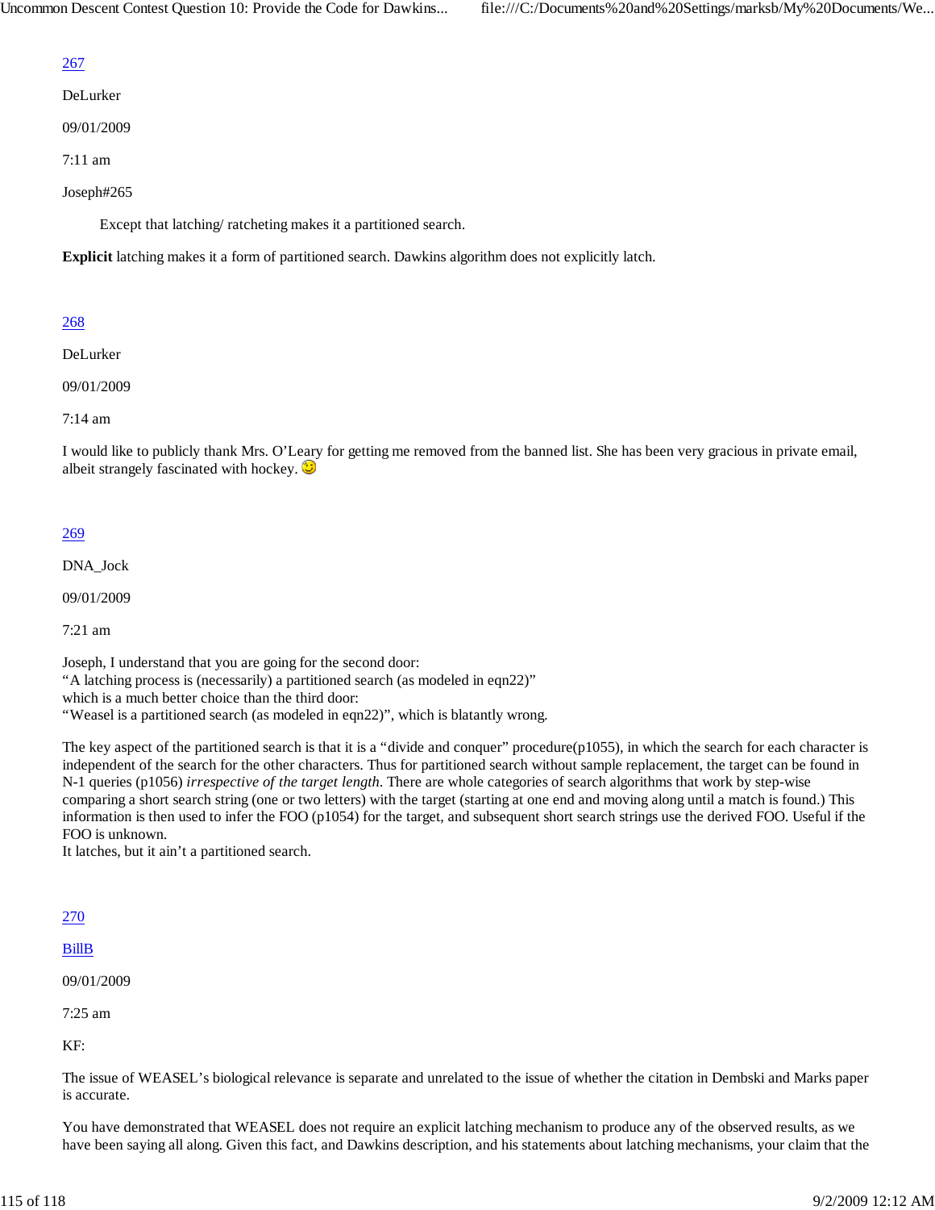[267](#)

DeLurker

09/01/2009

7:11 am

Joseph#265

> Except that latching/ ratcheting makes it a partitioned search.

**Explicit** latching makes it a form of partitioned search. Dawkins algorithm does not explicitly latch.

[268](#)

DeLurker

09/01/2009

7:14 am

I would like to publicly thank Mrs. O'Leary for getting me removed from the banned list. She has been very gracious in private email, albeit strangely fascinated with hockey. :)

[269](#)

DNA_Jock

09/01/2009

7:21 am

Joseph, I understand that you are going for the second door:
"A latching process is (necessarily) a partitioned search (as modeled in eqn22)"
which is a much better choice than the third door:
"Weasel is a partitioned search (as modeled in eqn22)", which is blatantly wrong.

The key aspect of the partitioned search is that it is a "divide and conquer" procedure(p1055), in which the search for each character is independent of the search for the other characters. Thus for partitioned search without sample replacement, the target can be found in N-1 queries (p1056) *irrespective of the target length*. There are whole categories of search algorithms that work by step-wise comparing a short search string (one or two letters) with the target (starting at one end and moving along until a match is found.) This information is then used to infer the FOO (p1054) for the target, and subsequent short search strings use the derived FOO. Useful if the FOO is unknown.
It latches, but it ain't a partitioned search.

[270](#)

[BillB](#)

09/01/2009

7:25 am

KF:

The issue of WEASEL's biological relevance is separate and unrelated to the issue of whether the citation in Dembski and Marks paper is accurate.

You have demonstrated that WEASEL does not require an explicit latching mechanism to produce any of the observed results, as we have been saying all along. Given this fact, and Dawkins description, and his statements about latching mechanisms, your claim that the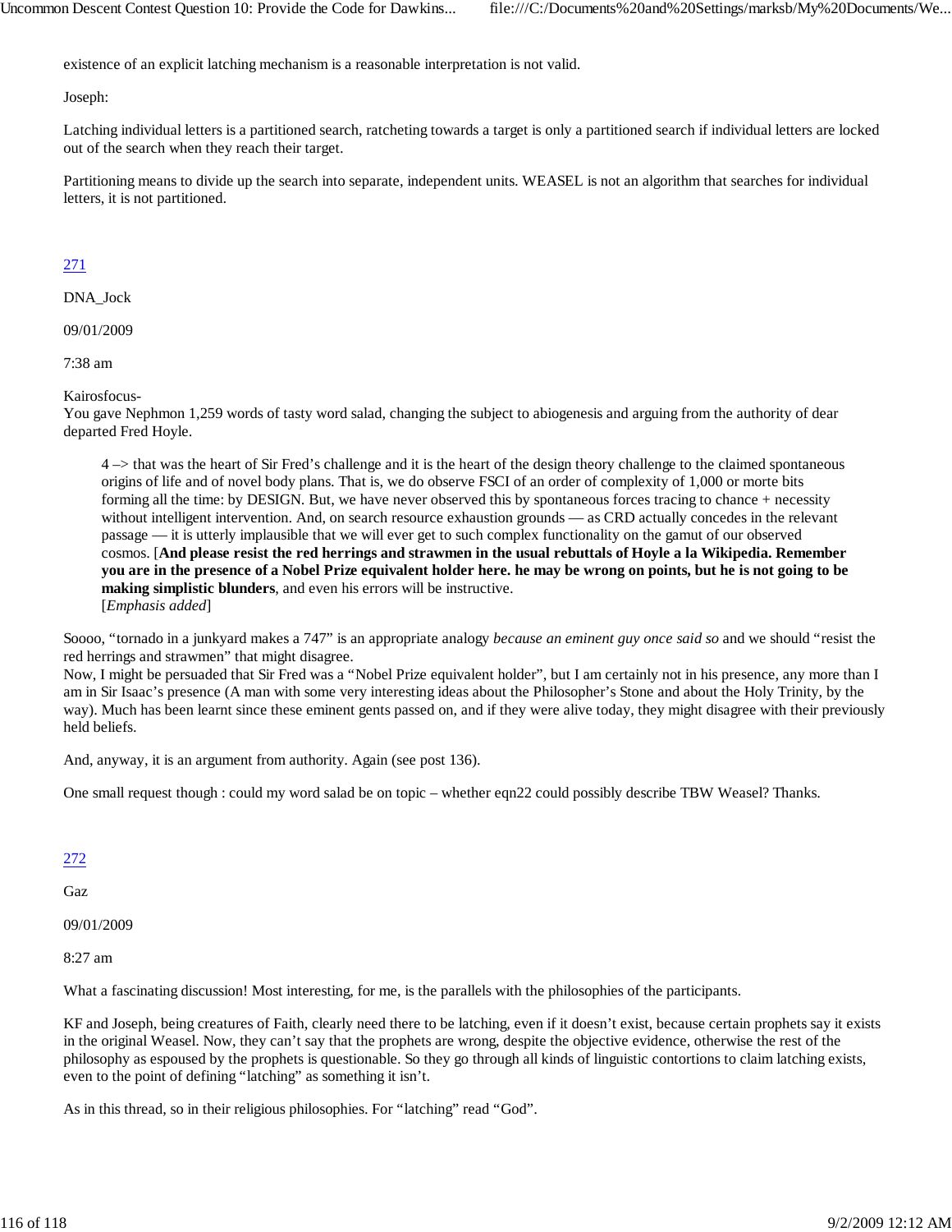existence of an explicit latching mechanism is a reasonable interpretation is not valid.

Joseph:

Latching individual letters is a partitioned search, ratcheting towards a target is only a partitioned search if individual letters are locked out of the search when they reach their target.

Partitioning means to divide up the search into separate, independent units. WEASEL is not an algorithm that searches for individual letters, it is not partitioned.

271

DNA_Jock

09/01/2009

7:38 am

Kairosfocus-
You gave Nephmon 1,259 words of tasty word salad, changing the subject to abiogenesis and arguing from the authority of dear departed Fred Hoyle.

> 4 –> that was the heart of Sir Fred's challenge and it is the heart of the design theory challenge to the claimed spontaneous origins of life and of novel body plans. That is, we do observe FSCI of an order of complexity of 1,000 or morte bits forming all the time: by DESIGN. But, we have never observed this by spontaneous forces tracing to chance + necessity without intelligent intervention. And, on search resource exhaustion grounds — as CRD actually concedes in the relevant passage — it is utterly implausible that we will ever get to such complex functionality on the gamut of our observed cosmos. [**And please resist the red herrings and strawmen in the usual rebuttals of Hoyle a la Wikipedia. Remember you are in the presence of a Nobel Prize equivalent holder here. he may be wrong on points, but he is not going to be making simplistic blunders**, and even his errors will be instructive.
> [*Emphasis added*]

Soooo, "tornado in a junkyard makes a 747" is an appropriate analogy *because an eminent guy once said so* and we should "resist the red herrings and strawmen" that might disagree.
Now, I might be persuaded that Sir Fred was a "Nobel Prize equivalent holder", but I am certainly not in his presence, any more than I am in Sir Isaac's presence (A man with some very interesting ideas about the Philosopher's Stone and about the Holy Trinity, by the way). Much has been learnt since these eminent gents passed on, and if they were alive today, they might disagree with their previously held beliefs.

And, anyway, it is an argument from authority. Again (see post 136).

One small request though : could my word salad be on topic – whether eqn22 could possibly describe TBW Weasel? Thanks.

272

Gaz

09/01/2009

8:27 am

What a fascinating discussion! Most interesting, for me, is the parallels with the philosophies of the participants.

KF and Joseph, being creatures of Faith, clearly need there to be latching, even if it doesn't exist, because certain prophets say it exists in the original Weasel. Now, they can't say that the prophets are wrong, despite the objective evidence, otherwise the rest of the philosophy as espoused by the prophets is questionable. So they go through all kinds of linguistic contortions to claim latching exists, even to the point of defining "latching" as something it isn't.

As in this thread, so in their religious philosophies. For "latching" read "God".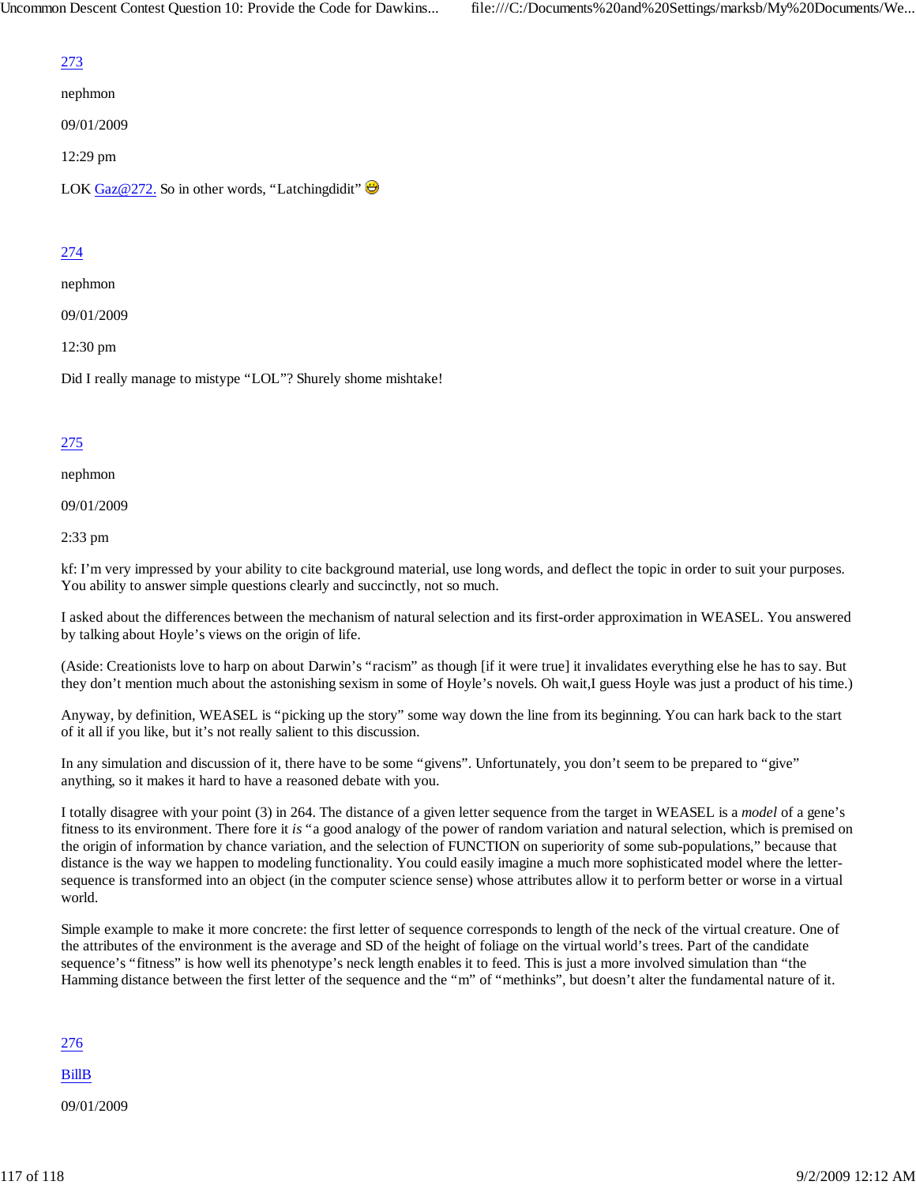[273](#)

nephmon

09/01/2009

12:29 pm

LOK [Gaz@272.](#) So in other words, "Latchingdidit" 😃

[274](#)

nephmon

09/01/2009

12:30 pm

Did I really manage to mistype "LOL"? Shurely shome mishtake!

[275](#)

nephmon

09/01/2009

2:33 pm

kf: I'm very impressed by your ability to cite background material, use long words, and deflect the topic in order to suit your purposes. You ability to answer simple questions clearly and succinctly, not so much.

I asked about the differences between the mechanism of natural selection and its first-order approximation in WEASEL. You answered by talking about Hoyle's views on the origin of life.

(Aside: Creationists love to harp on about Darwin's "racism" as though [if it were true] it invalidates everything else he has to say. But they don't mention much about the astonishing sexism in some of Hoyle's novels. Oh wait,I guess Hoyle was just a product of his time.)

Anyway, by definition, WEASEL is "picking up the story" some way down the line from its beginning. You can hark back to the start of it all if you like, but it's not really salient to this discussion.

In any simulation and discussion of it, there have to be some "givens". Unfortunately, you don't seem to be prepared to "give" anything, so it makes it hard to have a reasoned debate with you.

I totally disagree with your point (3) in 264. The distance of a given letter sequence from the target in WEASEL is a *model* of a gene's fitness to its environment. There fore it *is* "a good analogy of the power of random variation and natural selection, which is premised on the origin of information by chance variation, and the selection of FUNCTION on superiority of some sub-populations," because that distance is the way we happen to modeling functionality. You could easily imagine a much more sophisticated model where the letter-sequence is transformed into an object (in the computer science sense) whose attributes allow it to perform better or worse in a virtual world.

Simple example to make it more concrete: the first letter of sequence corresponds to length of the neck of the virtual creature. One of the attributes of the environment is the average and SD of the height of foliage on the virtual world's trees. Part of the candidate sequence's "fitness" is how well its phenotype's neck length enables it to feed. This is just a more involved simulation than "the Hamming distance between the first letter of the sequence and the "m" of "methinks", but doesn't alter the fundamental nature of it.

[276](#)

[BillB](#)

09/01/2009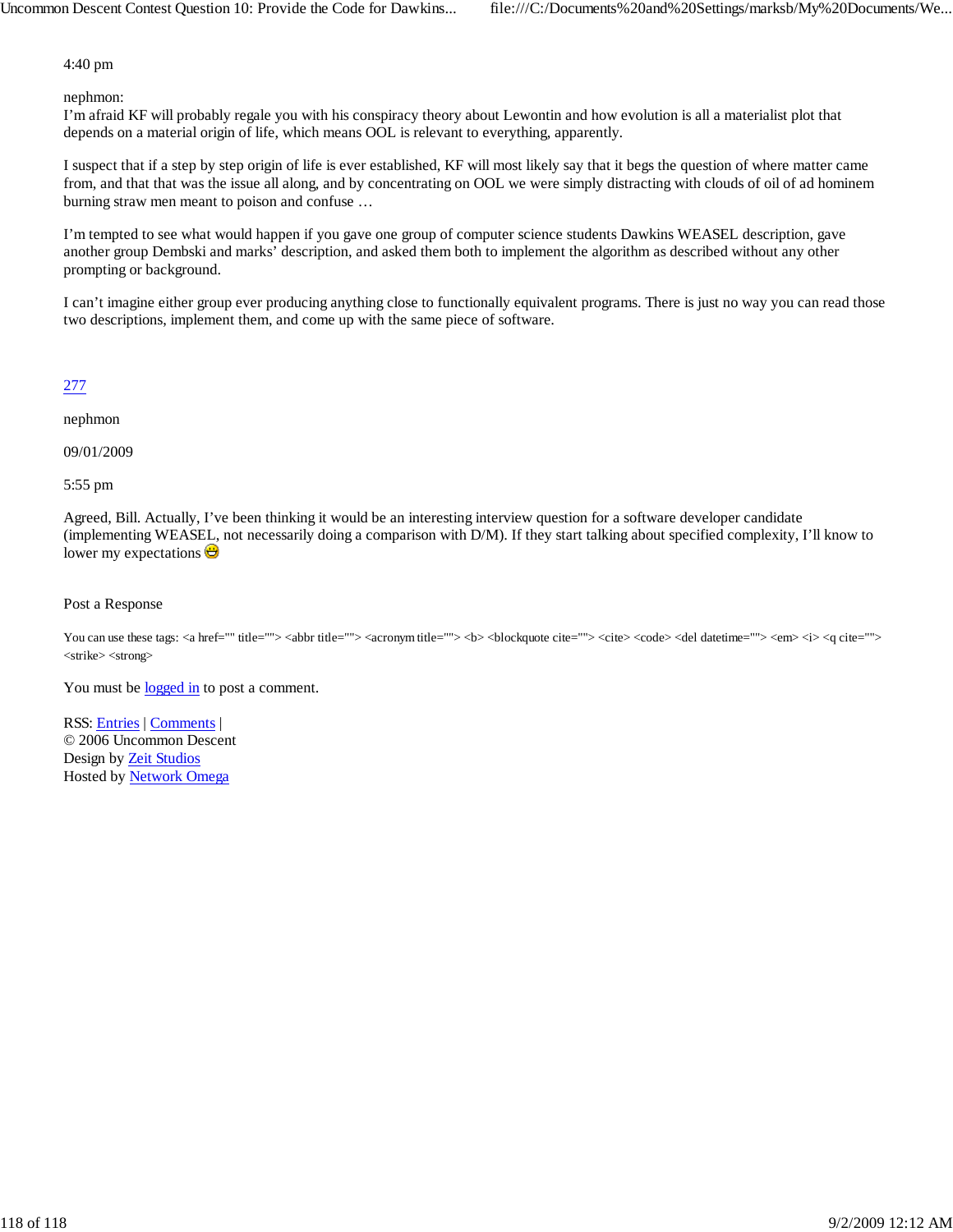4:40 pm

nephmon:
I'm afraid KF will probably regale you with his conspiracy theory about Lewontin and how evolution is all a materialist plot that depends on a material origin of life, which means OOL is relevant to everything, apparently.

I suspect that if a step by step origin of life is ever established, KF will most likely say that it begs the question of where matter came from, and that that was the issue all along, and by concentrating on OOL we were simply distracting with clouds of oil of ad hominem burning straw men meant to poison and confuse …

I'm tempted to see what would happen if you gave one group of computer science students Dawkins WEASEL description, gave another group Dembski and marks' description, and asked them both to implement the algorithm as described without any other prompting or background.

I can't imagine either group ever producing anything close to functionally equivalent programs. There is just no way you can read those two descriptions, implement them, and come up with the same piece of software.

277

nephmon

09/01/2009

5:55 pm

Agreed, Bill. Actually, I've been thinking it would be an interesting interview question for a software developer candidate (implementing WEASEL, not necessarily doing a comparison with D/M). If they start talking about specified complexity, I'll know to lower my expectations 😀

Post a Response

You can use these tags: <a href="" title=""> <abbr title=""> <acronym title=""> <b> <blockquote cite=""> <cite> <code> <del datetime=""> <em> <i> <q cite=""> <strike> <strong>

You must be logged in to post a comment.

RSS: Entries | Comments |
© 2006 Uncommon Descent
Design by Zeit Studios
Hosted by Network Omega